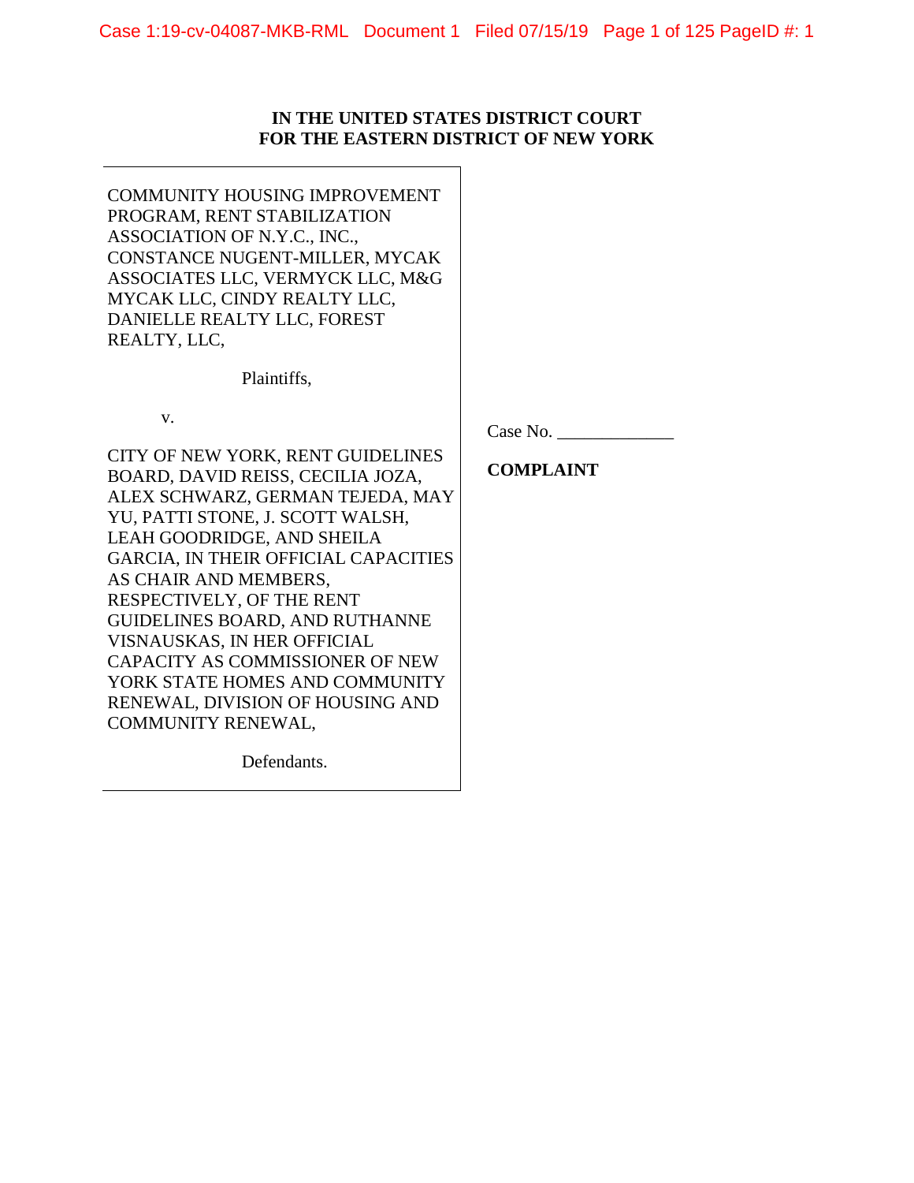**IN THE UNITED STATES DISTRICT COURT**
**FOR THE EASTERN DISTRICT OF NEW YORK**

COMMUNITY HOUSING IMPROVEMENT PROGRAM, RENT STABILIZATION ASSOCIATION OF N.Y.C., INC., CONSTANCE NUGENT-MILLER, MYCAK ASSOCIATES LLC, VERMYCK LLC, M&G MYCAK LLC, CINDY REALTY LLC, DANIELLE REALTY LLC, FOREST REALTY, LLC,

Plaintiffs,

v.

CITY OF NEW YORK, RENT GUIDELINES BOARD, DAVID REISS, CECILIA JOZA, ALEX SCHWARZ, GERMAN TEJEDA, MAY YU, PATTI STONE, J. SCOTT WALSH, LEAH GOODRIDGE, AND SHEILA GARCIA, IN THEIR OFFICIAL CAPACITIES AS CHAIR AND MEMBERS, RESPECTIVELY, OF THE RENT GUIDELINES BOARD, AND RUTHANNE VISNAUSKAS, IN HER OFFICIAL CAPACITY AS COMMISSIONER OF NEW YORK STATE HOMES AND COMMUNITY RENEWAL, DIVISION OF HOUSING AND COMMUNITY RENEWAL,

Defendants.

Case No. _____________

**COMPLAINT**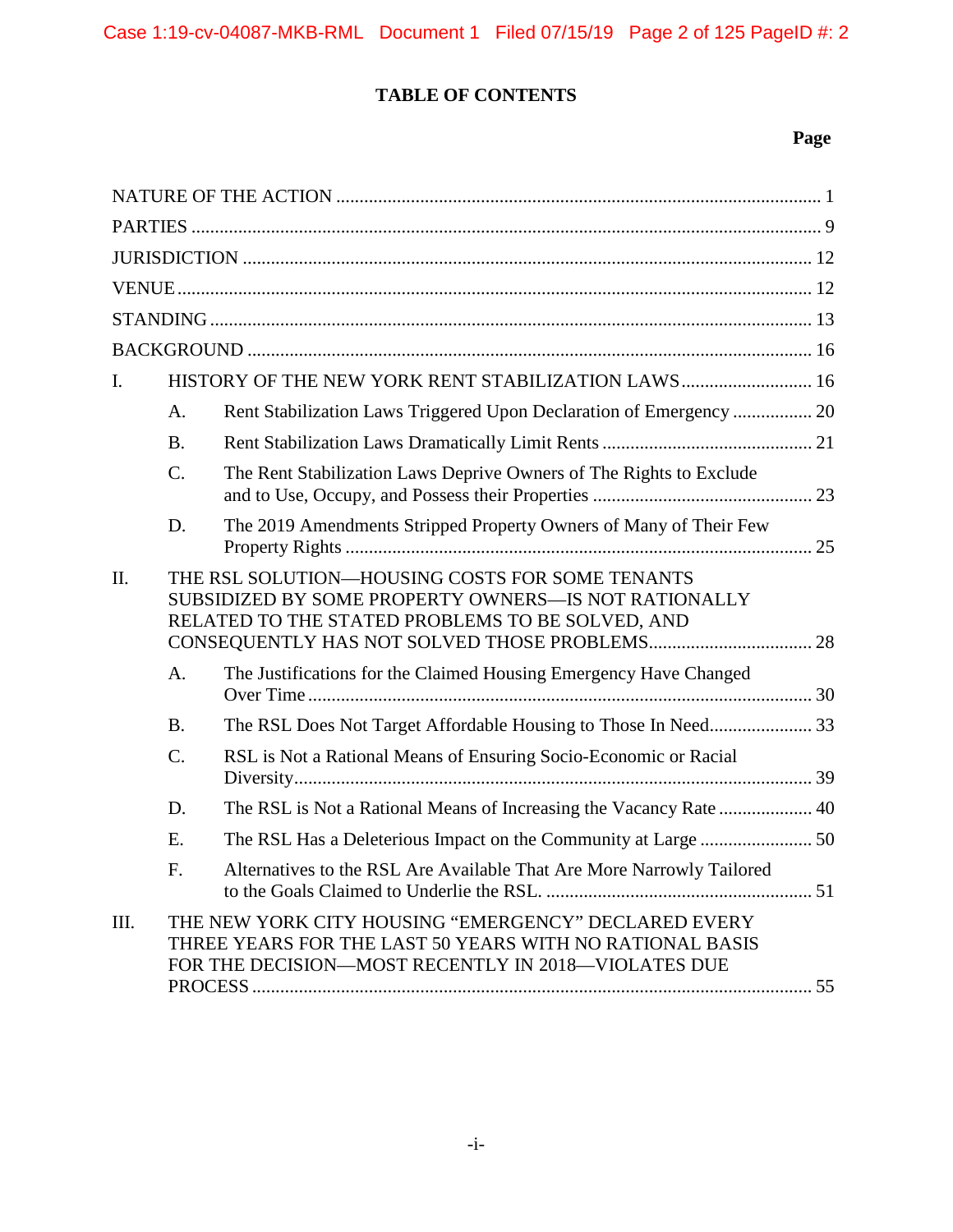# TABLE OF CONTENTS

| | | Page |
|---|---|---|
| NATURE OF THE ACTION | | 1 |
| PARTIES | | 9 |
| JURISDICTION | | 12 |
| VENUE | | 12 |
| STANDING | | 13 |
| BACKGROUND | | 16 |
| I. | HISTORY OF THE NEW YORK RENT STABILIZATION LAWS | 16 |
| | A. Rent Stabilization Laws Triggered Upon Declaration of Emergency | 20 |
| | B. Rent Stabilization Laws Dramatically Limit Rents | 21 |
| | C. The Rent Stabilization Laws Deprive Owners of The Rights to Exclude and to Use, Occupy, and Possess their Properties | 23 |
| | D. The 2019 Amendments Stripped Property Owners of Many of Their Few Property Rights | 25 |
| II. | THE RSL SOLUTION—HOUSING COSTS FOR SOME TENANTS SUBSIDIZED BY SOME PROPERTY OWNERS—IS NOT RATIONALLY RELATED TO THE STATED PROBLEMS TO BE SOLVED, AND CONSEQUENTLY HAS NOT SOLVED THOSE PROBLEMS | 28 |
| | A. The Justifications for the Claimed Housing Emergency Have Changed Over Time | 30 |
| | B. The RSL Does Not Target Affordable Housing to Those In Need | 33 |
| | C. RSL is Not a Rational Means of Ensuring Socio-Economic or Racial Diversity | 39 |
| | D. The RSL is Not a Rational Means of Increasing the Vacancy Rate | 40 |
| | E. The RSL Has a Deleterious Impact on the Community at Large | 50 |
| | F. Alternatives to the RSL Are Available That Are More Narrowly Tailored to the Goals Claimed to Underlie the RSL. | 51 |
| III. | THE NEW YORK CITY HOUSING "EMERGENCY" DECLARED EVERY THREE YEARS FOR THE LAST 50 YEARS WITH NO RATIONAL BASIS FOR THE DECISION—MOST RECENTLY IN 2018—VIOLATES DUE PROCESS | 55 |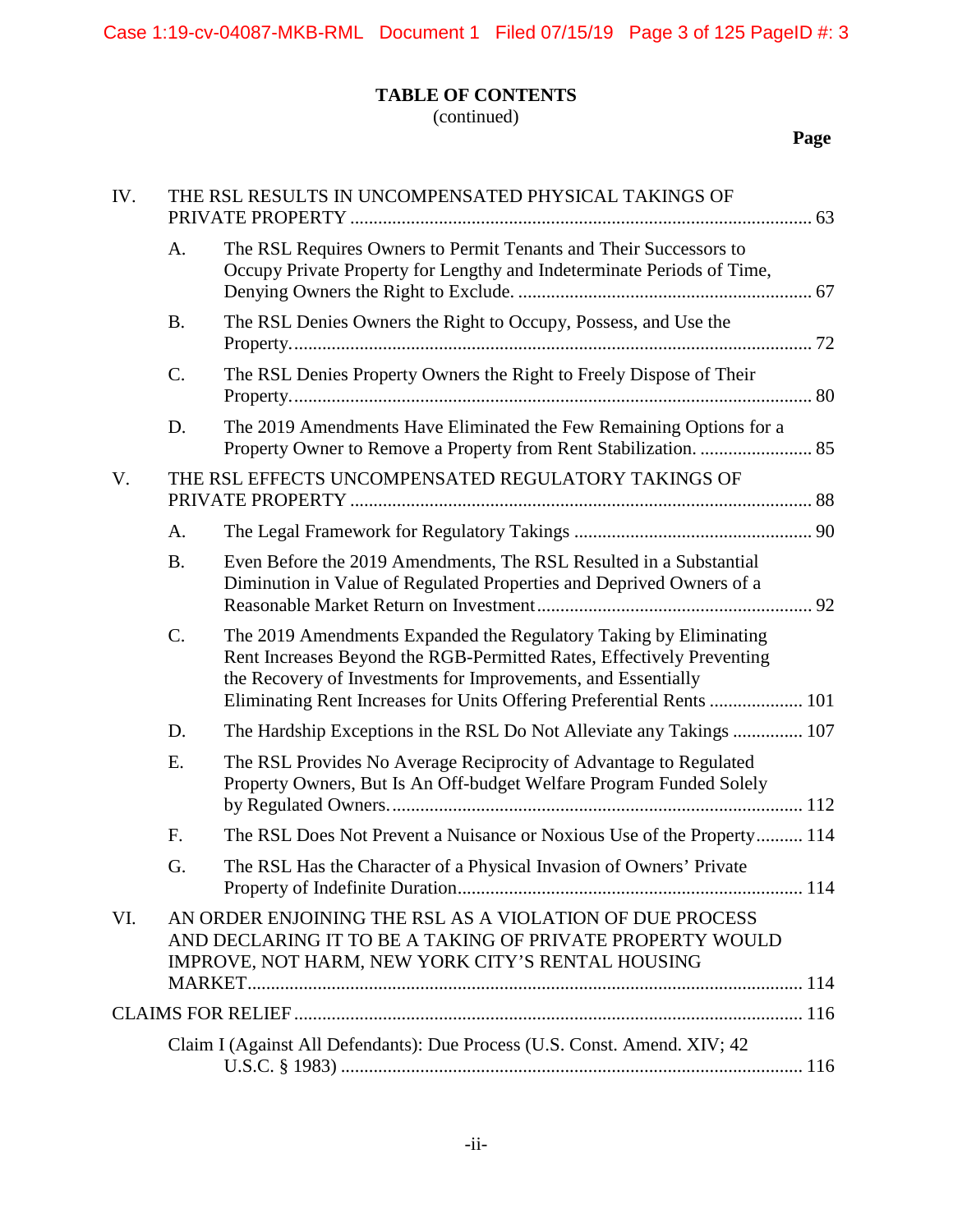# TABLE OF CONTENTS
(continued)

**Page**

IV. THE RSL RESULTS IN UNCOMPENSATED PHYSICAL TAKINGS OF PRIVATE PROPERTY ..... 63

- A. The RSL Requires Owners to Permit Tenants and Their Successors to Occupy Private Property for Lengthy and Indeterminate Periods of Time, Denying Owners the Right to Exclude. ..... 67
- B. The RSL Denies Owners the Right to Occupy, Possess, and Use the Property. ..... 72
- C. The RSL Denies Property Owners the Right to Freely Dispose of Their Property. ..... 80
- D. The 2019 Amendments Have Eliminated the Few Remaining Options for a Property Owner to Remove a Property from Rent Stabilization. ..... 85

V. THE RSL EFFECTS UNCOMPENSATED REGULATORY TAKINGS OF PRIVATE PROPERTY ..... 88

- A. The Legal Framework for Regulatory Takings ..... 90
- B. Even Before the 2019 Amendments, The RSL Resulted in a Substantial Diminution in Value of Regulated Properties and Deprived Owners of a Reasonable Market Return on Investment ..... 92
- C. The 2019 Amendments Expanded the Regulatory Taking by Eliminating Rent Increases Beyond the RGB-Permitted Rates, Effectively Preventing the Recovery of Investments for Improvements, and Essentially Eliminating Rent Increases for Units Offering Preferential Rents ..... 101
- D. The Hardship Exceptions in the RSL Do Not Alleviate any Takings ..... 107
- E. The RSL Provides No Average Reciprocity of Advantage to Regulated Property Owners, But Is An Off-budget Welfare Program Funded Solely by Regulated Owners. ..... 112
- F. The RSL Does Not Prevent a Nuisance or Noxious Use of the Property ..... 114
- G. The RSL Has the Character of a Physical Invasion of Owners' Private Property of Indefinite Duration ..... 114

VI. AN ORDER ENJOINING THE RSL AS A VIOLATION OF DUE PROCESS AND DECLARING IT TO BE A TAKING OF PRIVATE PROPERTY WOULD IMPROVE, NOT HARM, NEW YORK CITY'S RENTAL HOUSING MARKET ..... 114

CLAIMS FOR RELIEF ..... 116

- Claim I (Against All Defendants): Due Process (U.S. Const. Amend. XIV; 42 U.S.C. § 1983) ..... 116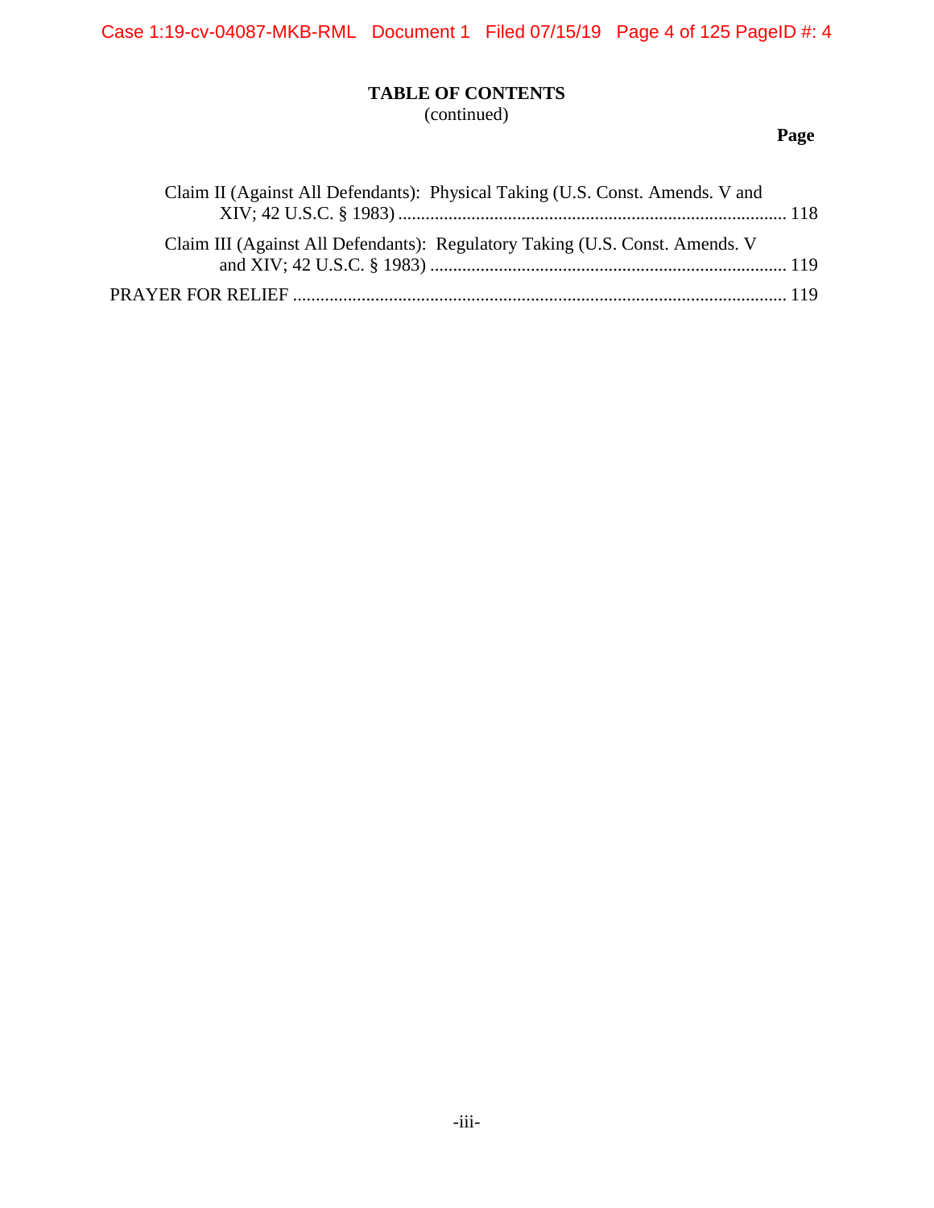**TABLE OF CONTENTS**
(continued)

**Page**

Claim II (Against All Defendants): Physical Taking (U.S. Const. Amends. V and XIV; 42 U.S.C. § 1983) ..................................................................................... 118

Claim III (Against All Defendants): Regulatory Taking (U.S. Const. Amends. V and XIV; 42 U.S.C. § 1983) .............................................................................. 119

PRAYER FOR RELIEF ........................................................................................................... 119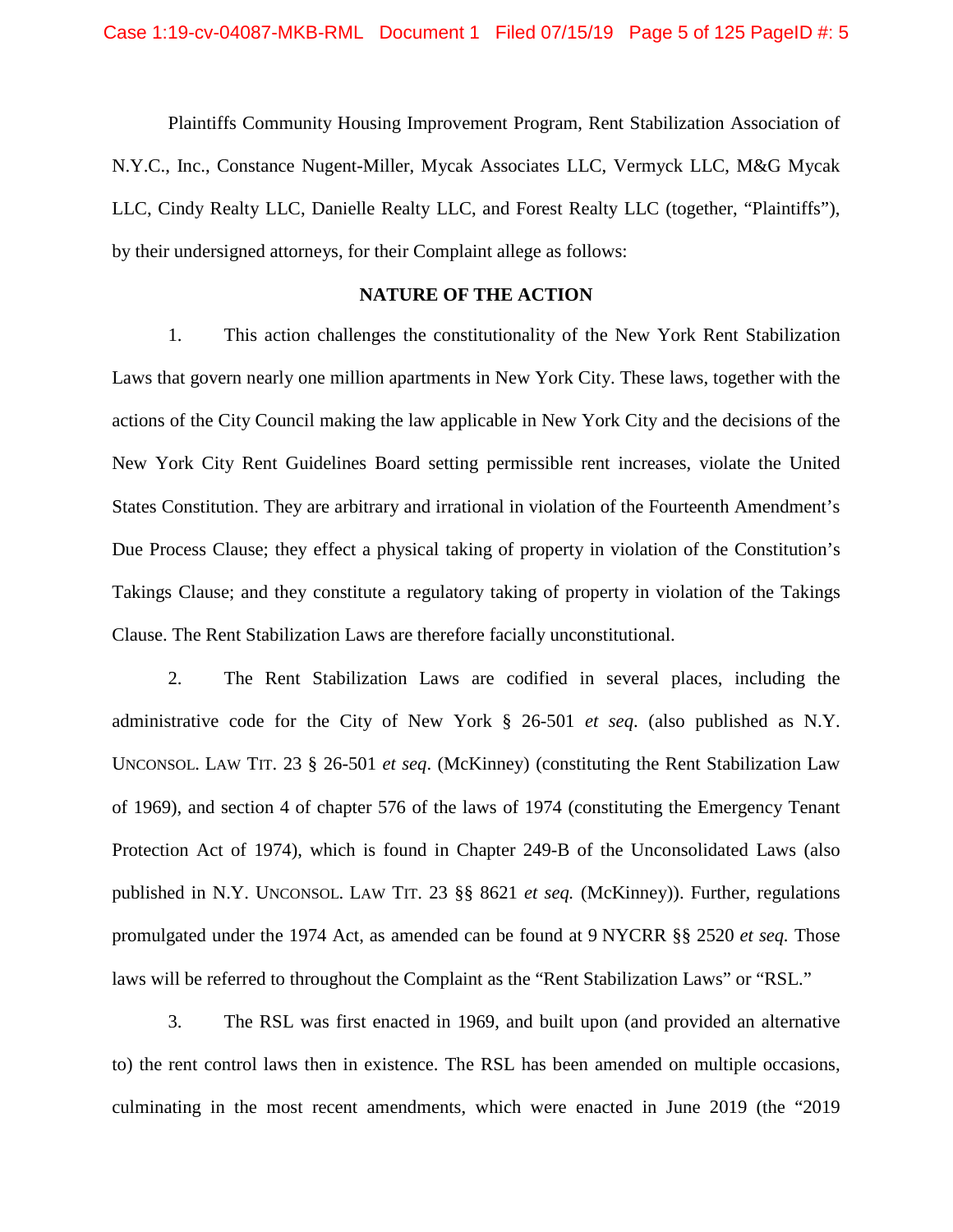Plaintiffs Community Housing Improvement Program, Rent Stabilization Association of N.Y.C., Inc., Constance Nugent-Miller, Mycak Associates LLC, Vermyck LLC, M&G Mycak LLC, Cindy Realty LLC, Danielle Realty LLC, and Forest Realty LLC (together, "Plaintiffs"), by their undersigned attorneys, for their Complaint allege as follows:

## NATURE OF THE ACTION

1. This action challenges the constitutionality of the New York Rent Stabilization Laws that govern nearly one million apartments in New York City. These laws, together with the actions of the City Council making the law applicable in New York City and the decisions of the New York City Rent Guidelines Board setting permissible rent increases, violate the United States Constitution. They are arbitrary and irrational in violation of the Fourteenth Amendment's Due Process Clause; they effect a physical taking of property in violation of the Constitution's Takings Clause; and they constitute a regulatory taking of property in violation of the Takings Clause. The Rent Stabilization Laws are therefore facially unconstitutional.

2. The Rent Stabilization Laws are codified in several places, including the administrative code for the City of New York § 26-501 *et seq*. (also published as N.Y. UNCONSOL. LAW TIT. 23 § 26-501 *et seq*. (McKinney) (constituting the Rent Stabilization Law of 1969), and section 4 of chapter 576 of the laws of 1974 (constituting the Emergency Tenant Protection Act of 1974), which is found in Chapter 249-B of the Unconsolidated Laws (also published in N.Y. UNCONSOL. LAW TIT. 23 §§ 8621 *et seq.* (McKinney)). Further, regulations promulgated under the 1974 Act, as amended can be found at 9 NYCRR §§ 2520 *et seq.* Those laws will be referred to throughout the Complaint as the "Rent Stabilization Laws" or "RSL."

3. The RSL was first enacted in 1969, and built upon (and provided an alternative to) the rent control laws then in existence. The RSL has been amended on multiple occasions, culminating in the most recent amendments, which were enacted in June 2019 (the "2019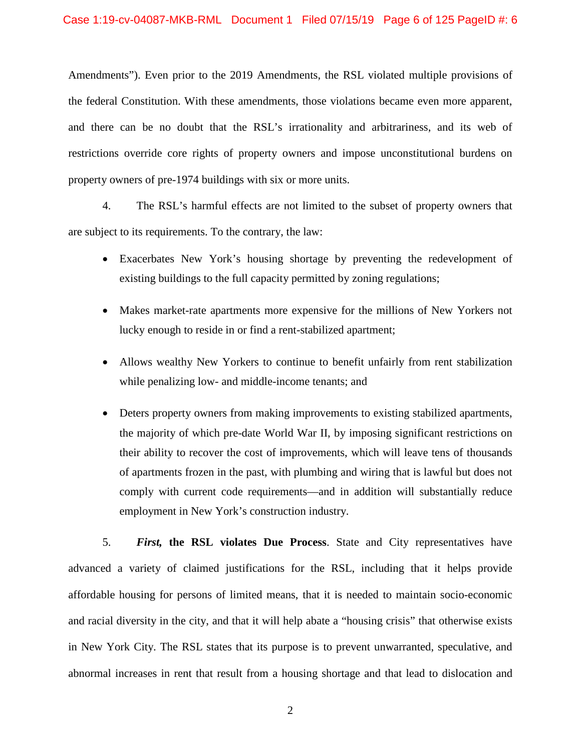Amendments"). Even prior to the 2019 Amendments, the RSL violated multiple provisions of the federal Constitution. With these amendments, those violations became even more apparent, and there can be no doubt that the RSL's irrationality and arbitrariness, and its web of restrictions override core rights of property owners and impose unconstitutional burdens on property owners of pre-1974 buildings with six or more units.

4. The RSL's harmful effects are not limited to the subset of property owners that are subject to its requirements. To the contrary, the law:

- Exacerbates New York's housing shortage by preventing the redevelopment of existing buildings to the full capacity permitted by zoning regulations;
- Makes market-rate apartments more expensive for the millions of New Yorkers not lucky enough to reside in or find a rent-stabilized apartment;
- Allows wealthy New Yorkers to continue to benefit unfairly from rent stabilization while penalizing low- and middle-income tenants; and
- Deters property owners from making improvements to existing stabilized apartments, the majority of which pre-date World War II, by imposing significant restrictions on their ability to recover the cost of improvements, which will leave tens of thousands of apartments frozen in the past, with plumbing and wiring that is lawful but does not comply with current code requirements—and in addition will substantially reduce employment in New York's construction industry.

5. ***First,* the RSL violates Due Process**. State and City representatives have advanced a variety of claimed justifications for the RSL, including that it helps provide affordable housing for persons of limited means, that it is needed to maintain socio-economic and racial diversity in the city, and that it will help abate a "housing crisis" that otherwise exists in New York City. The RSL states that its purpose is to prevent unwarranted, speculative, and abnormal increases in rent that result from a housing shortage and that lead to dislocation and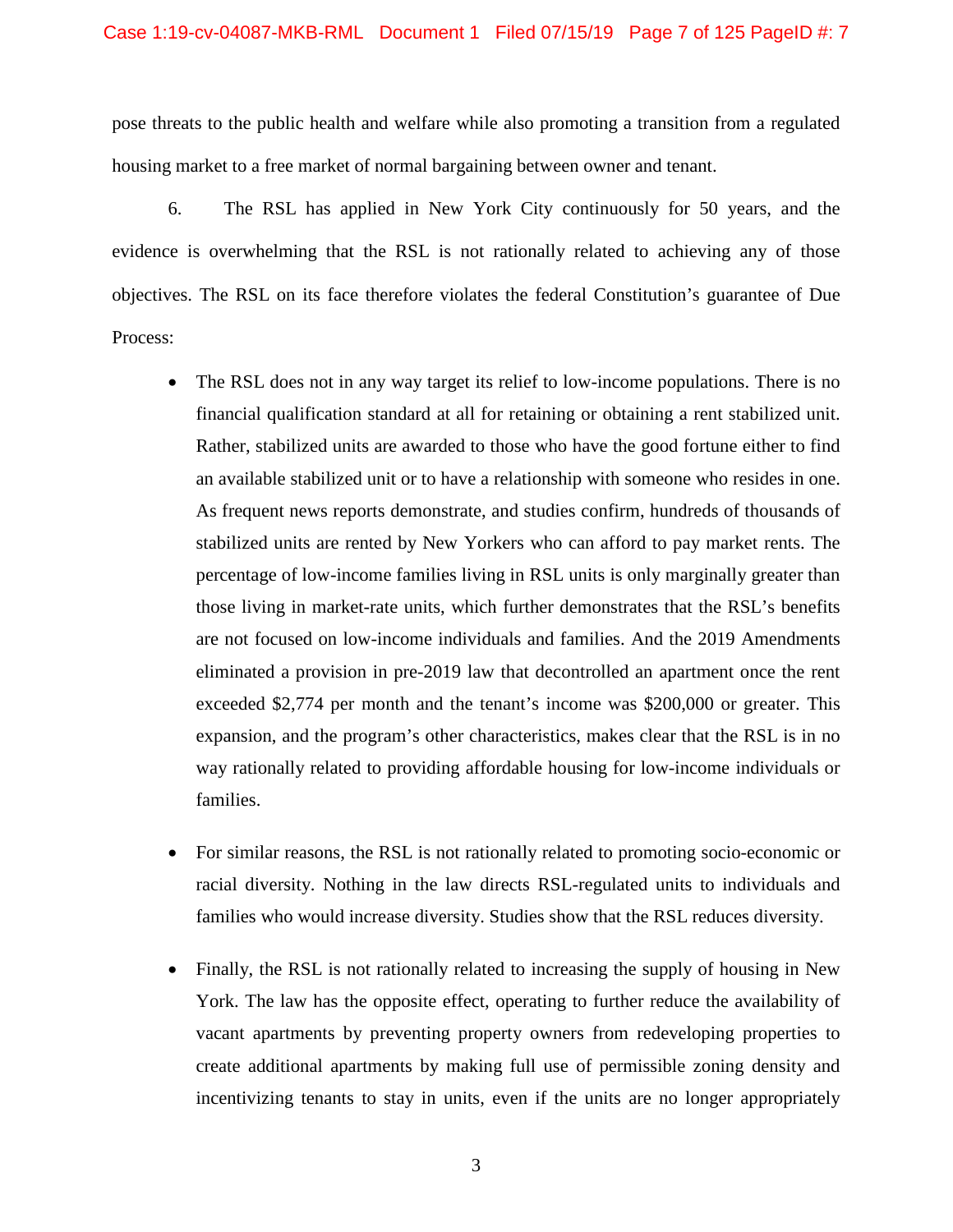pose threats to the public health and welfare while also promoting a transition from a regulated housing market to a free market of normal bargaining between owner and tenant.

6. The RSL has applied in New York City continuously for 50 years, and the evidence is overwhelming that the RSL is not rationally related to achieving any of those objectives. The RSL on its face therefore violates the federal Constitution's guarantee of Due Process:

- The RSL does not in any way target its relief to low-income populations. There is no financial qualification standard at all for retaining or obtaining a rent stabilized unit. Rather, stabilized units are awarded to those who have the good fortune either to find an available stabilized unit or to have a relationship with someone who resides in one. As frequent news reports demonstrate, and studies confirm, hundreds of thousands of stabilized units are rented by New Yorkers who can afford to pay market rents. The percentage of low-income families living in RSL units is only marginally greater than those living in market-rate units, which further demonstrates that the RSL's benefits are not focused on low-income individuals and families. And the 2019 Amendments eliminated a provision in pre-2019 law that decontrolled an apartment once the rent exceeded $2,774 per month and the tenant's income was $200,000 or greater. This expansion, and the program's other characteristics, makes clear that the RSL is in no way rationally related to providing affordable housing for low-income individuals or families.

- For similar reasons, the RSL is not rationally related to promoting socio-economic or racial diversity. Nothing in the law directs RSL-regulated units to individuals and families who would increase diversity. Studies show that the RSL reduces diversity.

- Finally, the RSL is not rationally related to increasing the supply of housing in New York. The law has the opposite effect, operating to further reduce the availability of vacant apartments by preventing property owners from redeveloping properties to create additional apartments by making full use of permissible zoning density and incentivizing tenants to stay in units, even if the units are no longer appropriately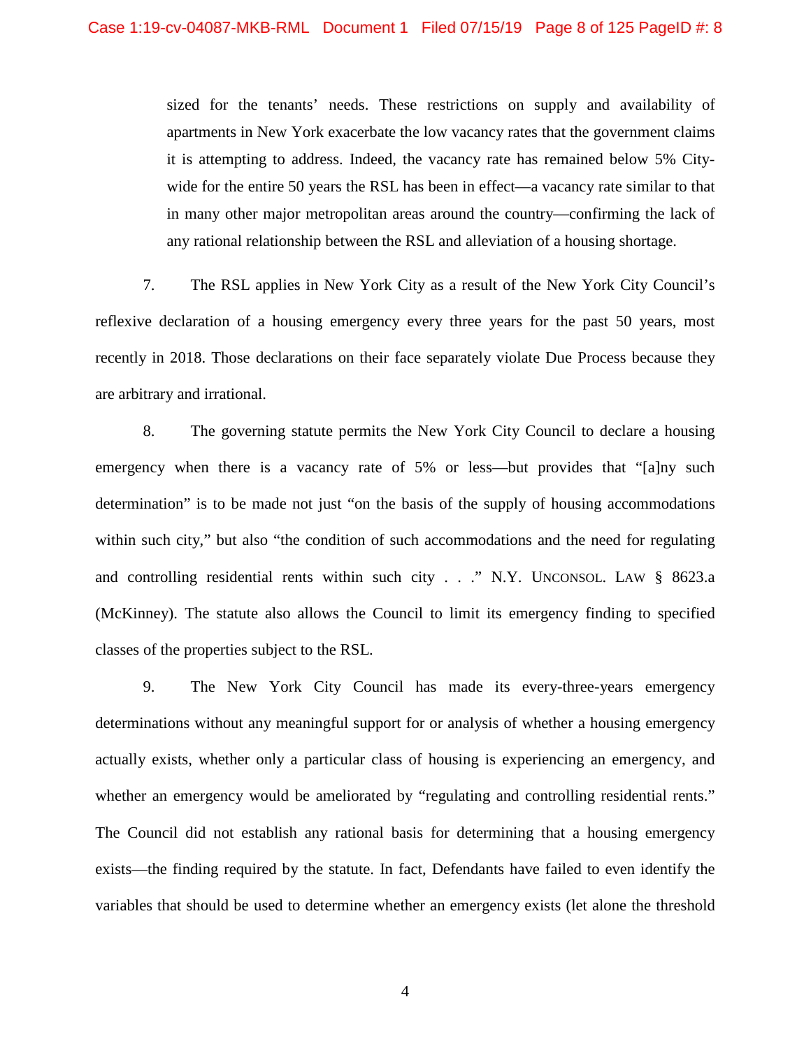sized for the tenants' needs. These restrictions on supply and availability of apartments in New York exacerbate the low vacancy rates that the government claims it is attempting to address. Indeed, the vacancy rate has remained below 5% City-wide for the entire 50 years the RSL has been in effect—a vacancy rate similar to that in many other major metropolitan areas around the country—confirming the lack of any rational relationship between the RSL and alleviation of a housing shortage.

7. The RSL applies in New York City as a result of the New York City Council's reflexive declaration of a housing emergency every three years for the past 50 years, most recently in 2018. Those declarations on their face separately violate Due Process because they are arbitrary and irrational.

8. The governing statute permits the New York City Council to declare a housing emergency when there is a vacancy rate of 5% or less—but provides that "[a]ny such determination" is to be made not just "on the basis of the supply of housing accommodations within such city," but also "the condition of such accommodations and the need for regulating and controlling residential rents within such city . . ." N.Y. UNCONSOL. LAW § 8623.a (McKinney). The statute also allows the Council to limit its emergency finding to specified classes of the properties subject to the RSL.

9. The New York City Council has made its every-three-years emergency determinations without any meaningful support for or analysis of whether a housing emergency actually exists, whether only a particular class of housing is experiencing an emergency, and whether an emergency would be ameliorated by "regulating and controlling residential rents." The Council did not establish any rational basis for determining that a housing emergency exists—the finding required by the statute. In fact, Defendants have failed to even identify the variables that should be used to determine whether an emergency exists (let alone the threshold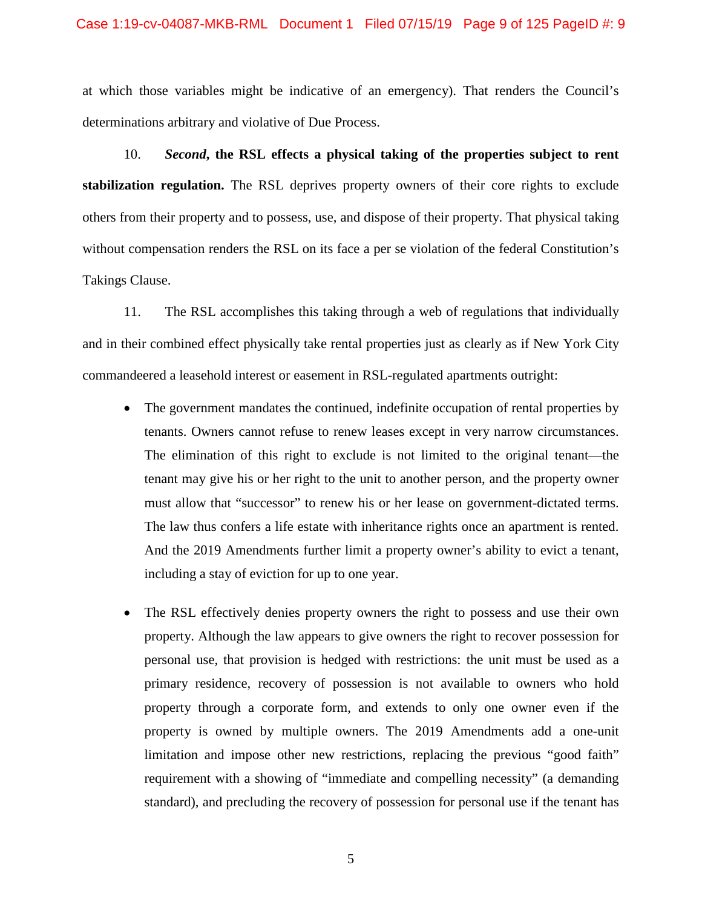at which those variables might be indicative of an emergency). That renders the Council's determinations arbitrary and violative of Due Process.

10. ***Second*, the RSL effects a physical taking of the properties subject to rent stabilization regulation.** The RSL deprives property owners of their core rights to exclude others from their property and to possess, use, and dispose of their property. That physical taking without compensation renders the RSL on its face a per se violation of the federal Constitution's Takings Clause.

11. The RSL accomplishes this taking through a web of regulations that individually and in their combined effect physically take rental properties just as clearly as if New York City commandeered a leasehold interest or easement in RSL-regulated apartments outright:

- The government mandates the continued, indefinite occupation of rental properties by tenants. Owners cannot refuse to renew leases except in very narrow circumstances. The elimination of this right to exclude is not limited to the original tenant—the tenant may give his or her right to the unit to another person, and the property owner must allow that "successor" to renew his or her lease on government-dictated terms. The law thus confers a life estate with inheritance rights once an apartment is rented. And the 2019 Amendments further limit a property owner's ability to evict a tenant, including a stay of eviction for up to one year.

- The RSL effectively denies property owners the right to possess and use their own property. Although the law appears to give owners the right to recover possession for personal use, that provision is hedged with restrictions: the unit must be used as a primary residence, recovery of possession is not available to owners who hold property through a corporate form, and extends to only one owner even if the property is owned by multiple owners. The 2019 Amendments add a one-unit limitation and impose other new restrictions, replacing the previous "good faith" requirement with a showing of "immediate and compelling necessity" (a demanding standard), and precluding the recovery of possession for personal use if the tenant has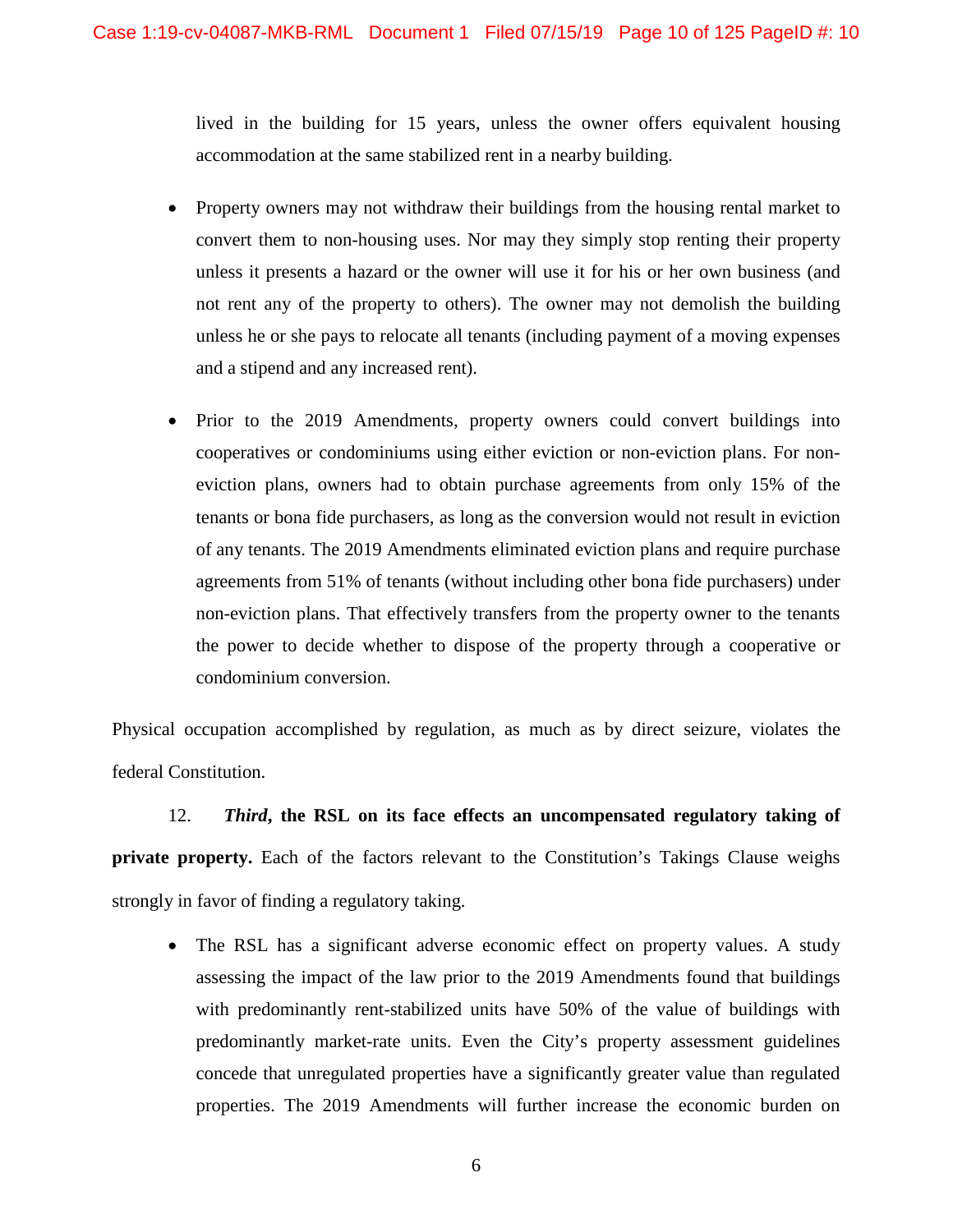lived in the building for 15 years, unless the owner offers equivalent housing accommodation at the same stabilized rent in a nearby building.

- Property owners may not withdraw their buildings from the housing rental market to convert them to non-housing uses. Nor may they simply stop renting their property unless it presents a hazard or the owner will use it for his or her own business (and not rent any of the property to others). The owner may not demolish the building unless he or she pays to relocate all tenants (including payment of a moving expenses and a stipend and any increased rent).

- Prior to the 2019 Amendments, property owners could convert buildings into cooperatives or condominiums using either eviction or non-eviction plans. For non-eviction plans, owners had to obtain purchase agreements from only 15% of the tenants or bona fide purchasers, as long as the conversion would not result in eviction of any tenants. The 2019 Amendments eliminated eviction plans and require purchase agreements from 51% of tenants (without including other bona fide purchasers) under non-eviction plans. That effectively transfers from the property owner to the tenants the power to decide whether to dispose of the property through a cooperative or condominium conversion.

Physical occupation accomplished by regulation, as much as by direct seizure, violates the federal Constitution.

12. ***Third*, the RSL on its face effects an uncompensated regulatory taking of private property.** Each of the factors relevant to the Constitution's Takings Clause weighs strongly in favor of finding a regulatory taking.

- The RSL has a significant adverse economic effect on property values. A study assessing the impact of the law prior to the 2019 Amendments found that buildings with predominantly rent-stabilized units have 50% of the value of buildings with predominantly market-rate units. Even the City's property assessment guidelines concede that unregulated properties have a significantly greater value than regulated properties. The 2019 Amendments will further increase the economic burden on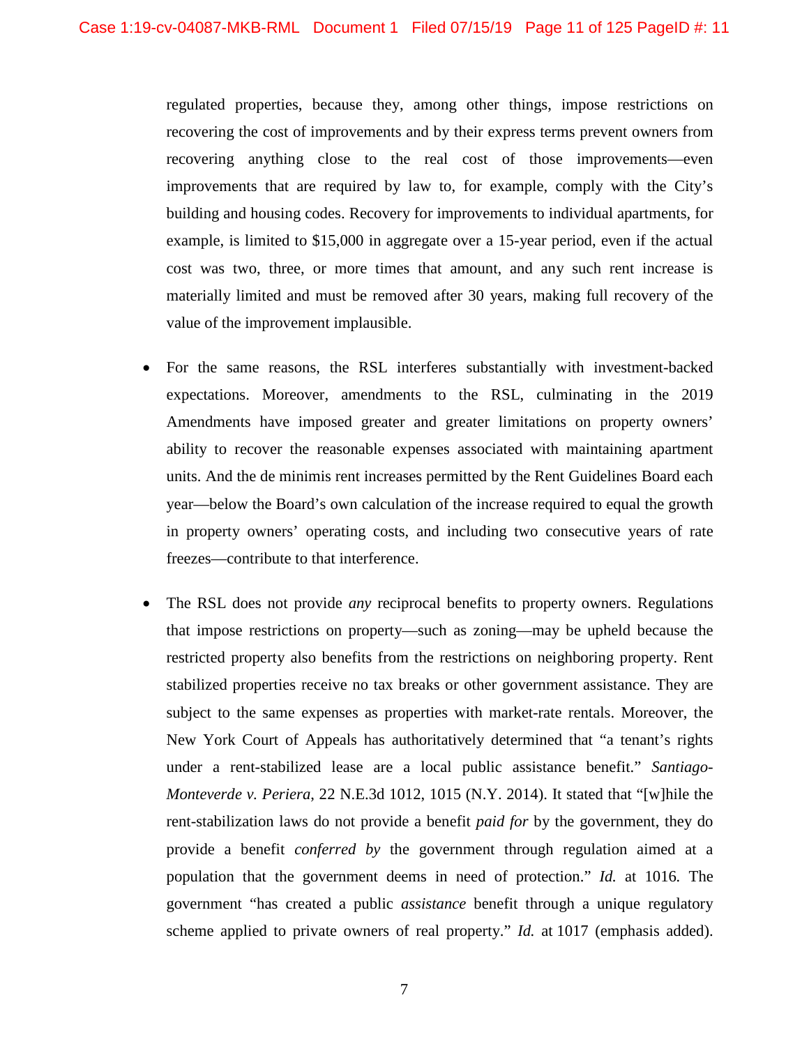regulated properties, because they, among other things, impose restrictions on recovering the cost of improvements and by their express terms prevent owners from recovering anything close to the real cost of those improvements—even improvements that are required by law to, for example, comply with the City's building and housing codes. Recovery for improvements to individual apartments, for example, is limited to $15,000 in aggregate over a 15-year period, even if the actual cost was two, three, or more times that amount, and any such rent increase is materially limited and must be removed after 30 years, making full recovery of the value of the improvement implausible.

- For the same reasons, the RSL interferes substantially with investment-backed expectations. Moreover, amendments to the RSL, culminating in the 2019 Amendments have imposed greater and greater limitations on property owners' ability to recover the reasonable expenses associated with maintaining apartment units. And the de minimis rent increases permitted by the Rent Guidelines Board each year—below the Board's own calculation of the increase required to equal the growth in property owners' operating costs, and including two consecutive years of rate freezes—contribute to that interference.

- The RSL does not provide *any* reciprocal benefits to property owners. Regulations that impose restrictions on property—such as zoning—may be upheld because the restricted property also benefits from the restrictions on neighboring property. Rent stabilized properties receive no tax breaks or other government assistance. They are subject to the same expenses as properties with market-rate rentals. Moreover, the New York Court of Appeals has authoritatively determined that "a tenant's rights under a rent-stabilized lease are a local public assistance benefit." *Santiago-Monteverde v. Periera*, 22 N.E.3d 1012, 1015 (N.Y. 2014). It stated that "[w]hile the rent-stabilization laws do not provide a benefit *paid for* by the government, they do provide a benefit *conferred by* the government through regulation aimed at a population that the government deems in need of protection." *Id.* at 1016. The government "has created a public *assistance* benefit through a unique regulatory scheme applied to private owners of real property." *Id.* at 1017 (emphasis added).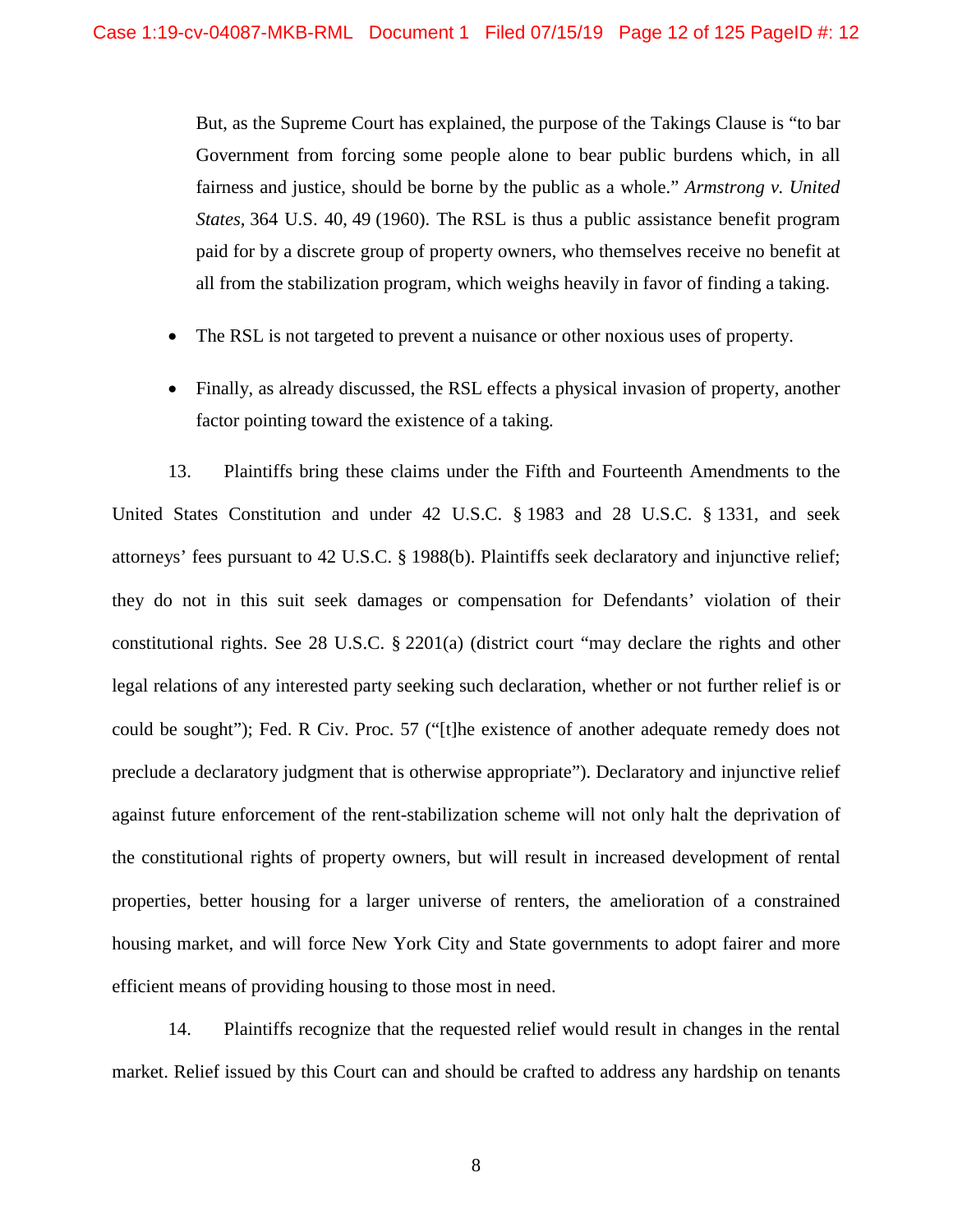But, as the Supreme Court has explained, the purpose of the Takings Clause is "to bar Government from forcing some people alone to bear public burdens which, in all fairness and justice, should be borne by the public as a whole." *Armstrong v. United States*, 364 U.S. 40, 49 (1960). The RSL is thus a public assistance benefit program paid for by a discrete group of property owners, who themselves receive no benefit at all from the stabilization program, which weighs heavily in favor of finding a taking.

- The RSL is not targeted to prevent a nuisance or other noxious uses of property.

- Finally, as already discussed, the RSL effects a physical invasion of property, another factor pointing toward the existence of a taking.

13. Plaintiffs bring these claims under the Fifth and Fourteenth Amendments to the United States Constitution and under 42 U.S.C. § 1983 and 28 U.S.C. § 1331, and seek attorneys' fees pursuant to 42 U.S.C. § 1988(b). Plaintiffs seek declaratory and injunctive relief; they do not in this suit seek damages or compensation for Defendants' violation of their constitutional rights. See 28 U.S.C. § 2201(a) (district court "may declare the rights and other legal relations of any interested party seeking such declaration, whether or not further relief is or could be sought"); Fed. R Civ. Proc. 57 ("[t]he existence of another adequate remedy does not preclude a declaratory judgment that is otherwise appropriate"). Declaratory and injunctive relief against future enforcement of the rent-stabilization scheme will not only halt the deprivation of the constitutional rights of property owners, but will result in increased development of rental properties, better housing for a larger universe of renters, the amelioration of a constrained housing market, and will force New York City and State governments to adopt fairer and more efficient means of providing housing to those most in need.

14. Plaintiffs recognize that the requested relief would result in changes in the rental market. Relief issued by this Court can and should be crafted to address any hardship on tenants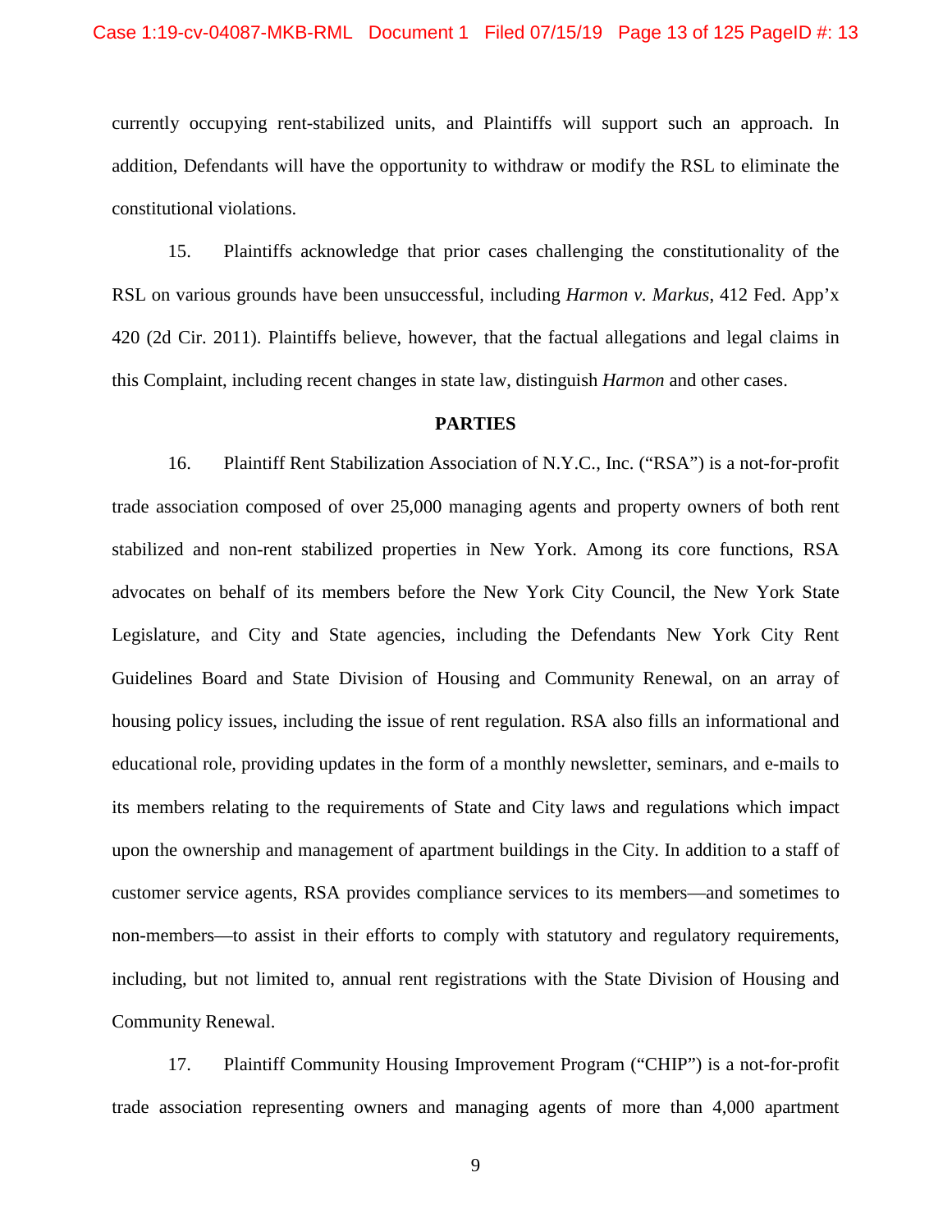currently occupying rent-stabilized units, and Plaintiffs will support such an approach. In addition, Defendants will have the opportunity to withdraw or modify the RSL to eliminate the constitutional violations.

15. Plaintiffs acknowledge that prior cases challenging the constitutionality of the RSL on various grounds have been unsuccessful, including *Harmon v. Markus*, 412 Fed. App'x 420 (2d Cir. 2011). Plaintiffs believe, however, that the factual allegations and legal claims in this Complaint, including recent changes in state law, distinguish *Harmon* and other cases.

**PARTIES**

16. Plaintiff Rent Stabilization Association of N.Y.C., Inc. ("RSA") is a not-for-profit trade association composed of over 25,000 managing agents and property owners of both rent stabilized and non-rent stabilized properties in New York. Among its core functions, RSA advocates on behalf of its members before the New York City Council, the New York State Legislature, and City and State agencies, including the Defendants New York City Rent Guidelines Board and State Division of Housing and Community Renewal, on an array of housing policy issues, including the issue of rent regulation. RSA also fills an informational and educational role, providing updates in the form of a monthly newsletter, seminars, and e-mails to its members relating to the requirements of State and City laws and regulations which impact upon the ownership and management of apartment buildings in the City. In addition to a staff of customer service agents, RSA provides compliance services to its members—and sometimes to non-members—to assist in their efforts to comply with statutory and regulatory requirements, including, but not limited to, annual rent registrations with the State Division of Housing and Community Renewal.

17. Plaintiff Community Housing Improvement Program ("CHIP") is a not-for-profit trade association representing owners and managing agents of more than 4,000 apartment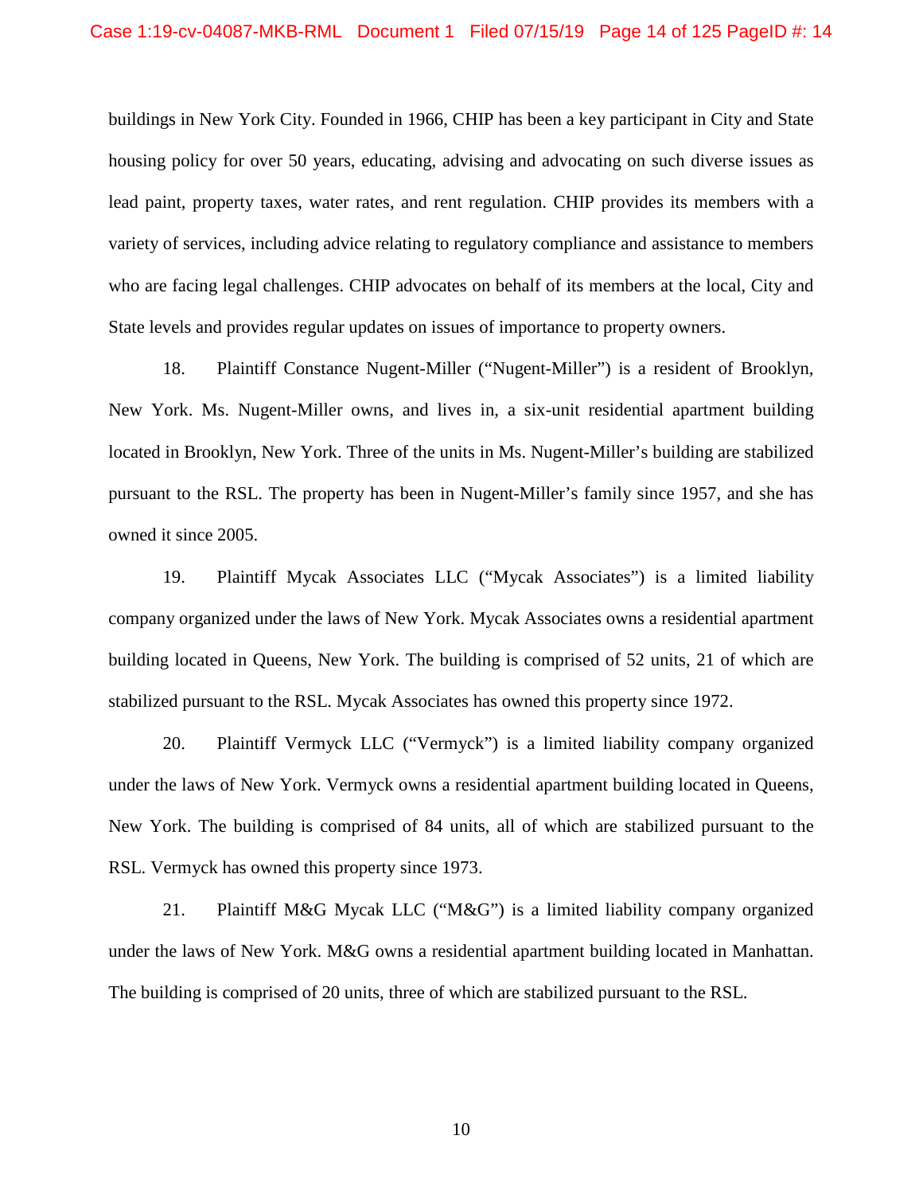buildings in New York City. Founded in 1966, CHIP has been a key participant in City and State housing policy for over 50 years, educating, advising and advocating on such diverse issues as lead paint, property taxes, water rates, and rent regulation. CHIP provides its members with a variety of services, including advice relating to regulatory compliance and assistance to members who are facing legal challenges. CHIP advocates on behalf of its members at the local, City and State levels and provides regular updates on issues of importance to property owners.

18. Plaintiff Constance Nugent-Miller ("Nugent-Miller") is a resident of Brooklyn, New York. Ms. Nugent-Miller owns, and lives in, a six-unit residential apartment building located in Brooklyn, New York. Three of the units in Ms. Nugent-Miller's building are stabilized pursuant to the RSL. The property has been in Nugent-Miller's family since 1957, and she has owned it since 2005.

19. Plaintiff Mycak Associates LLC ("Mycak Associates") is a limited liability company organized under the laws of New York. Mycak Associates owns a residential apartment building located in Queens, New York. The building is comprised of 52 units, 21 of which are stabilized pursuant to the RSL. Mycak Associates has owned this property since 1972.

20. Plaintiff Vermyck LLC ("Vermyck") is a limited liability company organized under the laws of New York. Vermyck owns a residential apartment building located in Queens, New York. The building is comprised of 84 units, all of which are stabilized pursuant to the RSL. Vermyck has owned this property since 1973.

21. Plaintiff M&G Mycak LLC ("M&G") is a limited liability company organized under the laws of New York. M&G owns a residential apartment building located in Manhattan. The building is comprised of 20 units, three of which are stabilized pursuant to the RSL.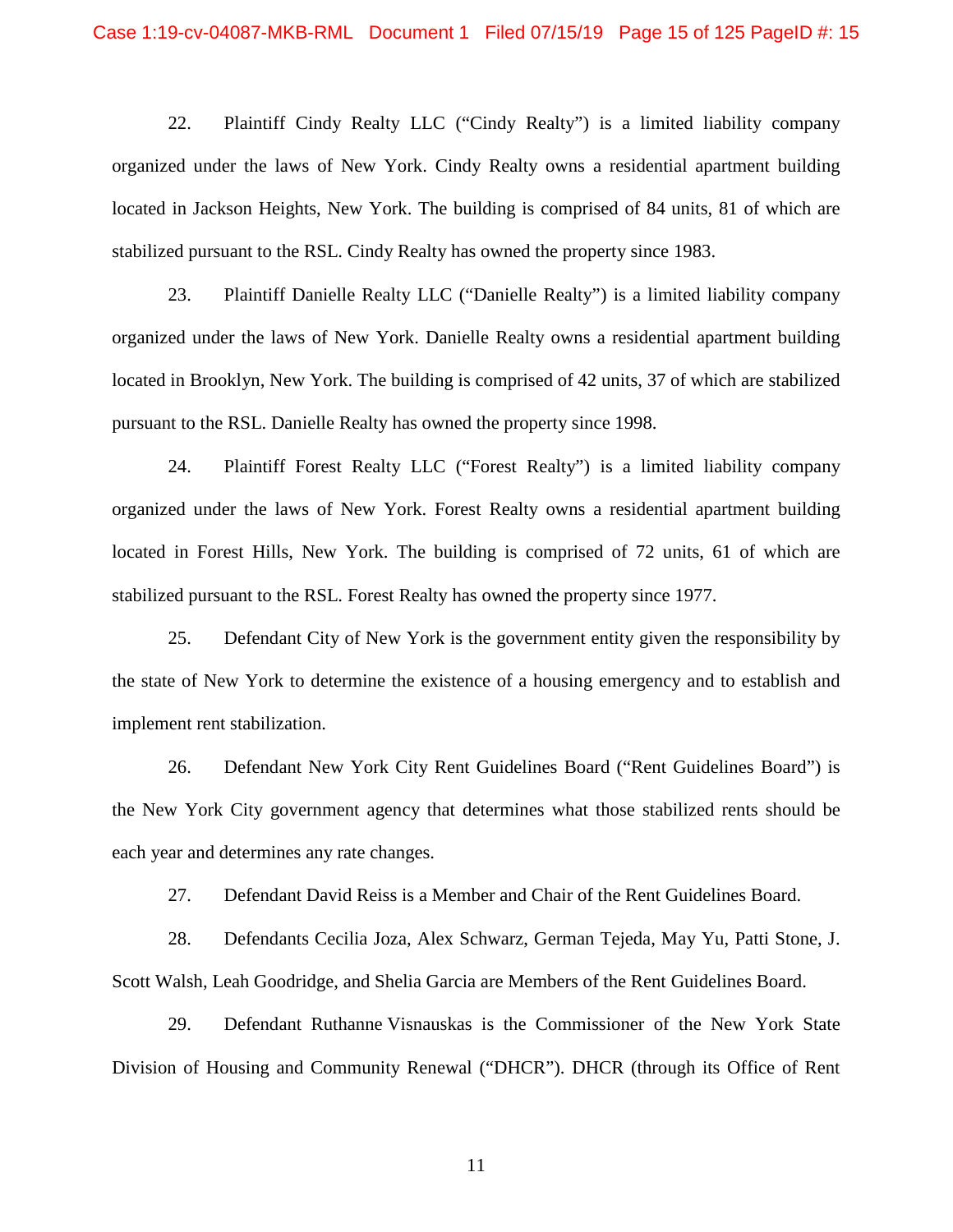22. Plaintiff Cindy Realty LLC ("Cindy Realty") is a limited liability company organized under the laws of New York. Cindy Realty owns a residential apartment building located in Jackson Heights, New York. The building is comprised of 84 units, 81 of which are stabilized pursuant to the RSL. Cindy Realty has owned the property since 1983.

23. Plaintiff Danielle Realty LLC ("Danielle Realty") is a limited liability company organized under the laws of New York. Danielle Realty owns a residential apartment building located in Brooklyn, New York. The building is comprised of 42 units, 37 of which are stabilized pursuant to the RSL. Danielle Realty has owned the property since 1998.

24. Plaintiff Forest Realty LLC ("Forest Realty") is a limited liability company organized under the laws of New York. Forest Realty owns a residential apartment building located in Forest Hills, New York. The building is comprised of 72 units, 61 of which are stabilized pursuant to the RSL. Forest Realty has owned the property since 1977.

25. Defendant City of New York is the government entity given the responsibility by the state of New York to determine the existence of a housing emergency and to establish and implement rent stabilization.

26. Defendant New York City Rent Guidelines Board ("Rent Guidelines Board") is the New York City government agency that determines what those stabilized rents should be each year and determines any rate changes.

27. Defendant David Reiss is a Member and Chair of the Rent Guidelines Board.

28. Defendants Cecilia Joza, Alex Schwarz, German Tejeda, May Yu, Patti Stone, J. Scott Walsh, Leah Goodridge, and Shelia Garcia are Members of the Rent Guidelines Board.

29. Defendant Ruthanne Visnauskas is the Commissioner of the New York State Division of Housing and Community Renewal ("DHCR"). DHCR (through its Office of Rent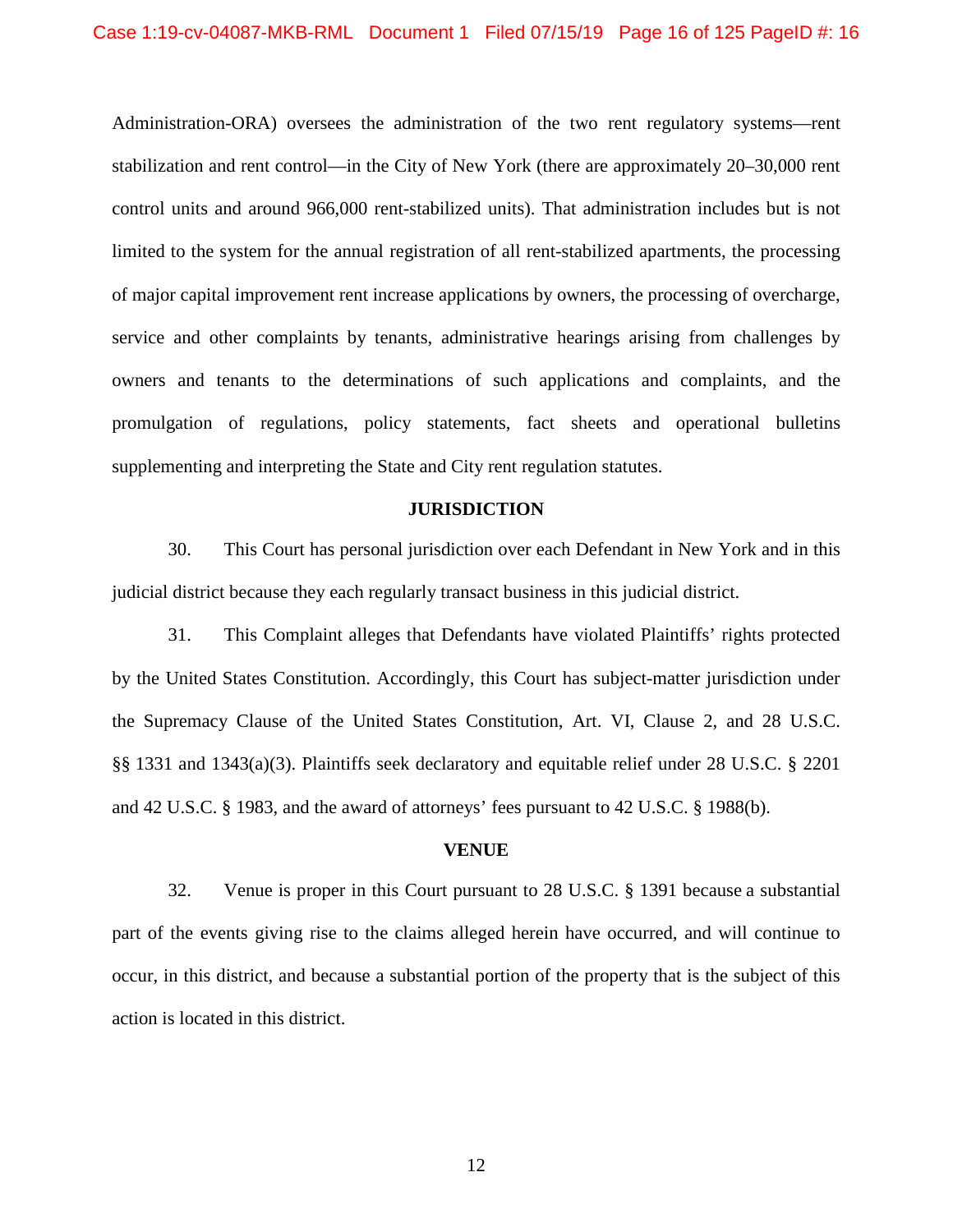Administration-ORA) oversees the administration of the two rent regulatory systems—rent stabilization and rent control—in the City of New York (there are approximately 20–30,000 rent control units and around 966,000 rent-stabilized units). That administration includes but is not limited to the system for the annual registration of all rent-stabilized apartments, the processing of major capital improvement rent increase applications by owners, the processing of overcharge, service and other complaints by tenants, administrative hearings arising from challenges by owners and tenants to the determinations of such applications and complaints, and the promulgation of regulations, policy statements, fact sheets and operational bulletins supplementing and interpreting the State and City rent regulation statutes.

## JURISDICTION

30. This Court has personal jurisdiction over each Defendant in New York and in this judicial district because they each regularly transact business in this judicial district.

31. This Complaint alleges that Defendants have violated Plaintiffs' rights protected by the United States Constitution. Accordingly, this Court has subject-matter jurisdiction under the Supremacy Clause of the United States Constitution, Art. VI, Clause 2, and 28 U.S.C. §§ 1331 and 1343(a)(3). Plaintiffs seek declaratory and equitable relief under 28 U.S.C. § 2201 and 42 U.S.C. § 1983, and the award of attorneys' fees pursuant to 42 U.S.C. § 1988(b).

## VENUE

32. Venue is proper in this Court pursuant to 28 U.S.C. § 1391 because a substantial part of the events giving rise to the claims alleged herein have occurred, and will continue to occur, in this district, and because a substantial portion of the property that is the subject of this action is located in this district.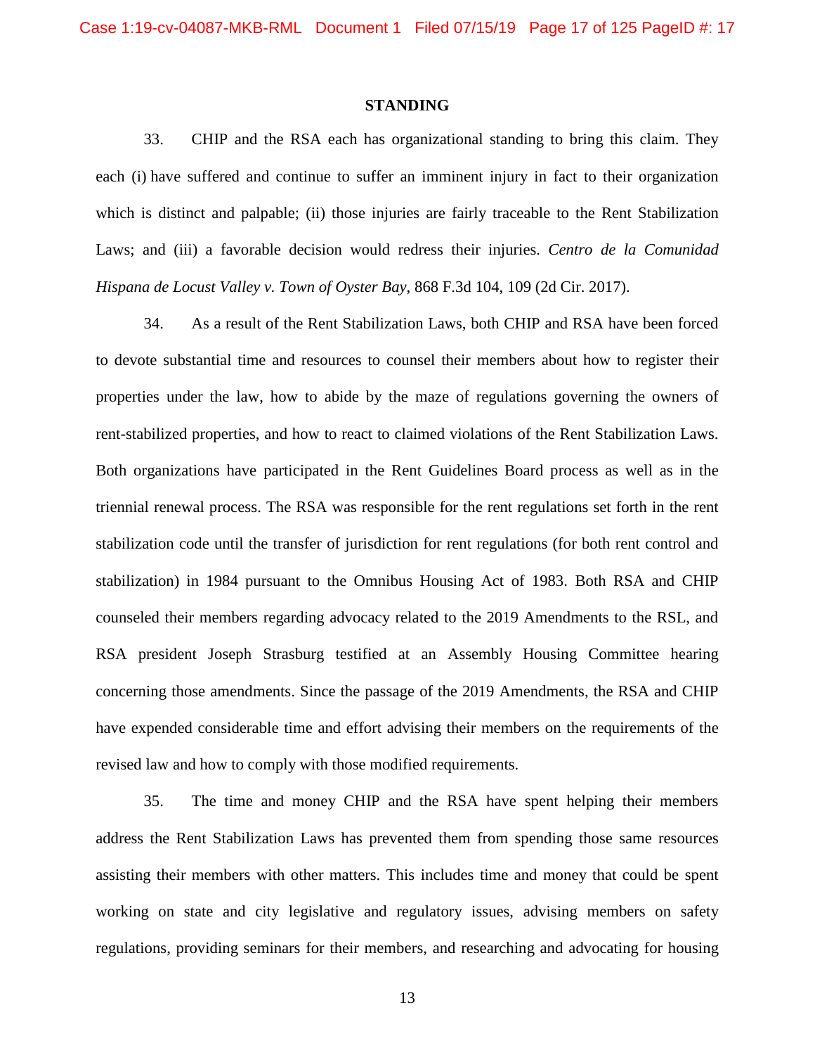**STANDING**

33. CHIP and the RSA each has organizational standing to bring this claim. They each (i) have suffered and continue to suffer an imminent injury in fact to their organization which is distinct and palpable; (ii) those injuries are fairly traceable to the Rent Stabilization Laws; and (iii) a favorable decision would redress their injuries. *Centro de la Comunidad Hispana de Locust Valley v. Town of Oyster Bay*, 868 F.3d 104, 109 (2d Cir. 2017).

34. As a result of the Rent Stabilization Laws, both CHIP and RSA have been forced to devote substantial time and resources to counsel their members about how to register their properties under the law, how to abide by the maze of regulations governing the owners of rent-stabilized properties, and how to react to claimed violations of the Rent Stabilization Laws. Both organizations have participated in the Rent Guidelines Board process as well as in the triennial renewal process. The RSA was responsible for the rent regulations set forth in the rent stabilization code until the transfer of jurisdiction for rent regulations (for both rent control and stabilization) in 1984 pursuant to the Omnibus Housing Act of 1983. Both RSA and CHIP counseled their members regarding advocacy related to the 2019 Amendments to the RSL, and RSA president Joseph Strasburg testified at an Assembly Housing Committee hearing concerning those amendments. Since the passage of the 2019 Amendments, the RSA and CHIP have expended considerable time and effort advising their members on the requirements of the revised law and how to comply with those modified requirements.

35. The time and money CHIP and the RSA have spent helping their members address the Rent Stabilization Laws has prevented them from spending those same resources assisting their members with other matters. This includes time and money that could be spent working on state and city legislative and regulatory issues, advising members on safety regulations, providing seminars for their members, and researching and advocating for housing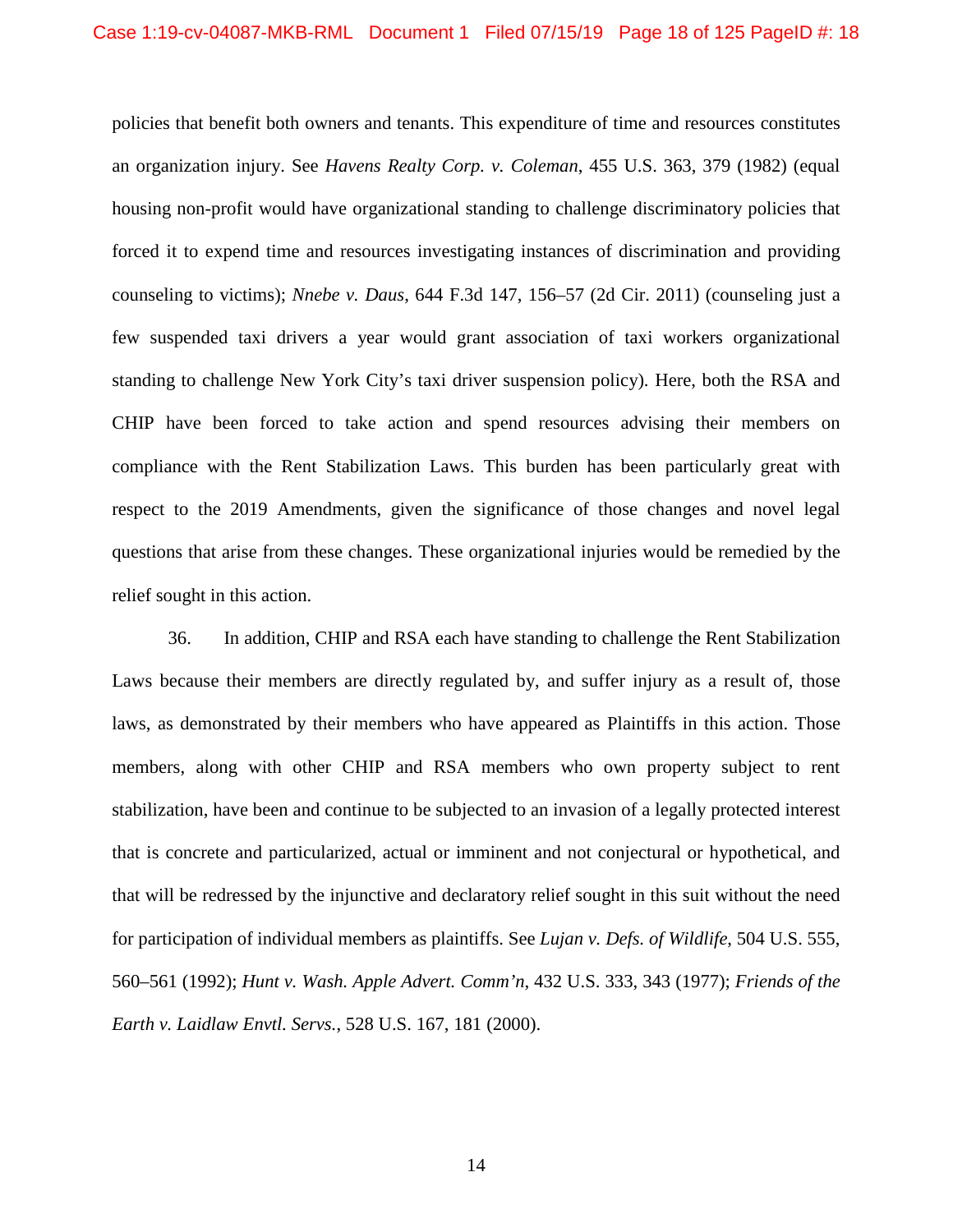policies that benefit both owners and tenants. This expenditure of time and resources constitutes an organization injury. See *Havens Realty Corp. v. Coleman*, 455 U.S. 363, 379 (1982) (equal housing non-profit would have organizational standing to challenge discriminatory policies that forced it to expend time and resources investigating instances of discrimination and providing counseling to victims); *Nnebe v. Daus*, 644 F.3d 147, 156–57 (2d Cir. 2011) (counseling just a few suspended taxi drivers a year would grant association of taxi workers organizational standing to challenge New York City's taxi driver suspension policy). Here, both the RSA and CHIP have been forced to take action and spend resources advising their members on compliance with the Rent Stabilization Laws. This burden has been particularly great with respect to the 2019 Amendments, given the significance of those changes and novel legal questions that arise from these changes. These organizational injuries would be remedied by the relief sought in this action.

36. In addition, CHIP and RSA each have standing to challenge the Rent Stabilization Laws because their members are directly regulated by, and suffer injury as a result of, those laws, as demonstrated by their members who have appeared as Plaintiffs in this action. Those members, along with other CHIP and RSA members who own property subject to rent stabilization, have been and continue to be subjected to an invasion of a legally protected interest that is concrete and particularized, actual or imminent and not conjectural or hypothetical, and that will be redressed by the injunctive and declaratory relief sought in this suit without the need for participation of individual members as plaintiffs. See *Lujan v. Defs. of Wildlife*, 504 U.S. 555, 560–561 (1992); *Hunt v. Wash. Apple Advert. Comm'n*, 432 U.S. 333, 343 (1977); *Friends of the Earth v. Laidlaw Envtl. Servs.*, 528 U.S. 167, 181 (2000).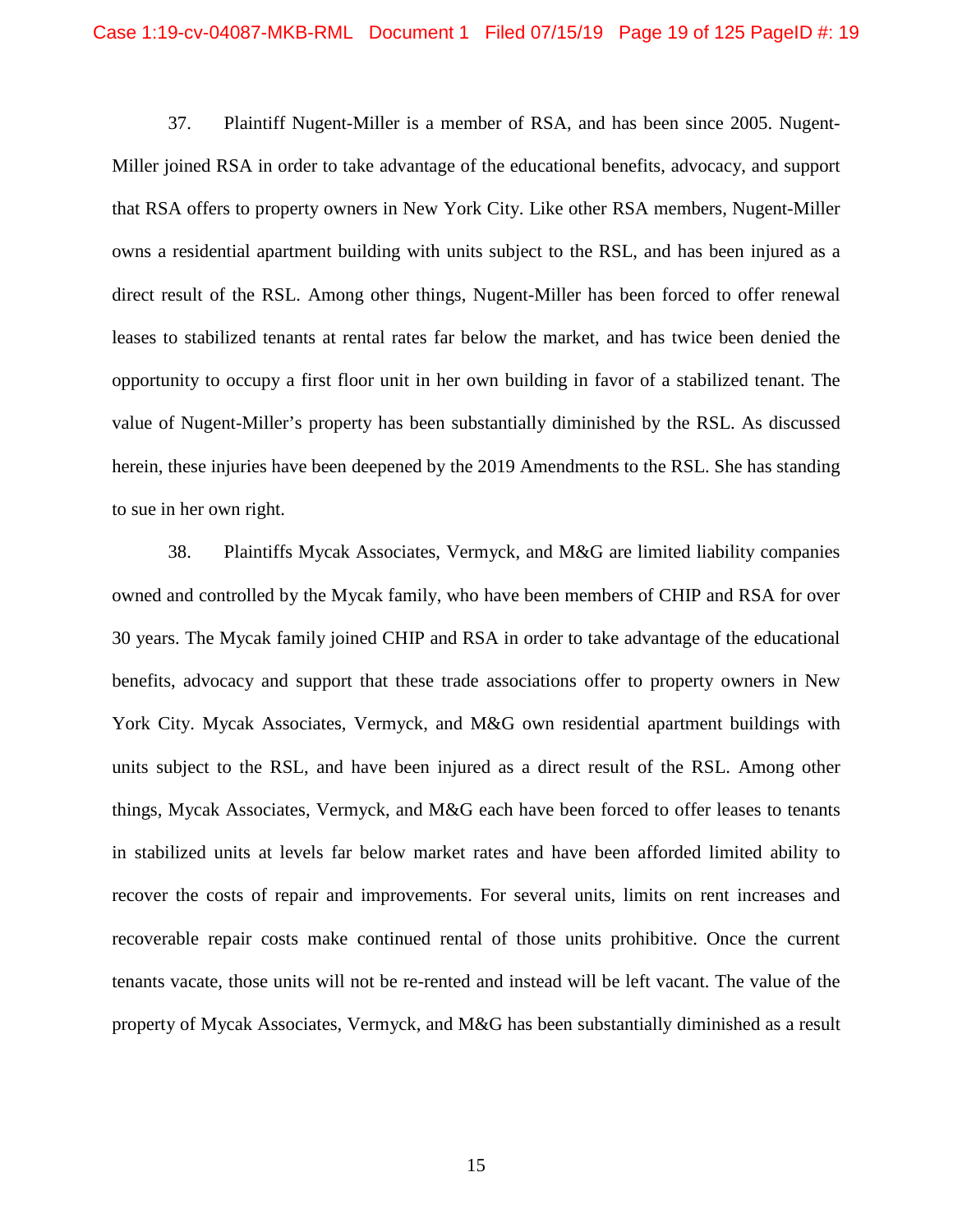37. Plaintiff Nugent-Miller is a member of RSA, and has been since 2005. Nugent-Miller joined RSA in order to take advantage of the educational benefits, advocacy, and support that RSA offers to property owners in New York City. Like other RSA members, Nugent-Miller owns a residential apartment building with units subject to the RSL, and has been injured as a direct result of the RSL. Among other things, Nugent-Miller has been forced to offer renewal leases to stabilized tenants at rental rates far below the market, and has twice been denied the opportunity to occupy a first floor unit in her own building in favor of a stabilized tenant. The value of Nugent-Miller's property has been substantially diminished by the RSL. As discussed herein, these injuries have been deepened by the 2019 Amendments to the RSL. She has standing to sue in her own right.

38. Plaintiffs Mycak Associates, Vermyck, and M&G are limited liability companies owned and controlled by the Mycak family, who have been members of CHIP and RSA for over 30 years. The Mycak family joined CHIP and RSA in order to take advantage of the educational benefits, advocacy and support that these trade associations offer to property owners in New York City. Mycak Associates, Vermyck, and M&G own residential apartment buildings with units subject to the RSL, and have been injured as a direct result of the RSL. Among other things, Mycak Associates, Vermyck, and M&G each have been forced to offer leases to tenants in stabilized units at levels far below market rates and have been afforded limited ability to recover the costs of repair and improvements. For several units, limits on rent increases and recoverable repair costs make continued rental of those units prohibitive. Once the current tenants vacate, those units will not be re-rented and instead will be left vacant. The value of the property of Mycak Associates, Vermyck, and M&G has been substantially diminished as a result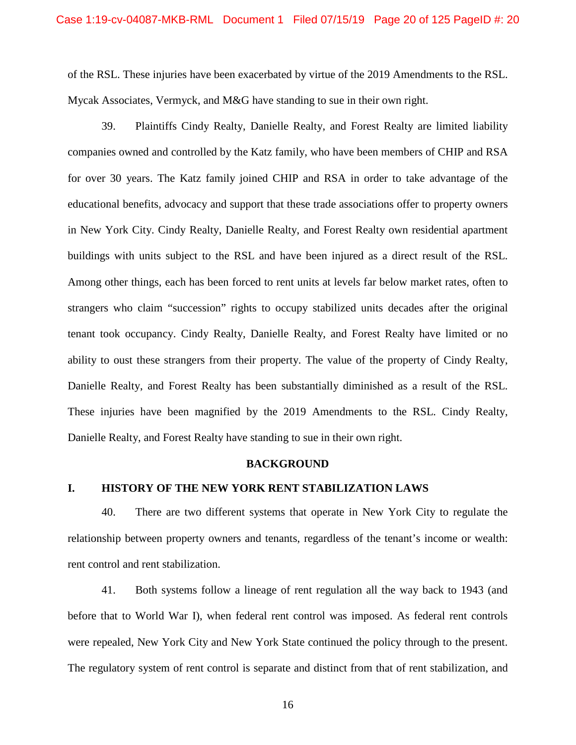of the RSL. These injuries have been exacerbated by virtue of the 2019 Amendments to the RSL. Mycak Associates, Vermyck, and M&G have standing to sue in their own right.

39. Plaintiffs Cindy Realty, Danielle Realty, and Forest Realty are limited liability companies owned and controlled by the Katz family, who have been members of CHIP and RSA for over 30 years. The Katz family joined CHIP and RSA in order to take advantage of the educational benefits, advocacy and support that these trade associations offer to property owners in New York City. Cindy Realty, Danielle Realty, and Forest Realty own residential apartment buildings with units subject to the RSL and have been injured as a direct result of the RSL. Among other things, each has been forced to rent units at levels far below market rates, often to strangers who claim "succession" rights to occupy stabilized units decades after the original tenant took occupancy. Cindy Realty, Danielle Realty, and Forest Realty have limited or no ability to oust these strangers from their property. The value of the property of Cindy Realty, Danielle Realty, and Forest Realty has been substantially diminished as a result of the RSL. These injuries have been magnified by the 2019 Amendments to the RSL. Cindy Realty, Danielle Realty, and Forest Realty have standing to sue in their own right.

## BACKGROUND

### I. HISTORY OF THE NEW YORK RENT STABILIZATION LAWS

40. There are two different systems that operate in New York City to regulate the relationship between property owners and tenants, regardless of the tenant's income or wealth: rent control and rent stabilization.

41. Both systems follow a lineage of rent regulation all the way back to 1943 (and before that to World War I), when federal rent control was imposed. As federal rent controls were repealed, New York City and New York State continued the policy through to the present. The regulatory system of rent control is separate and distinct from that of rent stabilization, and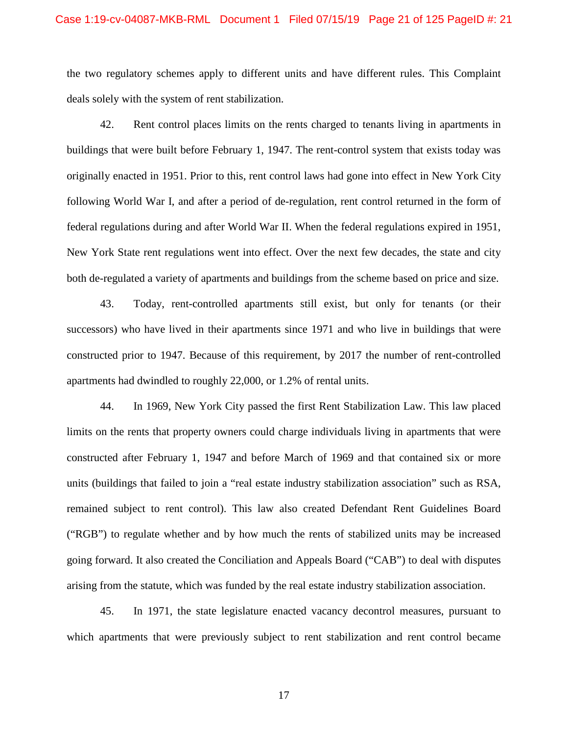the two regulatory schemes apply to different units and have different rules. This Complaint deals solely with the system of rent stabilization.

42. Rent control places limits on the rents charged to tenants living in apartments in buildings that were built before February 1, 1947. The rent-control system that exists today was originally enacted in 1951. Prior to this, rent control laws had gone into effect in New York City following World War I, and after a period of de-regulation, rent control returned in the form of federal regulations during and after World War II. When the federal regulations expired in 1951, New York State rent regulations went into effect. Over the next few decades, the state and city both de-regulated a variety of apartments and buildings from the scheme based on price and size.

43. Today, rent-controlled apartments still exist, but only for tenants (or their successors) who have lived in their apartments since 1971 and who live in buildings that were constructed prior to 1947. Because of this requirement, by 2017 the number of rent-controlled apartments had dwindled to roughly 22,000, or 1.2% of rental units.

44. In 1969, New York City passed the first Rent Stabilization Law. This law placed limits on the rents that property owners could charge individuals living in apartments that were constructed after February 1, 1947 and before March of 1969 and that contained six or more units (buildings that failed to join a "real estate industry stabilization association" such as RSA, remained subject to rent control). This law also created Defendant Rent Guidelines Board ("RGB") to regulate whether and by how much the rents of stabilized units may be increased going forward. It also created the Conciliation and Appeals Board ("CAB") to deal with disputes arising from the statute, which was funded by the real estate industry stabilization association.

45. In 1971, the state legislature enacted vacancy decontrol measures, pursuant to which apartments that were previously subject to rent stabilization and rent control became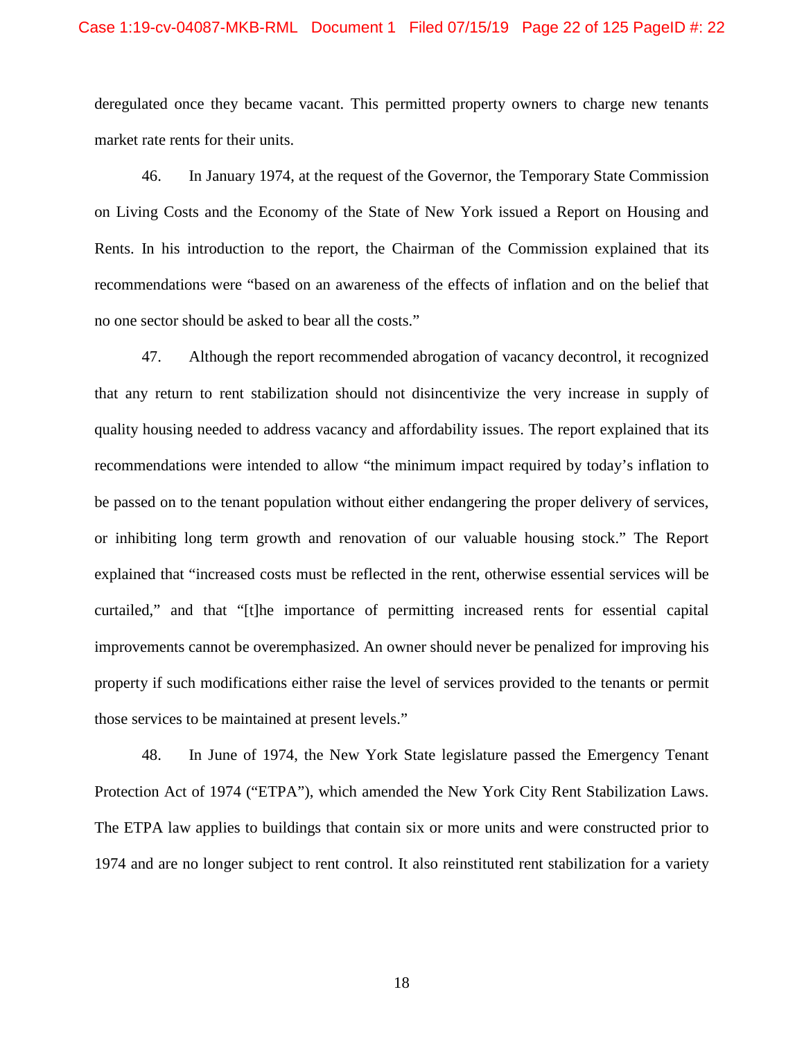deregulated once they became vacant. This permitted property owners to charge new tenants market rate rents for their units.

46. In January 1974, at the request of the Governor, the Temporary State Commission on Living Costs and the Economy of the State of New York issued a Report on Housing and Rents. In his introduction to the report, the Chairman of the Commission explained that its recommendations were "based on an awareness of the effects of inflation and on the belief that no one sector should be asked to bear all the costs."

47. Although the report recommended abrogation of vacancy decontrol, it recognized that any return to rent stabilization should not disincentivize the very increase in supply of quality housing needed to address vacancy and affordability issues. The report explained that its recommendations were intended to allow "the minimum impact required by today's inflation to be passed on to the tenant population without either endangering the proper delivery of services, or inhibiting long term growth and renovation of our valuable housing stock." The Report explained that "increased costs must be reflected in the rent, otherwise essential services will be curtailed," and that "[t]he importance of permitting increased rents for essential capital improvements cannot be overemphasized. An owner should never be penalized for improving his property if such modifications either raise the level of services provided to the tenants or permit those services to be maintained at present levels."

48. In June of 1974, the New York State legislature passed the Emergency Tenant Protection Act of 1974 ("ETPA"), which amended the New York City Rent Stabilization Laws. The ETPA law applies to buildings that contain six or more units and were constructed prior to 1974 and are no longer subject to rent control. It also reinstituted rent stabilization for a variety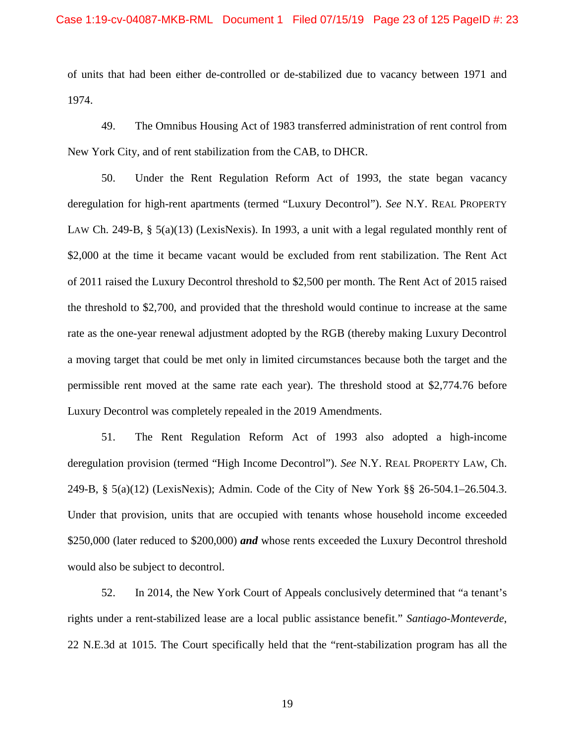of units that had been either de-controlled or de-stabilized due to vacancy between 1971 and 1974.

49. The Omnibus Housing Act of 1983 transferred administration of rent control from New York City, and of rent stabilization from the CAB, to DHCR.

50. Under the Rent Regulation Reform Act of 1993, the state began vacancy deregulation for high-rent apartments (termed "Luxury Decontrol"). *See* N.Y. REAL PROPERTY LAW Ch. 249-B, § 5(a)(13) (LexisNexis). In 1993, a unit with a legal regulated monthly rent of $2,000 at the time it became vacant would be excluded from rent stabilization. The Rent Act of 2011 raised the Luxury Decontrol threshold to $2,500 per month. The Rent Act of 2015 raised the threshold to $2,700, and provided that the threshold would continue to increase at the same rate as the one-year renewal adjustment adopted by the RGB (thereby making Luxury Decontrol a moving target that could be met only in limited circumstances because both the target and the permissible rent moved at the same rate each year). The threshold stood at $2,774.76 before Luxury Decontrol was completely repealed in the 2019 Amendments.

51. The Rent Regulation Reform Act of 1993 also adopted a high-income deregulation provision (termed "High Income Decontrol"). *See* N.Y. REAL PROPERTY LAW, Ch. 249-B, § 5(a)(12) (LexisNexis); Admin. Code of the City of New York §§ 26-504.1–26.504.3. Under that provision, units that are occupied with tenants whose household income exceeded $250,000 (later reduced to $200,000) ***and*** whose rents exceeded the Luxury Decontrol threshold would also be subject to decontrol.

52. In 2014, the New York Court of Appeals conclusively determined that "a tenant's rights under a rent-stabilized lease are a local public assistance benefit." *Santiago-Monteverde*, 22 N.E.3d at 1015. The Court specifically held that the "rent-stabilization program has all the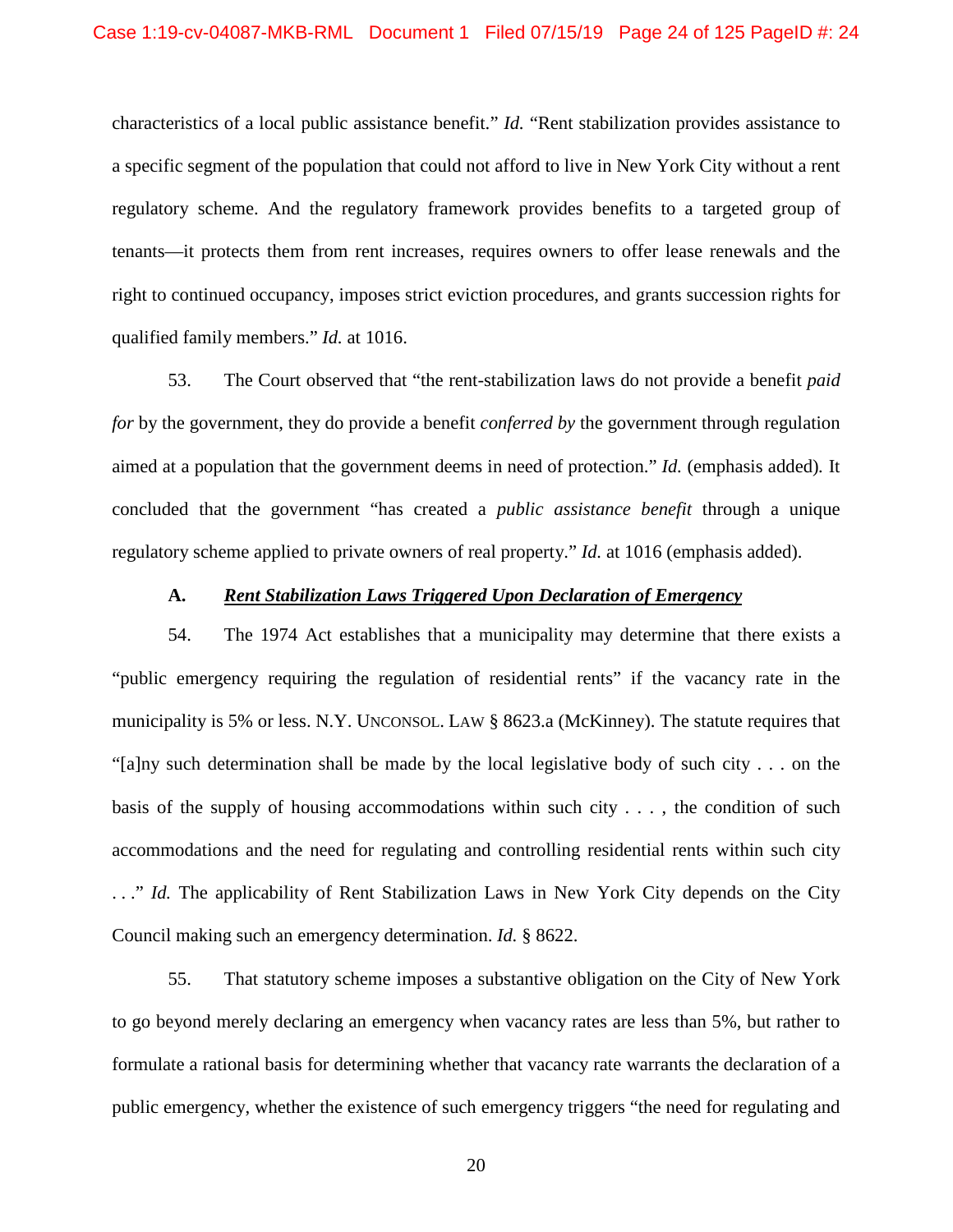characteristics of a local public assistance benefit." *Id.* "Rent stabilization provides assistance to a specific segment of the population that could not afford to live in New York City without a rent regulatory scheme. And the regulatory framework provides benefits to a targeted group of tenants—it protects them from rent increases, requires owners to offer lease renewals and the right to continued occupancy, imposes strict eviction procedures, and grants succession rights for qualified family members." *Id.* at 1016.

53. The Court observed that "the rent-stabilization laws do not provide a benefit *paid for* by the government, they do provide a benefit *conferred by* the government through regulation aimed at a population that the government deems in need of protection." *Id.* (emphasis added). It concluded that the government "has created a *public assistance benefit* through a unique regulatory scheme applied to private owners of real property." *Id.* at 1016 (emphasis added).

### A. ***Rent Stabilization Laws Triggered Upon Declaration of Emergency***

54. The 1974 Act establishes that a municipality may determine that there exists a "public emergency requiring the regulation of residential rents" if the vacancy rate in the municipality is 5% or less. N.Y. UNCONSOL. LAW § 8623.a (McKinney). The statute requires that "[a]ny such determination shall be made by the local legislative body of such city . . . on the basis of the supply of housing accommodations within such city . . . , the condition of such accommodations and the need for regulating and controlling residential rents within such city . . ." *Id.* The applicability of Rent Stabilization Laws in New York City depends on the City Council making such an emergency determination. *Id.* § 8622.

55. That statutory scheme imposes a substantive obligation on the City of New York to go beyond merely declaring an emergency when vacancy rates are less than 5%, but rather to formulate a rational basis for determining whether that vacancy rate warrants the declaration of a public emergency, whether the existence of such emergency triggers "the need for regulating and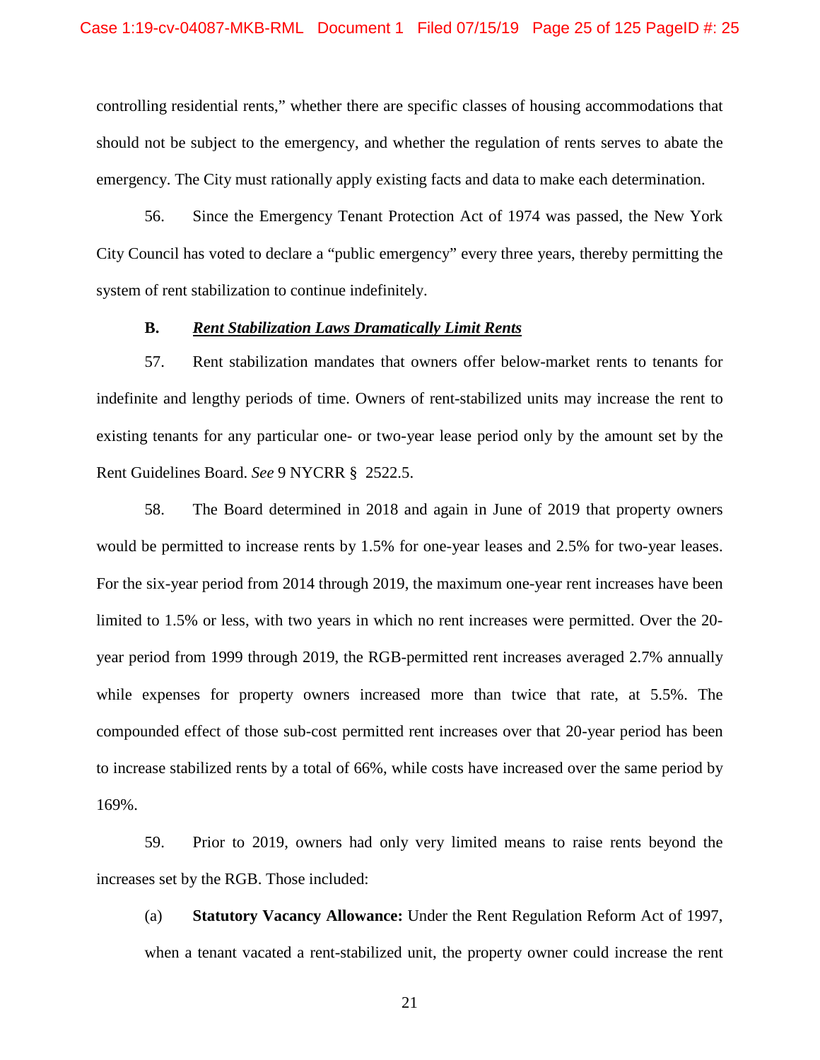controlling residential rents," whether there are specific classes of housing accommodations that should not be subject to the emergency, and whether the regulation of rents serves to abate the emergency. The City must rationally apply existing facts and data to make each determination.

56. Since the Emergency Tenant Protection Act of 1974 was passed, the New York City Council has voted to declare a "public emergency" every three years, thereby permitting the system of rent stabilization to continue indefinitely.

### B. ***Rent Stabilization Laws Dramatically Limit Rents***

57. Rent stabilization mandates that owners offer below-market rents to tenants for indefinite and lengthy periods of time. Owners of rent-stabilized units may increase the rent to existing tenants for any particular one- or two-year lease period only by the amount set by the Rent Guidelines Board. *See* 9 NYCRR § 2522.5.

58. The Board determined in 2018 and again in June of 2019 that property owners would be permitted to increase rents by 1.5% for one-year leases and 2.5% for two-year leases. For the six-year period from 2014 through 2019, the maximum one-year rent increases have been limited to 1.5% or less, with two years in which no rent increases were permitted. Over the 20-year period from 1999 through 2019, the RGB-permitted rent increases averaged 2.7% annually while expenses for property owners increased more than twice that rate, at 5.5%. The compounded effect of those sub-cost permitted rent increases over that 20-year period has been to increase stabilized rents by a total of 66%, while costs have increased over the same period by 169%.

59. Prior to 2019, owners had only very limited means to raise rents beyond the increases set by the RGB. Those included:

(a) **Statutory Vacancy Allowance:** Under the Rent Regulation Reform Act of 1997, when a tenant vacated a rent-stabilized unit, the property owner could increase the rent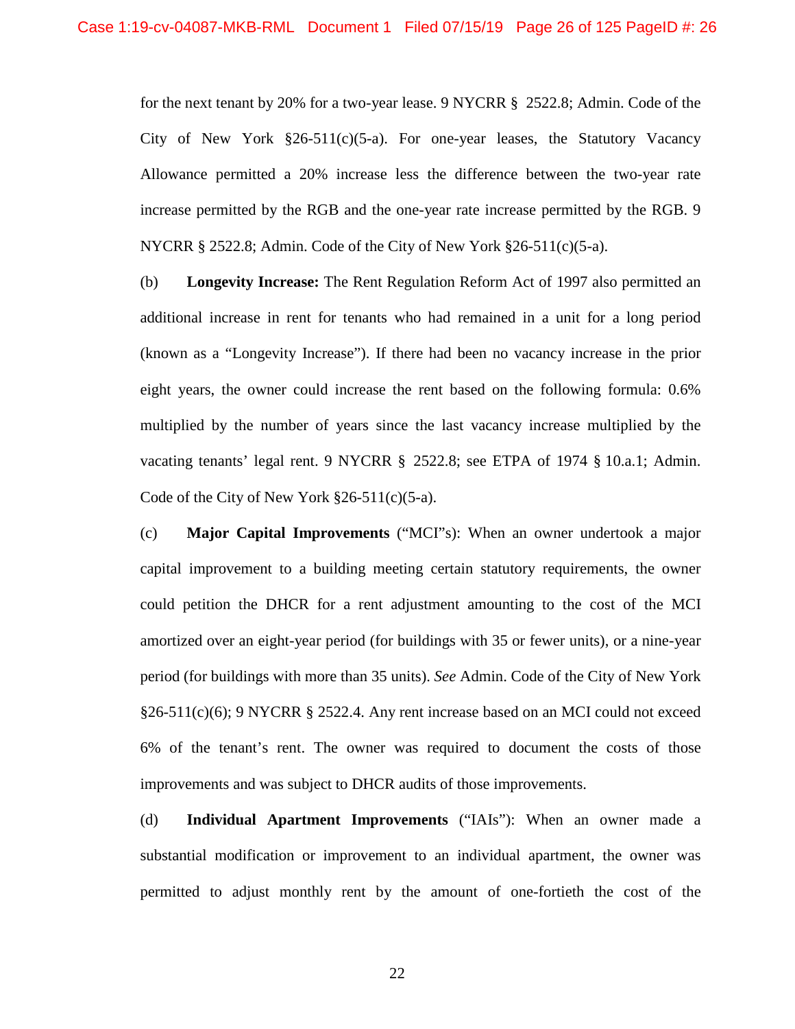for the next tenant by 20% for a two-year lease. 9 NYCRR § 2522.8; Admin. Code of the City of New York §26-511(c)(5-a). For one-year leases, the Statutory Vacancy Allowance permitted a 20% increase less the difference between the two-year rate increase permitted by the RGB and the one-year rate increase permitted by the RGB. 9 NYCRR § 2522.8; Admin. Code of the City of New York §26-511(c)(5-a).

(b) **Longevity Increase:** The Rent Regulation Reform Act of 1997 also permitted an additional increase in rent for tenants who had remained in a unit for a long period (known as a "Longevity Increase"). If there had been no vacancy increase in the prior eight years, the owner could increase the rent based on the following formula: 0.6% multiplied by the number of years since the last vacancy increase multiplied by the vacating tenants' legal rent. 9 NYCRR § 2522.8; see ETPA of 1974 § 10.a.1; Admin. Code of the City of New York §26-511(c)(5-a).

(c) **Major Capital Improvements** ("MCI"s): When an owner undertook a major capital improvement to a building meeting certain statutory requirements, the owner could petition the DHCR for a rent adjustment amounting to the cost of the MCI amortized over an eight-year period (for buildings with 35 or fewer units), or a nine-year period (for buildings with more than 35 units). *See* Admin. Code of the City of New York §26-511(c)(6); 9 NYCRR § 2522.4. Any rent increase based on an MCI could not exceed 6% of the tenant's rent. The owner was required to document the costs of those improvements and was subject to DHCR audits of those improvements.

(d) **Individual Apartment Improvements** ("IAIs"): When an owner made a substantial modification or improvement to an individual apartment, the owner was permitted to adjust monthly rent by the amount of one-fortieth the cost of the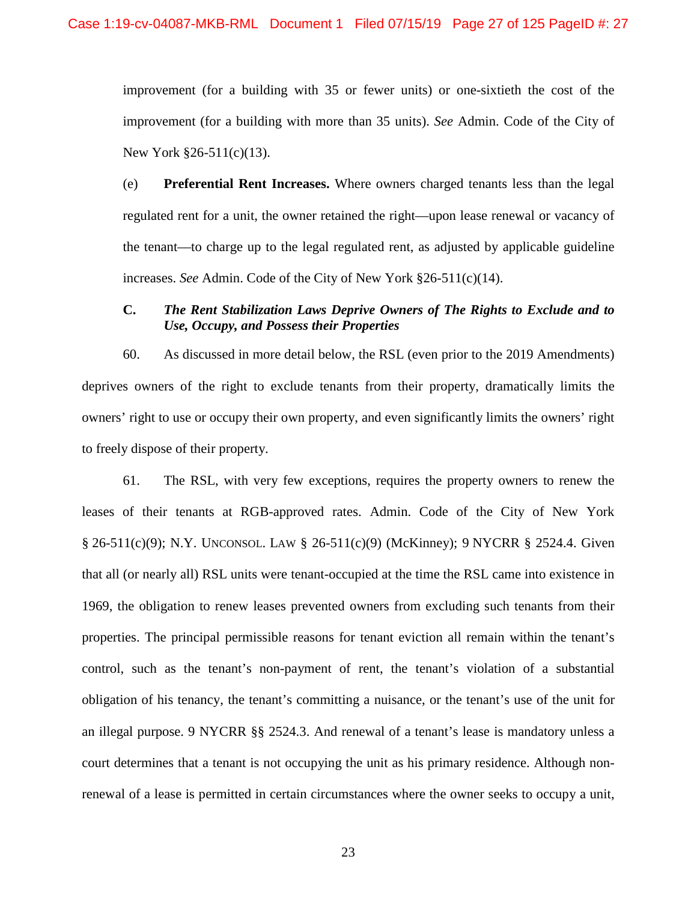improvement (for a building with 35 or fewer units) or one-sixtieth the cost of the improvement (for a building with more than 35 units). *See* Admin. Code of the City of New York §26-511(c)(13).

(e) **Preferential Rent Increases.** Where owners charged tenants less than the legal regulated rent for a unit, the owner retained the right—upon lease renewal or vacancy of the tenant—to charge up to the legal regulated rent, as adjusted by applicable guideline increases. *See* Admin. Code of the City of New York §26-511(c)(14).

### C. *The Rent Stabilization Laws Deprive Owners of The Rights to Exclude and to Use, Occupy, and Possess their Properties*

60. As discussed in more detail below, the RSL (even prior to the 2019 Amendments) deprives owners of the right to exclude tenants from their property, dramatically limits the owners' right to use or occupy their own property, and even significantly limits the owners' right to freely dispose of their property.

61. The RSL, with very few exceptions, requires the property owners to renew the leases of their tenants at RGB-approved rates. Admin. Code of the City of New York § 26-511(c)(9); N.Y. UNCONSOL. LAW § 26-511(c)(9) (McKinney); 9 NYCRR § 2524.4. Given that all (or nearly all) RSL units were tenant-occupied at the time the RSL came into existence in 1969, the obligation to renew leases prevented owners from excluding such tenants from their properties. The principal permissible reasons for tenant eviction all remain within the tenant's control, such as the tenant's non-payment of rent, the tenant's violation of a substantial obligation of his tenancy, the tenant's committing a nuisance, or the tenant's use of the unit for an illegal purpose. 9 NYCRR §§ 2524.3. And renewal of a tenant's lease is mandatory unless a court determines that a tenant is not occupying the unit as his primary residence. Although non-renewal of a lease is permitted in certain circumstances where the owner seeks to occupy a unit,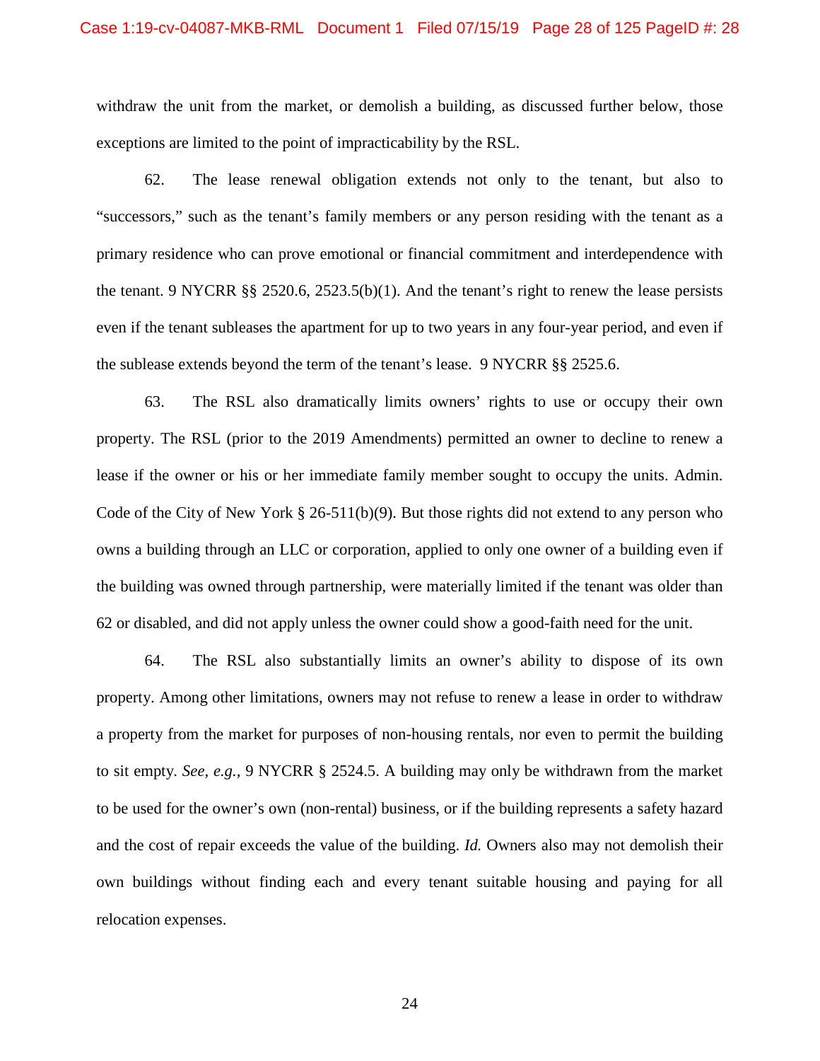withdraw the unit from the market, or demolish a building, as discussed further below, those exceptions are limited to the point of impracticability by the RSL.

62. The lease renewal obligation extends not only to the tenant, but also to "successors," such as the tenant's family members or any person residing with the tenant as a primary residence who can prove emotional or financial commitment and interdependence with the tenant. 9 NYCRR §§ 2520.6, 2523.5(b)(1). And the tenant's right to renew the lease persists even if the tenant subleases the apartment for up to two years in any four-year period, and even if the sublease extends beyond the term of the tenant's lease. 9 NYCRR §§ 2525.6.

63. The RSL also dramatically limits owners' rights to use or occupy their own property. The RSL (prior to the 2019 Amendments) permitted an owner to decline to renew a lease if the owner or his or her immediate family member sought to occupy the units. Admin. Code of the City of New York § 26-511(b)(9). But those rights did not extend to any person who owns a building through an LLC or corporation, applied to only one owner of a building even if the building was owned through partnership, were materially limited if the tenant was older than 62 or disabled, and did not apply unless the owner could show a good-faith need for the unit.

64. The RSL also substantially limits an owner's ability to dispose of its own property. Among other limitations, owners may not refuse to renew a lease in order to withdraw a property from the market for purposes of non-housing rentals, nor even to permit the building to sit empty. *See, e.g.*, 9 NYCRR § 2524.5. A building may only be withdrawn from the market to be used for the owner's own (non-rental) business, or if the building represents a safety hazard and the cost of repair exceeds the value of the building. *Id.* Owners also may not demolish their own buildings without finding each and every tenant suitable housing and paying for all relocation expenses.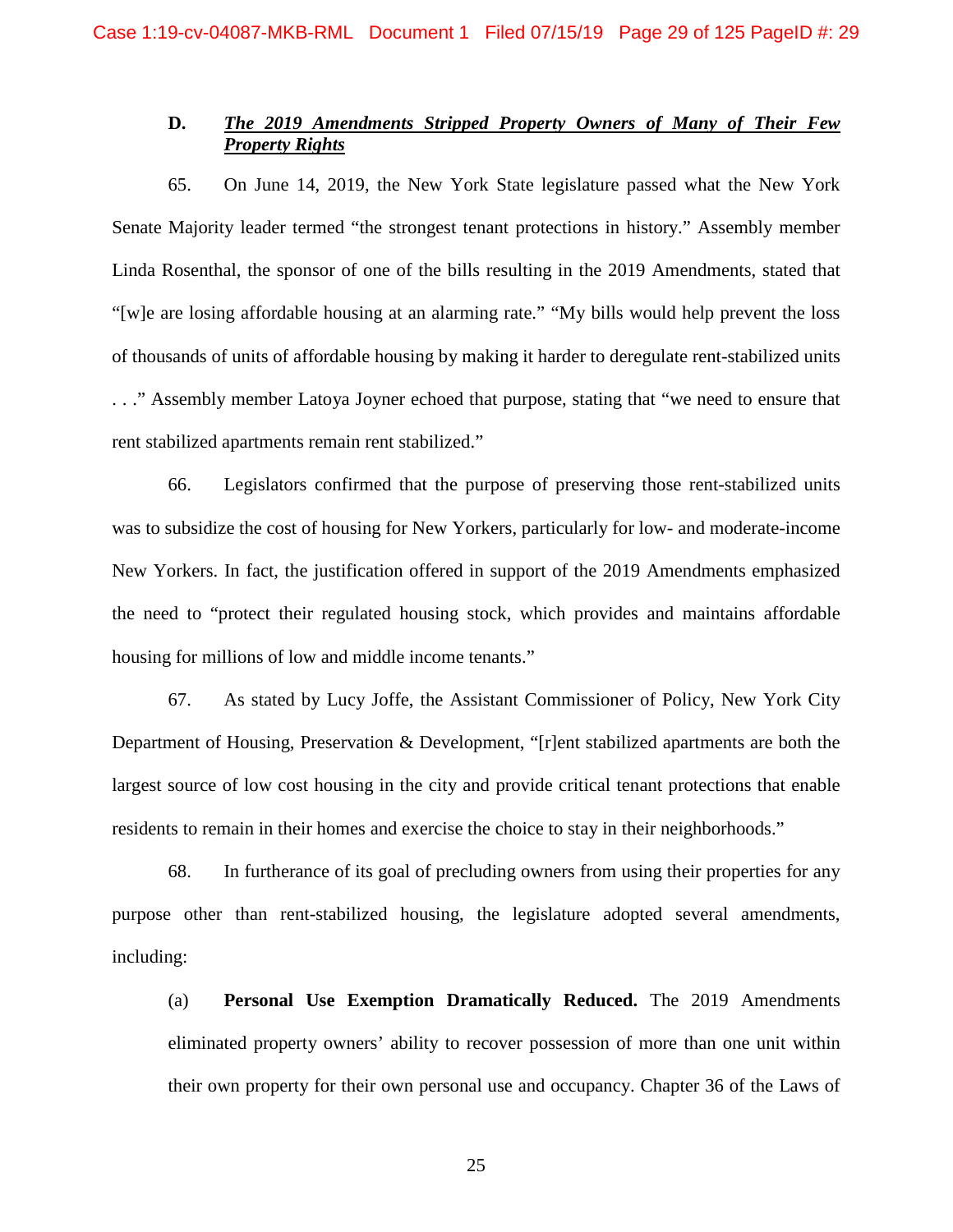### D. ***The 2019 Amendments Stripped Property Owners of Many of Their Few Property Rights***

65. On June 14, 2019, the New York State legislature passed what the New York Senate Majority leader termed "the strongest tenant protections in history." Assembly member Linda Rosenthal, the sponsor of one of the bills resulting in the 2019 Amendments, stated that "[w]e are losing affordable housing at an alarming rate." "My bills would help prevent the loss of thousands of units of affordable housing by making it harder to deregulate rent-stabilized units . . ." Assembly member Latoya Joyner echoed that purpose, stating that "we need to ensure that rent stabilized apartments remain rent stabilized."

66. Legislators confirmed that the purpose of preserving those rent-stabilized units was to subsidize the cost of housing for New Yorkers, particularly for low- and moderate-income New Yorkers. In fact, the justification offered in support of the 2019 Amendments emphasized the need to "protect their regulated housing stock, which provides and maintains affordable housing for millions of low and middle income tenants."

67. As stated by Lucy Joffe, the Assistant Commissioner of Policy, New York City Department of Housing, Preservation & Development, "[r]ent stabilized apartments are both the largest source of low cost housing in the city and provide critical tenant protections that enable residents to remain in their homes and exercise the choice to stay in their neighborhoods."

68. In furtherance of its goal of precluding owners from using their properties for any purpose other than rent-stabilized housing, the legislature adopted several amendments, including:

(a) **Personal Use Exemption Dramatically Reduced.** The 2019 Amendments eliminated property owners' ability to recover possession of more than one unit within their own property for their own personal use and occupancy. Chapter 36 of the Laws of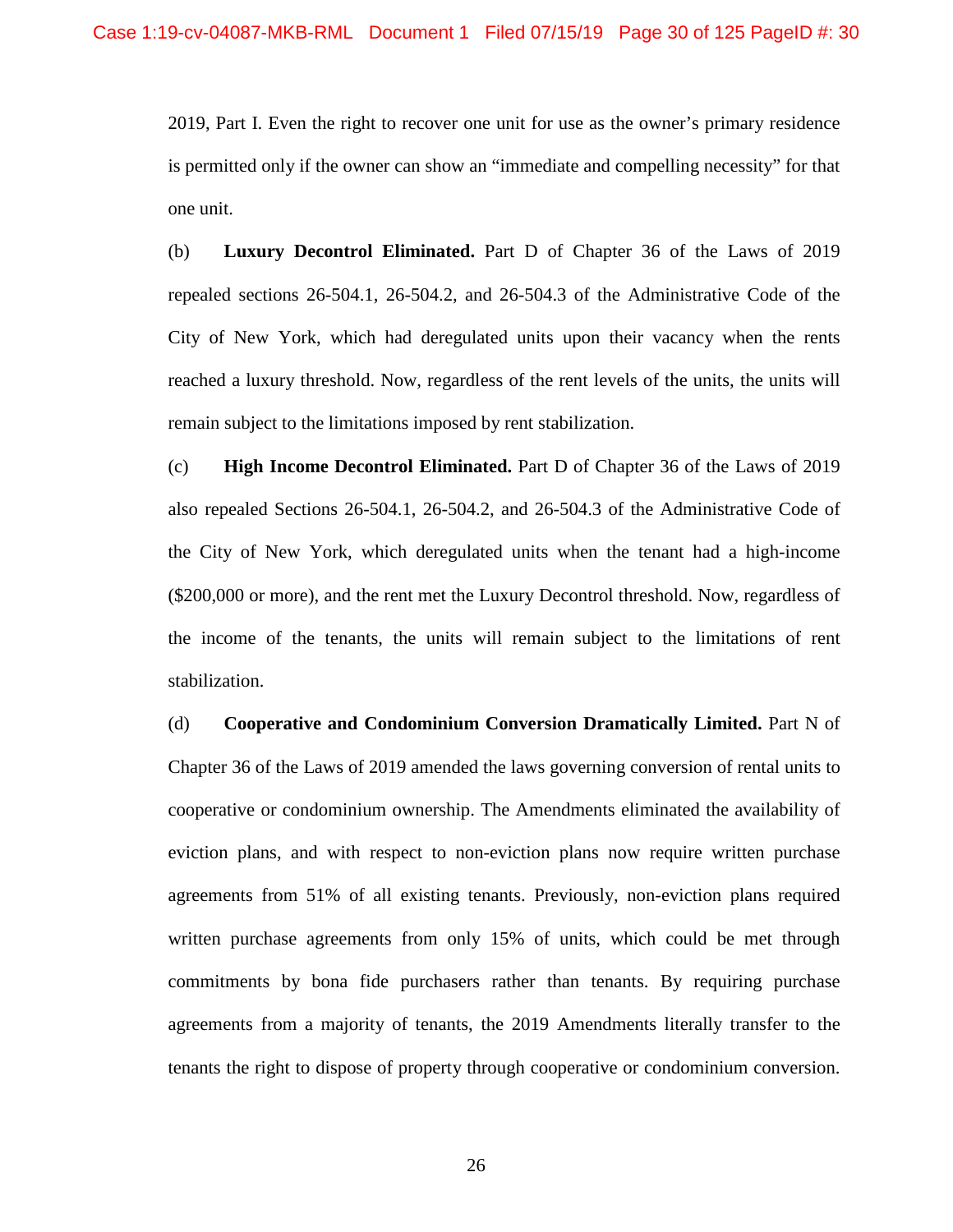2019, Part I. Even the right to recover one unit for use as the owner's primary residence is permitted only if the owner can show an "immediate and compelling necessity" for that one unit.

(b) **Luxury Decontrol Eliminated.** Part D of Chapter 36 of the Laws of 2019 repealed sections 26-504.1, 26-504.2, and 26-504.3 of the Administrative Code of the City of New York, which had deregulated units upon their vacancy when the rents reached a luxury threshold. Now, regardless of the rent levels of the units, the units will remain subject to the limitations imposed by rent stabilization.

(c) **High Income Decontrol Eliminated.** Part D of Chapter 36 of the Laws of 2019 also repealed Sections 26-504.1, 26-504.2, and 26-504.3 of the Administrative Code of the City of New York, which deregulated units when the tenant had a high-income ($200,000 or more), and the rent met the Luxury Decontrol threshold. Now, regardless of the income of the tenants, the units will remain subject to the limitations of rent stabilization.

(d) **Cooperative and Condominium Conversion Dramatically Limited.** Part N of Chapter 36 of the Laws of 2019 amended the laws governing conversion of rental units to cooperative or condominium ownership. The Amendments eliminated the availability of eviction plans, and with respect to non-eviction plans now require written purchase agreements from 51% of all existing tenants. Previously, non-eviction plans required written purchase agreements from only 15% of units, which could be met through commitments by bona fide purchasers rather than tenants. By requiring purchase agreements from a majority of tenants, the 2019 Amendments literally transfer to the tenants the right to dispose of property through cooperative or condominium conversion.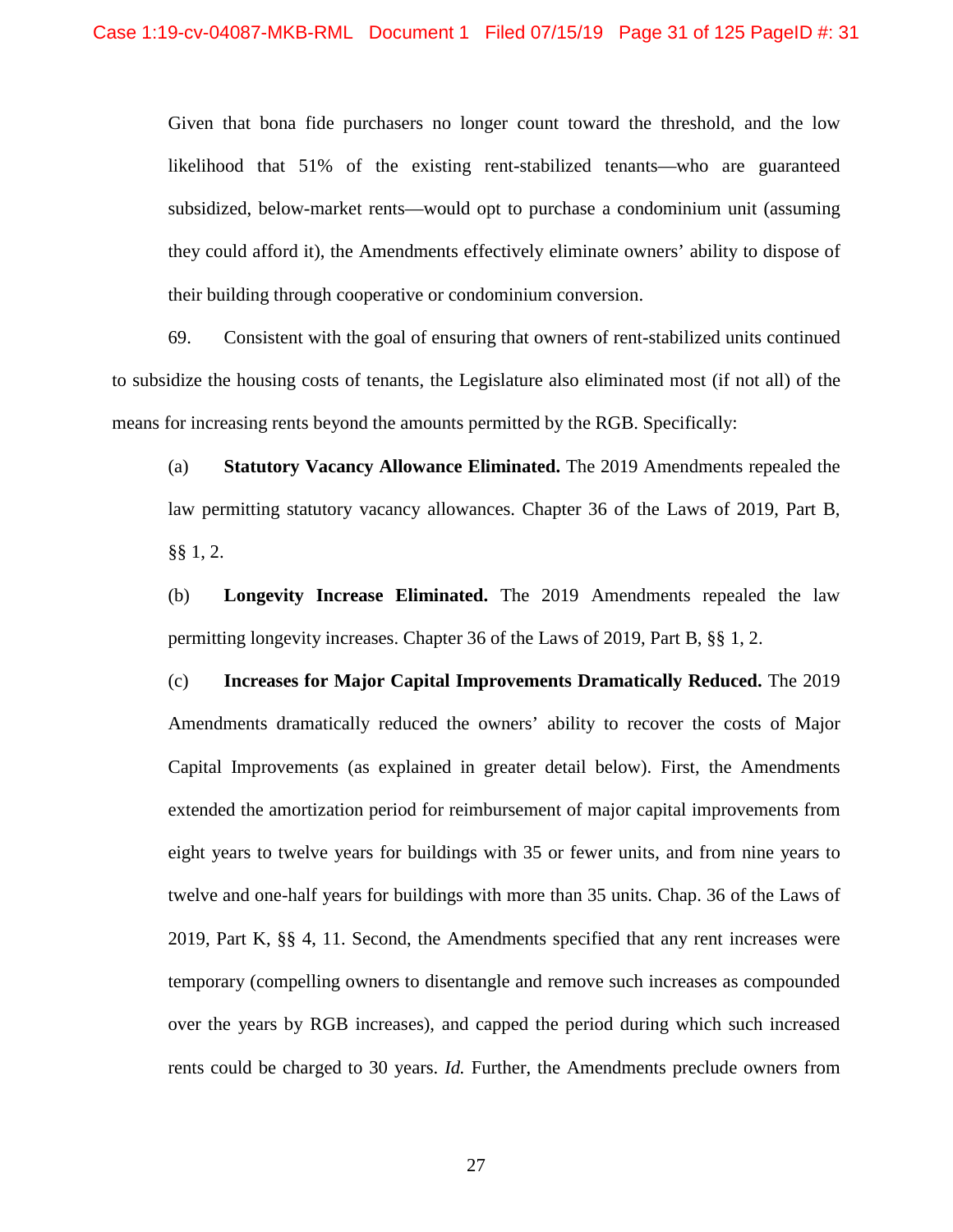Given that bona fide purchasers no longer count toward the threshold, and the low likelihood that 51% of the existing rent-stabilized tenants—who are guaranteed subsidized, below-market rents—would opt to purchase a condominium unit (assuming they could afford it), the Amendments effectively eliminate owners' ability to dispose of their building through cooperative or condominium conversion.

69. Consistent with the goal of ensuring that owners of rent-stabilized units continued to subsidize the housing costs of tenants, the Legislature also eliminated most (if not all) of the means for increasing rents beyond the amounts permitted by the RGB. Specifically:

(a) **Statutory Vacancy Allowance Eliminated.** The 2019 Amendments repealed the law permitting statutory vacancy allowances. Chapter 36 of the Laws of 2019, Part B, §§ 1, 2.

(b) **Longevity Increase Eliminated.** The 2019 Amendments repealed the law permitting longevity increases. Chapter 36 of the Laws of 2019, Part B, §§ 1, 2.

(c) **Increases for Major Capital Improvements Dramatically Reduced.** The 2019 Amendments dramatically reduced the owners' ability to recover the costs of Major Capital Improvements (as explained in greater detail below). First, the Amendments extended the amortization period for reimbursement of major capital improvements from eight years to twelve years for buildings with 35 or fewer units, and from nine years to twelve and one-half years for buildings with more than 35 units. Chap. 36 of the Laws of 2019, Part K, §§ 4, 11. Second, the Amendments specified that any rent increases were temporary (compelling owners to disentangle and remove such increases as compounded over the years by RGB increases), and capped the period during which such increased rents could be charged to 30 years. *Id.* Further, the Amendments preclude owners from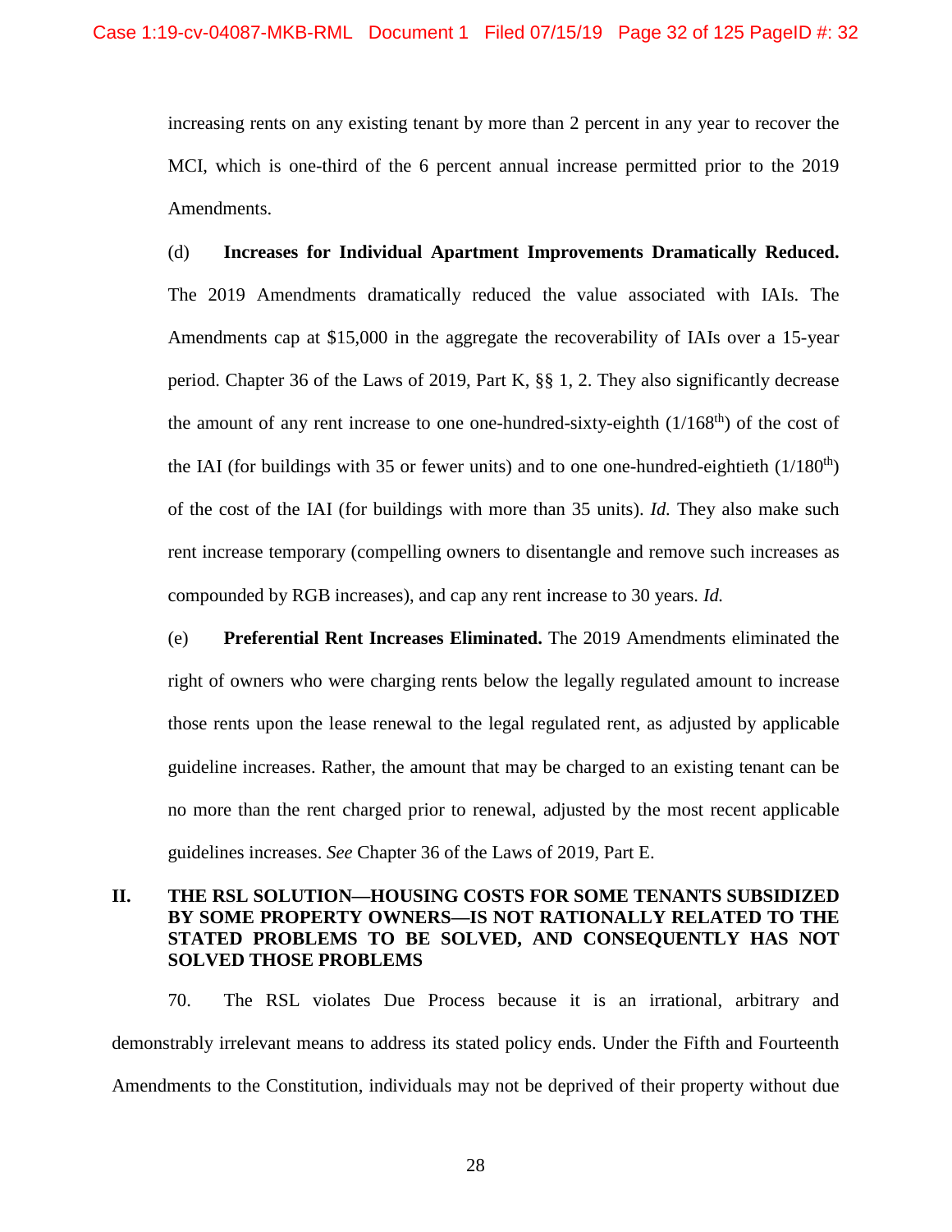increasing rents on any existing tenant by more than 2 percent in any year to recover the MCI, which is one-third of the 6 percent annual increase permitted prior to the 2019 Amendments.

(d) **Increases for Individual Apartment Improvements Dramatically Reduced.** The 2019 Amendments dramatically reduced the value associated with IAIs. The Amendments cap at $15,000 in the aggregate the recoverability of IAIs over a 15-year period. Chapter 36 of the Laws of 2019, Part K, §§ 1, 2. They also significantly decrease the amount of any rent increase to one one-hundred-sixty-eighth (1/168th) of the cost of the IAI (for buildings with 35 or fewer units) and to one one-hundred-eightieth (1/180th) of the cost of the IAI (for buildings with more than 35 units). *Id.* They also make such rent increase temporary (compelling owners to disentangle and remove such increases as compounded by RGB increases), and cap any rent increase to 30 years. *Id.*

(e) **Preferential Rent Increases Eliminated.** The 2019 Amendments eliminated the right of owners who were charging rents below the legally regulated amount to increase those rents upon the lease renewal to the legal regulated rent, as adjusted by applicable guideline increases. Rather, the amount that may be charged to an existing tenant can be no more than the rent charged prior to renewal, adjusted by the most recent applicable guidelines increases. *See* Chapter 36 of the Laws of 2019, Part E.

## II. THE RSL SOLUTION—HOUSING COSTS FOR SOME TENANTS SUBSIDIZED BY SOME PROPERTY OWNERS—IS NOT RATIONALLY RELATED TO THE STATED PROBLEMS TO BE SOLVED, AND CONSEQUENTLY HAS NOT SOLVED THOSE PROBLEMS

70. The RSL violates Due Process because it is an irrational, arbitrary and demonstrably irrelevant means to address its stated policy ends. Under the Fifth and Fourteenth Amendments to the Constitution, individuals may not be deprived of their property without due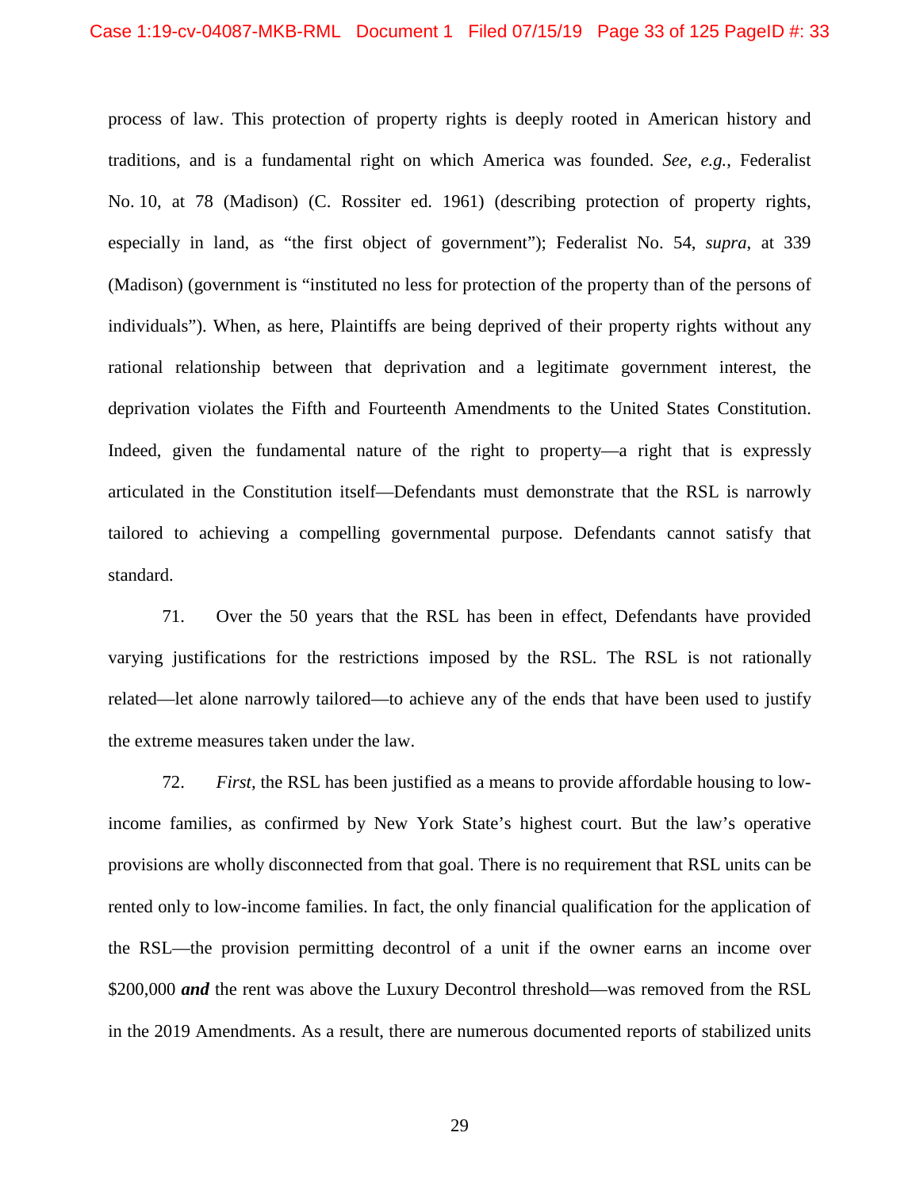process of law. This protection of property rights is deeply rooted in American history and traditions, and is a fundamental right on which America was founded. *See, e.g.*, Federalist No. 10, at 78 (Madison) (C. Rossiter ed. 1961) (describing protection of property rights, especially in land, as "the first object of government"); Federalist No. 54, *supra*, at 339 (Madison) (government is "instituted no less for protection of the property than of the persons of individuals"). When, as here, Plaintiffs are being deprived of their property rights without any rational relationship between that deprivation and a legitimate government interest, the deprivation violates the Fifth and Fourteenth Amendments to the United States Constitution. Indeed, given the fundamental nature of the right to property—a right that is expressly articulated in the Constitution itself—Defendants must demonstrate that the RSL is narrowly tailored to achieving a compelling governmental purpose. Defendants cannot satisfy that standard.

71. Over the 50 years that the RSL has been in effect, Defendants have provided varying justifications for the restrictions imposed by the RSL. The RSL is not rationally related—let alone narrowly tailored—to achieve any of the ends that have been used to justify the extreme measures taken under the law.

72. *First*, the RSL has been justified as a means to provide affordable housing to low-income families, as confirmed by New York State's highest court. But the law's operative provisions are wholly disconnected from that goal. There is no requirement that RSL units can be rented only to low-income families. In fact, the only financial qualification for the application of the RSL—the provision permitting decontrol of a unit if the owner earns an income over $200,000 ***and*** the rent was above the Luxury Decontrol threshold—was removed from the RSL in the 2019 Amendments. As a result, there are numerous documented reports of stabilized units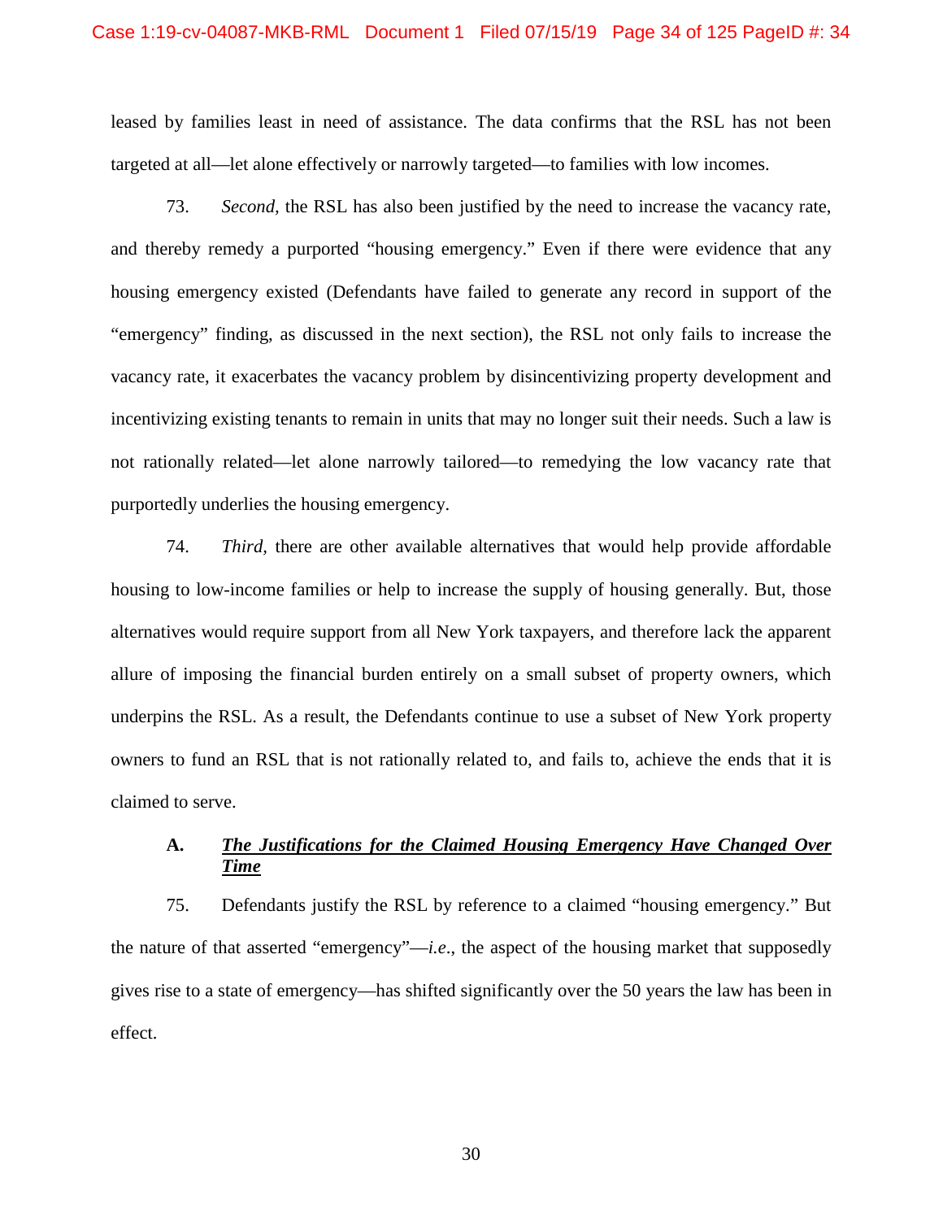leased by families least in need of assistance. The data confirms that the RSL has not been targeted at all—let alone effectively or narrowly targeted—to families with low incomes.

73. *Second*, the RSL has also been justified by the need to increase the vacancy rate, and thereby remedy a purported "housing emergency." Even if there were evidence that any housing emergency existed (Defendants have failed to generate any record in support of the "emergency" finding, as discussed in the next section), the RSL not only fails to increase the vacancy rate, it exacerbates the vacancy problem by disincentivizing property development and incentivizing existing tenants to remain in units that may no longer suit their needs. Such a law is not rationally related—let alone narrowly tailored—to remedying the low vacancy rate that purportedly underlies the housing emergency.

74. *Third*, there are other available alternatives that would help provide affordable housing to low-income families or help to increase the supply of housing generally. But, those alternatives would require support from all New York taxpayers, and therefore lack the apparent allure of imposing the financial burden entirely on a small subset of property owners, which underpins the RSL. As a result, the Defendants continue to use a subset of New York property owners to fund an RSL that is not rationally related to, and fails to, achieve the ends that it is claimed to serve.

### A. ***The Justifications for the Claimed Housing Emergency Have Changed Over Time***

75. Defendants justify the RSL by reference to a claimed "housing emergency." But the nature of that asserted "emergency"—*i.e.*, the aspect of the housing market that supposedly gives rise to a state of emergency—has shifted significantly over the 50 years the law has been in effect.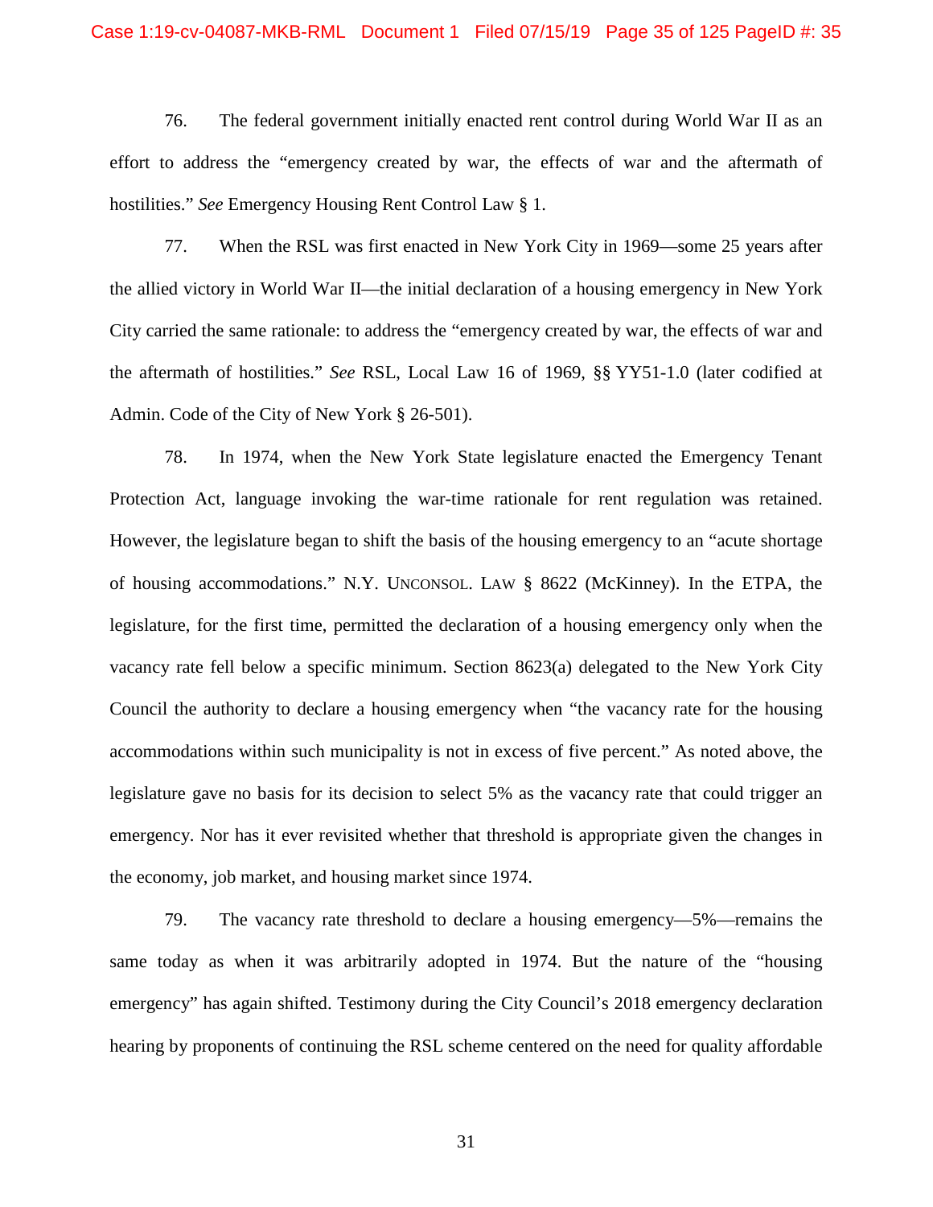76. The federal government initially enacted rent control during World War II as an effort to address the "emergency created by war, the effects of war and the aftermath of hostilities." *See* Emergency Housing Rent Control Law § 1.

77. When the RSL was first enacted in New York City in 1969—some 25 years after the allied victory in World War II—the initial declaration of a housing emergency in New York City carried the same rationale: to address the "emergency created by war, the effects of war and the aftermath of hostilities." *See* RSL, Local Law 16 of 1969, §§ YY51-1.0 (later codified at Admin. Code of the City of New York § 26-501).

78. In 1974, when the New York State legislature enacted the Emergency Tenant Protection Act, language invoking the war-time rationale for rent regulation was retained. However, the legislature began to shift the basis of the housing emergency to an "acute shortage of housing accommodations." N.Y. UNCONSOL. LAW § 8622 (McKinney). In the ETPA, the legislature, for the first time, permitted the declaration of a housing emergency only when the vacancy rate fell below a specific minimum. Section 8623(a) delegated to the New York City Council the authority to declare a housing emergency when "the vacancy rate for the housing accommodations within such municipality is not in excess of five percent." As noted above, the legislature gave no basis for its decision to select 5% as the vacancy rate that could trigger an emergency. Nor has it ever revisited whether that threshold is appropriate given the changes in the economy, job market, and housing market since 1974.

79. The vacancy rate threshold to declare a housing emergency—5%—remains the same today as when it was arbitrarily adopted in 1974. But the nature of the "housing emergency" has again shifted. Testimony during the City Council's 2018 emergency declaration hearing by proponents of continuing the RSL scheme centered on the need for quality affordable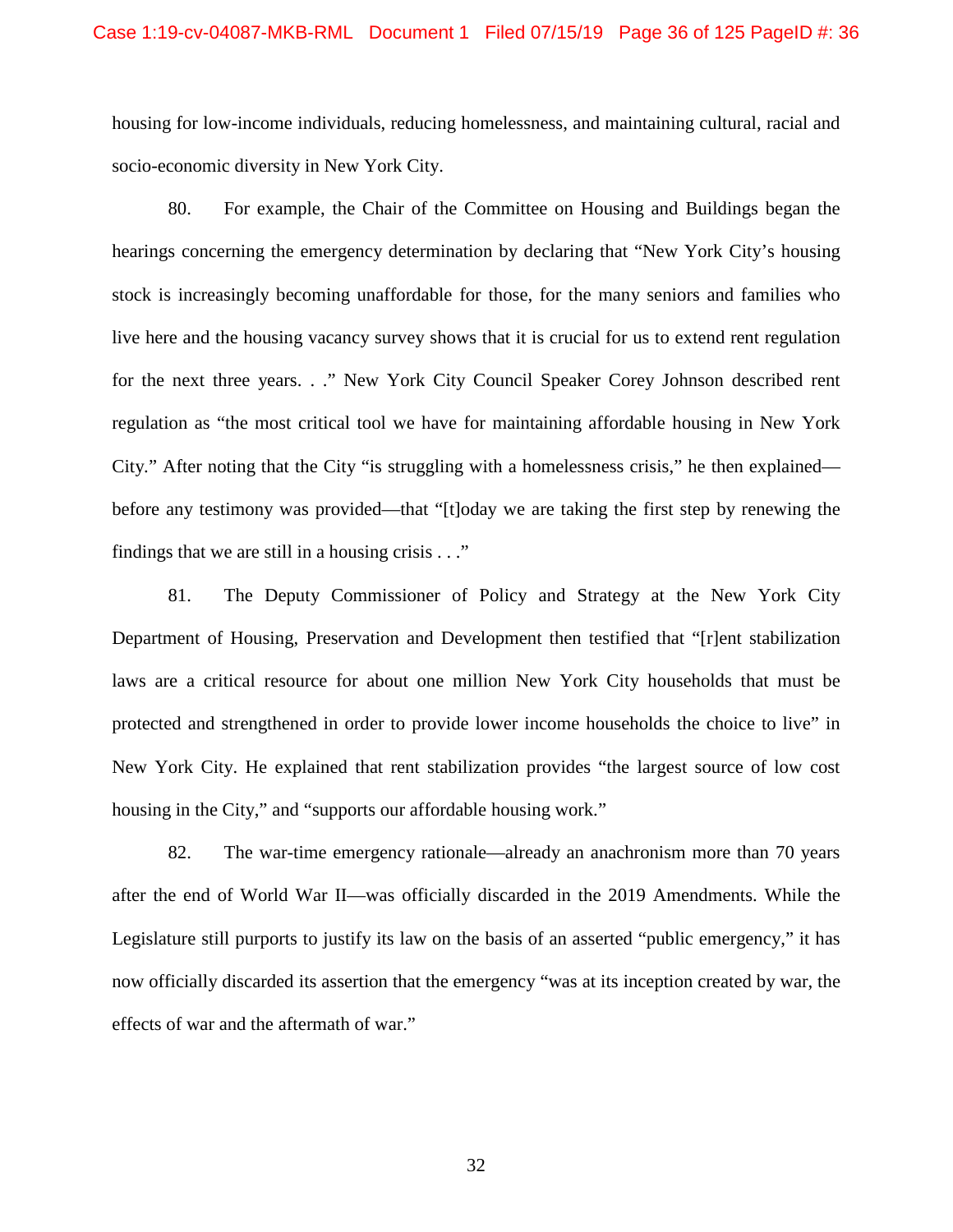housing for low-income individuals, reducing homelessness, and maintaining cultural, racial and socio-economic diversity in New York City.

80. For example, the Chair of the Committee on Housing and Buildings began the hearings concerning the emergency determination by declaring that "New York City's housing stock is increasingly becoming unaffordable for those, for the many seniors and families who live here and the housing vacancy survey shows that it is crucial for us to extend rent regulation for the next three years. . ." New York City Council Speaker Corey Johnson described rent regulation as "the most critical tool we have for maintaining affordable housing in New York City." After noting that the City "is struggling with a homelessness crisis," he then explained—before any testimony was provided—that "[t]oday we are taking the first step by renewing the findings that we are still in a housing crisis . . ."

81. The Deputy Commissioner of Policy and Strategy at the New York City Department of Housing, Preservation and Development then testified that "[r]ent stabilization laws are a critical resource for about one million New York City households that must be protected and strengthened in order to provide lower income households the choice to live" in New York City. He explained that rent stabilization provides "the largest source of low cost housing in the City," and "supports our affordable housing work."

82. The war-time emergency rationale—already an anachronism more than 70 years after the end of World War II—was officially discarded in the 2019 Amendments. While the Legislature still purports to justify its law on the basis of an asserted "public emergency," it has now officially discarded its assertion that the emergency "was at its inception created by war, the effects of war and the aftermath of war."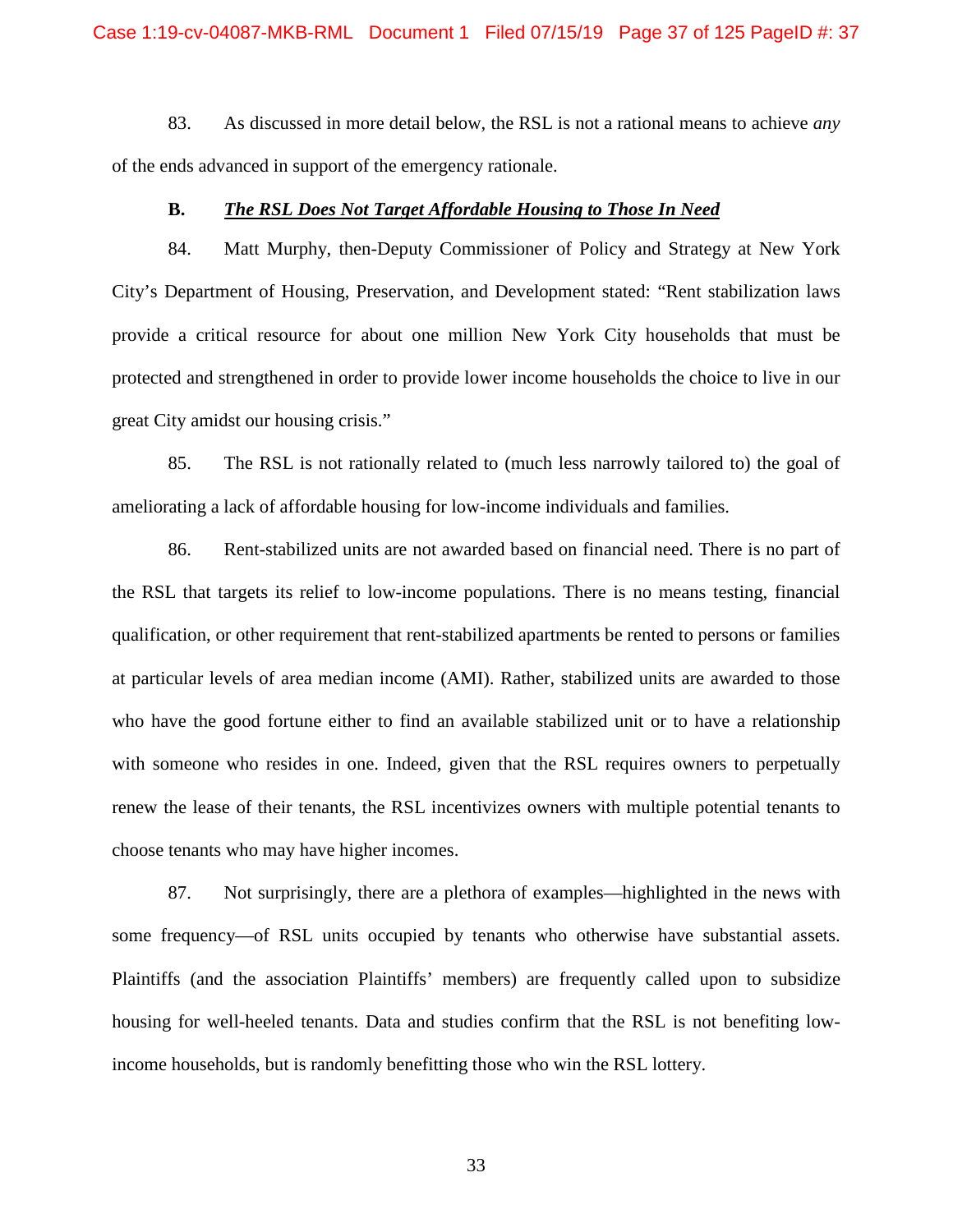83. As discussed in more detail below, the RSL is not a rational means to achieve *any* of the ends advanced in support of the emergency rationale.

**B. *The RSL Does Not Target Affordable Housing to Those In Need***

84. Matt Murphy, then-Deputy Commissioner of Policy and Strategy at New York City's Department of Housing, Preservation, and Development stated: "Rent stabilization laws provide a critical resource for about one million New York City households that must be protected and strengthened in order to provide lower income households the choice to live in our great City amidst our housing crisis."

85. The RSL is not rationally related to (much less narrowly tailored to) the goal of ameliorating a lack of affordable housing for low-income individuals and families.

86. Rent-stabilized units are not awarded based on financial need. There is no part of the RSL that targets its relief to low-income populations. There is no means testing, financial qualification, or other requirement that rent-stabilized apartments be rented to persons or families at particular levels of area median income (AMI). Rather, stabilized units are awarded to those who have the good fortune either to find an available stabilized unit or to have a relationship with someone who resides in one. Indeed, given that the RSL requires owners to perpetually renew the lease of their tenants, the RSL incentivizes owners with multiple potential tenants to choose tenants who may have higher incomes.

87. Not surprisingly, there are a plethora of examples—highlighted in the news with some frequency—of RSL units occupied by tenants who otherwise have substantial assets. Plaintiffs (and the association Plaintiffs' members) are frequently called upon to subsidize housing for well-heeled tenants. Data and studies confirm that the RSL is not benefiting low-income households, but is randomly benefitting those who win the RSL lottery.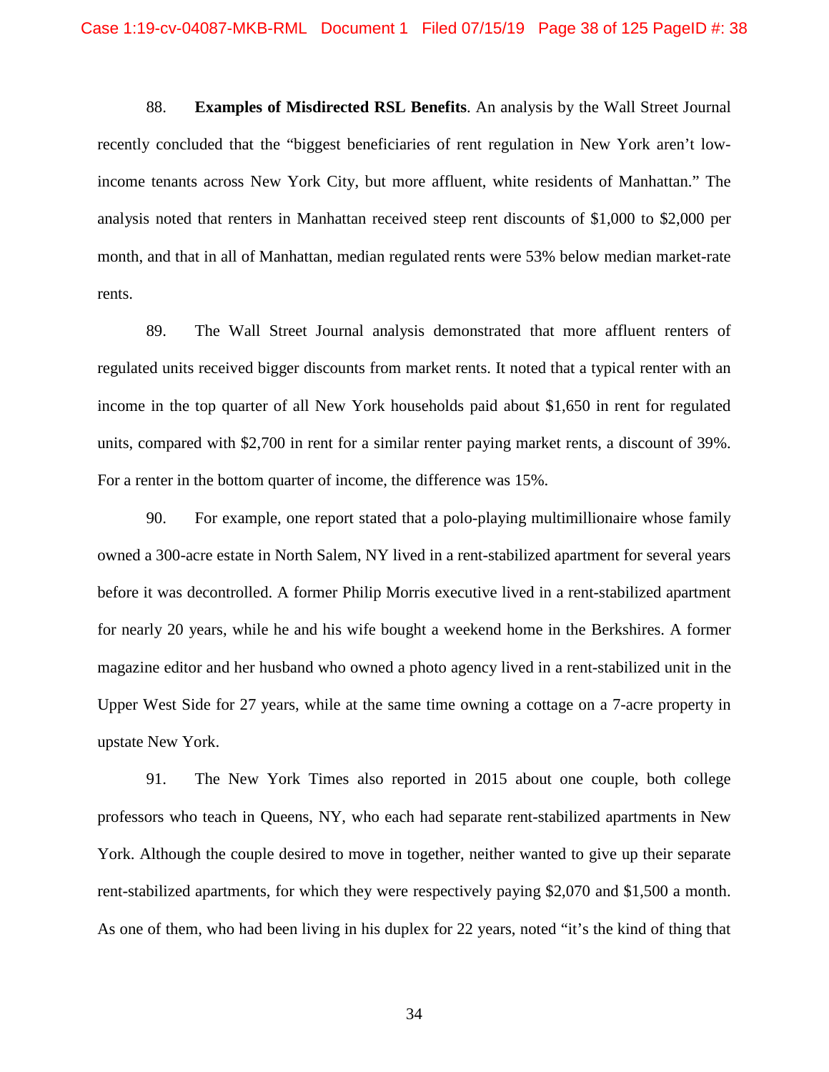88. **Examples of Misdirected RSL Benefits**. An analysis by the Wall Street Journal recently concluded that the "biggest beneficiaries of rent regulation in New York aren't low-income tenants across New York City, but more affluent, white residents of Manhattan." The analysis noted that renters in Manhattan received steep rent discounts of $1,000 to $2,000 per month, and that in all of Manhattan, median regulated rents were 53% below median market-rate rents.

89. The Wall Street Journal analysis demonstrated that more affluent renters of regulated units received bigger discounts from market rents. It noted that a typical renter with an income in the top quarter of all New York households paid about $1,650 in rent for regulated units, compared with $2,700 in rent for a similar renter paying market rents, a discount of 39%. For a renter in the bottom quarter of income, the difference was 15%.

90. For example, one report stated that a polo-playing multimillionaire whose family owned a 300-acre estate in North Salem, NY lived in a rent-stabilized apartment for several years before it was decontrolled. A former Philip Morris executive lived in a rent-stabilized apartment for nearly 20 years, while he and his wife bought a weekend home in the Berkshires. A former magazine editor and her husband who owned a photo agency lived in a rent-stabilized unit in the Upper West Side for 27 years, while at the same time owning a cottage on a 7-acre property in upstate New York.

91. The New York Times also reported in 2015 about one couple, both college professors who teach in Queens, NY, who each had separate rent-stabilized apartments in New York. Although the couple desired to move in together, neither wanted to give up their separate rent-stabilized apartments, for which they were respectively paying $2,070 and $1,500 a month. As one of them, who had been living in his duplex for 22 years, noted "it's the kind of thing that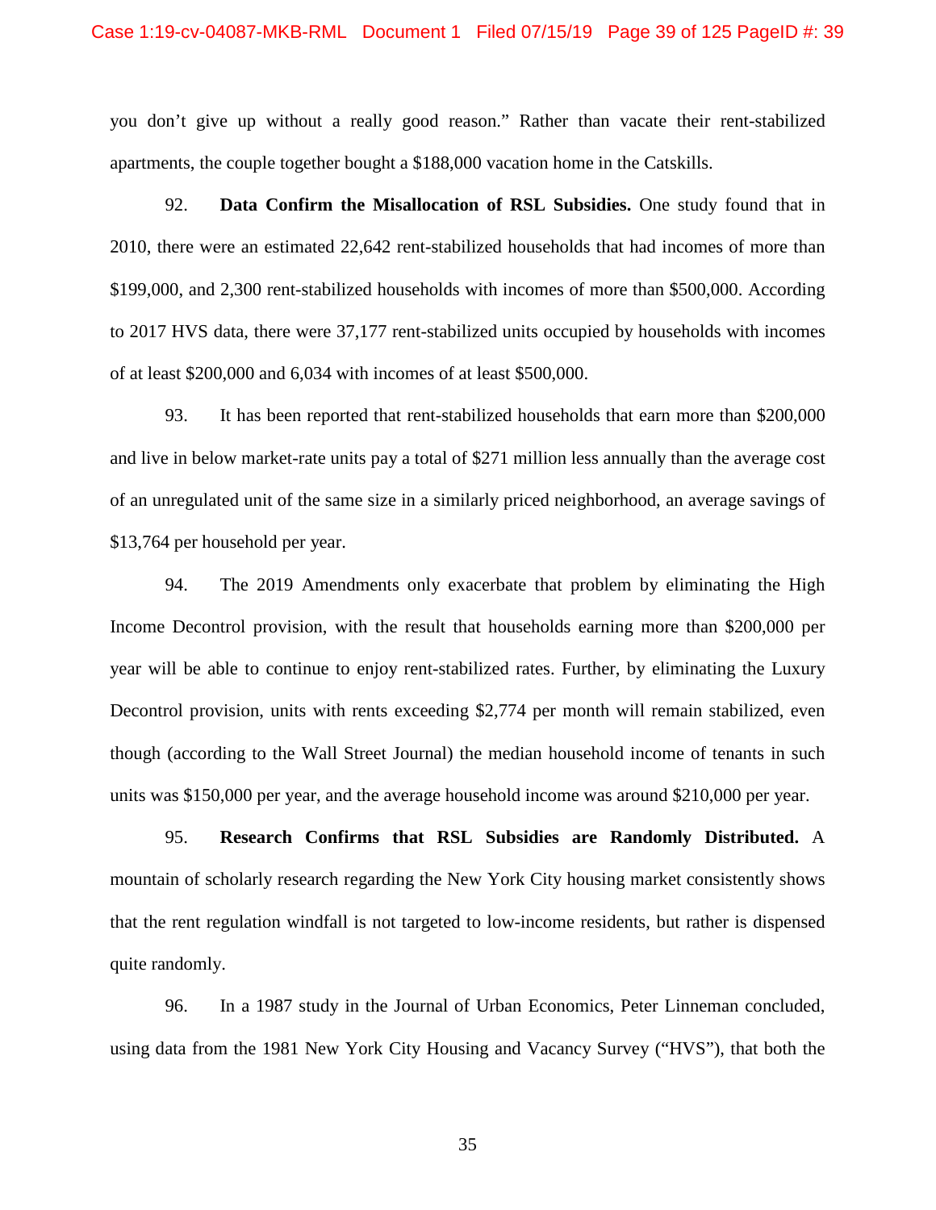you don't give up without a really good reason." Rather than vacate their rent-stabilized apartments, the couple together bought a $188,000 vacation home in the Catskills.

92. **Data Confirm the Misallocation of RSL Subsidies.** One study found that in 2010, there were an estimated 22,642 rent-stabilized households that had incomes of more than $199,000, and 2,300 rent-stabilized households with incomes of more than $500,000. According to 2017 HVS data, there were 37,177 rent-stabilized units occupied by households with incomes of at least $200,000 and 6,034 with incomes of at least $500,000.

93. It has been reported that rent-stabilized households that earn more than $200,000 and live in below market-rate units pay a total of $271 million less annually than the average cost of an unregulated unit of the same size in a similarly priced neighborhood, an average savings of $13,764 per household per year.

94. The 2019 Amendments only exacerbate that problem by eliminating the High Income Decontrol provision, with the result that households earning more than $200,000 per year will be able to continue to enjoy rent-stabilized rates. Further, by eliminating the Luxury Decontrol provision, units with rents exceeding $2,774 per month will remain stabilized, even though (according to the Wall Street Journal) the median household income of tenants in such units was $150,000 per year, and the average household income was around $210,000 per year.

95. **Research Confirms that RSL Subsidies are Randomly Distributed.** A mountain of scholarly research regarding the New York City housing market consistently shows that the rent regulation windfall is not targeted to low-income residents, but rather is dispensed quite randomly.

96. In a 1987 study in the Journal of Urban Economics, Peter Linneman concluded, using data from the 1981 New York City Housing and Vacancy Survey ("HVS"), that both the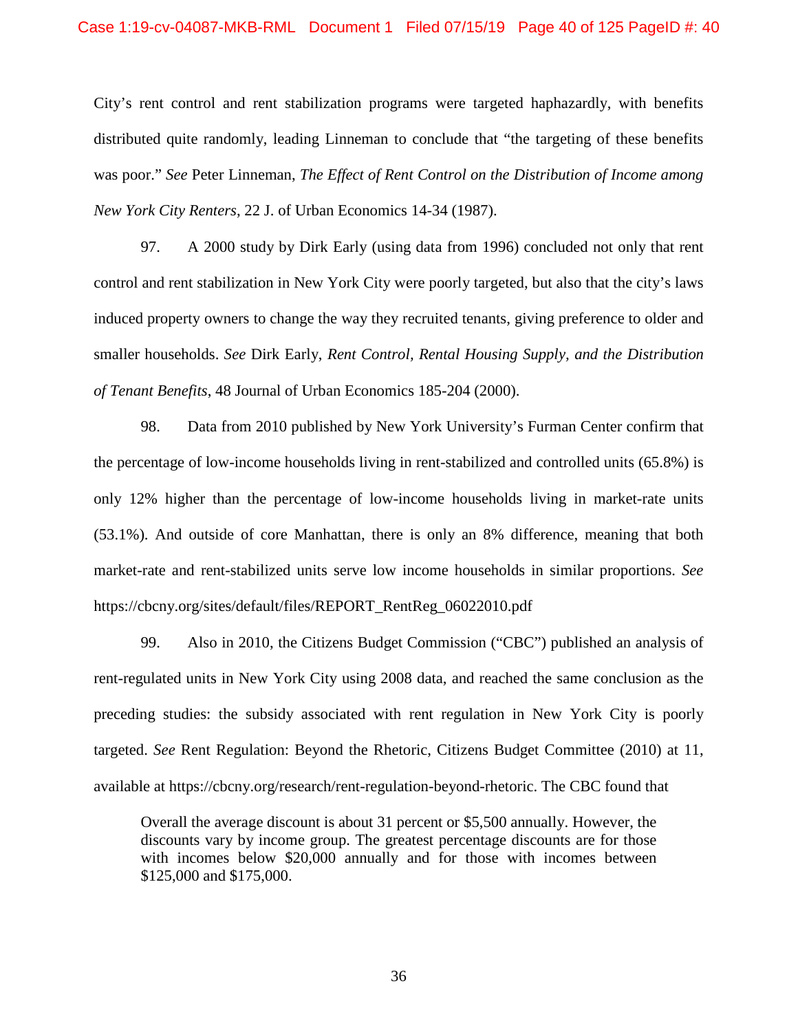City's rent control and rent stabilization programs were targeted haphazardly, with benefits distributed quite randomly, leading Linneman to conclude that "the targeting of these benefits was poor." *See* Peter Linneman, *The Effect of Rent Control on the Distribution of Income among New York City Renters*, 22 J. of Urban Economics 14-34 (1987).

97. A 2000 study by Dirk Early (using data from 1996) concluded not only that rent control and rent stabilization in New York City were poorly targeted, but also that the city's laws induced property owners to change the way they recruited tenants, giving preference to older and smaller households. *See* Dirk Early, *Rent Control, Rental Housing Supply, and the Distribution of Tenant Benefits*, 48 Journal of Urban Economics 185-204 (2000).

98. Data from 2010 published by New York University's Furman Center confirm that the percentage of low-income households living in rent-stabilized and controlled units (65.8%) is only 12% higher than the percentage of low-income households living in market-rate units (53.1%). And outside of core Manhattan, there is only an 8% difference, meaning that both market-rate and rent-stabilized units serve low income households in similar proportions. *See* https://cbcny.org/sites/default/files/REPORT_RentReg_06022010.pdf

99. Also in 2010, the Citizens Budget Commission ("CBC") published an analysis of rent-regulated units in New York City using 2008 data, and reached the same conclusion as the preceding studies: the subsidy associated with rent regulation in New York City is poorly targeted. *See* Rent Regulation: Beyond the Rhetoric, Citizens Budget Committee (2010) at 11, available at https://cbcny.org/research/rent-regulation-beyond-rhetoric. The CBC found that

> Overall the average discount is about 31 percent or $5,500 annually. However, the discounts vary by income group. The greatest percentage discounts are for those with incomes below $20,000 annually and for those with incomes between $125,000 and $175,000.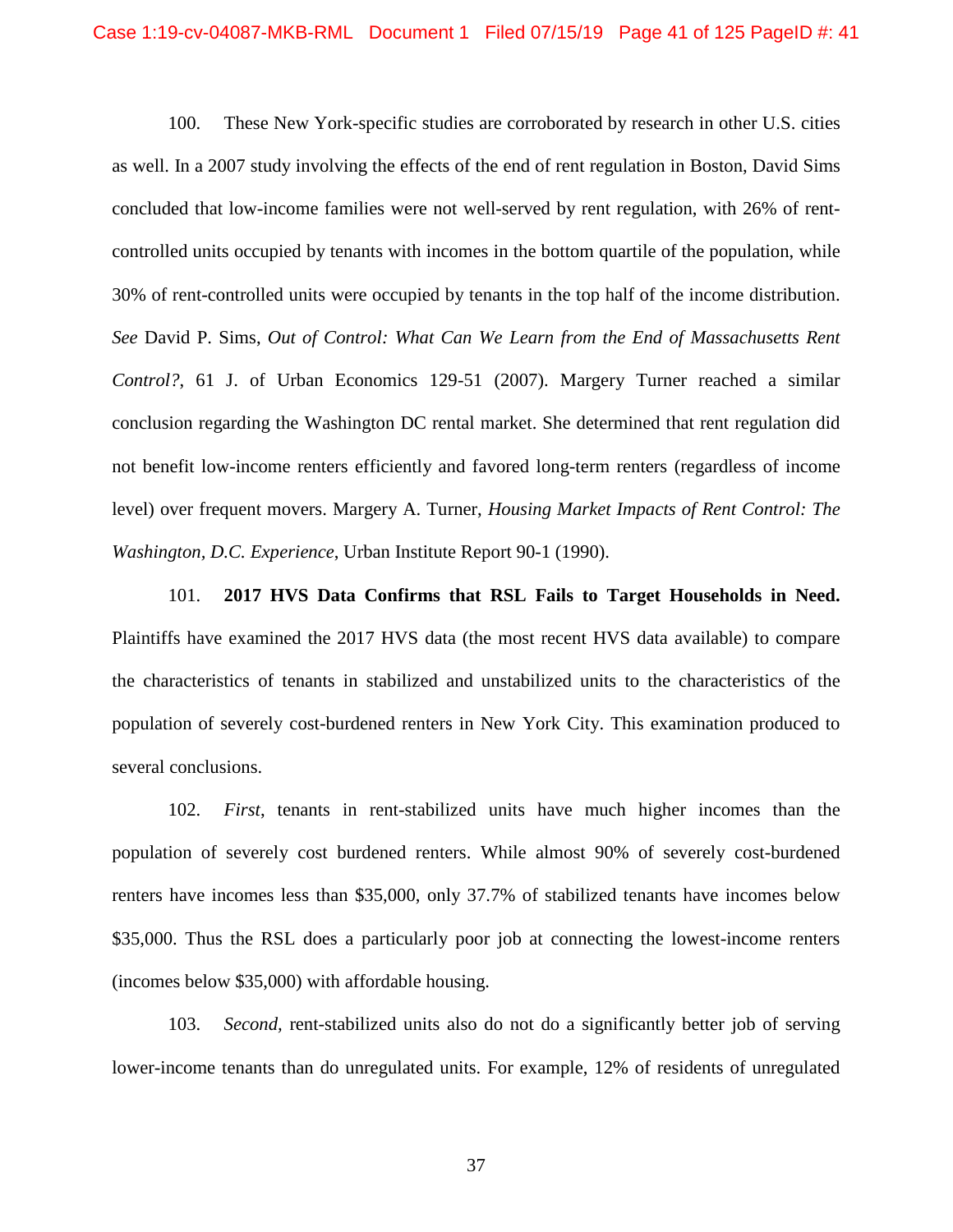100. These New York-specific studies are corroborated by research in other U.S. cities as well. In a 2007 study involving the effects of the end of rent regulation in Boston, David Sims concluded that low-income families were not well-served by rent regulation, with 26% of rent-controlled units occupied by tenants with incomes in the bottom quartile of the population, while 30% of rent-controlled units were occupied by tenants in the top half of the income distribution. *See* David P. Sims, *Out of Control: What Can We Learn from the End of Massachusetts Rent Control?*, 61 J. of Urban Economics 129-51 (2007). Margery Turner reached a similar conclusion regarding the Washington DC rental market. She determined that rent regulation did not benefit low-income renters efficiently and favored long-term renters (regardless of income level) over frequent movers. Margery A. Turner, *Housing Market Impacts of Rent Control: The Washington, D.C. Experience*, Urban Institute Report 90-1 (1990).

101. **2017 HVS Data Confirms that RSL Fails to Target Households in Need.** Plaintiffs have examined the 2017 HVS data (the most recent HVS data available) to compare the characteristics of tenants in stabilized and unstabilized units to the characteristics of the population of severely cost-burdened renters in New York City. This examination produced to several conclusions.

102. *First*, tenants in rent-stabilized units have much higher incomes than the population of severely cost burdened renters. While almost 90% of severely cost-burdened renters have incomes less than $35,000, only 37.7% of stabilized tenants have incomes below $35,000. Thus the RSL does a particularly poor job at connecting the lowest-income renters (incomes below $35,000) with affordable housing.

103. *Second*, rent-stabilized units also do not do a significantly better job of serving lower-income tenants than do unregulated units. For example, 12% of residents of unregulated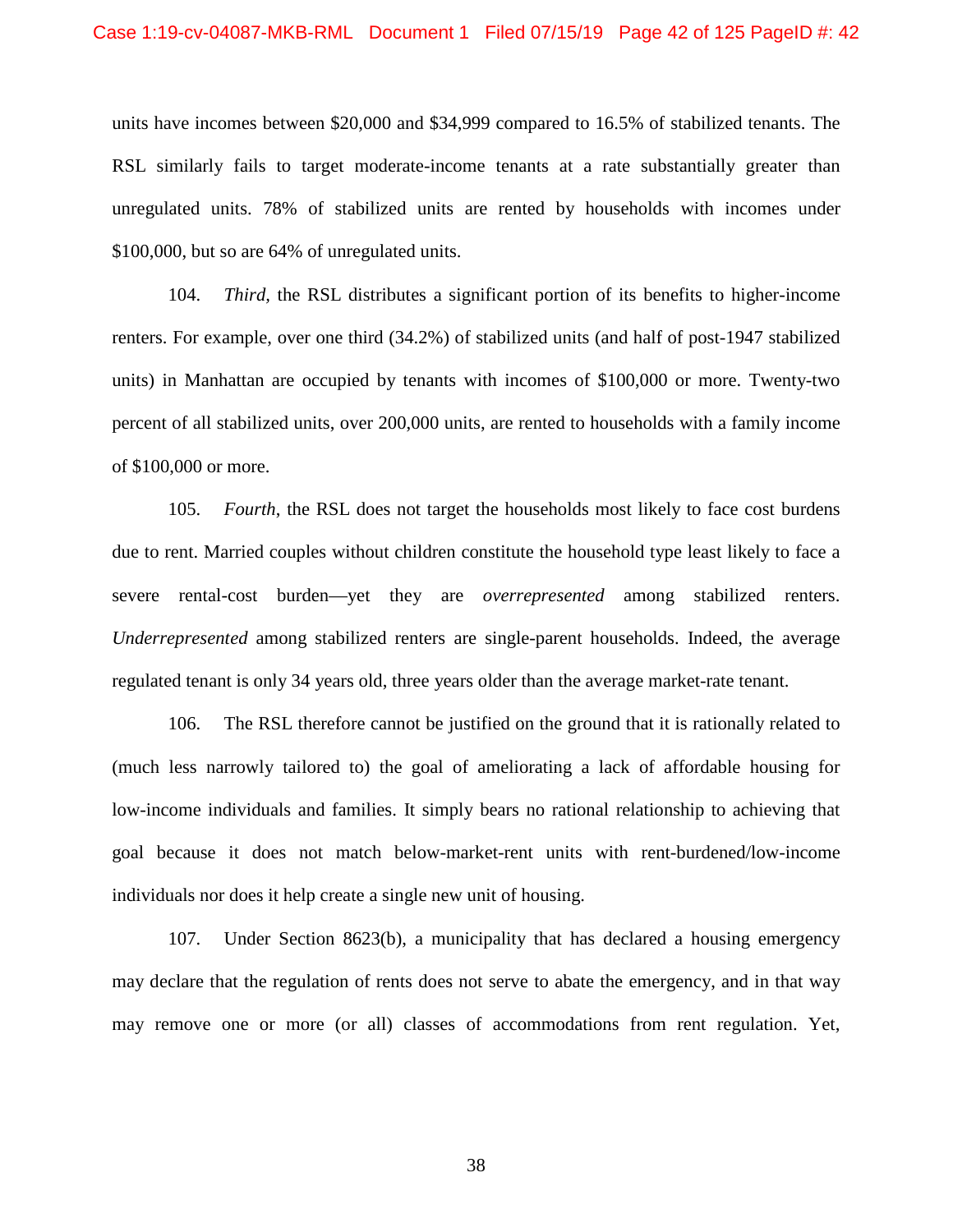units have incomes between $20,000 and $34,999 compared to 16.5% of stabilized tenants. The RSL similarly fails to target moderate-income tenants at a rate substantially greater than unregulated units. 78% of stabilized units are rented by households with incomes under $100,000, but so are 64% of unregulated units.

104. *Third*, the RSL distributes a significant portion of its benefits to higher-income renters. For example, over one third (34.2%) of stabilized units (and half of post-1947 stabilized units) in Manhattan are occupied by tenants with incomes of $100,000 or more. Twenty-two percent of all stabilized units, over 200,000 units, are rented to households with a family income of $100,000 or more.

105. *Fourth*, the RSL does not target the households most likely to face cost burdens due to rent. Married couples without children constitute the household type least likely to face a severe rental-cost burden—yet they are *overrepresented* among stabilized renters. *Underrepresented* among stabilized renters are single-parent households. Indeed, the average regulated tenant is only 34 years old, three years older than the average market-rate tenant.

106. The RSL therefore cannot be justified on the ground that it is rationally related to (much less narrowly tailored to) the goal of ameliorating a lack of affordable housing for low-income individuals and families. It simply bears no rational relationship to achieving that goal because it does not match below-market-rent units with rent-burdened/low-income individuals nor does it help create a single new unit of housing.

107. Under Section 8623(b), a municipality that has declared a housing emergency may declare that the regulation of rents does not serve to abate the emergency, and in that way may remove one or more (or all) classes of accommodations from rent regulation. Yet,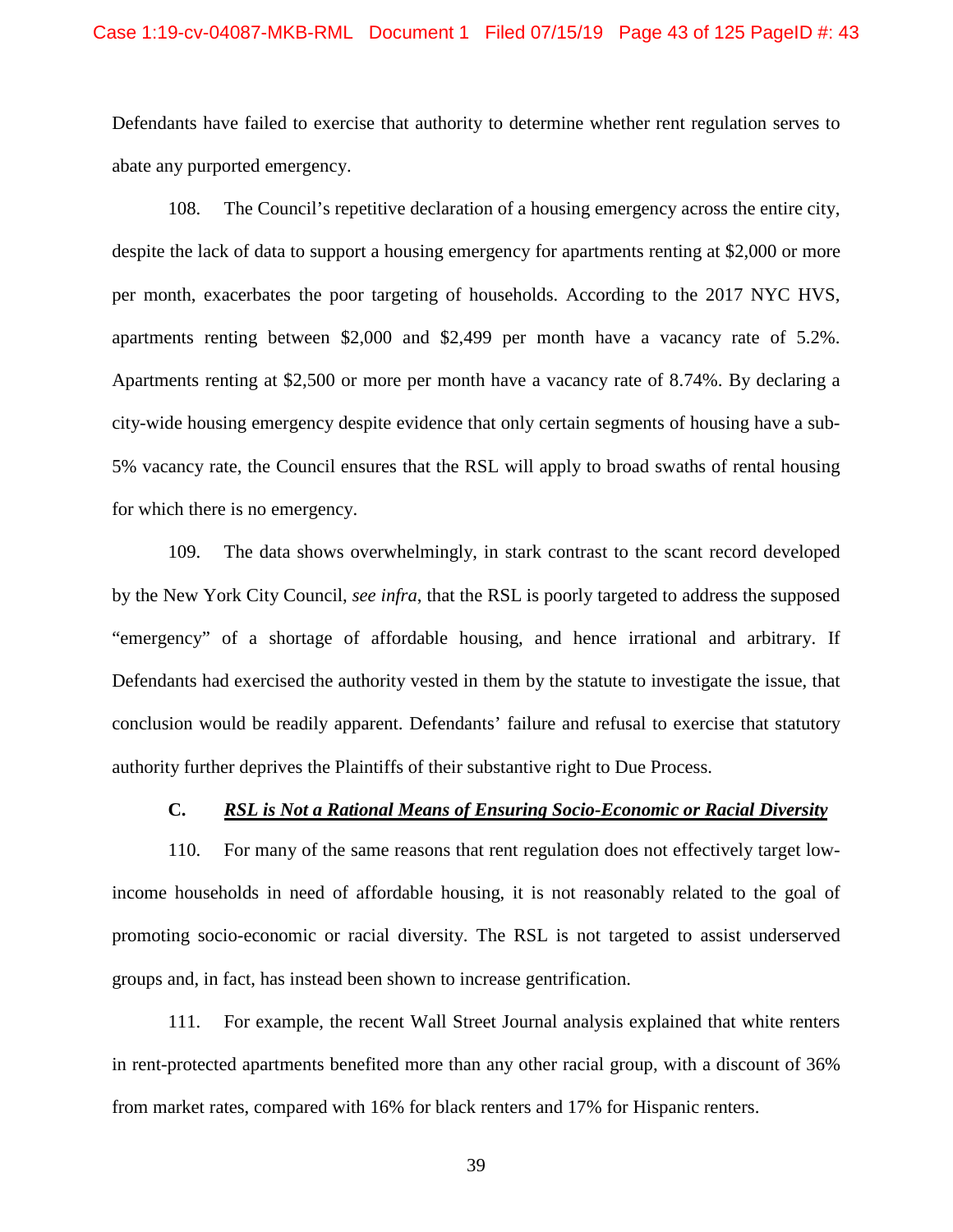Defendants have failed to exercise that authority to determine whether rent regulation serves to abate any purported emergency.

108. The Council's repetitive declaration of a housing emergency across the entire city, despite the lack of data to support a housing emergency for apartments renting at $2,000 or more per month, exacerbates the poor targeting of households. According to the 2017 NYC HVS, apartments renting between $2,000 and $2,499 per month have a vacancy rate of 5.2%. Apartments renting at $2,500 or more per month have a vacancy rate of 8.74%. By declaring a city-wide housing emergency despite evidence that only certain segments of housing have a sub-5% vacancy rate, the Council ensures that the RSL will apply to broad swaths of rental housing for which there is no emergency.

109. The data shows overwhelmingly, in stark contrast to the scant record developed by the New York City Council, *see infra*, that the RSL is poorly targeted to address the supposed "emergency" of a shortage of affordable housing, and hence irrational and arbitrary. If Defendants had exercised the authority vested in them by the statute to investigate the issue, that conclusion would be readily apparent. Defendants' failure and refusal to exercise that statutory authority further deprives the Plaintiffs of their substantive right to Due Process.

### C. ***RSL is Not a Rational Means of Ensuring Socio-Economic or Racial Diversity***

110. For many of the same reasons that rent regulation does not effectively target low-income households in need of affordable housing, it is not reasonably related to the goal of promoting socio-economic or racial diversity. The RSL is not targeted to assist underserved groups and, in fact, has instead been shown to increase gentrification.

111. For example, the recent Wall Street Journal analysis explained that white renters in rent-protected apartments benefited more than any other racial group, with a discount of 36% from market rates, compared with 16% for black renters and 17% for Hispanic renters.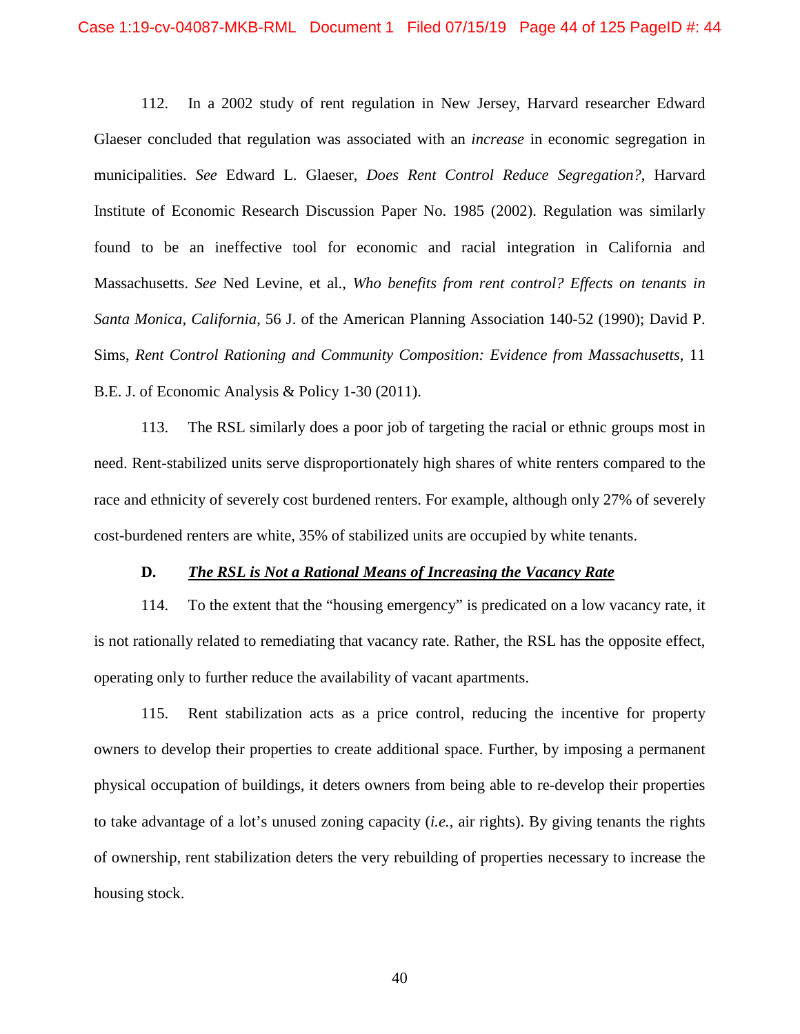112. In a 2002 study of rent regulation in New Jersey, Harvard researcher Edward Glaeser concluded that regulation was associated with an *increase* in economic segregation in municipalities. *See* Edward L. Glaeser, *Does Rent Control Reduce Segregation?*, Harvard Institute of Economic Research Discussion Paper No. 1985 (2002). Regulation was similarly found to be an ineffective tool for economic and racial integration in California and Massachusetts. *See* Ned Levine, et al., *Who benefits from rent control? Effects on tenants in Santa Monica, California*, 56 J. of the American Planning Association 140-52 (1990); David P. Sims, *Rent Control Rationing and Community Composition: Evidence from Massachusetts*, 11 B.E. J. of Economic Analysis & Policy 1-30 (2011).

113. The RSL similarly does a poor job of targeting the racial or ethnic groups most in need. Rent-stabilized units serve disproportionately high shares of white renters compared to the race and ethnicity of severely cost burdened renters. For example, although only 27% of severely cost-burdened renters are white, 35% of stabilized units are occupied by white tenants.

**D. *The RSL is Not a Rational Means of Increasing the Vacancy Rate***

114. To the extent that the "housing emergency" is predicated on a low vacancy rate, it is not rationally related to remediating that vacancy rate. Rather, the RSL has the opposite effect, operating only to further reduce the availability of vacant apartments.

115. Rent stabilization acts as a price control, reducing the incentive for property owners to develop their properties to create additional space. Further, by imposing a permanent physical occupation of buildings, it deters owners from being able to re-develop their properties to take advantage of a lot's unused zoning capacity (*i.e.*, air rights). By giving tenants the rights of ownership, rent stabilization deters the very rebuilding of properties necessary to increase the housing stock.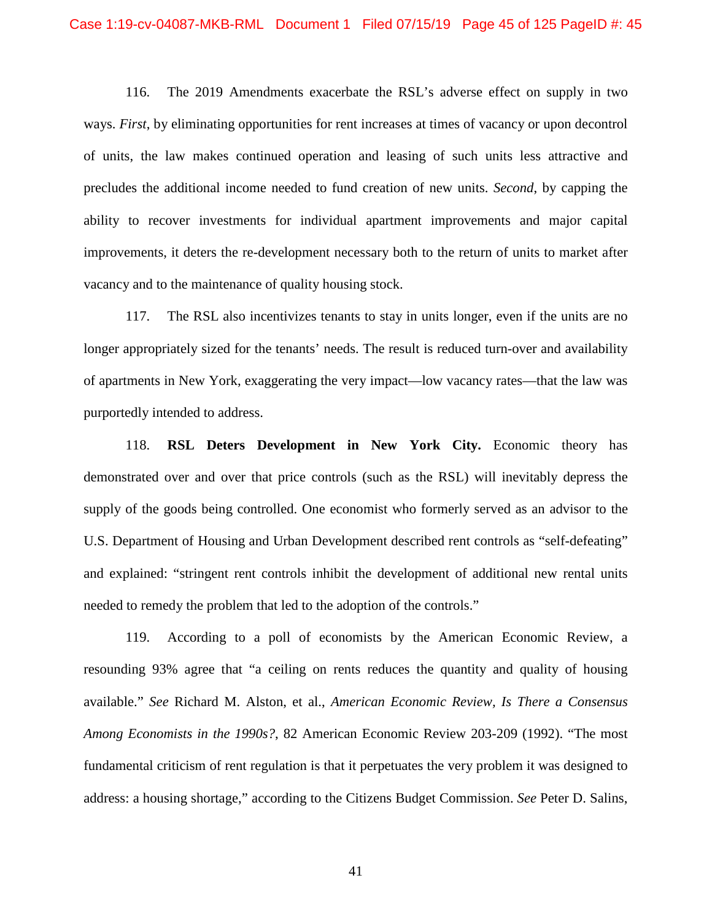116. The 2019 Amendments exacerbate the RSL's adverse effect on supply in two ways. *First*, by eliminating opportunities for rent increases at times of vacancy or upon decontrol of units, the law makes continued operation and leasing of such units less attractive and precludes the additional income needed to fund creation of new units. *Second*, by capping the ability to recover investments for individual apartment improvements and major capital improvements, it deters the re-development necessary both to the return of units to market after vacancy and to the maintenance of quality housing stock.

117. The RSL also incentivizes tenants to stay in units longer, even if the units are no longer appropriately sized for the tenants' needs. The result is reduced turn-over and availability of apartments in New York, exaggerating the very impact—low vacancy rates—that the law was purportedly intended to address.

118. **RSL Deters Development in New York City.** Economic theory has demonstrated over and over that price controls (such as the RSL) will inevitably depress the supply of the goods being controlled. One economist who formerly served as an advisor to the U.S. Department of Housing and Urban Development described rent controls as "self-defeating" and explained: "stringent rent controls inhibit the development of additional new rental units needed to remedy the problem that led to the adoption of the controls."

119. According to a poll of economists by the American Economic Review, a resounding 93% agree that "a ceiling on rents reduces the quantity and quality of housing available." *See* Richard M. Alston, et al., *American Economic Review, Is There a Consensus Among Economists in the 1990s?*, 82 American Economic Review 203-209 (1992). "The most fundamental criticism of rent regulation is that it perpetuates the very problem it was designed to address: a housing shortage," according to the Citizens Budget Commission. *See* Peter D. Salins,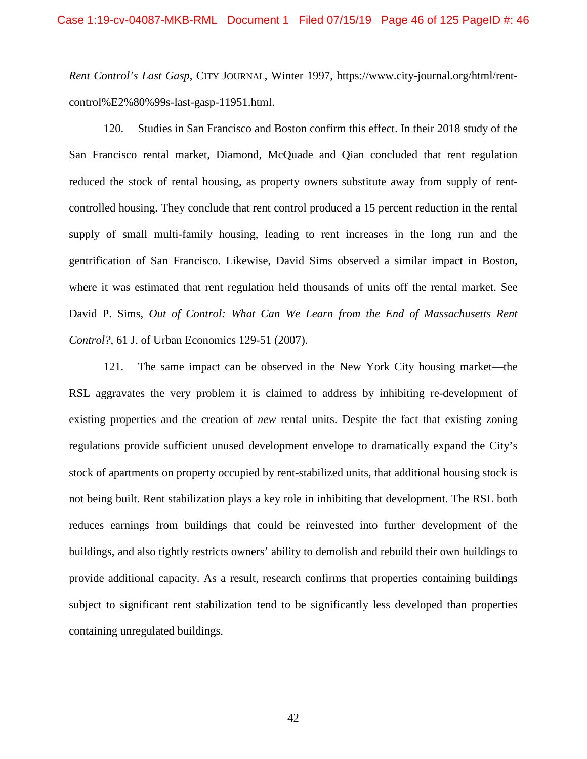*Rent Control's Last Gasp*, CITY JOURNAL, Winter 1997, https://www.city-journal.org/html/rent-control%E2%80%99s-last-gasp-11951.html.

120. Studies in San Francisco and Boston confirm this effect. In their 2018 study of the San Francisco rental market, Diamond, McQuade and Qian concluded that rent regulation reduced the stock of rental housing, as property owners substitute away from supply of rent-controlled housing. They conclude that rent control produced a 15 percent reduction in the rental supply of small multi-family housing, leading to rent increases in the long run and the gentrification of San Francisco. Likewise, David Sims observed a similar impact in Boston, where it was estimated that rent regulation held thousands of units off the rental market. See David P. Sims, *Out of Control: What Can We Learn from the End of Massachusetts Rent Control?*, 61 J. of Urban Economics 129-51 (2007).

121. The same impact can be observed in the New York City housing market—the RSL aggravates the very problem it is claimed to address by inhibiting re-development of existing properties and the creation of *new* rental units. Despite the fact that existing zoning regulations provide sufficient unused development envelope to dramatically expand the City's stock of apartments on property occupied by rent-stabilized units, that additional housing stock is not being built. Rent stabilization plays a key role in inhibiting that development. The RSL both reduces earnings from buildings that could be reinvested into further development of the buildings, and also tightly restricts owners' ability to demolish and rebuild their own buildings to provide additional capacity. As a result, research confirms that properties containing buildings subject to significant rent stabilization tend to be significantly less developed than properties containing unregulated buildings.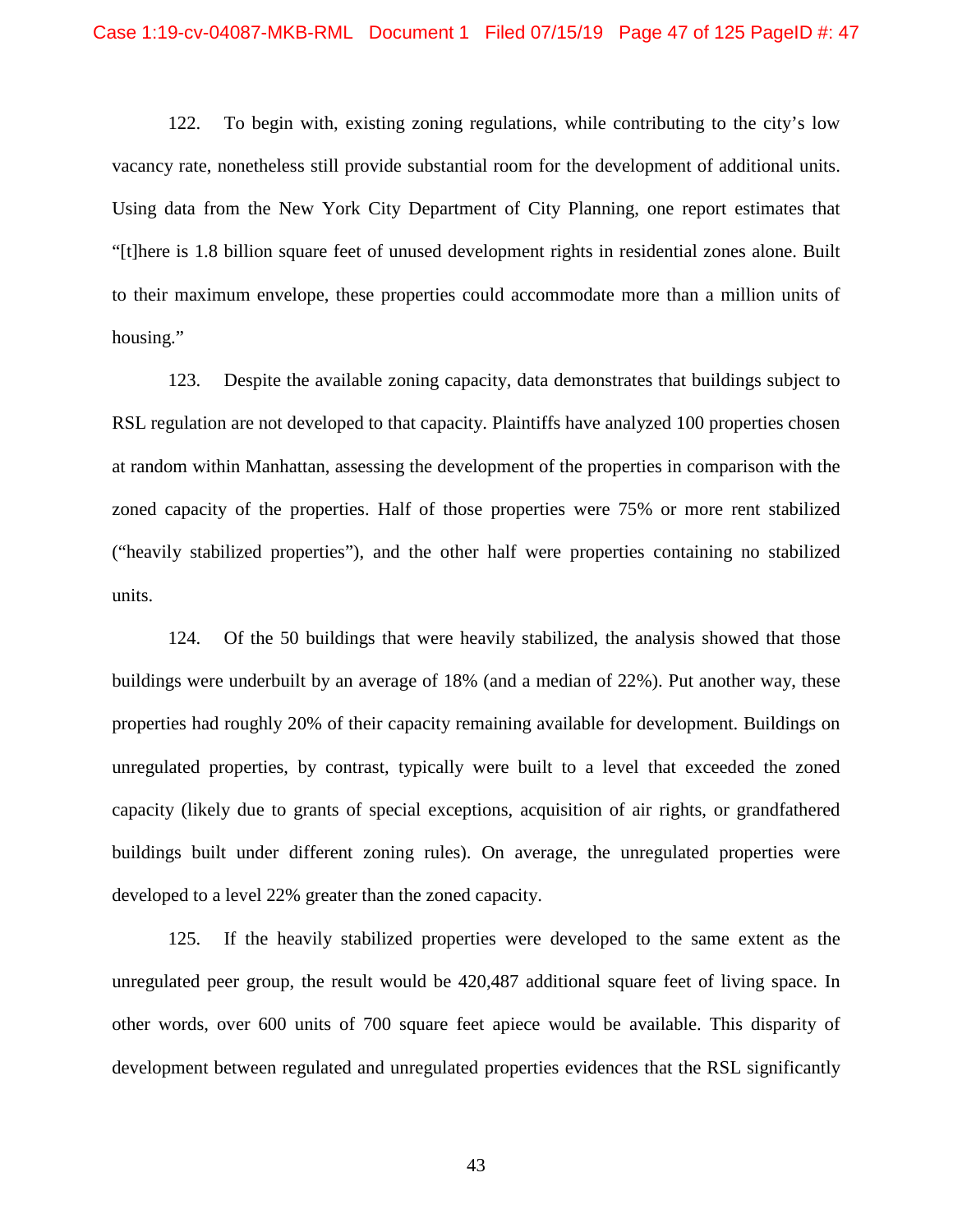122. To begin with, existing zoning regulations, while contributing to the city's low vacancy rate, nonetheless still provide substantial room for the development of additional units. Using data from the New York City Department of City Planning, one report estimates that "[t]here is 1.8 billion square feet of unused development rights in residential zones alone. Built to their maximum envelope, these properties could accommodate more than a million units of housing."

123. Despite the available zoning capacity, data demonstrates that buildings subject to RSL regulation are not developed to that capacity. Plaintiffs have analyzed 100 properties chosen at random within Manhattan, assessing the development of the properties in comparison with the zoned capacity of the properties. Half of those properties were 75% or more rent stabilized ("heavily stabilized properties"), and the other half were properties containing no stabilized units.

124. Of the 50 buildings that were heavily stabilized, the analysis showed that those buildings were underbuilt by an average of 18% (and a median of 22%). Put another way, these properties had roughly 20% of their capacity remaining available for development. Buildings on unregulated properties, by contrast, typically were built to a level that exceeded the zoned capacity (likely due to grants of special exceptions, acquisition of air rights, or grandfathered buildings built under different zoning rules). On average, the unregulated properties were developed to a level 22% greater than the zoned capacity.

125. If the heavily stabilized properties were developed to the same extent as the unregulated peer group, the result would be 420,487 additional square feet of living space. In other words, over 600 units of 700 square feet apiece would be available. This disparity of development between regulated and unregulated properties evidences that the RSL significantly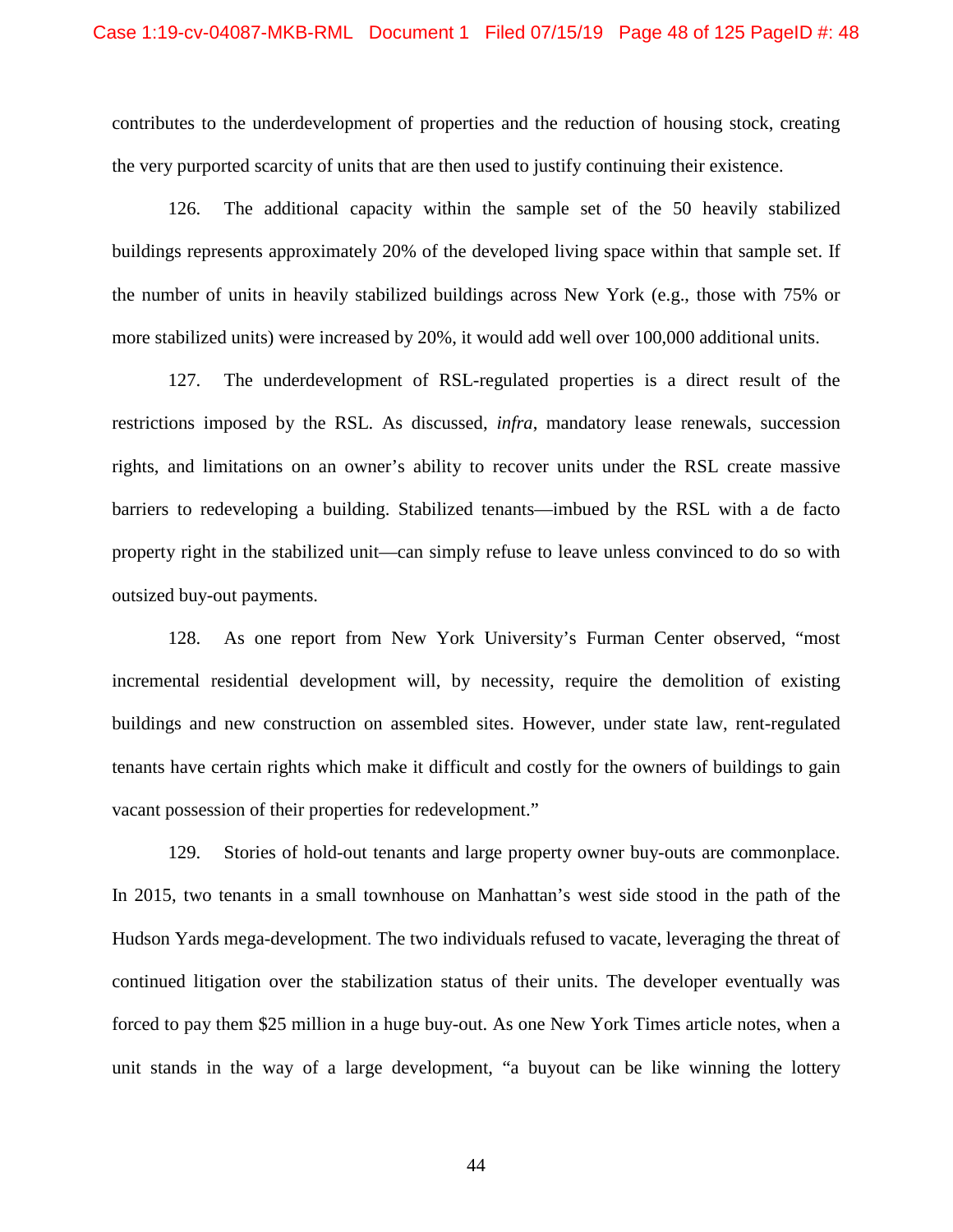contributes to the underdevelopment of properties and the reduction of housing stock, creating the very purported scarcity of units that are then used to justify continuing their existence.

126. The additional capacity within the sample set of the 50 heavily stabilized buildings represents approximately 20% of the developed living space within that sample set. If the number of units in heavily stabilized buildings across New York (e.g., those with 75% or more stabilized units) were increased by 20%, it would add well over 100,000 additional units.

127. The underdevelopment of RSL-regulated properties is a direct result of the restrictions imposed by the RSL. As discussed, *infra*, mandatory lease renewals, succession rights, and limitations on an owner's ability to recover units under the RSL create massive barriers to redeveloping a building. Stabilized tenants—imbued by the RSL with a de facto property right in the stabilized unit—can simply refuse to leave unless convinced to do so with outsized buy-out payments.

128. As one report from New York University's Furman Center observed, "most incremental residential development will, by necessity, require the demolition of existing buildings and new construction on assembled sites. However, under state law, rent-regulated tenants have certain rights which make it difficult and costly for the owners of buildings to gain vacant possession of their properties for redevelopment."

129. Stories of hold-out tenants and large property owner buy-outs are commonplace. In 2015, two tenants in a small townhouse on Manhattan's west side stood in the path of the Hudson Yards mega-development. The two individuals refused to vacate, leveraging the threat of continued litigation over the stabilization status of their units. The developer eventually was forced to pay them $25 million in a huge buy-out. As one New York Times article notes, when a unit stands in the way of a large development, "a buyout can be like winning the lottery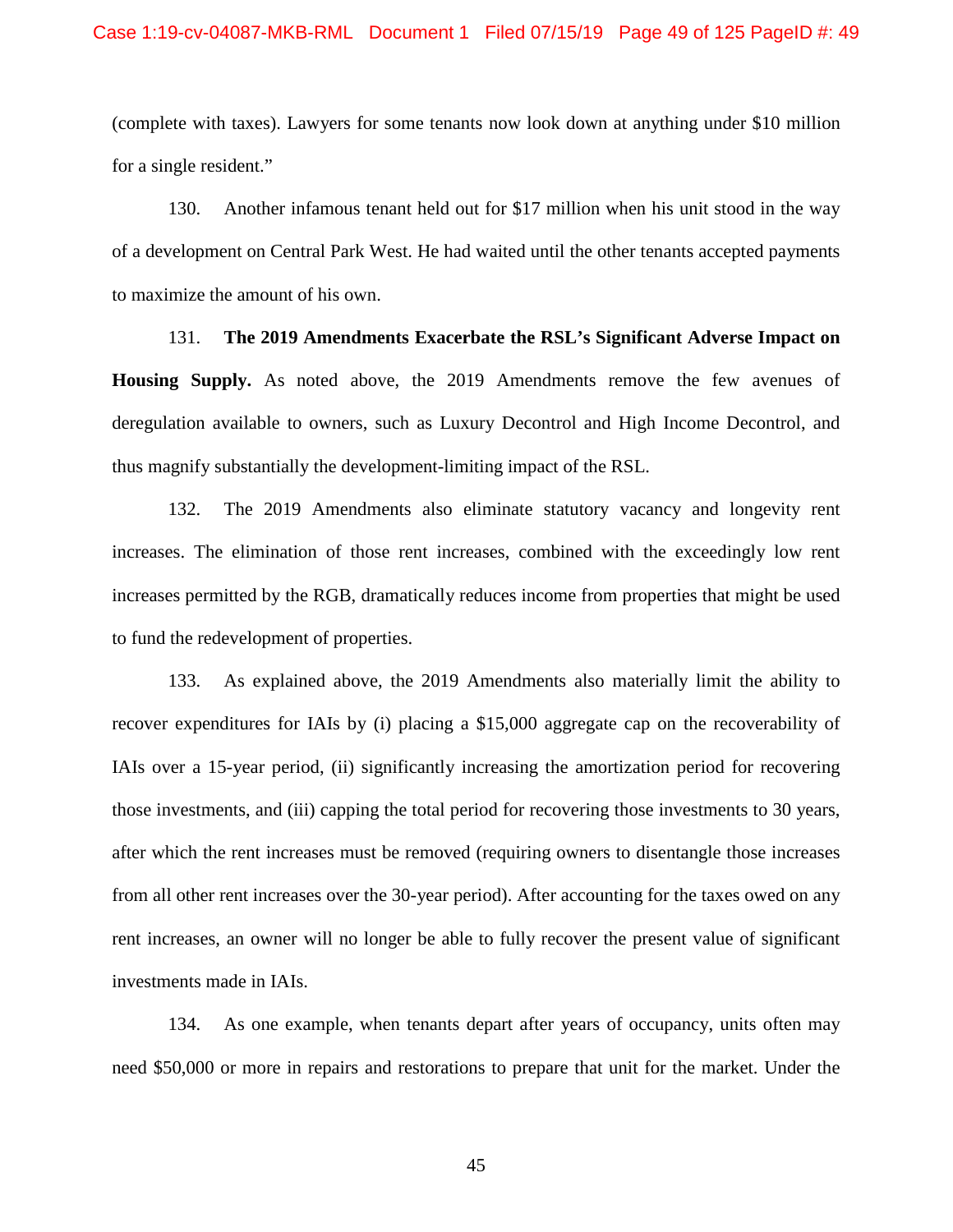(complete with taxes). Lawyers for some tenants now look down at anything under $10 million for a single resident."

130. Another infamous tenant held out for $17 million when his unit stood in the way of a development on Central Park West. He had waited until the other tenants accepted payments to maximize the amount of his own.

131. **The 2019 Amendments Exacerbate the RSL's Significant Adverse Impact on Housing Supply.** As noted above, the 2019 Amendments remove the few avenues of deregulation available to owners, such as Luxury Decontrol and High Income Decontrol, and thus magnify substantially the development-limiting impact of the RSL.

132. The 2019 Amendments also eliminate statutory vacancy and longevity rent increases. The elimination of those rent increases, combined with the exceedingly low rent increases permitted by the RGB, dramatically reduces income from properties that might be used to fund the redevelopment of properties.

133. As explained above, the 2019 Amendments also materially limit the ability to recover expenditures for IAIs by (i) placing a $15,000 aggregate cap on the recoverability of IAIs over a 15-year period, (ii) significantly increasing the amortization period for recovering those investments, and (iii) capping the total period for recovering those investments to 30 years, after which the rent increases must be removed (requiring owners to disentangle those increases from all other rent increases over the 30-year period). After accounting for the taxes owed on any rent increases, an owner will no longer be able to fully recover the present value of significant investments made in IAIs.

134. As one example, when tenants depart after years of occupancy, units often may need $50,000 or more in repairs and restorations to prepare that unit for the market. Under the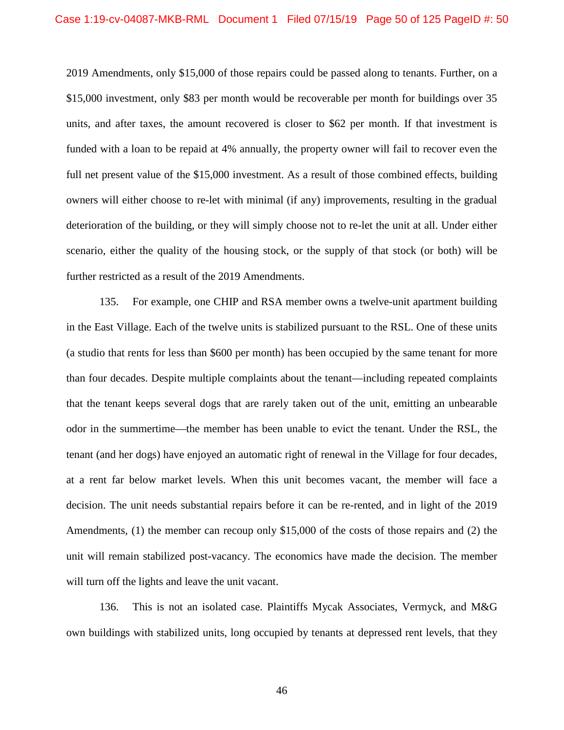2019 Amendments, only $15,000 of those repairs could be passed along to tenants. Further, on a $15,000 investment, only $83 per month would be recoverable per month for buildings over 35 units, and after taxes, the amount recovered is closer to $62 per month. If that investment is funded with a loan to be repaid at 4% annually, the property owner will fail to recover even the full net present value of the $15,000 investment. As a result of those combined effects, building owners will either choose to re-let with minimal (if any) improvements, resulting in the gradual deterioration of the building, or they will simply choose not to re-let the unit at all. Under either scenario, either the quality of the housing stock, or the supply of that stock (or both) will be further restricted as a result of the 2019 Amendments.

135. For example, one CHIP and RSA member owns a twelve-unit apartment building in the East Village. Each of the twelve units is stabilized pursuant to the RSL. One of these units (a studio that rents for less than $600 per month) has been occupied by the same tenant for more than four decades. Despite multiple complaints about the tenant—including repeated complaints that the tenant keeps several dogs that are rarely taken out of the unit, emitting an unbearable odor in the summertime—the member has been unable to evict the tenant. Under the RSL, the tenant (and her dogs) have enjoyed an automatic right of renewal in the Village for four decades, at a rent far below market levels. When this unit becomes vacant, the member will face a decision. The unit needs substantial repairs before it can be re-rented, and in light of the 2019 Amendments, (1) the member can recoup only $15,000 of the costs of those repairs and (2) the unit will remain stabilized post-vacancy. The economics have made the decision. The member will turn off the lights and leave the unit vacant.

136. This is not an isolated case. Plaintiffs Mycak Associates, Vermyck, and M&G own buildings with stabilized units, long occupied by tenants at depressed rent levels, that they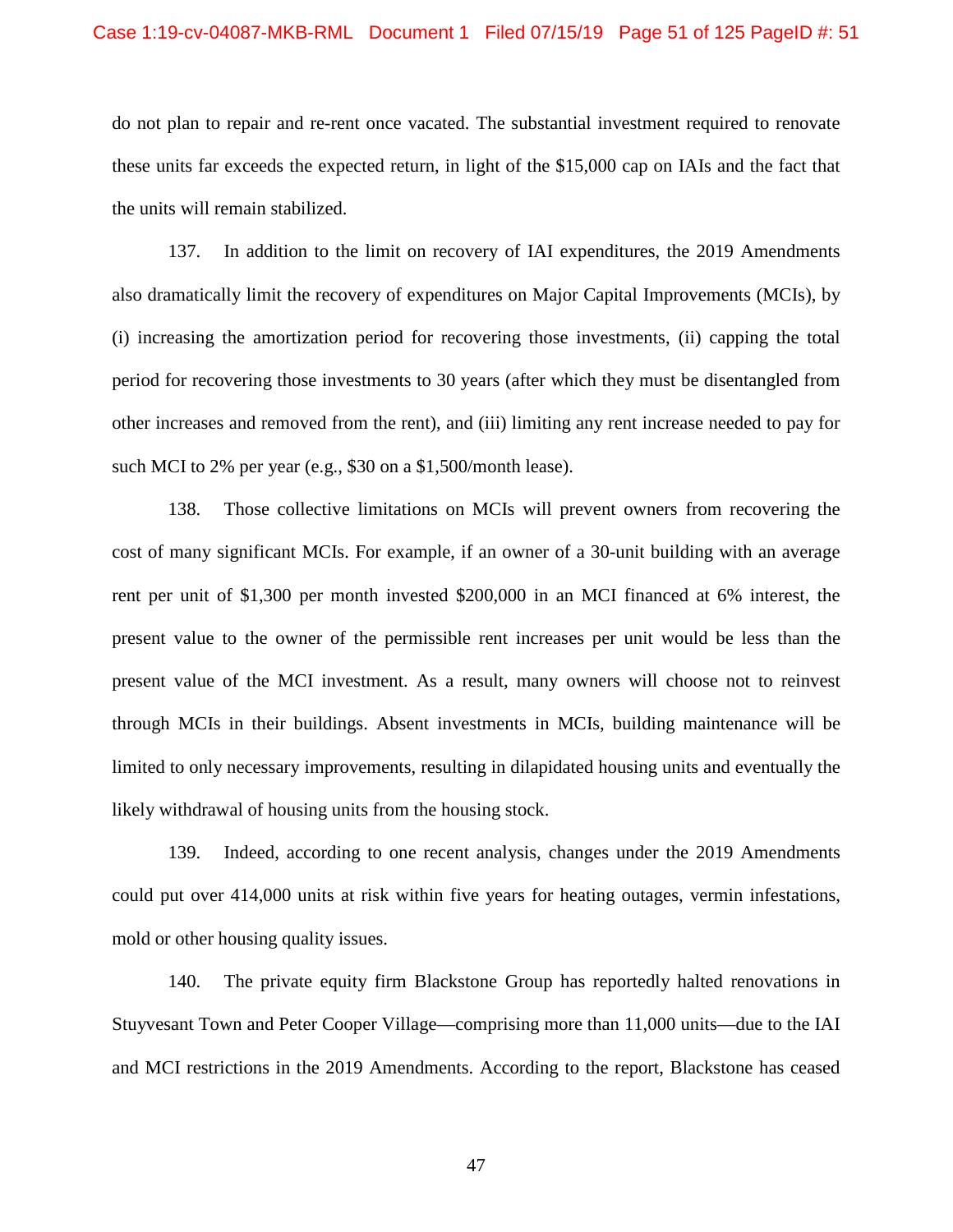do not plan to repair and re-rent once vacated. The substantial investment required to renovate these units far exceeds the expected return, in light of the $15,000 cap on IAIs and the fact that the units will remain stabilized.

137. In addition to the limit on recovery of IAI expenditures, the 2019 Amendments also dramatically limit the recovery of expenditures on Major Capital Improvements (MCIs), by (i) increasing the amortization period for recovering those investments, (ii) capping the total period for recovering those investments to 30 years (after which they must be disentangled from other increases and removed from the rent), and (iii) limiting any rent increase needed to pay for such MCI to 2% per year (e.g., $30 on a $1,500/month lease).

138. Those collective limitations on MCIs will prevent owners from recovering the cost of many significant MCIs. For example, if an owner of a 30-unit building with an average rent per unit of $1,300 per month invested $200,000 in an MCI financed at 6% interest, the present value to the owner of the permissible rent increases per unit would be less than the present value of the MCI investment. As a result, many owners will choose not to reinvest through MCIs in their buildings. Absent investments in MCIs, building maintenance will be limited to only necessary improvements, resulting in dilapidated housing units and eventually the likely withdrawal of housing units from the housing stock.

139. Indeed, according to one recent analysis, changes under the 2019 Amendments could put over 414,000 units at risk within five years for heating outages, vermin infestations, mold or other housing quality issues.

140. The private equity firm Blackstone Group has reportedly halted renovations in Stuyvesant Town and Peter Cooper Village—comprising more than 11,000 units—due to the IAI and MCI restrictions in the 2019 Amendments. According to the report, Blackstone has ceased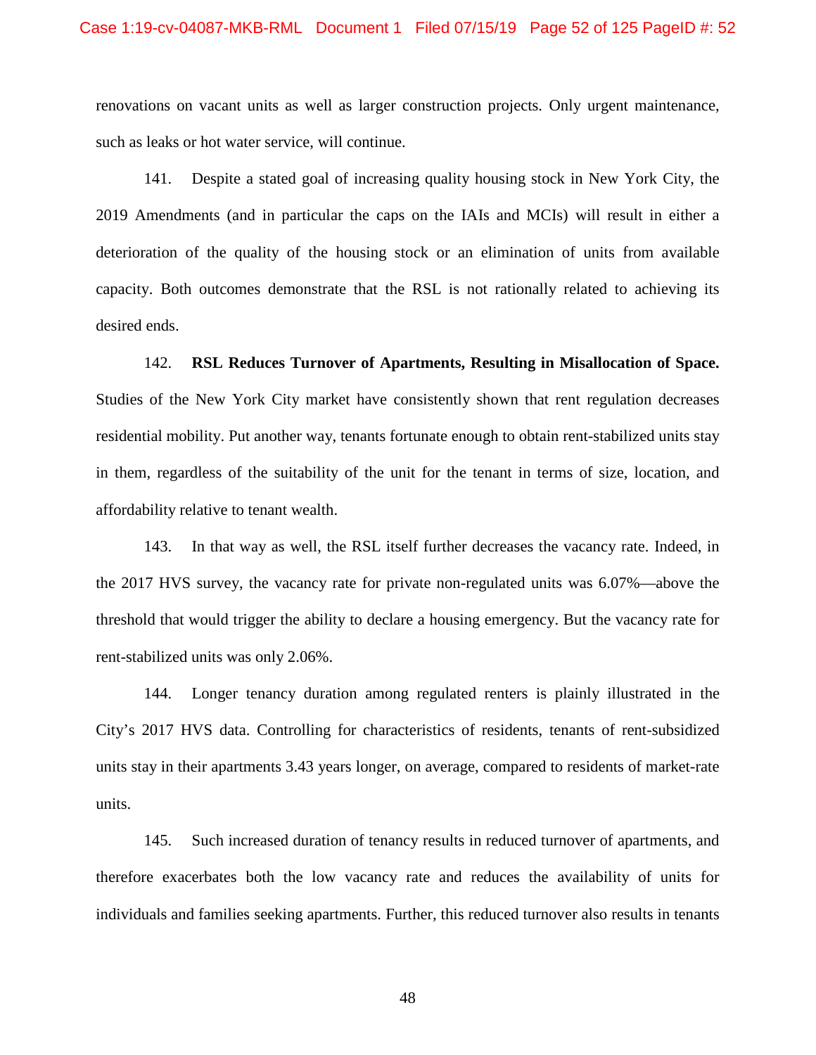renovations on vacant units as well as larger construction projects. Only urgent maintenance, such as leaks or hot water service, will continue.

141. Despite a stated goal of increasing quality housing stock in New York City, the 2019 Amendments (and in particular the caps on the IAIs and MCIs) will result in either a deterioration of the quality of the housing stock or an elimination of units from available capacity. Both outcomes demonstrate that the RSL is not rationally related to achieving its desired ends.

142. **RSL Reduces Turnover of Apartments, Resulting in Misallocation of Space.** Studies of the New York City market have consistently shown that rent regulation decreases residential mobility. Put another way, tenants fortunate enough to obtain rent-stabilized units stay in them, regardless of the suitability of the unit for the tenant in terms of size, location, and affordability relative to tenant wealth.

143. In that way as well, the RSL itself further decreases the vacancy rate. Indeed, in the 2017 HVS survey, the vacancy rate for private non-regulated units was 6.07%—above the threshold that would trigger the ability to declare a housing emergency. But the vacancy rate for rent-stabilized units was only 2.06%.

144. Longer tenancy duration among regulated renters is plainly illustrated in the City's 2017 HVS data. Controlling for characteristics of residents, tenants of rent-subsidized units stay in their apartments 3.43 years longer, on average, compared to residents of market-rate units.

145. Such increased duration of tenancy results in reduced turnover of apartments, and therefore exacerbates both the low vacancy rate and reduces the availability of units for individuals and families seeking apartments. Further, this reduced turnover also results in tenants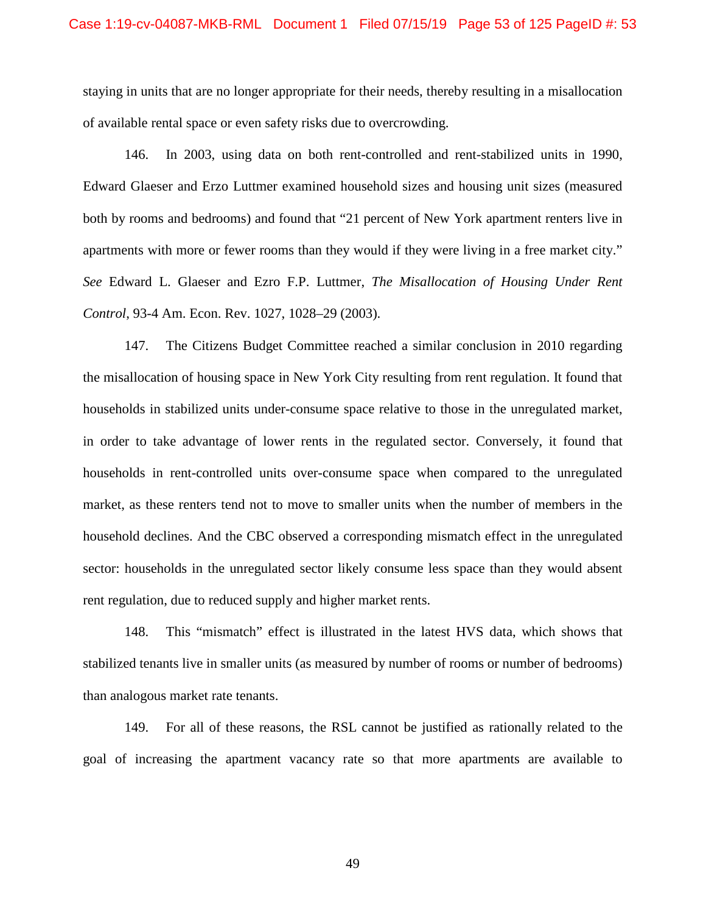staying in units that are no longer appropriate for their needs, thereby resulting in a misallocation of available rental space or even safety risks due to overcrowding.

146. In 2003, using data on both rent-controlled and rent-stabilized units in 1990, Edward Glaeser and Erzo Luttmer examined household sizes and housing unit sizes (measured both by rooms and bedrooms) and found that "21 percent of New York apartment renters live in apartments with more or fewer rooms than they would if they were living in a free market city." *See* Edward L. Glaeser and Ezro F.P. Luttmer, *The Misallocation of Housing Under Rent Control*, 93-4 Am. Econ. Rev. 1027, 1028–29 (2003).

147. The Citizens Budget Committee reached a similar conclusion in 2010 regarding the misallocation of housing space in New York City resulting from rent regulation. It found that households in stabilized units under-consume space relative to those in the unregulated market, in order to take advantage of lower rents in the regulated sector. Conversely, it found that households in rent-controlled units over-consume space when compared to the unregulated market, as these renters tend not to move to smaller units when the number of members in the household declines. And the CBC observed a corresponding mismatch effect in the unregulated sector: households in the unregulated sector likely consume less space than they would absent rent regulation, due to reduced supply and higher market rents.

148. This "mismatch" effect is illustrated in the latest HVS data, which shows that stabilized tenants live in smaller units (as measured by number of rooms or number of bedrooms) than analogous market rate tenants.

149. For all of these reasons, the RSL cannot be justified as rationally related to the goal of increasing the apartment vacancy rate so that more apartments are available to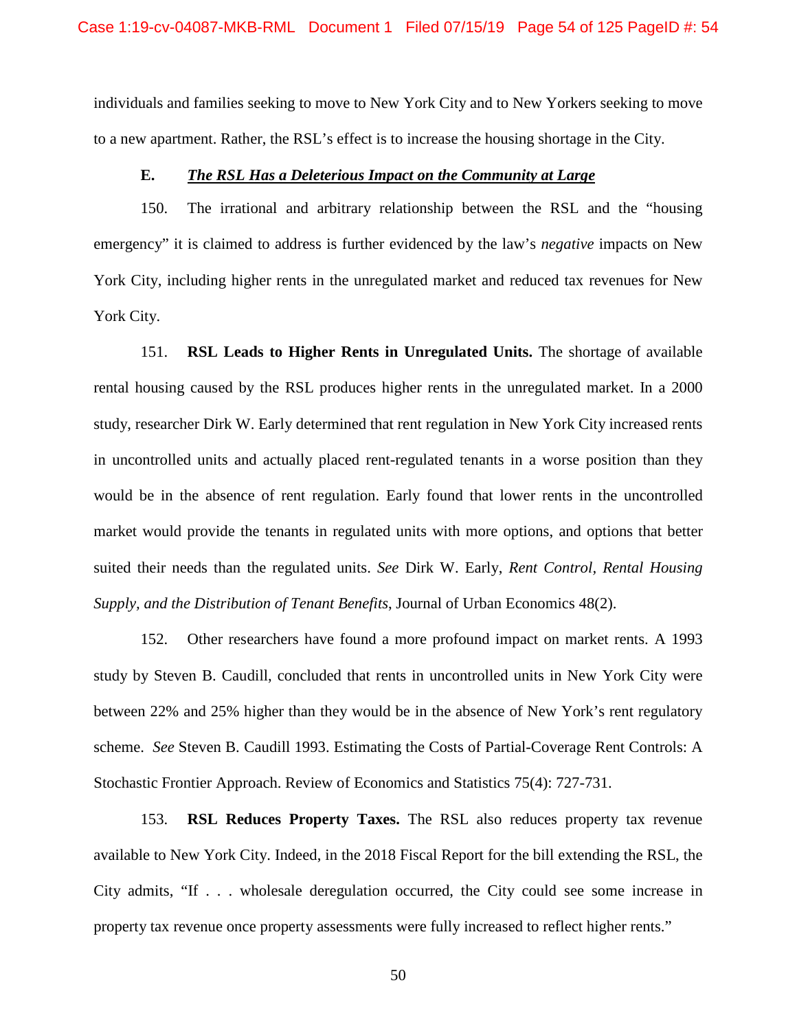individuals and families seeking to move to New York City and to New Yorkers seeking to move to a new apartment. Rather, the RSL's effect is to increase the housing shortage in the City.

### E. ***The RSL Has a Deleterious Impact on the Community at Large***

150. The irrational and arbitrary relationship between the RSL and the "housing emergency" it is claimed to address is further evidenced by the law's *negative* impacts on New York City, including higher rents in the unregulated market and reduced tax revenues for New York City.

151. **RSL Leads to Higher Rents in Unregulated Units.** The shortage of available rental housing caused by the RSL produces higher rents in the unregulated market. In a 2000 study, researcher Dirk W. Early determined that rent regulation in New York City increased rents in uncontrolled units and actually placed rent-regulated tenants in a worse position than they would be in the absence of rent regulation. Early found that lower rents in the uncontrolled market would provide the tenants in regulated units with more options, and options that better suited their needs than the regulated units. *See* Dirk W. Early, *Rent Control, Rental Housing Supply, and the Distribution of Tenant Benefits*, Journal of Urban Economics 48(2).

152. Other researchers have found a more profound impact on market rents. A 1993 study by Steven B. Caudill, concluded that rents in uncontrolled units in New York City were between 22% and 25% higher than they would be in the absence of New York's rent regulatory scheme. *See* Steven B. Caudill 1993. Estimating the Costs of Partial-Coverage Rent Controls: A Stochastic Frontier Approach. Review of Economics and Statistics 75(4): 727-731.

153. **RSL Reduces Property Taxes.** The RSL also reduces property tax revenue available to New York City. Indeed, in the 2018 Fiscal Report for the bill extending the RSL, the City admits, "If . . . wholesale deregulation occurred, the City could see some increase in property tax revenue once property assessments were fully increased to reflect higher rents."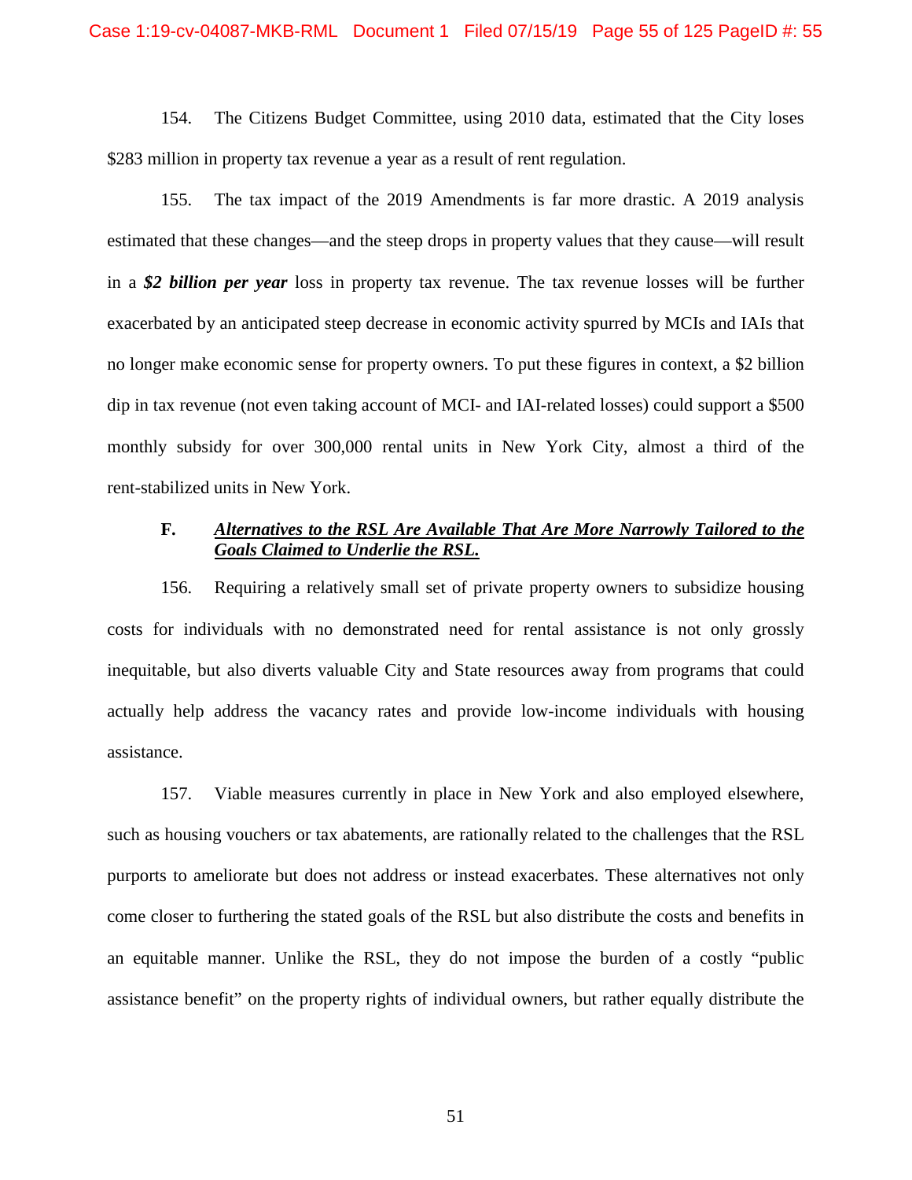154. The Citizens Budget Committee, using 2010 data, estimated that the City loses $283 million in property tax revenue a year as a result of rent regulation.

155. The tax impact of the 2019 Amendments is far more drastic. A 2019 analysis estimated that these changes—and the steep drops in property values that they cause—will result in a ***$2 billion per year*** loss in property tax revenue. The tax revenue losses will be further exacerbated by an anticipated steep decrease in economic activity spurred by MCIs and IAIs that no longer make economic sense for property owners. To put these figures in context, a $2 billion dip in tax revenue (not even taking account of MCI- and IAI-related losses) could support a $500 monthly subsidy for over 300,000 rental units in New York City, almost a third of the rent-stabilized units in New York.

### F. *Alternatives to the RSL Are Available That Are More Narrowly Tailored to the Goals Claimed to Underlie the RSL.*

156. Requiring a relatively small set of private property owners to subsidize housing costs for individuals with no demonstrated need for rental assistance is not only grossly inequitable, but also diverts valuable City and State resources away from programs that could actually help address the vacancy rates and provide low-income individuals with housing assistance.

157. Viable measures currently in place in New York and also employed elsewhere, such as housing vouchers or tax abatements, are rationally related to the challenges that the RSL purports to ameliorate but does not address or instead exacerbates. These alternatives not only come closer to furthering the stated goals of the RSL but also distribute the costs and benefits in an equitable manner. Unlike the RSL, they do not impose the burden of a costly "public assistance benefit" on the property rights of individual owners, but rather equally distribute the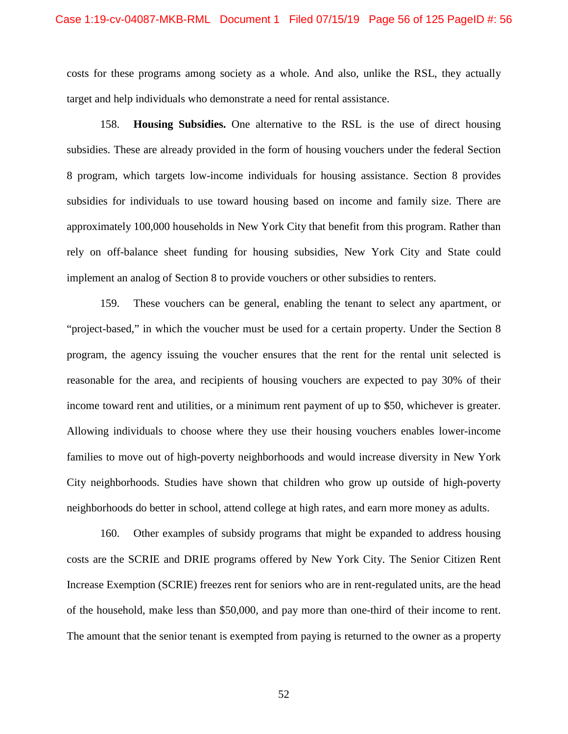costs for these programs among society as a whole. And also, unlike the RSL, they actually target and help individuals who demonstrate a need for rental assistance.

158. **Housing Subsidies.** One alternative to the RSL is the use of direct housing subsidies. These are already provided in the form of housing vouchers under the federal Section 8 program, which targets low-income individuals for housing assistance. Section 8 provides subsidies for individuals to use toward housing based on income and family size. There are approximately 100,000 households in New York City that benefit from this program. Rather than rely on off-balance sheet funding for housing subsidies, New York City and State could implement an analog of Section 8 to provide vouchers or other subsidies to renters.

159. These vouchers can be general, enabling the tenant to select any apartment, or "project-based," in which the voucher must be used for a certain property. Under the Section 8 program, the agency issuing the voucher ensures that the rent for the rental unit selected is reasonable for the area, and recipients of housing vouchers are expected to pay 30% of their income toward rent and utilities, or a minimum rent payment of up to $50, whichever is greater. Allowing individuals to choose where they use their housing vouchers enables lower-income families to move out of high-poverty neighborhoods and would increase diversity in New York City neighborhoods. Studies have shown that children who grow up outside of high-poverty neighborhoods do better in school, attend college at high rates, and earn more money as adults.

160. Other examples of subsidy programs that might be expanded to address housing costs are the SCRIE and DRIE programs offered by New York City. The Senior Citizen Rent Increase Exemption (SCRIE) freezes rent for seniors who are in rent-regulated units, are the head of the household, make less than $50,000, and pay more than one-third of their income to rent. The amount that the senior tenant is exempted from paying is returned to the owner as a property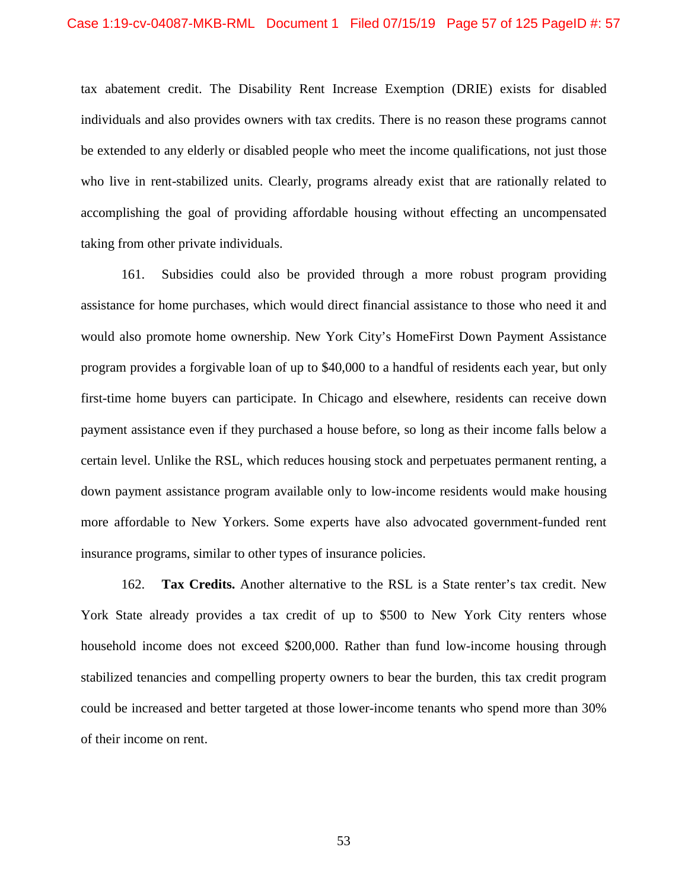tax abatement credit. The Disability Rent Increase Exemption (DRIE) exists for disabled individuals and also provides owners with tax credits. There is no reason these programs cannot be extended to any elderly or disabled people who meet the income qualifications, not just those who live in rent-stabilized units. Clearly, programs already exist that are rationally related to accomplishing the goal of providing affordable housing without effecting an uncompensated taking from other private individuals.

161. Subsidies could also be provided through a more robust program providing assistance for home purchases, which would direct financial assistance to those who need it and would also promote home ownership. New York City's HomeFirst Down Payment Assistance program provides a forgivable loan of up to $40,000 to a handful of residents each year, but only first-time home buyers can participate. In Chicago and elsewhere, residents can receive down payment assistance even if they purchased a house before, so long as their income falls below a certain level. Unlike the RSL, which reduces housing stock and perpetuates permanent renting, a down payment assistance program available only to low-income residents would make housing more affordable to New Yorkers. Some experts have also advocated government-funded rent insurance programs, similar to other types of insurance policies.

162. **Tax Credits.** Another alternative to the RSL is a State renter's tax credit. New York State already provides a tax credit of up to $500 to New York City renters whose household income does not exceed $200,000. Rather than fund low-income housing through stabilized tenancies and compelling property owners to bear the burden, this tax credit program could be increased and better targeted at those lower-income tenants who spend more than 30% of their income on rent.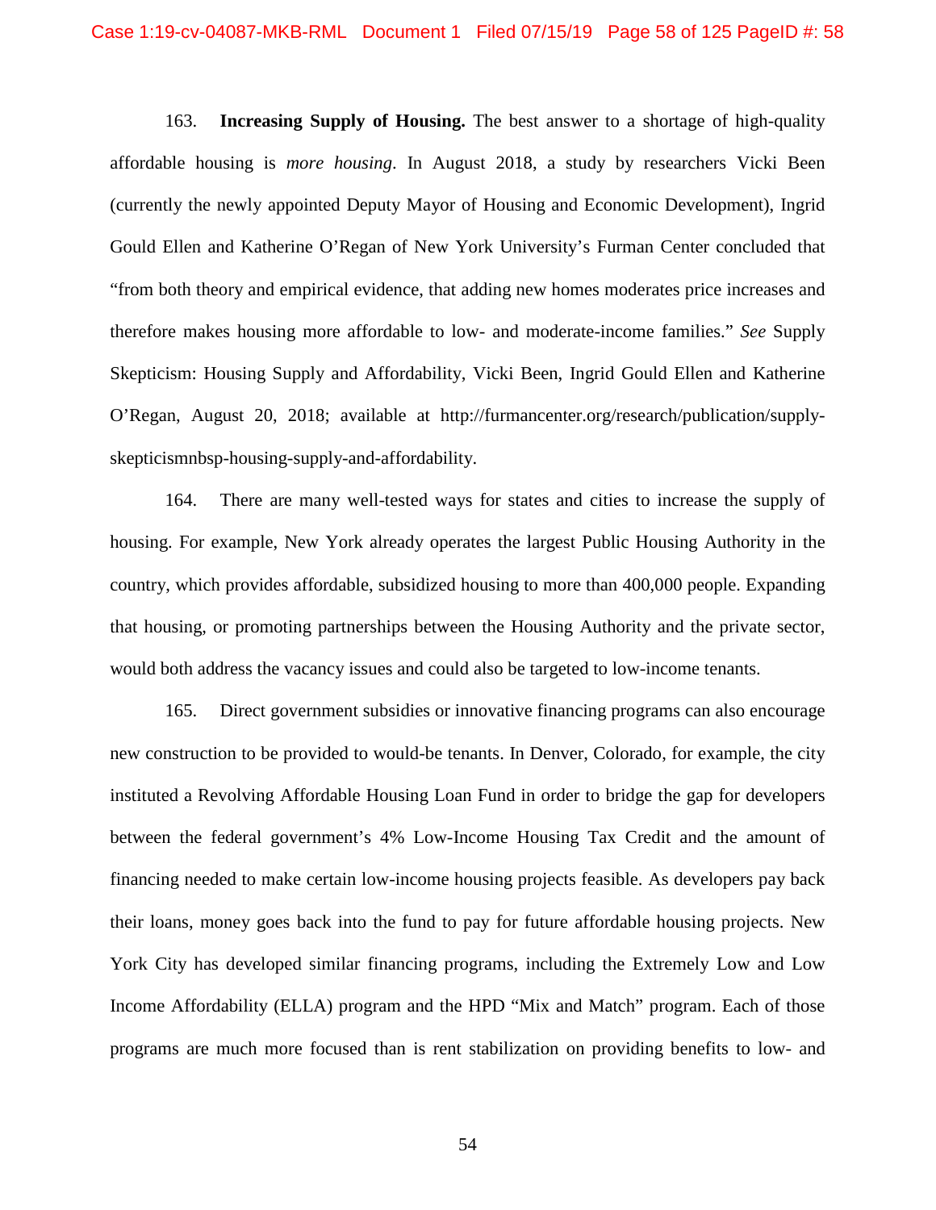163. **Increasing Supply of Housing.** The best answer to a shortage of high-quality affordable housing is *more housing*. In August 2018, a study by researchers Vicki Been (currently the newly appointed Deputy Mayor of Housing and Economic Development), Ingrid Gould Ellen and Katherine O'Regan of New York University's Furman Center concluded that "from both theory and empirical evidence, that adding new homes moderates price increases and therefore makes housing more affordable to low- and moderate-income families." *See* Supply Skepticism: Housing Supply and Affordability, Vicki Been, Ingrid Gould Ellen and Katherine O'Regan, August 20, 2018; available at http://furmancenter.org/research/publication/supply-skepticismnbsp-housing-supply-and-affordability.

164. There are many well-tested ways for states and cities to increase the supply of housing. For example, New York already operates the largest Public Housing Authority in the country, which provides affordable, subsidized housing to more than 400,000 people. Expanding that housing, or promoting partnerships between the Housing Authority and the private sector, would both address the vacancy issues and could also be targeted to low-income tenants.

165. Direct government subsidies or innovative financing programs can also encourage new construction to be provided to would-be tenants. In Denver, Colorado, for example, the city instituted a Revolving Affordable Housing Loan Fund in order to bridge the gap for developers between the federal government's 4% Low-Income Housing Tax Credit and the amount of financing needed to make certain low-income housing projects feasible. As developers pay back their loans, money goes back into the fund to pay for future affordable housing projects. New York City has developed similar financing programs, including the Extremely Low and Low Income Affordability (ELLA) program and the HPD "Mix and Match" program. Each of those programs are much more focused than is rent stabilization on providing benefits to low- and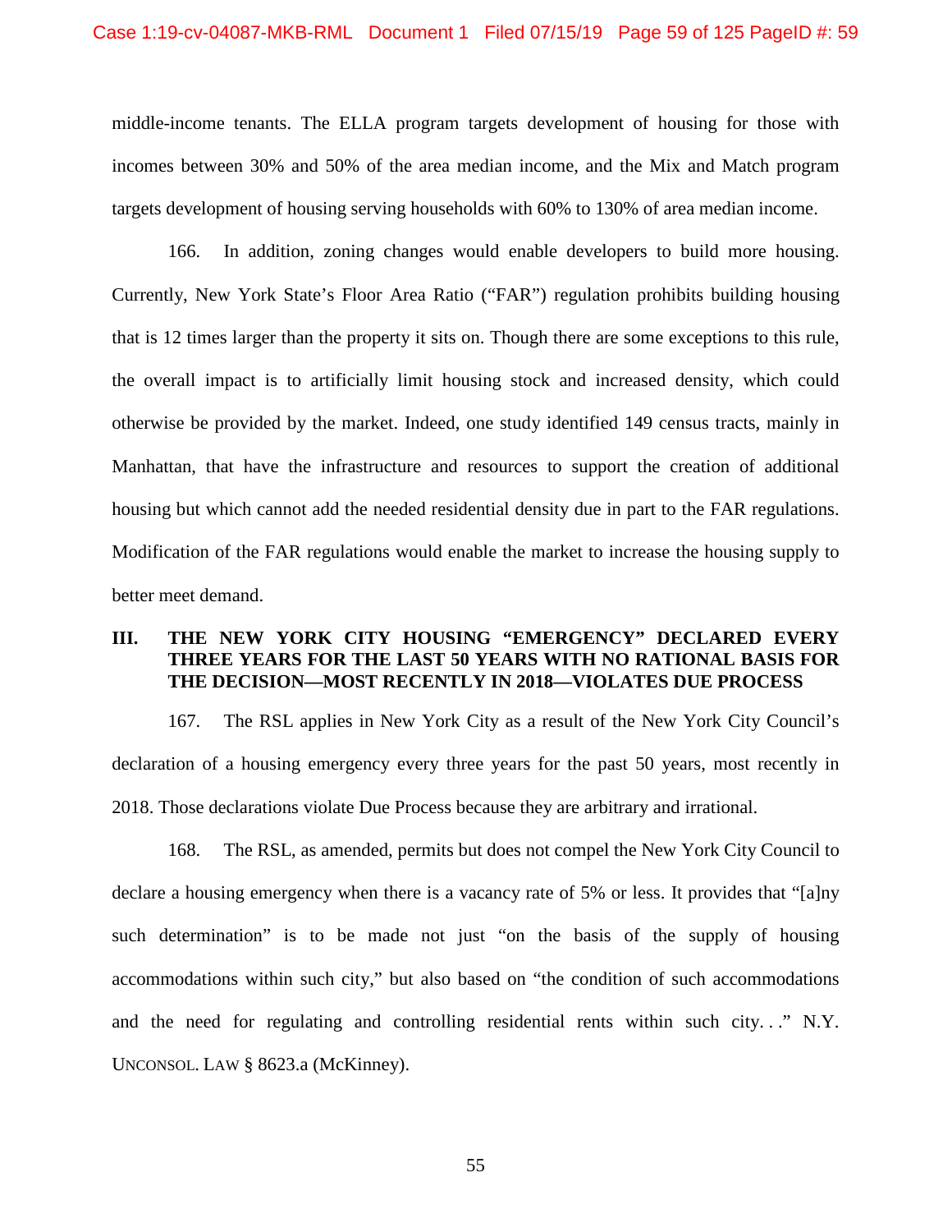middle-income tenants. The ELLA program targets development of housing for those with incomes between 30% and 50% of the area median income, and the Mix and Match program targets development of housing serving households with 60% to 130% of area median income.

166. In addition, zoning changes would enable developers to build more housing. Currently, New York State's Floor Area Ratio ("FAR") regulation prohibits building housing that is 12 times larger than the property it sits on. Though there are some exceptions to this rule, the overall impact is to artificially limit housing stock and increased density, which could otherwise be provided by the market. Indeed, one study identified 149 census tracts, mainly in Manhattan, that have the infrastructure and resources to support the creation of additional housing but which cannot add the needed residential density due in part to the FAR regulations. Modification of the FAR regulations would enable the market to increase the housing supply to better meet demand.

## III. THE NEW YORK CITY HOUSING "EMERGENCY" DECLARED EVERY THREE YEARS FOR THE LAST 50 YEARS WITH NO RATIONAL BASIS FOR THE DECISION—MOST RECENTLY IN 2018—VIOLATES DUE PROCESS

167. The RSL applies in New York City as a result of the New York City Council's declaration of a housing emergency every three years for the past 50 years, most recently in 2018. Those declarations violate Due Process because they are arbitrary and irrational.

168. The RSL, as amended, permits but does not compel the New York City Council to declare a housing emergency when there is a vacancy rate of 5% or less. It provides that "[a]ny such determination" is to be made not just "on the basis of the supply of housing accommodations within such city," but also based on "the condition of such accommodations and the need for regulating and controlling residential rents within such city. . ." N.Y. UNCONSOL. LAW § 8623.a (McKinney).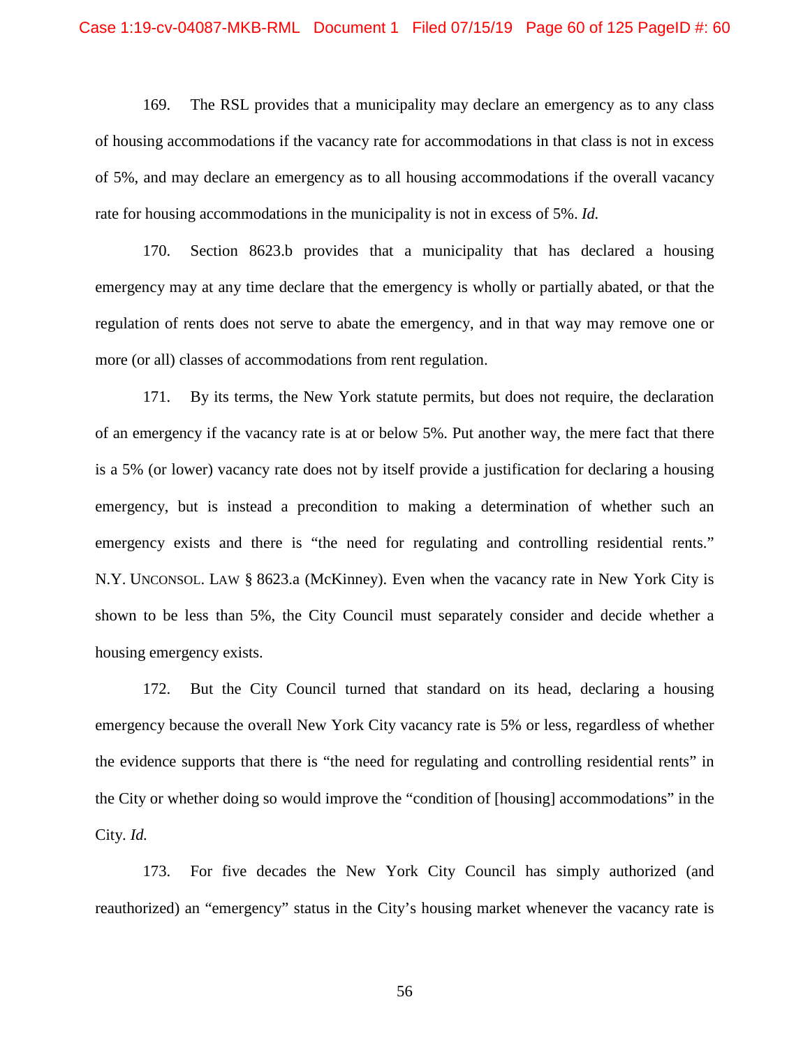169. The RSL provides that a municipality may declare an emergency as to any class of housing accommodations if the vacancy rate for accommodations in that class is not in excess of 5%, and may declare an emergency as to all housing accommodations if the overall vacancy rate for housing accommodations in the municipality is not in excess of 5%. *Id.*

170. Section 8623.b provides that a municipality that has declared a housing emergency may at any time declare that the emergency is wholly or partially abated, or that the regulation of rents does not serve to abate the emergency, and in that way may remove one or more (or all) classes of accommodations from rent regulation.

171. By its terms, the New York statute permits, but does not require, the declaration of an emergency if the vacancy rate is at or below 5%. Put another way, the mere fact that there is a 5% (or lower) vacancy rate does not by itself provide a justification for declaring a housing emergency, but is instead a precondition to making a determination of whether such an emergency exists and there is "the need for regulating and controlling residential rents." N.Y. UNCONSOL. LAW § 8623.a (McKinney). Even when the vacancy rate in New York City is shown to be less than 5%, the City Council must separately consider and decide whether a housing emergency exists.

172. But the City Council turned that standard on its head, declaring a housing emergency because the overall New York City vacancy rate is 5% or less, regardless of whether the evidence supports that there is "the need for regulating and controlling residential rents" in the City or whether doing so would improve the "condition of [housing] accommodations" in the City. *Id.*

173. For five decades the New York City Council has simply authorized (and reauthorized) an "emergency" status in the City's housing market whenever the vacancy rate is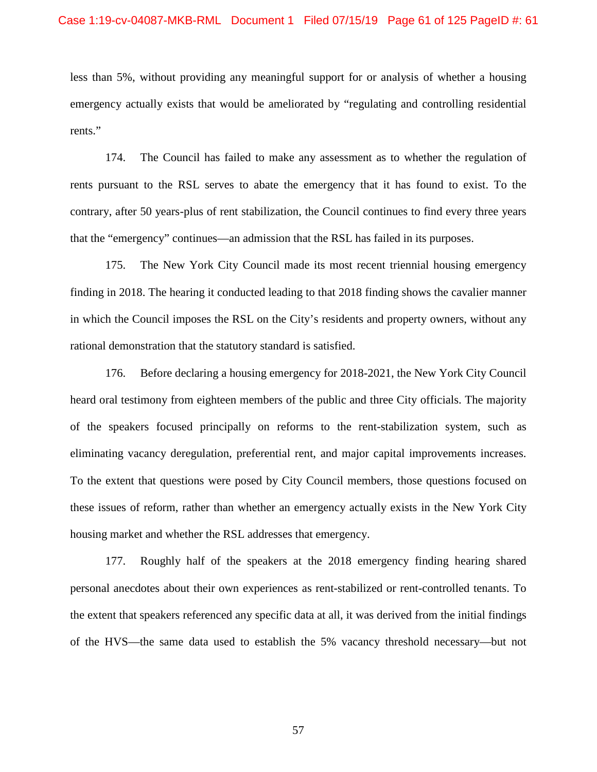less than 5%, without providing any meaningful support for or analysis of whether a housing emergency actually exists that would be ameliorated by "regulating and controlling residential rents."

174. The Council has failed to make any assessment as to whether the regulation of rents pursuant to the RSL serves to abate the emergency that it has found to exist. To the contrary, after 50 years-plus of rent stabilization, the Council continues to find every three years that the "emergency" continues—an admission that the RSL has failed in its purposes.

175. The New York City Council made its most recent triennial housing emergency finding in 2018. The hearing it conducted leading to that 2018 finding shows the cavalier manner in which the Council imposes the RSL on the City's residents and property owners, without any rational demonstration that the statutory standard is satisfied.

176. Before declaring a housing emergency for 2018-2021, the New York City Council heard oral testimony from eighteen members of the public and three City officials. The majority of the speakers focused principally on reforms to the rent-stabilization system, such as eliminating vacancy deregulation, preferential rent, and major capital improvements increases. To the extent that questions were posed by City Council members, those questions focused on these issues of reform, rather than whether an emergency actually exists in the New York City housing market and whether the RSL addresses that emergency.

177. Roughly half of the speakers at the 2018 emergency finding hearing shared personal anecdotes about their own experiences as rent-stabilized or rent-controlled tenants. To the extent that speakers referenced any specific data at all, it was derived from the initial findings of the HVS—the same data used to establish the 5% vacancy threshold necessary—but not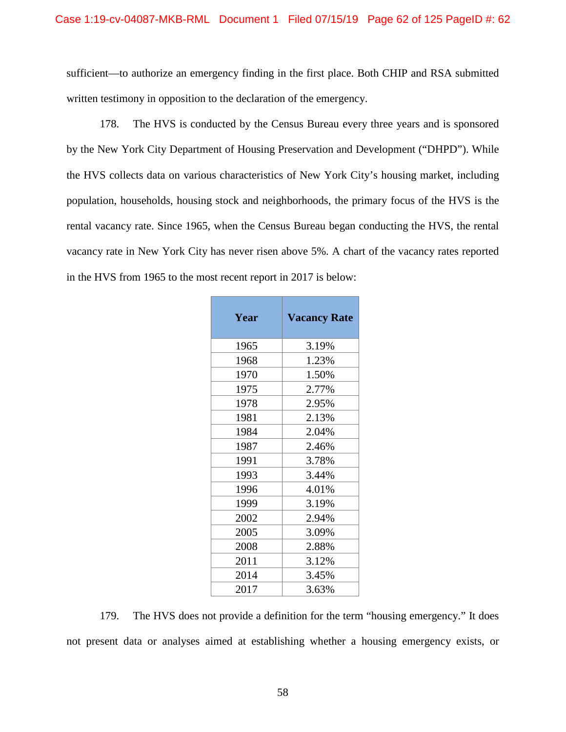sufficient—to authorize an emergency finding in the first place. Both CHIP and RSA submitted written testimony in opposition to the declaration of the emergency.

178. The HVS is conducted by the Census Bureau every three years and is sponsored by the New York City Department of Housing Preservation and Development ("DHPD"). While the HVS collects data on various characteristics of New York City's housing market, including population, households, housing stock and neighborhoods, the primary focus of the HVS is the rental vacancy rate. Since 1965, when the Census Bureau began conducting the HVS, the rental vacancy rate in New York City has never risen above 5%. A chart of the vacancy rates reported in the HVS from 1965 to the most recent report in 2017 is below:

| Year | Vacancy Rate |
|---|---|
| 1965 | 3.19% |
| 1968 | 1.23% |
| 1970 | 1.50% |
| 1975 | 2.77% |
| 1978 | 2.95% |
| 1981 | 2.13% |
| 1984 | 2.04% |
| 1987 | 2.46% |
| 1991 | 3.78% |
| 1993 | 3.44% |
| 1996 | 4.01% |
| 1999 | 3.19% |
| 2002 | 2.94% |
| 2005 | 3.09% |
| 2008 | 2.88% |
| 2011 | 3.12% |
| 2014 | 3.45% |
| 2017 | 3.63% |

179. The HVS does not provide a definition for the term "housing emergency." It does not present data or analyses aimed at establishing whether a housing emergency exists, or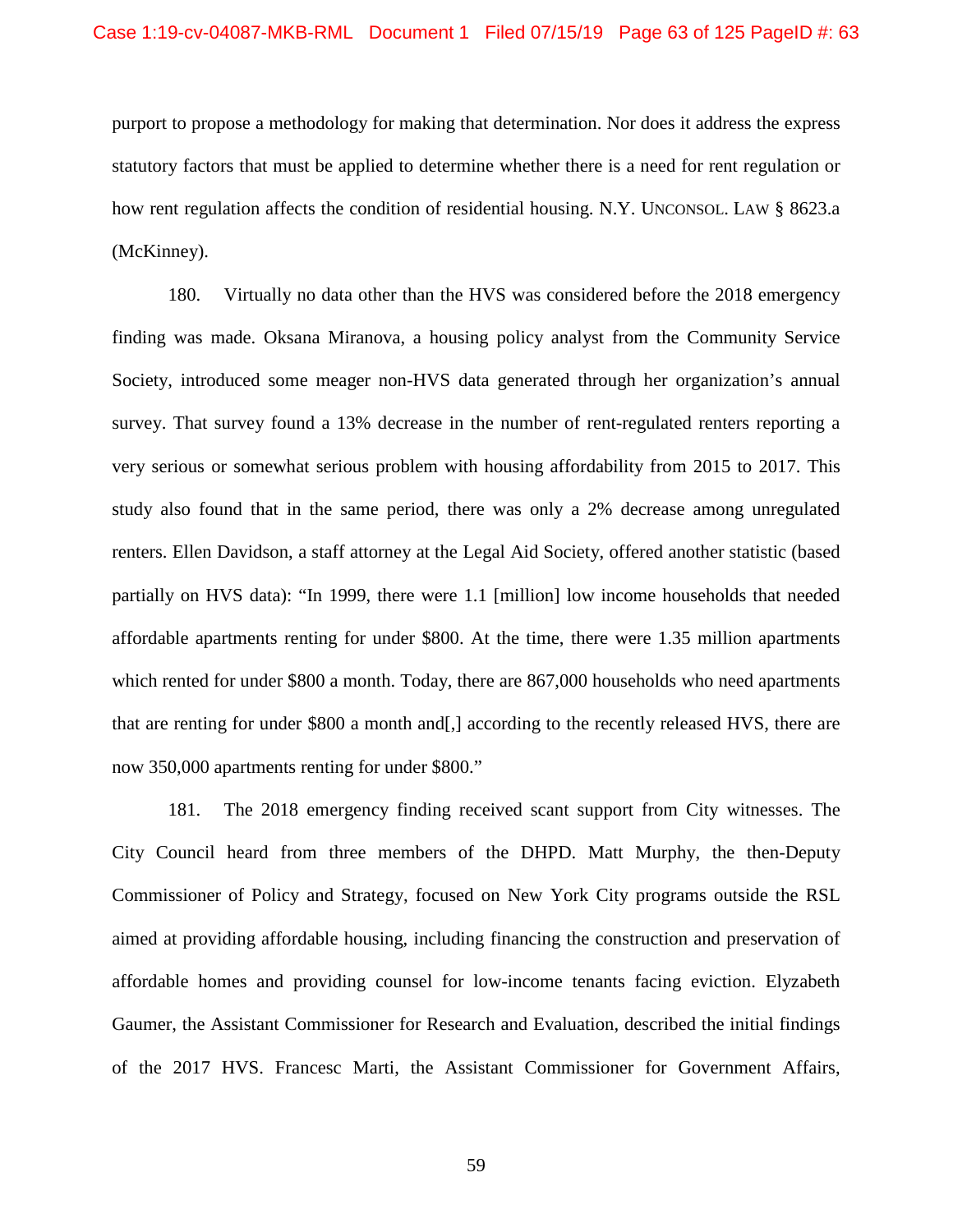purport to propose a methodology for making that determination. Nor does it address the express statutory factors that must be applied to determine whether there is a need for rent regulation or how rent regulation affects the condition of residential housing. N.Y. UNCONSOL. LAW § 8623.a (McKinney).

180. Virtually no data other than the HVS was considered before the 2018 emergency finding was made. Oksana Miranova, a housing policy analyst from the Community Service Society, introduced some meager non-HVS data generated through her organization's annual survey. That survey found a 13% decrease in the number of rent-regulated renters reporting a very serious or somewhat serious problem with housing affordability from 2015 to 2017. This study also found that in the same period, there was only a 2% decrease among unregulated renters. Ellen Davidson, a staff attorney at the Legal Aid Society, offered another statistic (based partially on HVS data): "In 1999, there were 1.1 [million] low income households that needed affordable apartments renting for under $800. At the time, there were 1.35 million apartments which rented for under $800 a month. Today, there are 867,000 households who need apartments that are renting for under $800 a month and[,] according to the recently released HVS, there are now 350,000 apartments renting for under $800."

181. The 2018 emergency finding received scant support from City witnesses. The City Council heard from three members of the DHPD. Matt Murphy, the then-Deputy Commissioner of Policy and Strategy, focused on New York City programs outside the RSL aimed at providing affordable housing, including financing the construction and preservation of affordable homes and providing counsel for low-income tenants facing eviction. Elyzabeth Gaumer, the Assistant Commissioner for Research and Evaluation, described the initial findings of the 2017 HVS. Francesc Marti, the Assistant Commissioner for Government Affairs,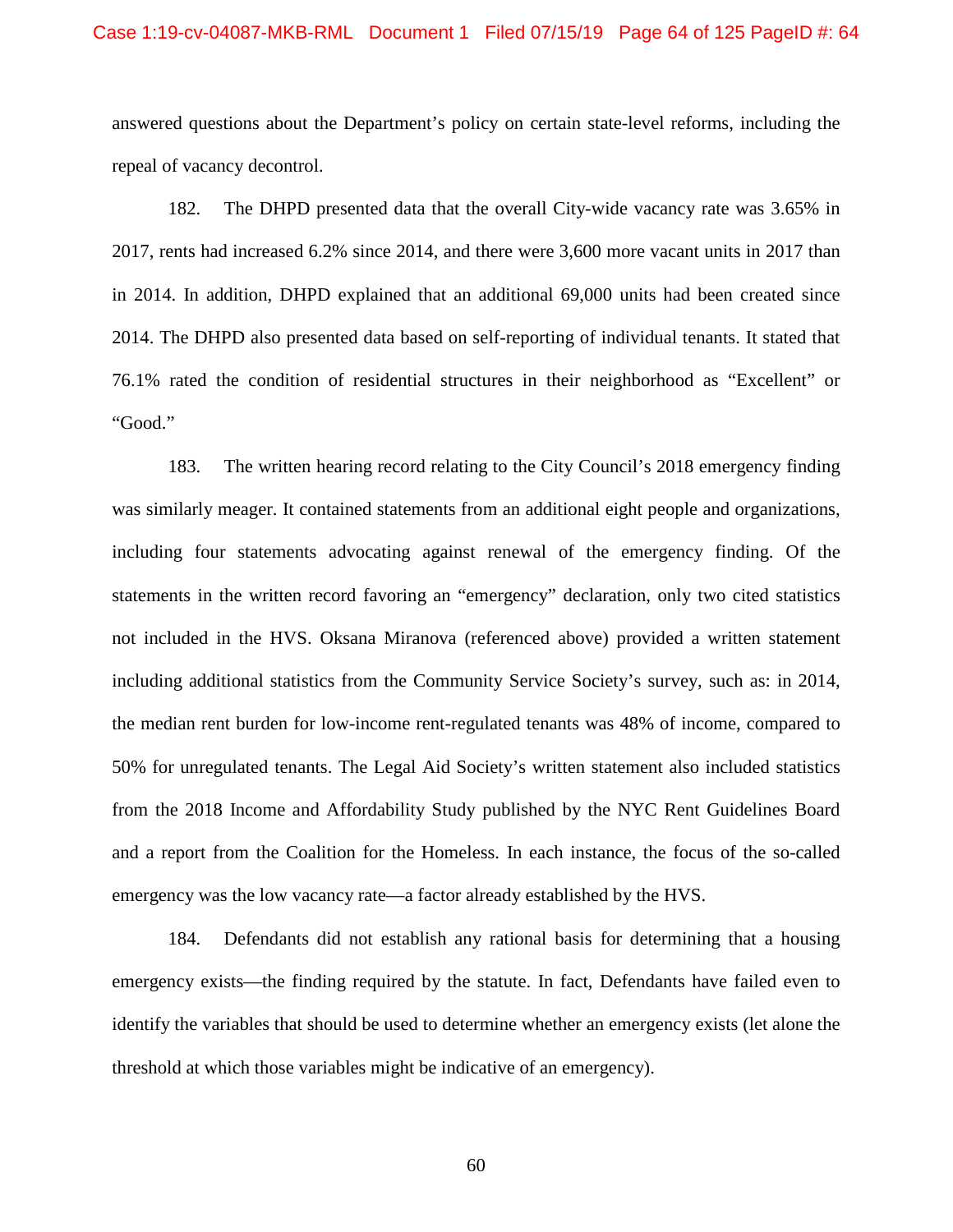answered questions about the Department's policy on certain state-level reforms, including the repeal of vacancy decontrol.

182. The DHPD presented data that the overall City-wide vacancy rate was 3.65% in 2017, rents had increased 6.2% since 2014, and there were 3,600 more vacant units in 2017 than in 2014. In addition, DHPD explained that an additional 69,000 units had been created since 2014. The DHPD also presented data based on self-reporting of individual tenants. It stated that 76.1% rated the condition of residential structures in their neighborhood as "Excellent" or "Good."

183. The written hearing record relating to the City Council's 2018 emergency finding was similarly meager. It contained statements from an additional eight people and organizations, including four statements advocating against renewal of the emergency finding. Of the statements in the written record favoring an "emergency" declaration, only two cited statistics not included in the HVS. Oksana Miranova (referenced above) provided a written statement including additional statistics from the Community Service Society's survey, such as: in 2014, the median rent burden for low-income rent-regulated tenants was 48% of income, compared to 50% for unregulated tenants. The Legal Aid Society's written statement also included statistics from the 2018 Income and Affordability Study published by the NYC Rent Guidelines Board and a report from the Coalition for the Homeless. In each instance, the focus of the so-called emergency was the low vacancy rate—a factor already established by the HVS.

184. Defendants did not establish any rational basis for determining that a housing emergency exists—the finding required by the statute. In fact, Defendants have failed even to identify the variables that should be used to determine whether an emergency exists (let alone the threshold at which those variables might be indicative of an emergency).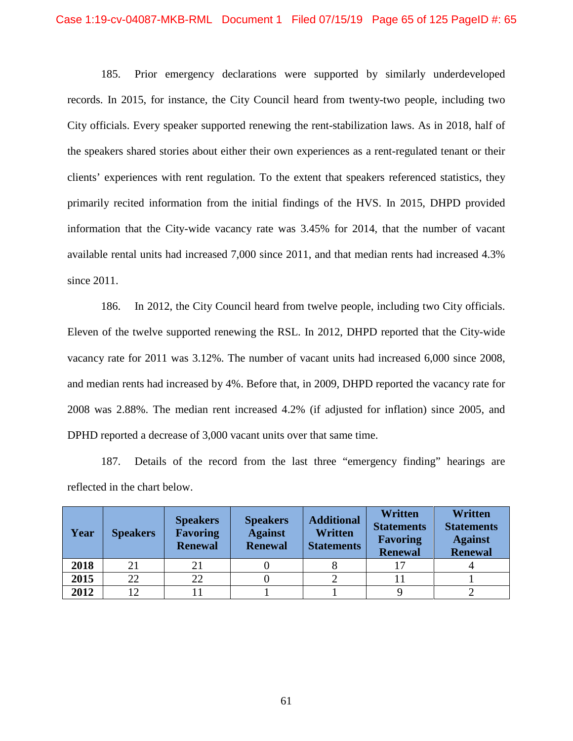185. Prior emergency declarations were supported by similarly underdeveloped records. In 2015, for instance, the City Council heard from twenty-two people, including two City officials. Every speaker supported renewing the rent-stabilization laws. As in 2018, half of the speakers shared stories about either their own experiences as a rent-regulated tenant or their clients' experiences with rent regulation. To the extent that speakers referenced statistics, they primarily recited information from the initial findings of the HVS. In 2015, DHPD provided information that the City-wide vacancy rate was 3.45% for 2014, that the number of vacant available rental units had increased 7,000 since 2011, and that median rents had increased 4.3% since 2011.

186. In 2012, the City Council heard from twelve people, including two City officials. Eleven of the twelve supported renewing the RSL. In 2012, DHPD reported that the City-wide vacancy rate for 2011 was 3.12%. The number of vacant units had increased 6,000 since 2008, and median rents had increased by 4%. Before that, in 2009, DHPD reported the vacancy rate for 2008 was 2.88%. The median rent increased 4.2% (if adjusted for inflation) since 2005, and DPHD reported a decrease of 3,000 vacant units over that same time.

187. Details of the record from the last three "emergency finding" hearings are reflected in the chart below.

| Year | Speakers | Speakers Favoring Renewal | Speakers Against Renewal | Additional Written Statements | Written Statements Favoring Renewal | Written Statements Against Renewal |
|---|---|---|---|---|---|---|
| **2018** | 21 | 21 | 0 | 8 | 17 | 4 |
| **2015** | 22 | 22 | 0 | 2 | 11 | 1 |
| **2012** | 12 | 11 | 1 | 1 | 9 | 2 |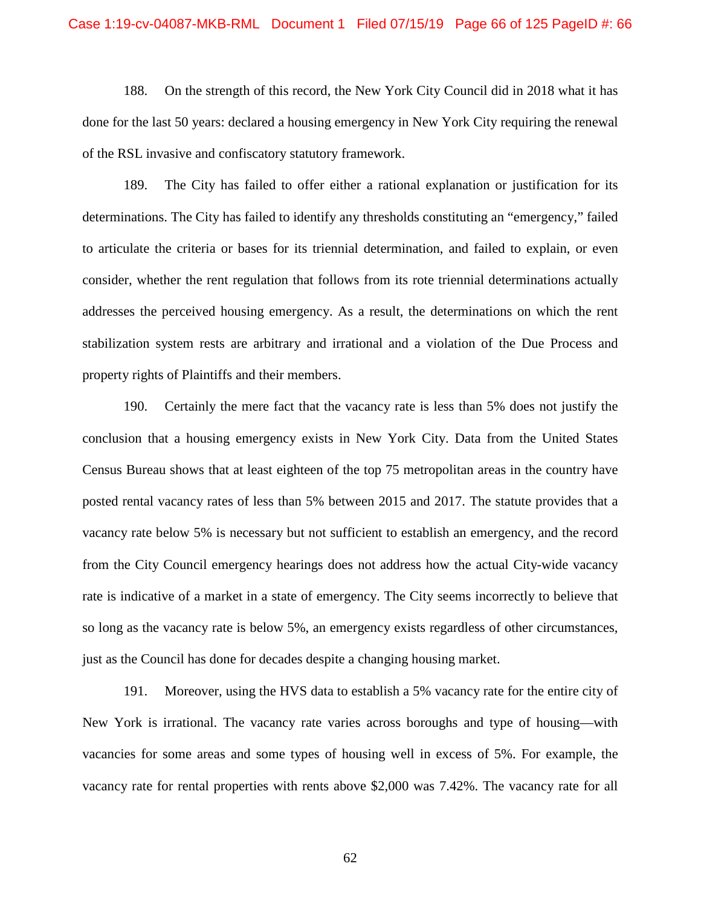188. On the strength of this record, the New York City Council did in 2018 what it has done for the last 50 years: declared a housing emergency in New York City requiring the renewal of the RSL invasive and confiscatory statutory framework.

189. The City has failed to offer either a rational explanation or justification for its determinations. The City has failed to identify any thresholds constituting an "emergency," failed to articulate the criteria or bases for its triennial determination, and failed to explain, or even consider, whether the rent regulation that follows from its rote triennial determinations actually addresses the perceived housing emergency. As a result, the determinations on which the rent stabilization system rests are arbitrary and irrational and a violation of the Due Process and property rights of Plaintiffs and their members.

190. Certainly the mere fact that the vacancy rate is less than 5% does not justify the conclusion that a housing emergency exists in New York City. Data from the United States Census Bureau shows that at least eighteen of the top 75 metropolitan areas in the country have posted rental vacancy rates of less than 5% between 2015 and 2017. The statute provides that a vacancy rate below 5% is necessary but not sufficient to establish an emergency, and the record from the City Council emergency hearings does not address how the actual City-wide vacancy rate is indicative of a market in a state of emergency. The City seems incorrectly to believe that so long as the vacancy rate is below 5%, an emergency exists regardless of other circumstances, just as the Council has done for decades despite a changing housing market.

191. Moreover, using the HVS data to establish a 5% vacancy rate for the entire city of New York is irrational. The vacancy rate varies across boroughs and type of housing—with vacancies for some areas and some types of housing well in excess of 5%. For example, the vacancy rate for rental properties with rents above $2,000 was 7.42%. The vacancy rate for all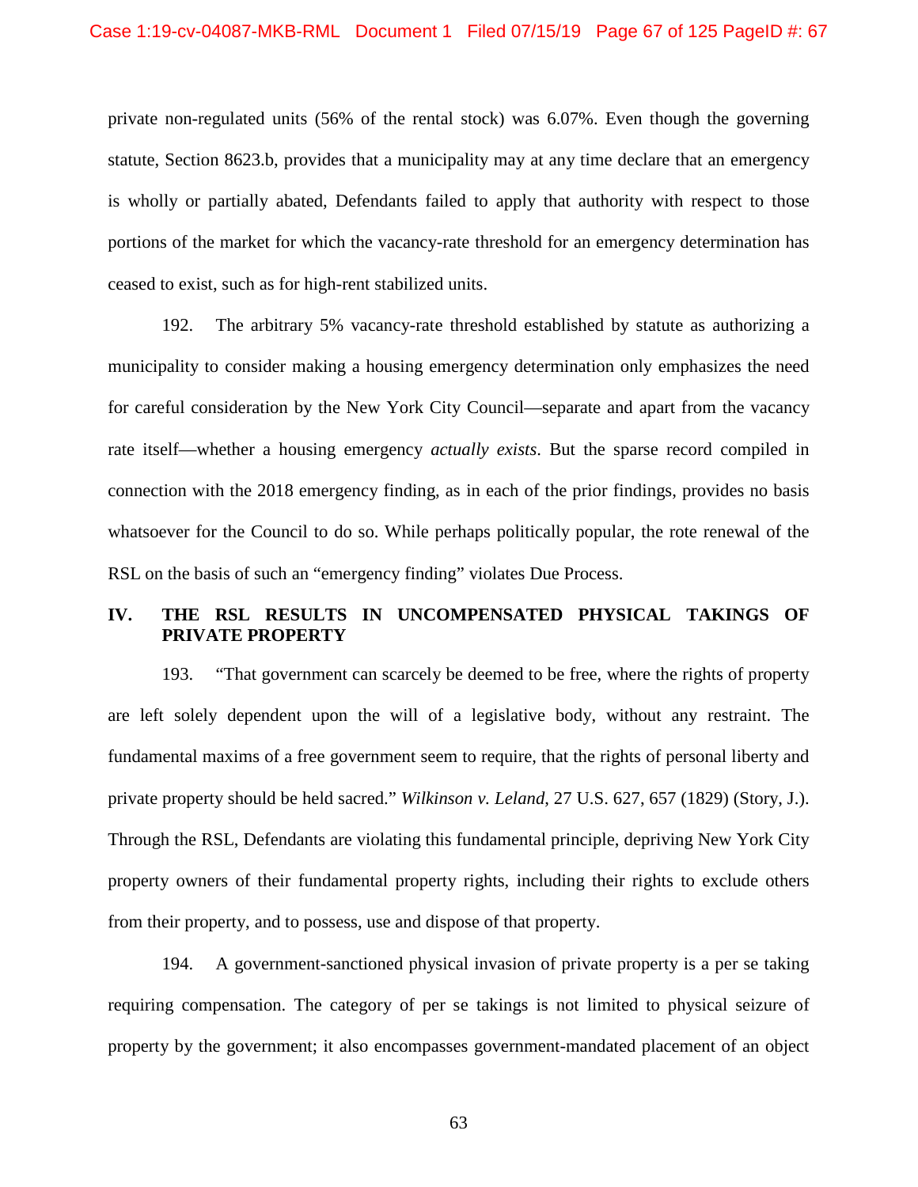private non-regulated units (56% of the rental stock) was 6.07%. Even though the governing statute, Section 8623.b, provides that a municipality may at any time declare that an emergency is wholly or partially abated, Defendants failed to apply that authority with respect to those portions of the market for which the vacancy-rate threshold for an emergency determination has ceased to exist, such as for high-rent stabilized units.

192. The arbitrary 5% vacancy-rate threshold established by statute as authorizing a municipality to consider making a housing emergency determination only emphasizes the need for careful consideration by the New York City Council—separate and apart from the vacancy rate itself—whether a housing emergency *actually exists*. But the sparse record compiled in connection with the 2018 emergency finding, as in each of the prior findings, provides no basis whatsoever for the Council to do so. While perhaps politically popular, the rote renewal of the RSL on the basis of such an "emergency finding" violates Due Process.

## IV. THE RSL RESULTS IN UNCOMPENSATED PHYSICAL TAKINGS OF PRIVATE PROPERTY

193. "That government can scarcely be deemed to be free, where the rights of property are left solely dependent upon the will of a legislative body, without any restraint. The fundamental maxims of a free government seem to require, that the rights of personal liberty and private property should be held sacred." *Wilkinson v. Leland*, 27 U.S. 627, 657 (1829) (Story, J.). Through the RSL, Defendants are violating this fundamental principle, depriving New York City property owners of their fundamental property rights, including their rights to exclude others from their property, and to possess, use and dispose of that property.

194. A government-sanctioned physical invasion of private property is a per se taking requiring compensation. The category of per se takings is not limited to physical seizure of property by the government; it also encompasses government-mandated placement of an object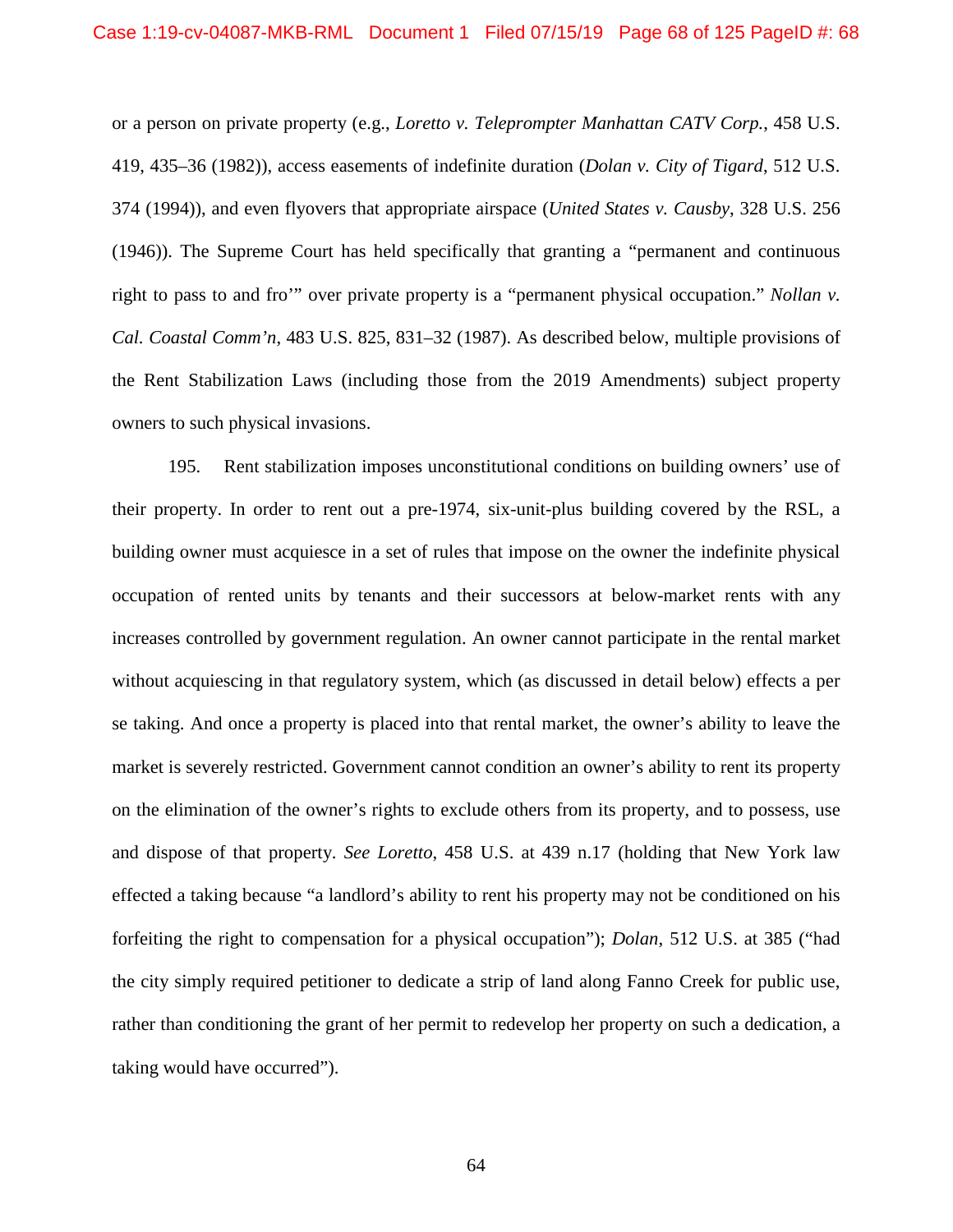or a person on private property (e.g., *Loretto v. Teleprompter Manhattan CATV Corp.*, 458 U.S. 419, 435–36 (1982)), access easements of indefinite duration (*Dolan v. City of Tigard*, 512 U.S. 374 (1994)), and even flyovers that appropriate airspace (*United States v. Causby*, 328 U.S. 256 (1946)). The Supreme Court has held specifically that granting a "permanent and continuous right to pass to and fro'" over private property is a "permanent physical occupation." *Nollan v. Cal. Coastal Comm'n*, 483 U.S. 825, 831–32 (1987). As described below, multiple provisions of the Rent Stabilization Laws (including those from the 2019 Amendments) subject property owners to such physical invasions.

195. Rent stabilization imposes unconstitutional conditions on building owners' use of their property. In order to rent out a pre-1974, six-unit-plus building covered by the RSL, a building owner must acquiesce in a set of rules that impose on the owner the indefinite physical occupation of rented units by tenants and their successors at below-market rents with any increases controlled by government regulation. An owner cannot participate in the rental market without acquiescing in that regulatory system, which (as discussed in detail below) effects a per se taking. And once a property is placed into that rental market, the owner's ability to leave the market is severely restricted. Government cannot condition an owner's ability to rent its property on the elimination of the owner's rights to exclude others from its property, and to possess, use and dispose of that property. *See Loretto*, 458 U.S. at 439 n.17 (holding that New York law effected a taking because "a landlord's ability to rent his property may not be conditioned on his forfeiting the right to compensation for a physical occupation"); *Dolan*, 512 U.S. at 385 ("had the city simply required petitioner to dedicate a strip of land along Fanno Creek for public use, rather than conditioning the grant of her permit to redevelop her property on such a dedication, a taking would have occurred").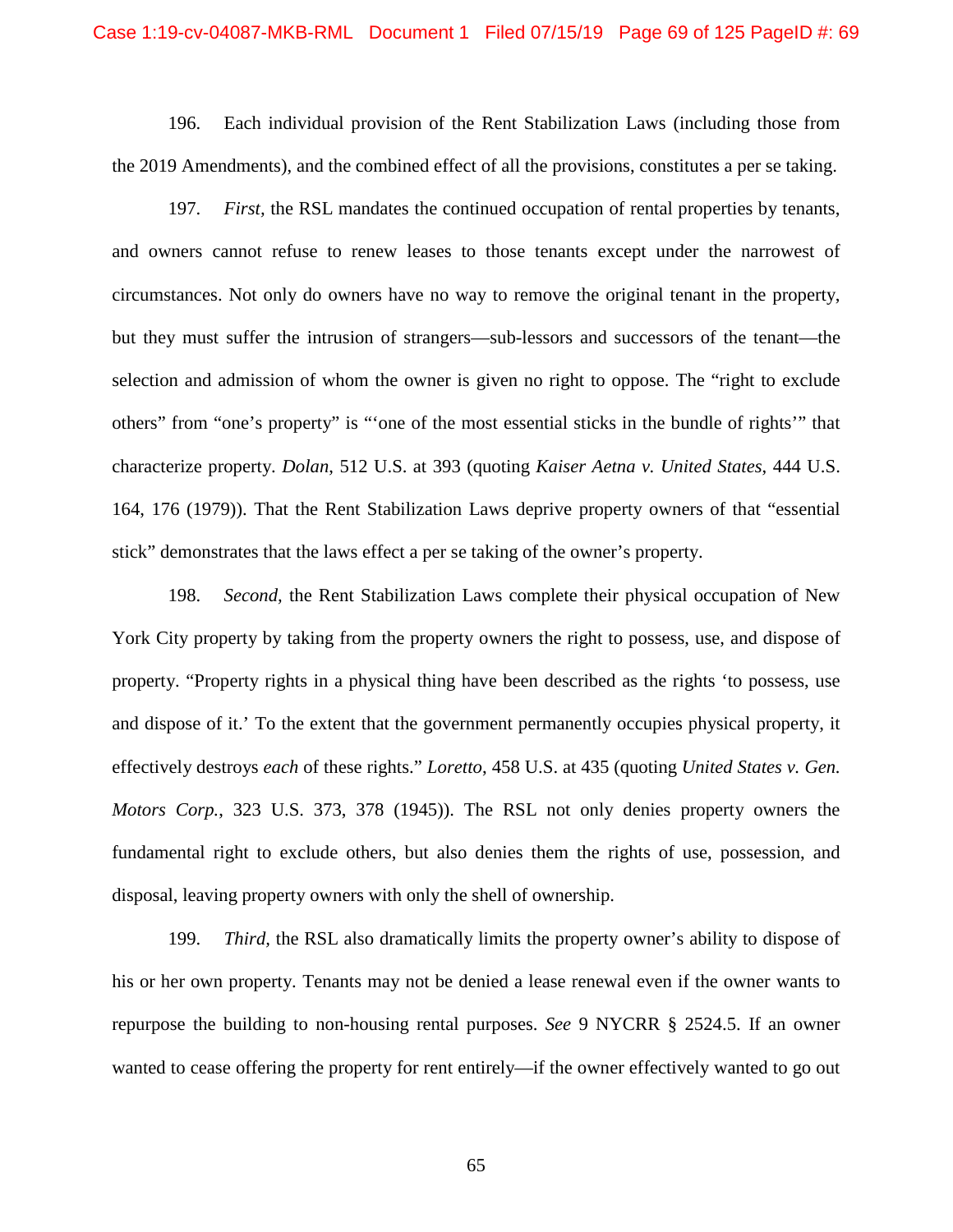196. Each individual provision of the Rent Stabilization Laws (including those from the 2019 Amendments), and the combined effect of all the provisions, constitutes a per se taking.

197. *First*, the RSL mandates the continued occupation of rental properties by tenants, and owners cannot refuse to renew leases to those tenants except under the narrowest of circumstances. Not only do owners have no way to remove the original tenant in the property, but they must suffer the intrusion of strangers—sub-lessors and successors of the tenant—the selection and admission of whom the owner is given no right to oppose. The "right to exclude others" from "one's property" is "'one of the most essential sticks in the bundle of rights'" that characterize property. *Dolan*, 512 U.S. at 393 (quoting *Kaiser Aetna v. United States*, 444 U.S. 164, 176 (1979)). That the Rent Stabilization Laws deprive property owners of that "essential stick" demonstrates that the laws effect a per se taking of the owner's property.

198. *Second*, the Rent Stabilization Laws complete their physical occupation of New York City property by taking from the property owners the right to possess, use, and dispose of property. "Property rights in a physical thing have been described as the rights 'to possess, use and dispose of it.' To the extent that the government permanently occupies physical property, it effectively destroys *each* of these rights." *Loretto*, 458 U.S. at 435 (quoting *United States v. Gen. Motors Corp.*, 323 U.S. 373, 378 (1945)). The RSL not only denies property owners the fundamental right to exclude others, but also denies them the rights of use, possession, and disposal, leaving property owners with only the shell of ownership.

199. *Third*, the RSL also dramatically limits the property owner's ability to dispose of his or her own property. Tenants may not be denied a lease renewal even if the owner wants to repurpose the building to non-housing rental purposes. *See* 9 NYCRR § 2524.5. If an owner wanted to cease offering the property for rent entirely—if the owner effectively wanted to go out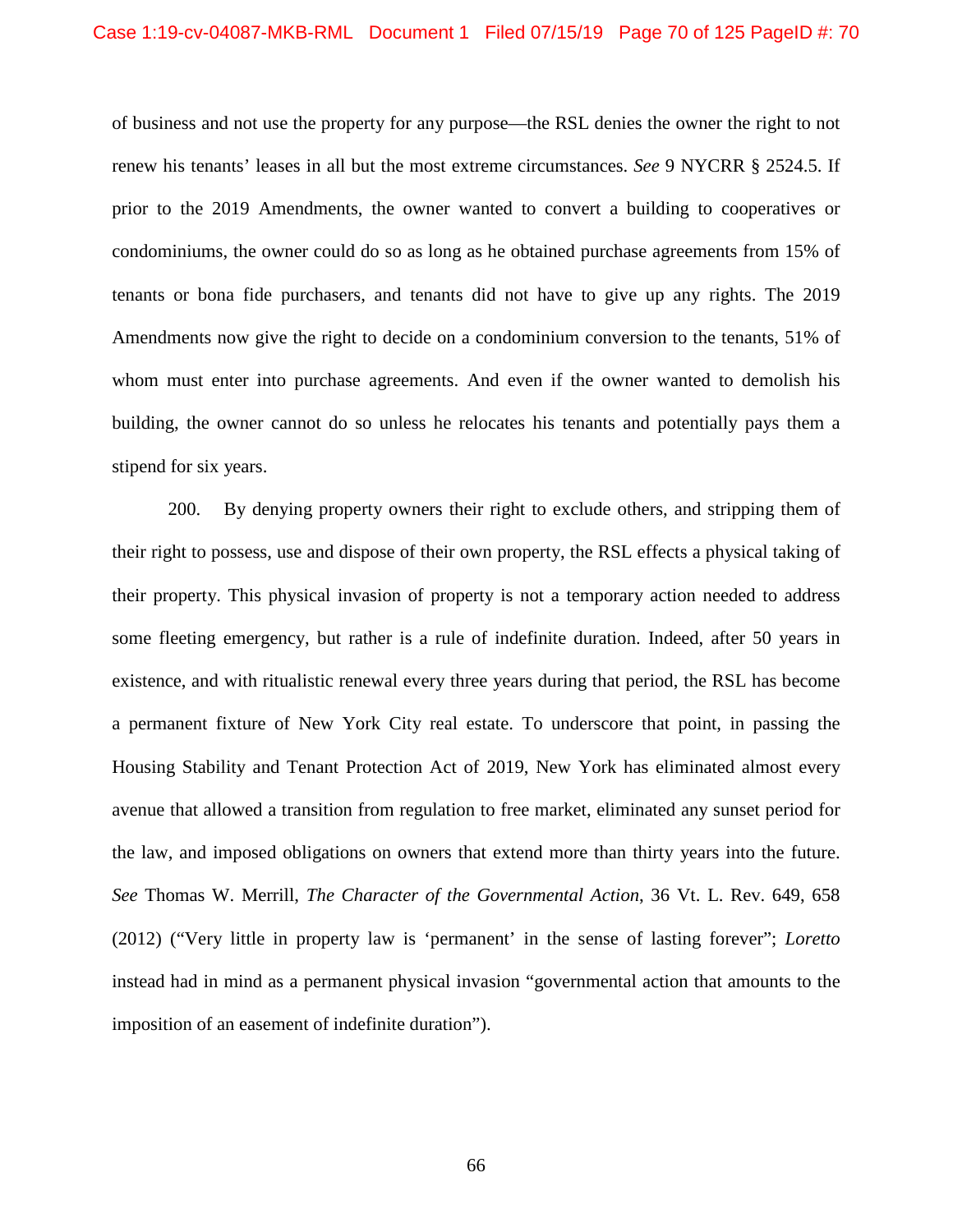of business and not use the property for any purpose—the RSL denies the owner the right to not renew his tenants' leases in all but the most extreme circumstances. *See* 9 NYCRR § 2524.5. If prior to the 2019 Amendments, the owner wanted to convert a building to cooperatives or condominiums, the owner could do so as long as he obtained purchase agreements from 15% of tenants or bona fide purchasers, and tenants did not have to give up any rights. The 2019 Amendments now give the right to decide on a condominium conversion to the tenants, 51% of whom must enter into purchase agreements. And even if the owner wanted to demolish his building, the owner cannot do so unless he relocates his tenants and potentially pays them a stipend for six years.

200. By denying property owners their right to exclude others, and stripping them of their right to possess, use and dispose of their own property, the RSL effects a physical taking of their property. This physical invasion of property is not a temporary action needed to address some fleeting emergency, but rather is a rule of indefinite duration. Indeed, after 50 years in existence, and with ritualistic renewal every three years during that period, the RSL has become a permanent fixture of New York City real estate. To underscore that point, in passing the Housing Stability and Tenant Protection Act of 2019, New York has eliminated almost every avenue that allowed a transition from regulation to free market, eliminated any sunset period for the law, and imposed obligations on owners that extend more than thirty years into the future. *See* Thomas W. Merrill, *The Character of the Governmental Action*, 36 Vt. L. Rev. 649, 658 (2012) ("Very little in property law is 'permanent' in the sense of lasting forever"; *Loretto* instead had in mind as a permanent physical invasion "governmental action that amounts to the imposition of an easement of indefinite duration").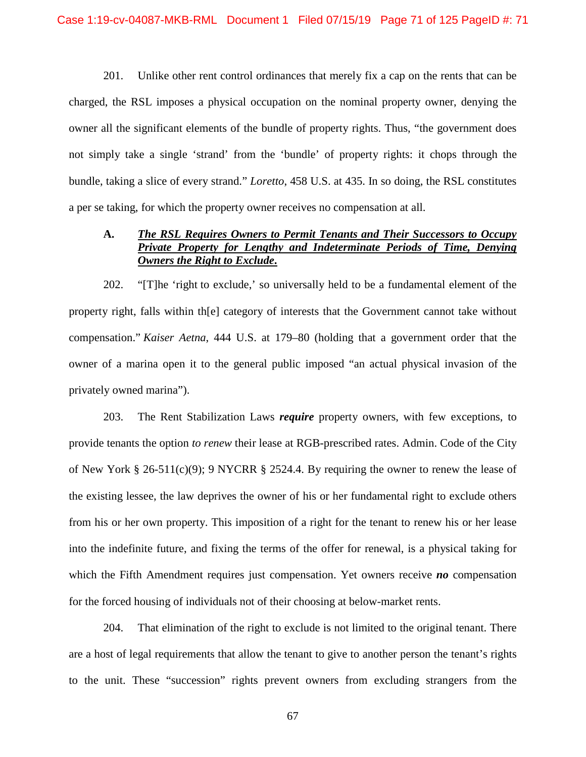201. Unlike other rent control ordinances that merely fix a cap on the rents that can be charged, the RSL imposes a physical occupation on the nominal property owner, denying the owner all the significant elements of the bundle of property rights. Thus, "the government does not simply take a single 'strand' from the 'bundle' of property rights: it chops through the bundle, taking a slice of every strand." *Loretto*, 458 U.S. at 435. In so doing, the RSL constitutes a per se taking, for which the property owner receives no compensation at all.

### A. ***The RSL Requires Owners to Permit Tenants and Their Successors to Occupy Private Property for Lengthy and Indeterminate Periods of Time, Denying Owners the Right to Exclude.***

202. "[T]he 'right to exclude,' so universally held to be a fundamental element of the property right, falls within th[e] category of interests that the Government cannot take without compensation." *Kaiser Aetna*, 444 U.S. at 179–80 (holding that a government order that the owner of a marina open it to the general public imposed "an actual physical invasion of the privately owned marina").

203. The Rent Stabilization Laws ***require*** property owners, with few exceptions, to provide tenants the option *to renew* their lease at RGB-prescribed rates. Admin. Code of the City of New York § 26-511(c)(9); 9 NYCRR § 2524.4. By requiring the owner to renew the lease of the existing lessee, the law deprives the owner of his or her fundamental right to exclude others from his or her own property. This imposition of a right for the tenant to renew his or her lease into the indefinite future, and fixing the terms of the offer for renewal, is a physical taking for which the Fifth Amendment requires just compensation. Yet owners receive ***no*** compensation for the forced housing of individuals not of their choosing at below-market rents.

204. That elimination of the right to exclude is not limited to the original tenant. There are a host of legal requirements that allow the tenant to give to another person the tenant's rights to the unit. These "succession" rights prevent owners from excluding strangers from the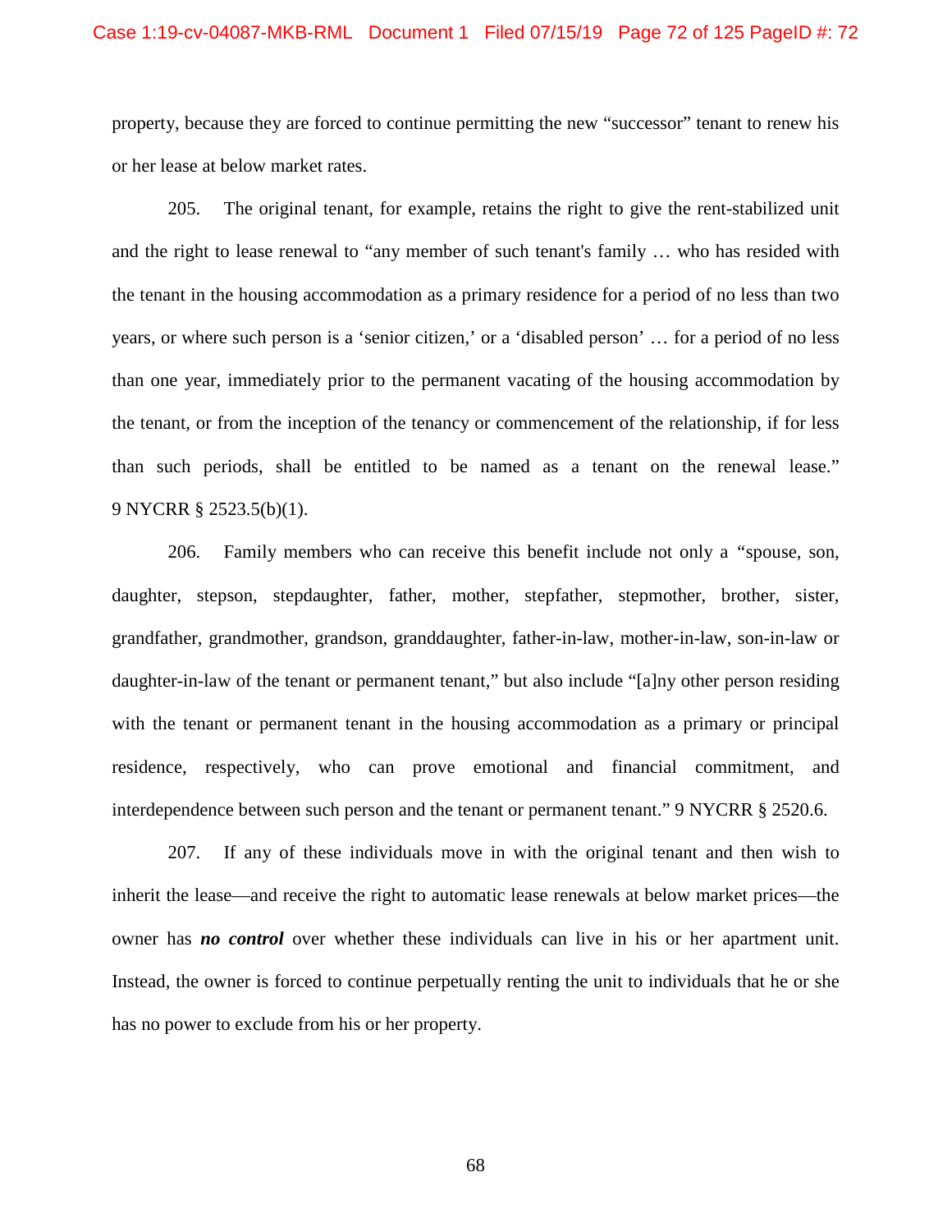property, because they are forced to continue permitting the new "successor" tenant to renew his or her lease at below market rates.

205. The original tenant, for example, retains the right to give the rent-stabilized unit and the right to lease renewal to "any member of such tenant's family … who has resided with the tenant in the housing accommodation as a primary residence for a period of no less than two years, or where such person is a 'senior citizen,' or a 'disabled person' … for a period of no less than one year, immediately prior to the permanent vacating of the housing accommodation by the tenant, or from the inception of the tenancy or commencement of the relationship, if for less than such periods, shall be entitled to be named as a tenant on the renewal lease." 9 NYCRR § 2523.5(b)(1).

206. Family members who can receive this benefit include not only a "spouse, son, daughter, stepson, stepdaughter, father, mother, stepfather, stepmother, brother, sister, grandfather, grandmother, grandson, granddaughter, father-in-law, mother-in-law, son-in-law or daughter-in-law of the tenant or permanent tenant," but also include "[a]ny other person residing with the tenant or permanent tenant in the housing accommodation as a primary or principal residence, respectively, who can prove emotional and financial commitment, and interdependence between such person and the tenant or permanent tenant." 9 NYCRR § 2520.6.

207. If any of these individuals move in with the original tenant and then wish to inherit the lease—and receive the right to automatic lease renewals at below market prices—the owner has ***no control*** over whether these individuals can live in his or her apartment unit. Instead, the owner is forced to continue perpetually renting the unit to individuals that he or she has no power to exclude from his or her property.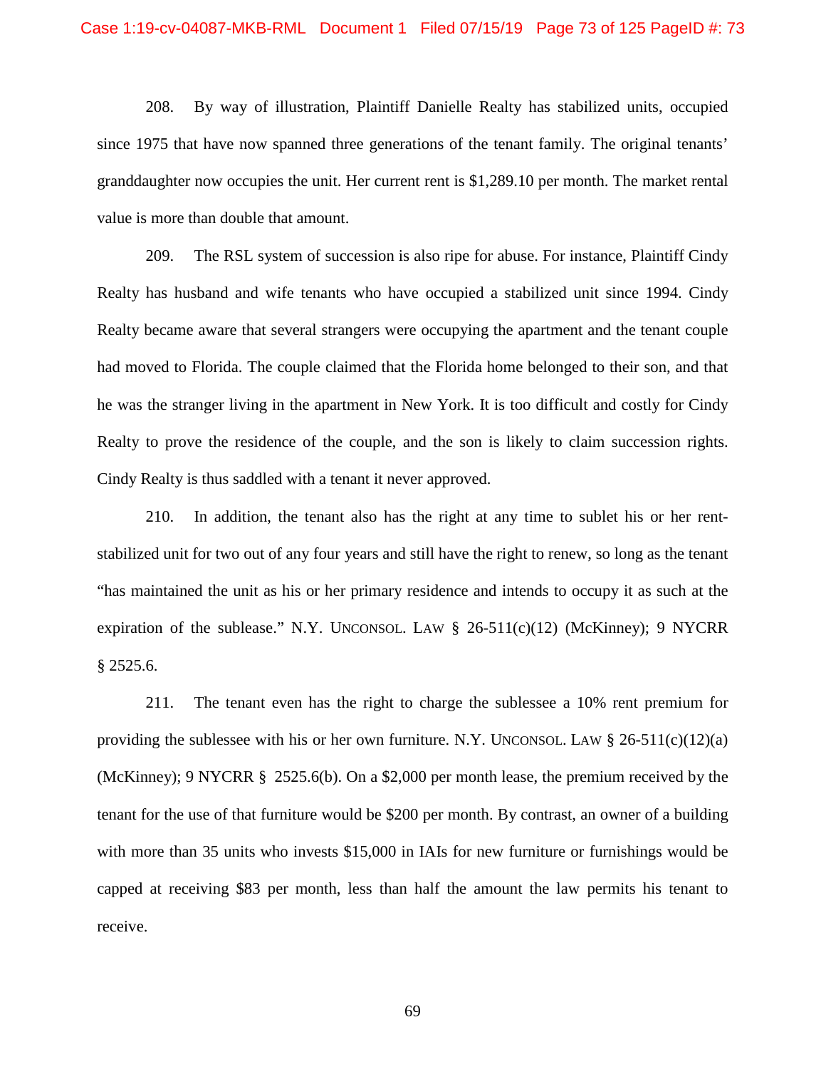208. By way of illustration, Plaintiff Danielle Realty has stabilized units, occupied since 1975 that have now spanned three generations of the tenant family. The original tenants' granddaughter now occupies the unit. Her current rent is $1,289.10 per month. The market rental value is more than double that amount.

209. The RSL system of succession is also ripe for abuse. For instance, Plaintiff Cindy Realty has husband and wife tenants who have occupied a stabilized unit since 1994. Cindy Realty became aware that several strangers were occupying the apartment and the tenant couple had moved to Florida. The couple claimed that the Florida home belonged to their son, and that he was the stranger living in the apartment in New York. It is too difficult and costly for Cindy Realty to prove the residence of the couple, and the son is likely to claim succession rights. Cindy Realty is thus saddled with a tenant it never approved.

210. In addition, the tenant also has the right at any time to sublet his or her rent-stabilized unit for two out of any four years and still have the right to renew, so long as the tenant "has maintained the unit as his or her primary residence and intends to occupy it as such at the expiration of the sublease." N.Y. UNCONSOL. LAW § 26-511(c)(12) (McKinney); 9 NYCRR § 2525.6.

211. The tenant even has the right to charge the sublessee a 10% rent premium for providing the sublessee with his or her own furniture. N.Y. UNCONSOL. LAW § 26-511(c)(12)(a) (McKinney); 9 NYCRR § 2525.6(b). On a $2,000 per month lease, the premium received by the tenant for the use of that furniture would be $200 per month. By contrast, an owner of a building with more than 35 units who invests $15,000 in IAIs for new furniture or furnishings would be capped at receiving $83 per month, less than half the amount the law permits his tenant to receive.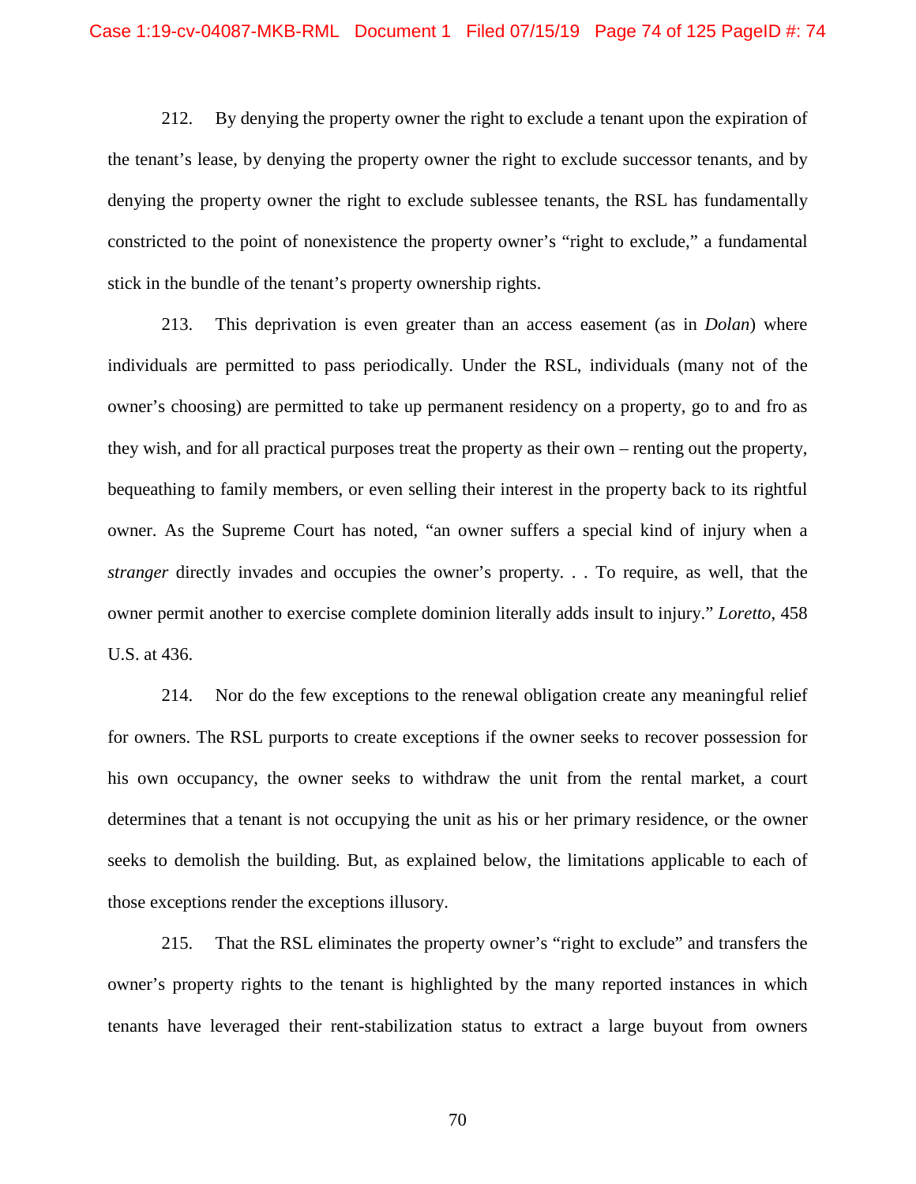212. By denying the property owner the right to exclude a tenant upon the expiration of the tenant's lease, by denying the property owner the right to exclude successor tenants, and by denying the property owner the right to exclude sublessee tenants, the RSL has fundamentally constricted to the point of nonexistence the property owner's "right to exclude," a fundamental stick in the bundle of the tenant's property ownership rights.

213. This deprivation is even greater than an access easement (as in *Dolan*) where individuals are permitted to pass periodically. Under the RSL, individuals (many not of the owner's choosing) are permitted to take up permanent residency on a property, go to and fro as they wish, and for all practical purposes treat the property as their own – renting out the property, bequeathing to family members, or even selling their interest in the property back to its rightful owner. As the Supreme Court has noted, "an owner suffers a special kind of injury when a *stranger* directly invades and occupies the owner's property. . . To require, as well, that the owner permit another to exercise complete dominion literally adds insult to injury." *Loretto*, 458 U.S. at 436.

214. Nor do the few exceptions to the renewal obligation create any meaningful relief for owners. The RSL purports to create exceptions if the owner seeks to recover possession for his own occupancy, the owner seeks to withdraw the unit from the rental market, a court determines that a tenant is not occupying the unit as his or her primary residence, or the owner seeks to demolish the building. But, as explained below, the limitations applicable to each of those exceptions render the exceptions illusory.

215. That the RSL eliminates the property owner's "right to exclude" and transfers the owner's property rights to the tenant is highlighted by the many reported instances in which tenants have leveraged their rent-stabilization status to extract a large buyout from owners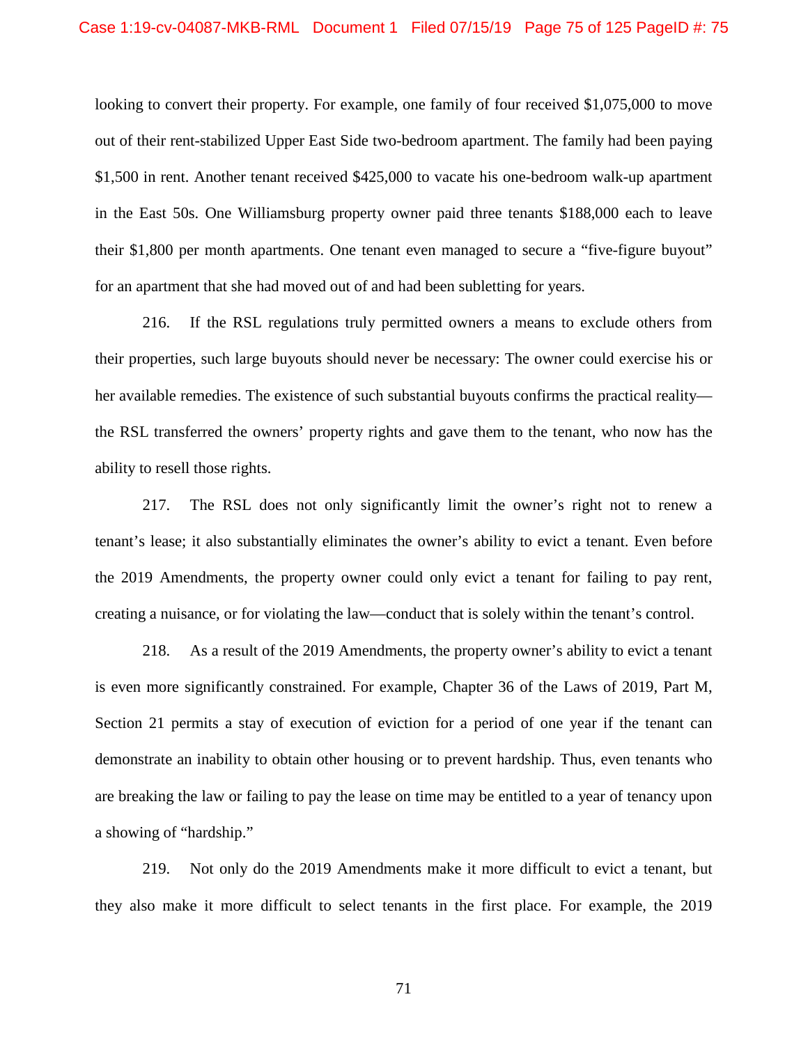looking to convert their property. For example, one family of four received $1,075,000 to move out of their rent-stabilized Upper East Side two-bedroom apartment. The family had been paying $1,500 in rent. Another tenant received $425,000 to vacate his one-bedroom walk-up apartment in the East 50s. One Williamsburg property owner paid three tenants $188,000 each to leave their $1,800 per month apartments. One tenant even managed to secure a "five-figure buyout" for an apartment that she had moved out of and had been subletting for years.

216. If the RSL regulations truly permitted owners a means to exclude others from their properties, such large buyouts should never be necessary: The owner could exercise his or her available remedies. The existence of such substantial buyouts confirms the practical reality—the RSL transferred the owners' property rights and gave them to the tenant, who now has the ability to resell those rights.

217. The RSL does not only significantly limit the owner's right not to renew a tenant's lease; it also substantially eliminates the owner's ability to evict a tenant. Even before the 2019 Amendments, the property owner could only evict a tenant for failing to pay rent, creating a nuisance, or for violating the law—conduct that is solely within the tenant's control.

218. As a result of the 2019 Amendments, the property owner's ability to evict a tenant is even more significantly constrained. For example, Chapter 36 of the Laws of 2019, Part M, Section 21 permits a stay of execution of eviction for a period of one year if the tenant can demonstrate an inability to obtain other housing or to prevent hardship. Thus, even tenants who are breaking the law or failing to pay the lease on time may be entitled to a year of tenancy upon a showing of "hardship."

219. Not only do the 2019 Amendments make it more difficult to evict a tenant, but they also make it more difficult to select tenants in the first place. For example, the 2019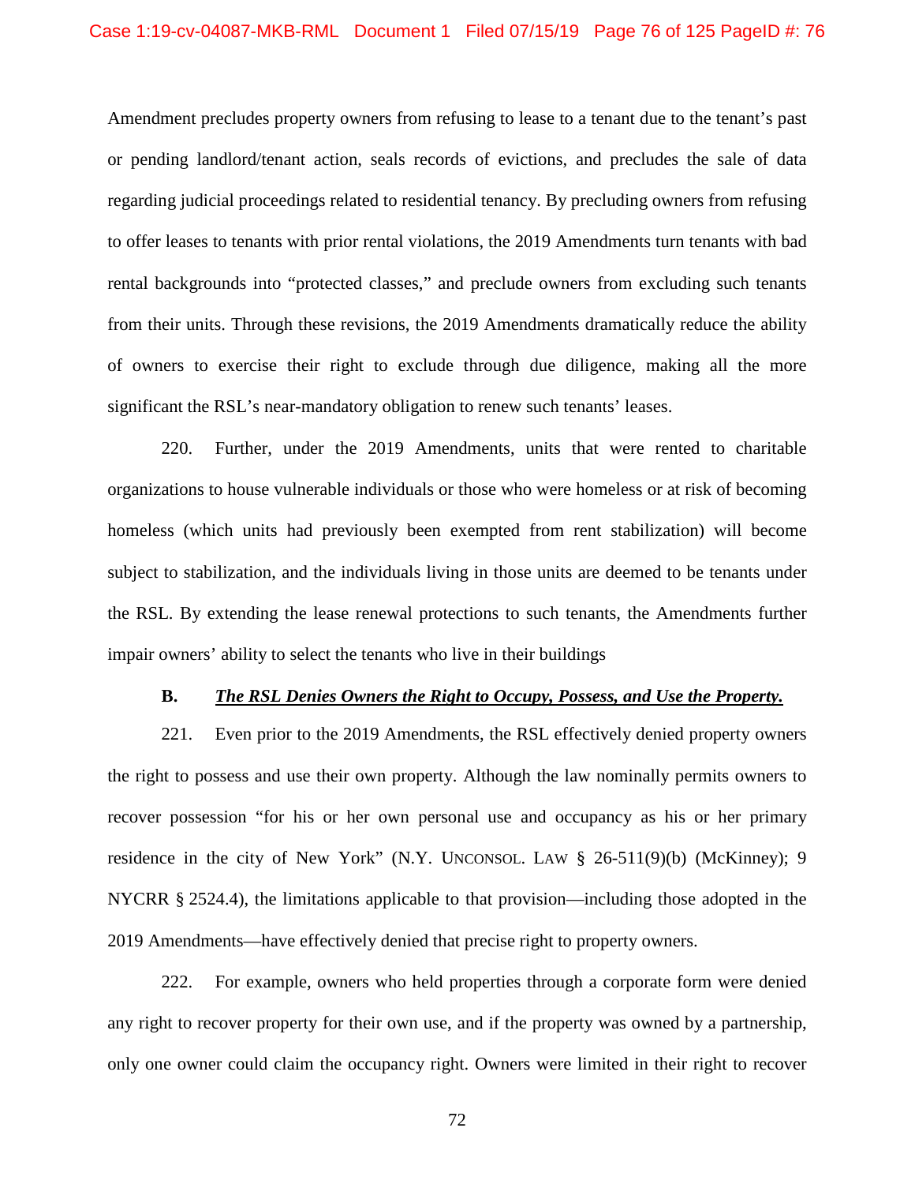Amendment precludes property owners from refusing to lease to a tenant due to the tenant's past or pending landlord/tenant action, seals records of evictions, and precludes the sale of data regarding judicial proceedings related to residential tenancy. By precluding owners from refusing to offer leases to tenants with prior rental violations, the 2019 Amendments turn tenants with bad rental backgrounds into "protected classes," and preclude owners from excluding such tenants from their units. Through these revisions, the 2019 Amendments dramatically reduce the ability of owners to exercise their right to exclude through due diligence, making all the more significant the RSL's near-mandatory obligation to renew such tenants' leases.

220. Further, under the 2019 Amendments, units that were rented to charitable organizations to house vulnerable individuals or those who were homeless or at risk of becoming homeless (which units had previously been exempted from rent stabilization) will become subject to stabilization, and the individuals living in those units are deemed to be tenants under the RSL. By extending the lease renewal protections to such tenants, the Amendments further impair owners' ability to select the tenants who live in their buildings

### B. ***The RSL Denies Owners the Right to Occupy, Possess, and Use the Property.***

221. Even prior to the 2019 Amendments, the RSL effectively denied property owners the right to possess and use their own property. Although the law nominally permits owners to recover possession "for his or her own personal use and occupancy as his or her primary residence in the city of New York" (N.Y. UNCONSOL. LAW § 26-511(9)(b) (McKinney); 9 NYCRR § 2524.4), the limitations applicable to that provision—including those adopted in the 2019 Amendments—have effectively denied that precise right to property owners.

222. For example, owners who held properties through a corporate form were denied any right to recover property for their own use, and if the property was owned by a partnership, only one owner could claim the occupancy right. Owners were limited in their right to recover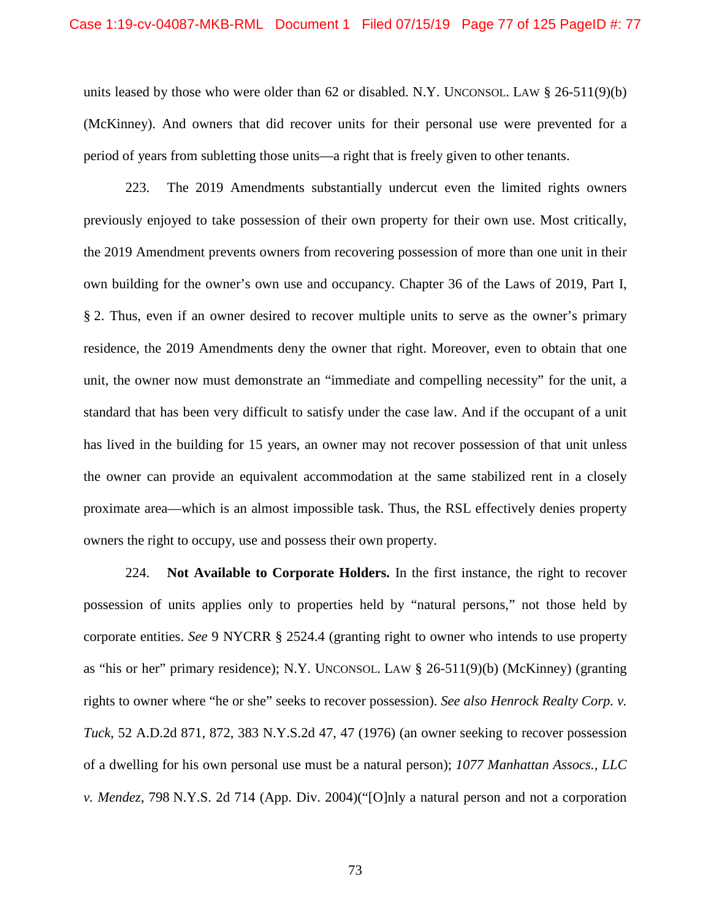units leased by those who were older than 62 or disabled. N.Y. UNCONSOL. LAW § 26-511(9)(b) (McKinney). And owners that did recover units for their personal use were prevented for a period of years from subletting those units—a right that is freely given to other tenants.

223. The 2019 Amendments substantially undercut even the limited rights owners previously enjoyed to take possession of their own property for their own use. Most critically, the 2019 Amendment prevents owners from recovering possession of more than one unit in their own building for the owner's own use and occupancy. Chapter 36 of the Laws of 2019, Part I, § 2. Thus, even if an owner desired to recover multiple units to serve as the owner's primary residence, the 2019 Amendments deny the owner that right. Moreover, even to obtain that one unit, the owner now must demonstrate an "immediate and compelling necessity" for the unit, a standard that has been very difficult to satisfy under the case law. And if the occupant of a unit has lived in the building for 15 years, an owner may not recover possession of that unit unless the owner can provide an equivalent accommodation at the same stabilized rent in a closely proximate area—which is an almost impossible task. Thus, the RSL effectively denies property owners the right to occupy, use and possess their own property.

224. **Not Available to Corporate Holders.** In the first instance, the right to recover possession of units applies only to properties held by "natural persons," not those held by corporate entities. *See* 9 NYCRR § 2524.4 (granting right to owner who intends to use property as "his or her" primary residence); N.Y. UNCONSOL. LAW § 26-511(9)(b) (McKinney) (granting rights to owner where "he or she" seeks to recover possession). *See also Henrock Realty Corp. v. Tuck*, 52 A.D.2d 871, 872, 383 N.Y.S.2d 47, 47 (1976) (an owner seeking to recover possession of a dwelling for his own personal use must be a natural person); *1077 Manhattan Assocs., LLC v. Mendez*, 798 N.Y.S. 2d 714 (App. Div. 2004)("[O]nly a natural person and not a corporation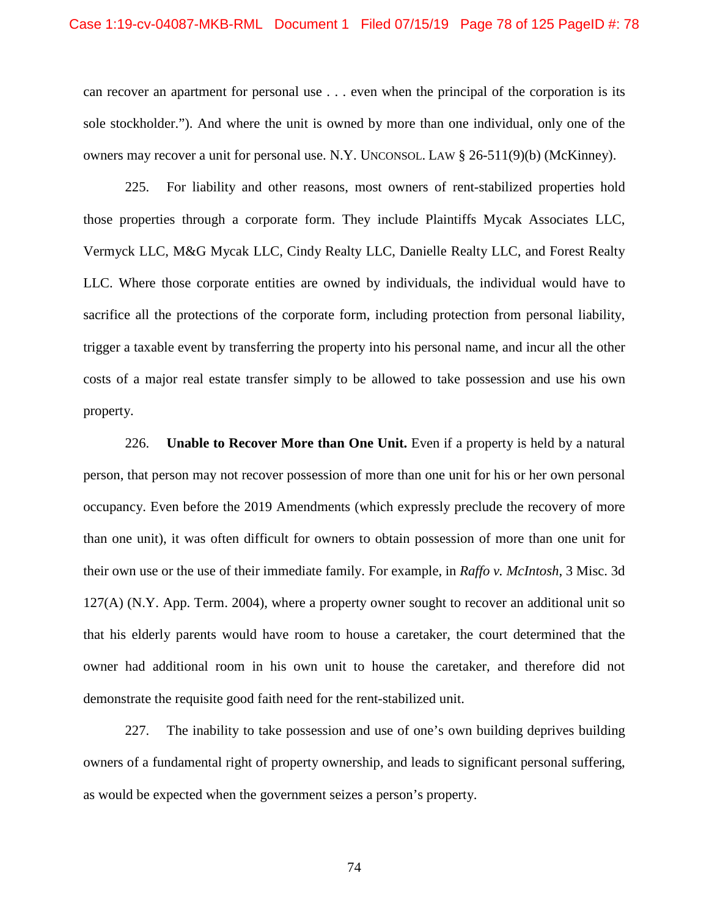can recover an apartment for personal use . . . even when the principal of the corporation is its sole stockholder."). And where the unit is owned by more than one individual, only one of the owners may recover a unit for personal use. N.Y. UNCONSOL. LAW § 26-511(9)(b) (McKinney).

225. For liability and other reasons, most owners of rent-stabilized properties hold those properties through a corporate form. They include Plaintiffs Mycak Associates LLC, Vermyck LLC, M&G Mycak LLC, Cindy Realty LLC, Danielle Realty LLC, and Forest Realty LLC. Where those corporate entities are owned by individuals, the individual would have to sacrifice all the protections of the corporate form, including protection from personal liability, trigger a taxable event by transferring the property into his personal name, and incur all the other costs of a major real estate transfer simply to be allowed to take possession and use his own property.

226. **Unable to Recover More than One Unit.** Even if a property is held by a natural person, that person may not recover possession of more than one unit for his or her own personal occupancy. Even before the 2019 Amendments (which expressly preclude the recovery of more than one unit), it was often difficult for owners to obtain possession of more than one unit for their own use or the use of their immediate family. For example, in *Raffo v. McIntosh*, 3 Misc. 3d 127(A) (N.Y. App. Term. 2004), where a property owner sought to recover an additional unit so that his elderly parents would have room to house a caretaker, the court determined that the owner had additional room in his own unit to house the caretaker, and therefore did not demonstrate the requisite good faith need for the rent-stabilized unit.

227. The inability to take possession and use of one's own building deprives building owners of a fundamental right of property ownership, and leads to significant personal suffering, as would be expected when the government seizes a person's property.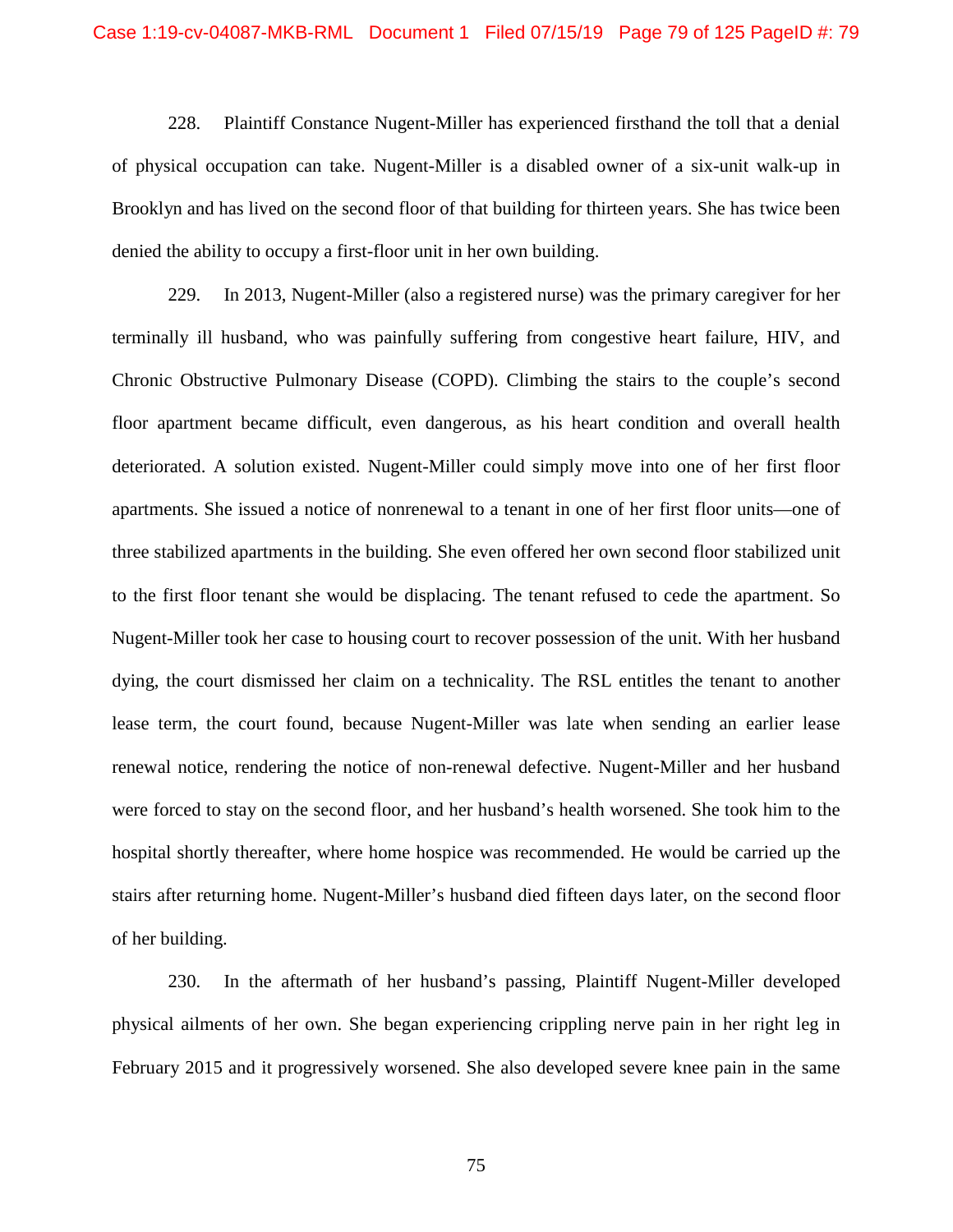228. Plaintiff Constance Nugent-Miller has experienced firsthand the toll that a denial of physical occupation can take. Nugent-Miller is a disabled owner of a six-unit walk-up in Brooklyn and has lived on the second floor of that building for thirteen years. She has twice been denied the ability to occupy a first-floor unit in her own building.

229. In 2013, Nugent-Miller (also a registered nurse) was the primary caregiver for her terminally ill husband, who was painfully suffering from congestive heart failure, HIV, and Chronic Obstructive Pulmonary Disease (COPD). Climbing the stairs to the couple's second floor apartment became difficult, even dangerous, as his heart condition and overall health deteriorated. A solution existed. Nugent-Miller could simply move into one of her first floor apartments. She issued a notice of nonrenewal to a tenant in one of her first floor units—one of three stabilized apartments in the building. She even offered her own second floor stabilized unit to the first floor tenant she would be displacing. The tenant refused to cede the apartment. So Nugent-Miller took her case to housing court to recover possession of the unit. With her husband dying, the court dismissed her claim on a technicality. The RSL entitles the tenant to another lease term, the court found, because Nugent-Miller was late when sending an earlier lease renewal notice, rendering the notice of non-renewal defective. Nugent-Miller and her husband were forced to stay on the second floor, and her husband's health worsened. She took him to the hospital shortly thereafter, where home hospice was recommended. He would be carried up the stairs after returning home. Nugent-Miller's husband died fifteen days later, on the second floor of her building.

230. In the aftermath of her husband's passing, Plaintiff Nugent-Miller developed physical ailments of her own. She began experiencing crippling nerve pain in her right leg in February 2015 and it progressively worsened. She also developed severe knee pain in the same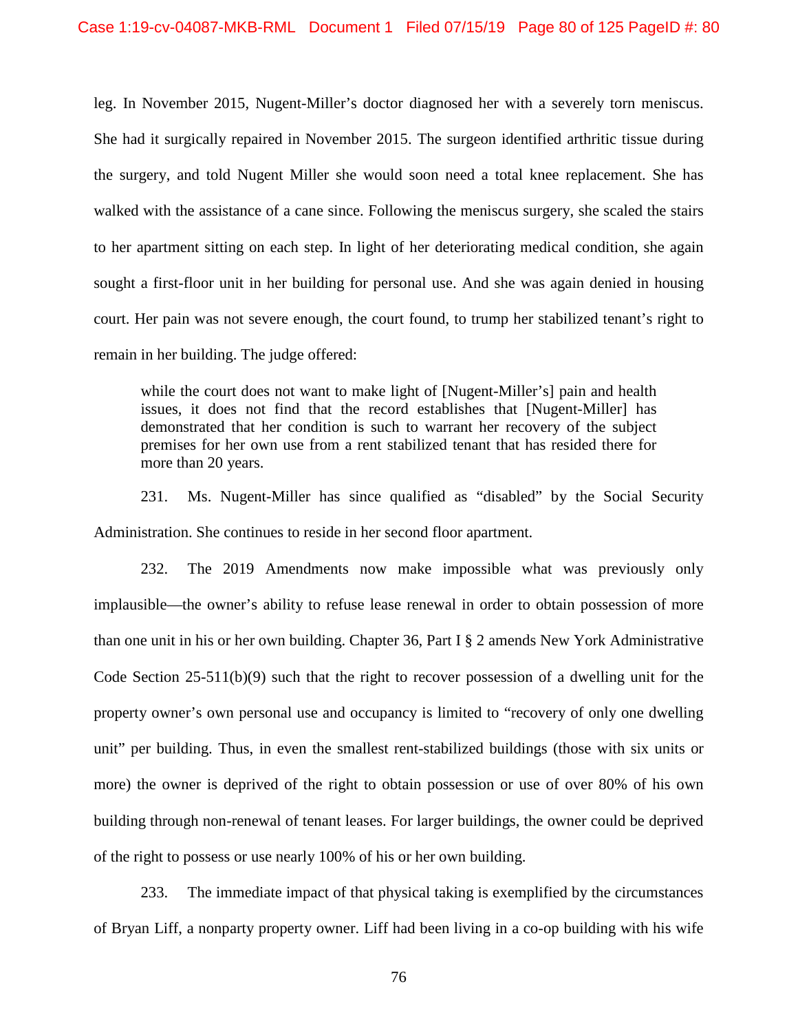leg. In November 2015, Nugent-Miller's doctor diagnosed her with a severely torn meniscus. She had it surgically repaired in November 2015. The surgeon identified arthritic tissue during the surgery, and told Nugent Miller she would soon need a total knee replacement. She has walked with the assistance of a cane since. Following the meniscus surgery, she scaled the stairs to her apartment sitting on each step. In light of her deteriorating medical condition, she again sought a first-floor unit in her building for personal use. And she was again denied in housing court. Her pain was not severe enough, the court found, to trump her stabilized tenant's right to remain in her building. The judge offered:

> while the court does not want to make light of [Nugent-Miller's] pain and health issues, it does not find that the record establishes that [Nugent-Miller] has demonstrated that her condition is such to warrant her recovery of the subject premises for her own use from a rent stabilized tenant that has resided there for more than 20 years.

231. Ms. Nugent-Miller has since qualified as "disabled" by the Social Security Administration. She continues to reside in her second floor apartment.

232. The 2019 Amendments now make impossible what was previously only implausible—the owner's ability to refuse lease renewal in order to obtain possession of more than one unit in his or her own building. Chapter 36, Part I § 2 amends New York Administrative Code Section 25-511(b)(9) such that the right to recover possession of a dwelling unit for the property owner's own personal use and occupancy is limited to "recovery of only one dwelling unit" per building. Thus, in even the smallest rent-stabilized buildings (those with six units or more) the owner is deprived of the right to obtain possession or use of over 80% of his own building through non-renewal of tenant leases. For larger buildings, the owner could be deprived of the right to possess or use nearly 100% of his or her own building.

233. The immediate impact of that physical taking is exemplified by the circumstances of Bryan Liff, a nonparty property owner. Liff had been living in a co-op building with his wife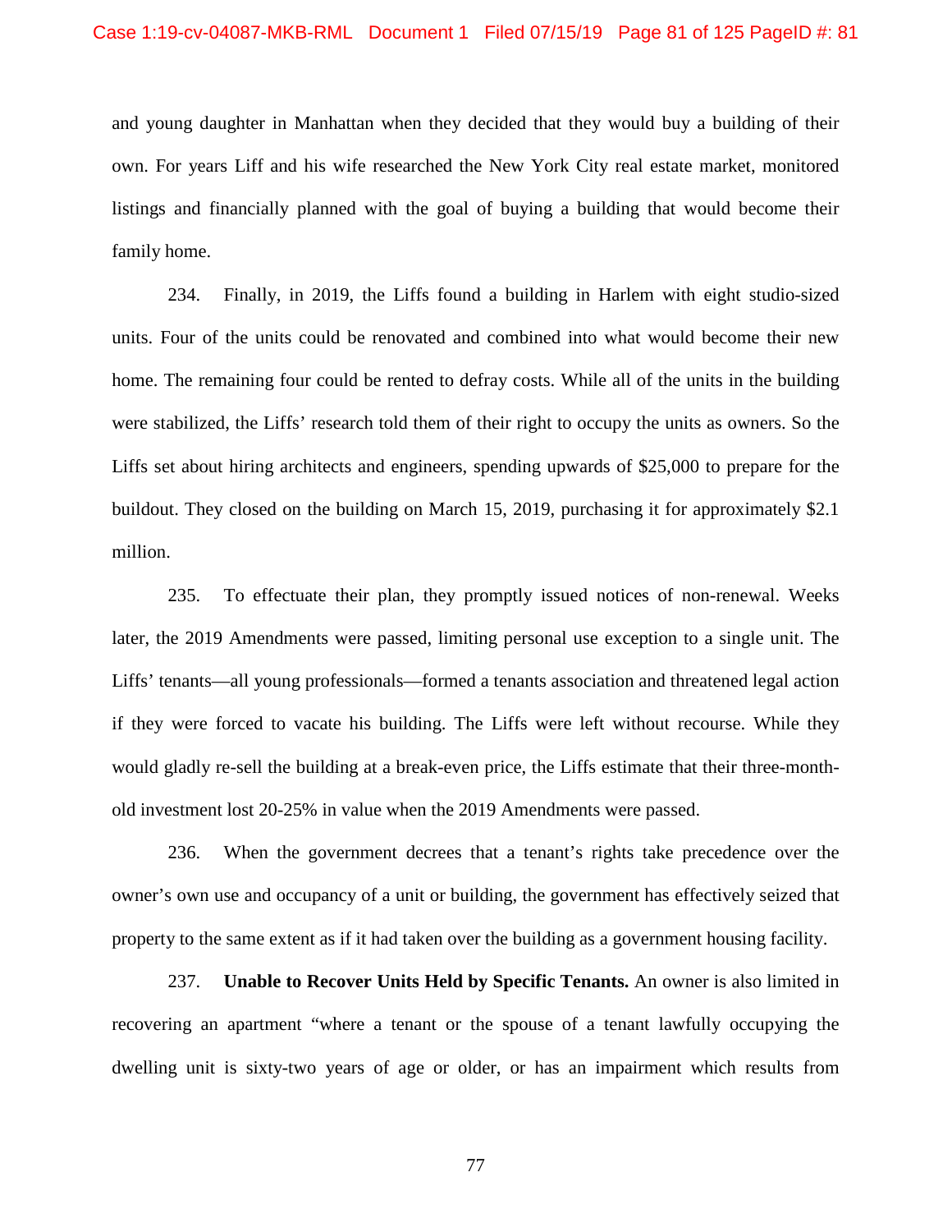and young daughter in Manhattan when they decided that they would buy a building of their own. For years Liff and his wife researched the New York City real estate market, monitored listings and financially planned with the goal of buying a building that would become their family home.

234. Finally, in 2019, the Liffs found a building in Harlem with eight studio-sized units. Four of the units could be renovated and combined into what would become their new home. The remaining four could be rented to defray costs. While all of the units in the building were stabilized, the Liffs' research told them of their right to occupy the units as owners. So the Liffs set about hiring architects and engineers, spending upwards of $25,000 to prepare for the buildout. They closed on the building on March 15, 2019, purchasing it for approximately $2.1 million.

235. To effectuate their plan, they promptly issued notices of non-renewal. Weeks later, the 2019 Amendments were passed, limiting personal use exception to a single unit. The Liffs' tenants—all young professionals—formed a tenants association and threatened legal action if they were forced to vacate his building. The Liffs were left without recourse. While they would gladly re-sell the building at a break-even price, the Liffs estimate that their three-month-old investment lost 20-25% in value when the 2019 Amendments were passed.

236. When the government decrees that a tenant's rights take precedence over the owner's own use and occupancy of a unit or building, the government has effectively seized that property to the same extent as if it had taken over the building as a government housing facility.

237. **Unable to Recover Units Held by Specific Tenants.** An owner is also limited in recovering an apartment "where a tenant or the spouse of a tenant lawfully occupying the dwelling unit is sixty-two years of age or older, or has an impairment which results from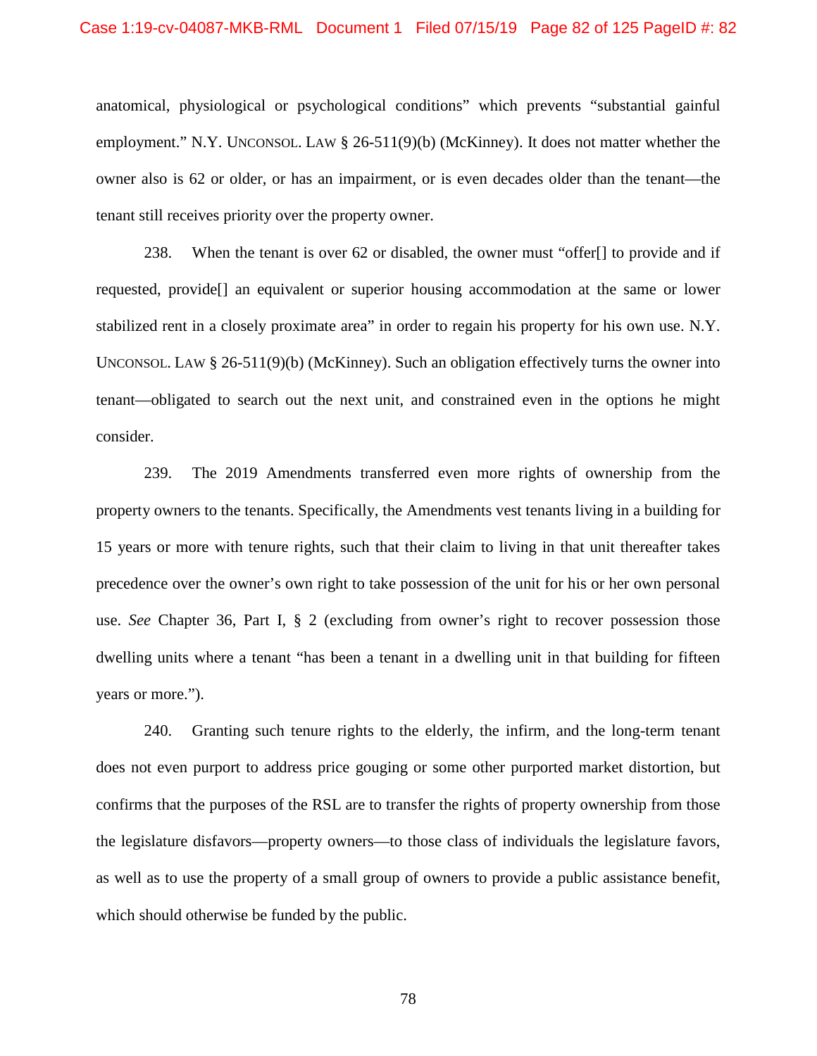anatomical, physiological or psychological conditions" which prevents "substantial gainful employment." N.Y. UNCONSOL. LAW § 26-511(9)(b) (McKinney). It does not matter whether the owner also is 62 or older, or has an impairment, or is even decades older than the tenant—the tenant still receives priority over the property owner.

238. When the tenant is over 62 or disabled, the owner must "offer[] to provide and if requested, provide[] an equivalent or superior housing accommodation at the same or lower stabilized rent in a closely proximate area" in order to regain his property for his own use. N.Y. UNCONSOL. LAW § 26-511(9)(b) (McKinney). Such an obligation effectively turns the owner into tenant—obligated to search out the next unit, and constrained even in the options he might consider.

239. The 2019 Amendments transferred even more rights of ownership from the property owners to the tenants. Specifically, the Amendments vest tenants living in a building for 15 years or more with tenure rights, such that their claim to living in that unit thereafter takes precedence over the owner's own right to take possession of the unit for his or her own personal use. *See* Chapter 36, Part I, § 2 (excluding from owner's right to recover possession those dwelling units where a tenant "has been a tenant in a dwelling unit in that building for fifteen years or more.").

240. Granting such tenure rights to the elderly, the infirm, and the long-term tenant does not even purport to address price gouging or some other purported market distortion, but confirms that the purposes of the RSL are to transfer the rights of property ownership from those the legislature disfavors—property owners—to those class of individuals the legislature favors, as well as to use the property of a small group of owners to provide a public assistance benefit, which should otherwise be funded by the public.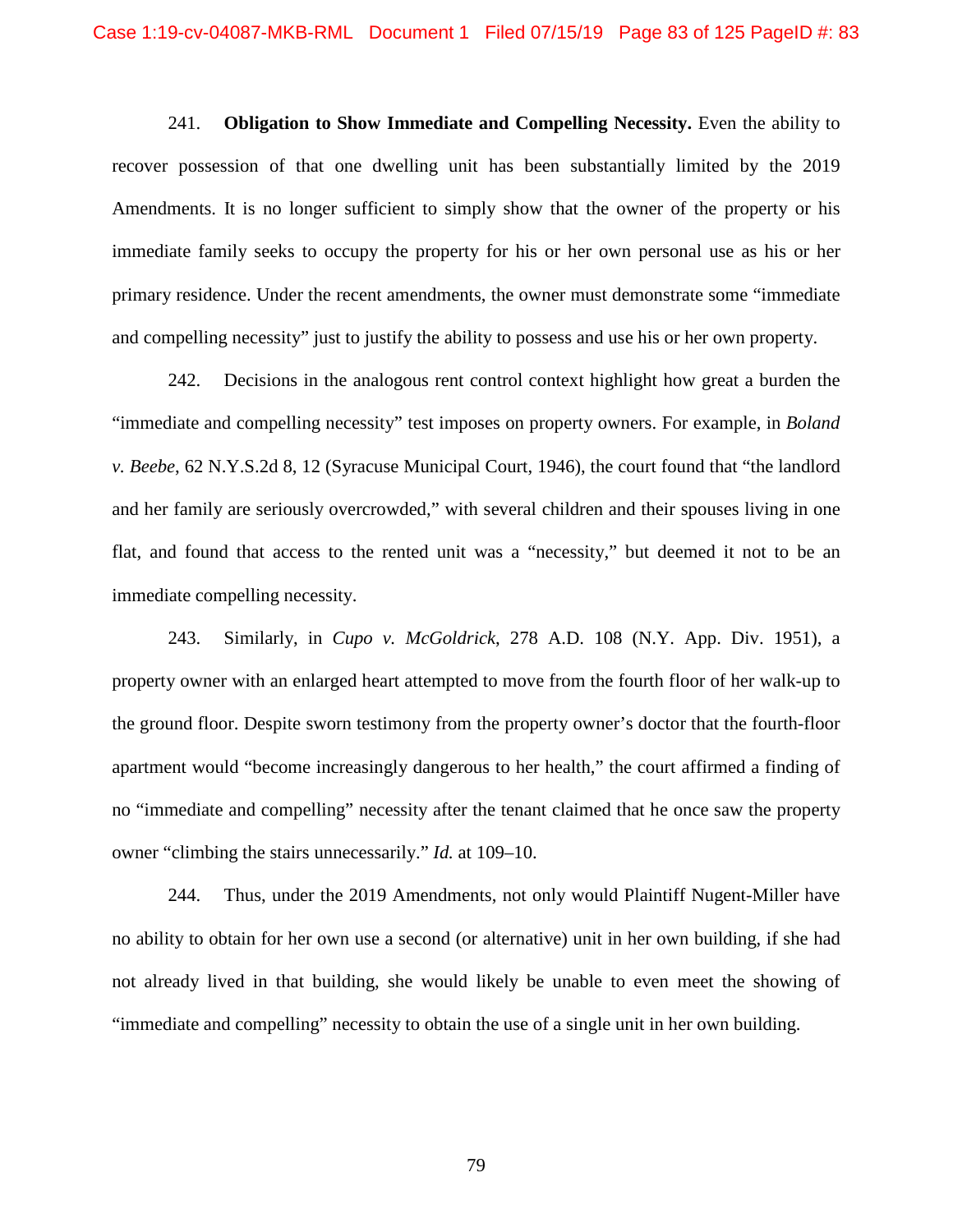241. **Obligation to Show Immediate and Compelling Necessity.** Even the ability to recover possession of that one dwelling unit has been substantially limited by the 2019 Amendments. It is no longer sufficient to simply show that the owner of the property or his immediate family seeks to occupy the property for his or her own personal use as his or her primary residence. Under the recent amendments, the owner must demonstrate some "immediate and compelling necessity" just to justify the ability to possess and use his or her own property.

242. Decisions in the analogous rent control context highlight how great a burden the "immediate and compelling necessity" test imposes on property owners. For example, in *Boland v. Beebe*, 62 N.Y.S.2d 8, 12 (Syracuse Municipal Court, 1946), the court found that "the landlord and her family are seriously overcrowded," with several children and their spouses living in one flat, and found that access to the rented unit was a "necessity," but deemed it not to be an immediate compelling necessity.

243. Similarly, in *Cupo v. McGoldrick*, 278 A.D. 108 (N.Y. App. Div. 1951), a property owner with an enlarged heart attempted to move from the fourth floor of her walk-up to the ground floor. Despite sworn testimony from the property owner's doctor that the fourth-floor apartment would "become increasingly dangerous to her health," the court affirmed a finding of no "immediate and compelling" necessity after the tenant claimed that he once saw the property owner "climbing the stairs unnecessarily." *Id.* at 109–10.

244. Thus, under the 2019 Amendments, not only would Plaintiff Nugent-Miller have no ability to obtain for her own use a second (or alternative) unit in her own building, if she had not already lived in that building, she would likely be unable to even meet the showing of "immediate and compelling" necessity to obtain the use of a single unit in her own building.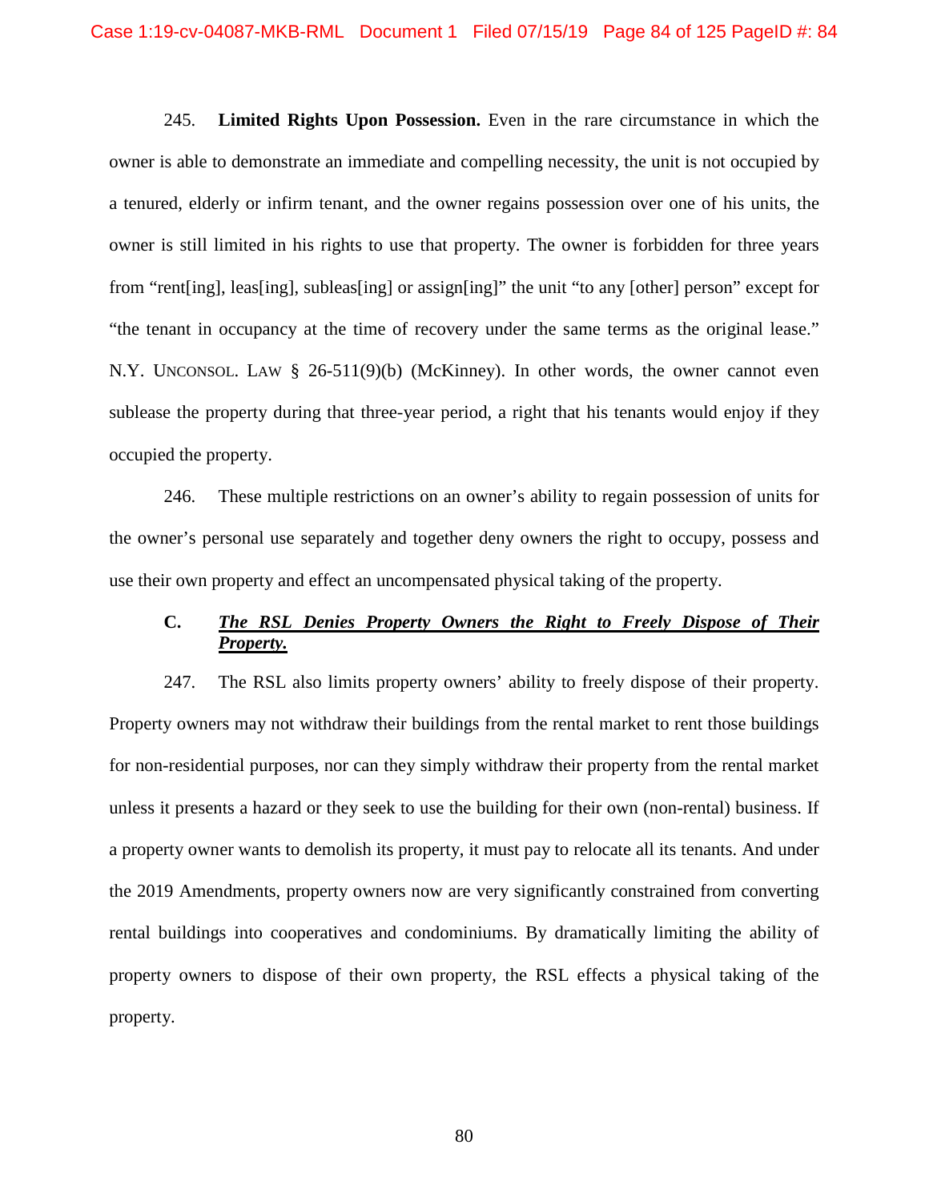245. **Limited Rights Upon Possession.** Even in the rare circumstance in which the owner is able to demonstrate an immediate and compelling necessity, the unit is not occupied by a tenured, elderly or infirm tenant, and the owner regains possession over one of his units, the owner is still limited in his rights to use that property. The owner is forbidden for three years from "rent[ing], leas[ing], subleas[ing] or assign[ing]" the unit "to any [other] person" except for "the tenant in occupancy at the time of recovery under the same terms as the original lease." N.Y. UNCONSOL. LAW § 26-511(9)(b) (McKinney). In other words, the owner cannot even sublease the property during that three-year period, a right that his tenants would enjoy if they occupied the property.

246. These multiple restrictions on an owner's ability to regain possession of units for the owner's personal use separately and together deny owners the right to occupy, possess and use their own property and effect an uncompensated physical taking of the property.

### C. ***The RSL Denies Property Owners the Right to Freely Dispose of Their Property.***

247. The RSL also limits property owners' ability to freely dispose of their property. Property owners may not withdraw their buildings from the rental market to rent those buildings for non-residential purposes, nor can they simply withdraw their property from the rental market unless it presents a hazard or they seek to use the building for their own (non-rental) business. If a property owner wants to demolish its property, it must pay to relocate all its tenants. And under the 2019 Amendments, property owners now are very significantly constrained from converting rental buildings into cooperatives and condominiums. By dramatically limiting the ability of property owners to dispose of their own property, the RSL effects a physical taking of the property.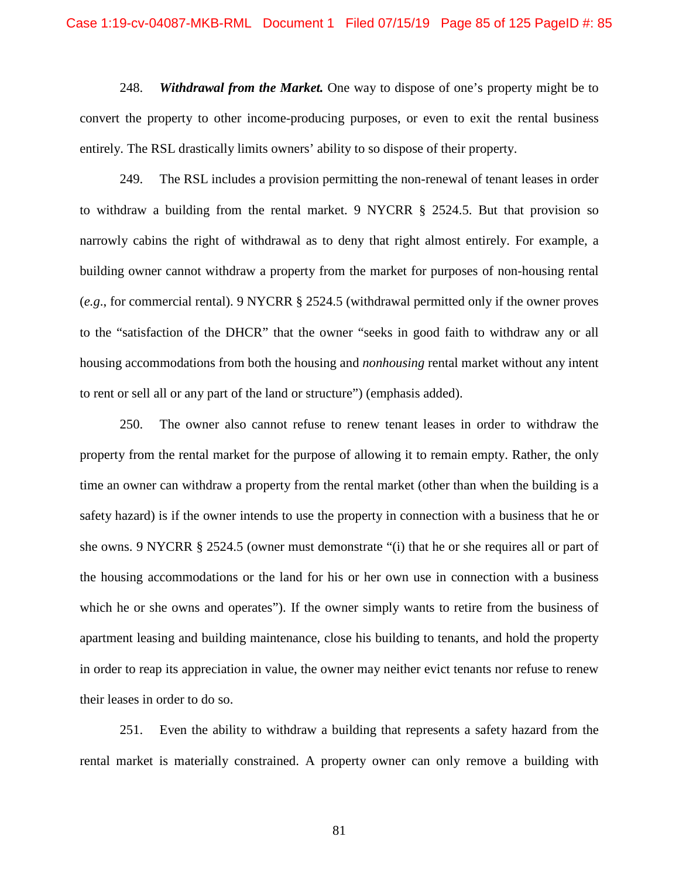248. ***Withdrawal from the Market.*** One way to dispose of one's property might be to convert the property to other income-producing purposes, or even to exit the rental business entirely. The RSL drastically limits owners' ability to so dispose of their property.

249. The RSL includes a provision permitting the non-renewal of tenant leases in order to withdraw a building from the rental market. 9 NYCRR § 2524.5. But that provision so narrowly cabins the right of withdrawal as to deny that right almost entirely. For example, a building owner cannot withdraw a property from the market for purposes of non-housing rental (*e.g.*, for commercial rental). 9 NYCRR § 2524.5 (withdrawal permitted only if the owner proves to the "satisfaction of the DHCR" that the owner "seeks in good faith to withdraw any or all housing accommodations from both the housing and *nonhousing* rental market without any intent to rent or sell all or any part of the land or structure") (emphasis added).

250. The owner also cannot refuse to renew tenant leases in order to withdraw the property from the rental market for the purpose of allowing it to remain empty. Rather, the only time an owner can withdraw a property from the rental market (other than when the building is a safety hazard) is if the owner intends to use the property in connection with a business that he or she owns. 9 NYCRR § 2524.5 (owner must demonstrate "(i) that he or she requires all or part of the housing accommodations or the land for his or her own use in connection with a business which he or she owns and operates"). If the owner simply wants to retire from the business of apartment leasing and building maintenance, close his building to tenants, and hold the property in order to reap its appreciation in value, the owner may neither evict tenants nor refuse to renew their leases in order to do so.

251. Even the ability to withdraw a building that represents a safety hazard from the rental market is materially constrained. A property owner can only remove a building with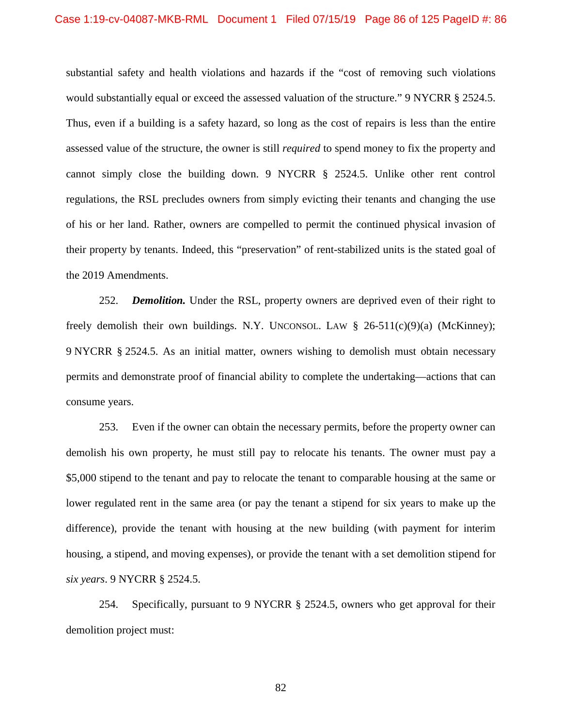substantial safety and health violations and hazards if the "cost of removing such violations would substantially equal or exceed the assessed valuation of the structure." 9 NYCRR § 2524.5. Thus, even if a building is a safety hazard, so long as the cost of repairs is less than the entire assessed value of the structure, the owner is still *required* to spend money to fix the property and cannot simply close the building down. 9 NYCRR § 2524.5. Unlike other rent control regulations, the RSL precludes owners from simply evicting their tenants and changing the use of his or her land. Rather, owners are compelled to permit the continued physical invasion of their property by tenants. Indeed, this "preservation" of rent-stabilized units is the stated goal of the 2019 Amendments.

252. ***Demolition.*** Under the RSL, property owners are deprived even of their right to freely demolish their own buildings. N.Y. UNCONSOL. LAW § 26-511(c)(9)(a) (McKinney); 9 NYCRR § 2524.5. As an initial matter, owners wishing to demolish must obtain necessary permits and demonstrate proof of financial ability to complete the undertaking—actions that can consume years.

253. Even if the owner can obtain the necessary permits, before the property owner can demolish his own property, he must still pay to relocate his tenants. The owner must pay a $5,000 stipend to the tenant and pay to relocate the tenant to comparable housing at the same or lower regulated rent in the same area (or pay the tenant a stipend for six years to make up the difference), provide the tenant with housing at the new building (with payment for interim housing, a stipend, and moving expenses), or provide the tenant with a set demolition stipend for *six years*. 9 NYCRR § 2524.5.

254. Specifically, pursuant to 9 NYCRR § 2524.5, owners who get approval for their demolition project must: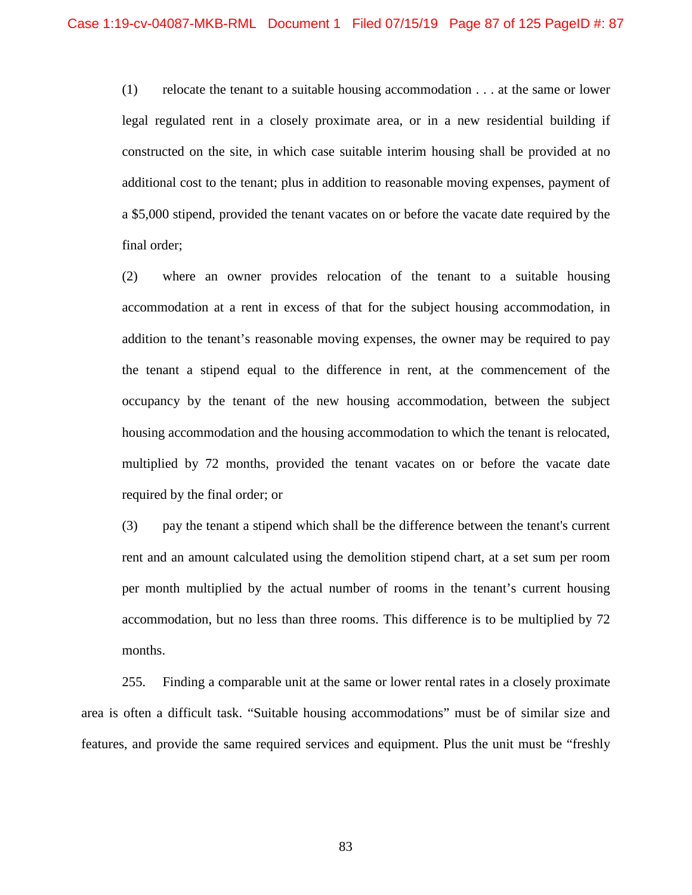(1) relocate the tenant to a suitable housing accommodation . . . at the same or lower legal regulated rent in a closely proximate area, or in a new residential building if constructed on the site, in which case suitable interim housing shall be provided at no additional cost to the tenant; plus in addition to reasonable moving expenses, payment of a $5,000 stipend, provided the tenant vacates on or before the vacate date required by the final order;

(2) where an owner provides relocation of the tenant to a suitable housing accommodation at a rent in excess of that for the subject housing accommodation, in addition to the tenant's reasonable moving expenses, the owner may be required to pay the tenant a stipend equal to the difference in rent, at the commencement of the occupancy by the tenant of the new housing accommodation, between the subject housing accommodation and the housing accommodation to which the tenant is relocated, multiplied by 72 months, provided the tenant vacates on or before the vacate date required by the final order; or

(3) pay the tenant a stipend which shall be the difference between the tenant's current rent and an amount calculated using the demolition stipend chart, at a set sum per room per month multiplied by the actual number of rooms in the tenant's current housing accommodation, but no less than three rooms. This difference is to be multiplied by 72 months.

255. Finding a comparable unit at the same or lower rental rates in a closely proximate area is often a difficult task. "Suitable housing accommodations" must be of similar size and features, and provide the same required services and equipment. Plus the unit must be "freshly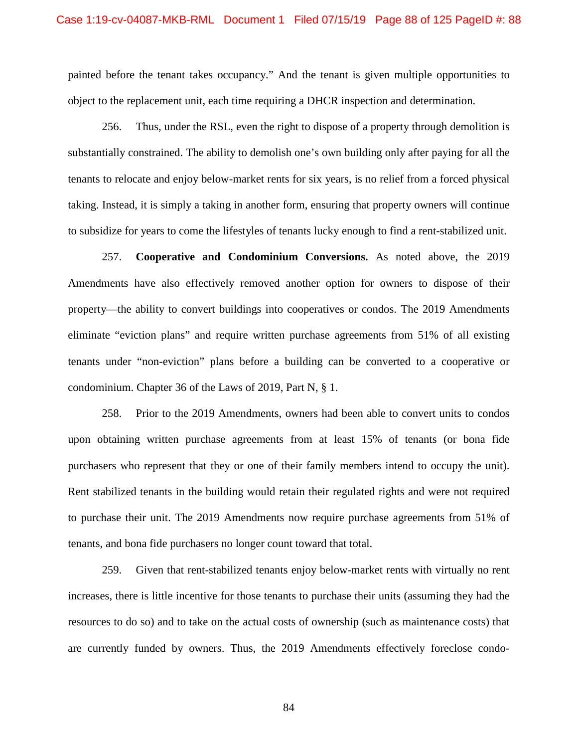painted before the tenant takes occupancy." And the tenant is given multiple opportunities to object to the replacement unit, each time requiring a DHCR inspection and determination.

256. Thus, under the RSL, even the right to dispose of a property through demolition is substantially constrained. The ability to demolish one's own building only after paying for all the tenants to relocate and enjoy below-market rents for six years, is no relief from a forced physical taking. Instead, it is simply a taking in another form, ensuring that property owners will continue to subsidize for years to come the lifestyles of tenants lucky enough to find a rent-stabilized unit.

257. **Cooperative and Condominium Conversions.** As noted above, the 2019 Amendments have also effectively removed another option for owners to dispose of their property—the ability to convert buildings into cooperatives or condos. The 2019 Amendments eliminate "eviction plans" and require written purchase agreements from 51% of all existing tenants under "non-eviction" plans before a building can be converted to a cooperative or condominium. Chapter 36 of the Laws of 2019, Part N, § 1.

258. Prior to the 2019 Amendments, owners had been able to convert units to condos upon obtaining written purchase agreements from at least 15% of tenants (or bona fide purchasers who represent that they or one of their family members intend to occupy the unit). Rent stabilized tenants in the building would retain their regulated rights and were not required to purchase their unit. The 2019 Amendments now require purchase agreements from 51% of tenants, and bona fide purchasers no longer count toward that total.

259. Given that rent-stabilized tenants enjoy below-market rents with virtually no rent increases, there is little incentive for those tenants to purchase their units (assuming they had the resources to do so) and to take on the actual costs of ownership (such as maintenance costs) that are currently funded by owners. Thus, the 2019 Amendments effectively foreclose condo-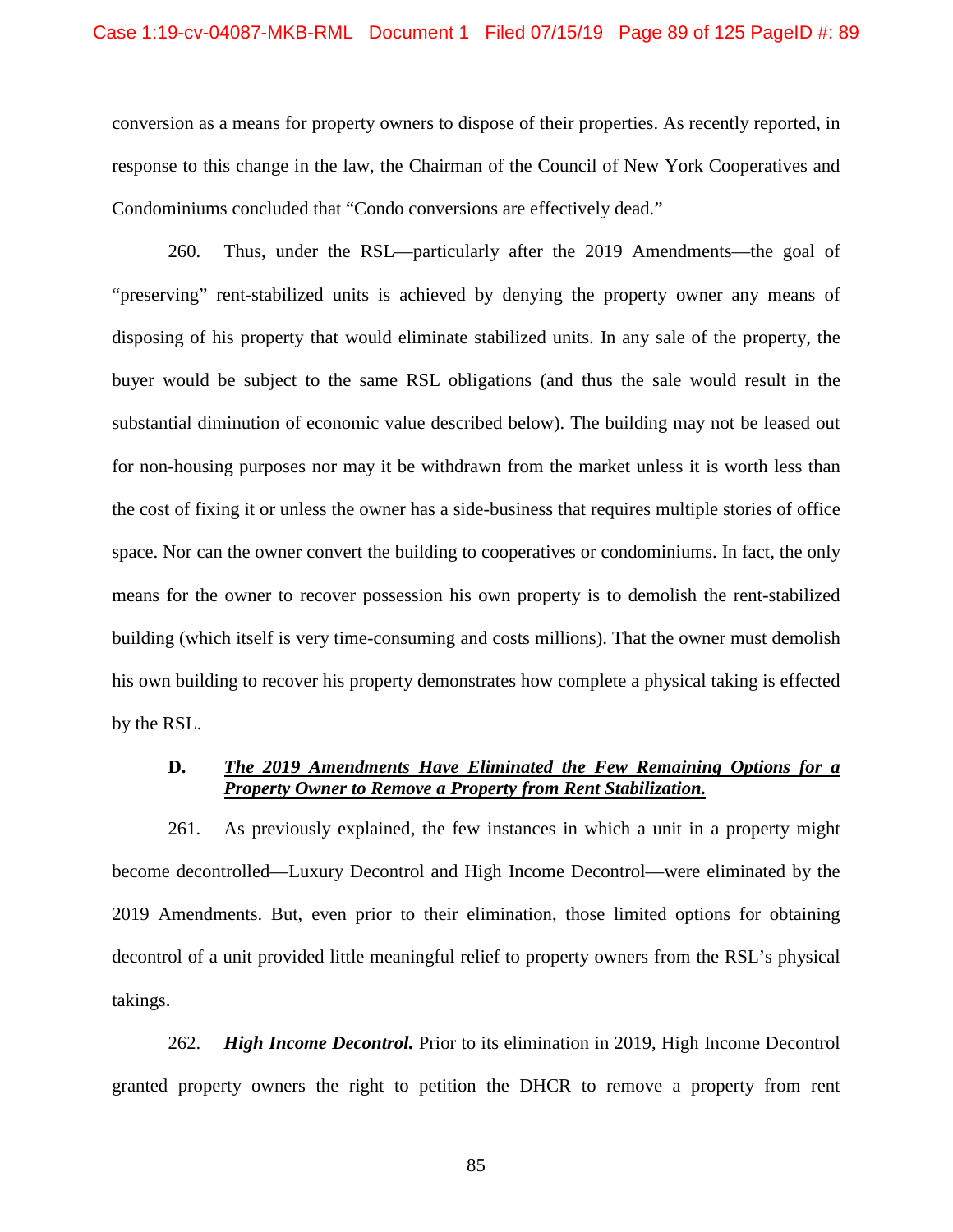conversion as a means for property owners to dispose of their properties. As recently reported, in response to this change in the law, the Chairman of the Council of New York Cooperatives and Condominiums concluded that "Condo conversions are effectively dead."

260. Thus, under the RSL—particularly after the 2019 Amendments—the goal of "preserving" rent-stabilized units is achieved by denying the property owner any means of disposing of his property that would eliminate stabilized units. In any sale of the property, the buyer would be subject to the same RSL obligations (and thus the sale would result in the substantial diminution of economic value described below). The building may not be leased out for non-housing purposes nor may it be withdrawn from the market unless it is worth less than the cost of fixing it or unless the owner has a side-business that requires multiple stories of office space. Nor can the owner convert the building to cooperatives or condominiums. In fact, the only means for the owner to recover possession his own property is to demolish the rent-stabilized building (which itself is very time-consuming and costs millions). That the owner must demolish his own building to recover his property demonstrates how complete a physical taking is effected by the RSL.

### D. ***<u>The 2019 Amendments Have Eliminated the Few Remaining Options for a Property Owner to Remove a Property from Rent Stabilization.</u>***

261. As previously explained, the few instances in which a unit in a property might become decontrolled—Luxury Decontrol and High Income Decontrol—were eliminated by the 2019 Amendments. But, even prior to their elimination, those limited options for obtaining decontrol of a unit provided little meaningful relief to property owners from the RSL's physical takings.

262. ***High Income Decontrol.*** Prior to its elimination in 2019, High Income Decontrol granted property owners the right to petition the DHCR to remove a property from rent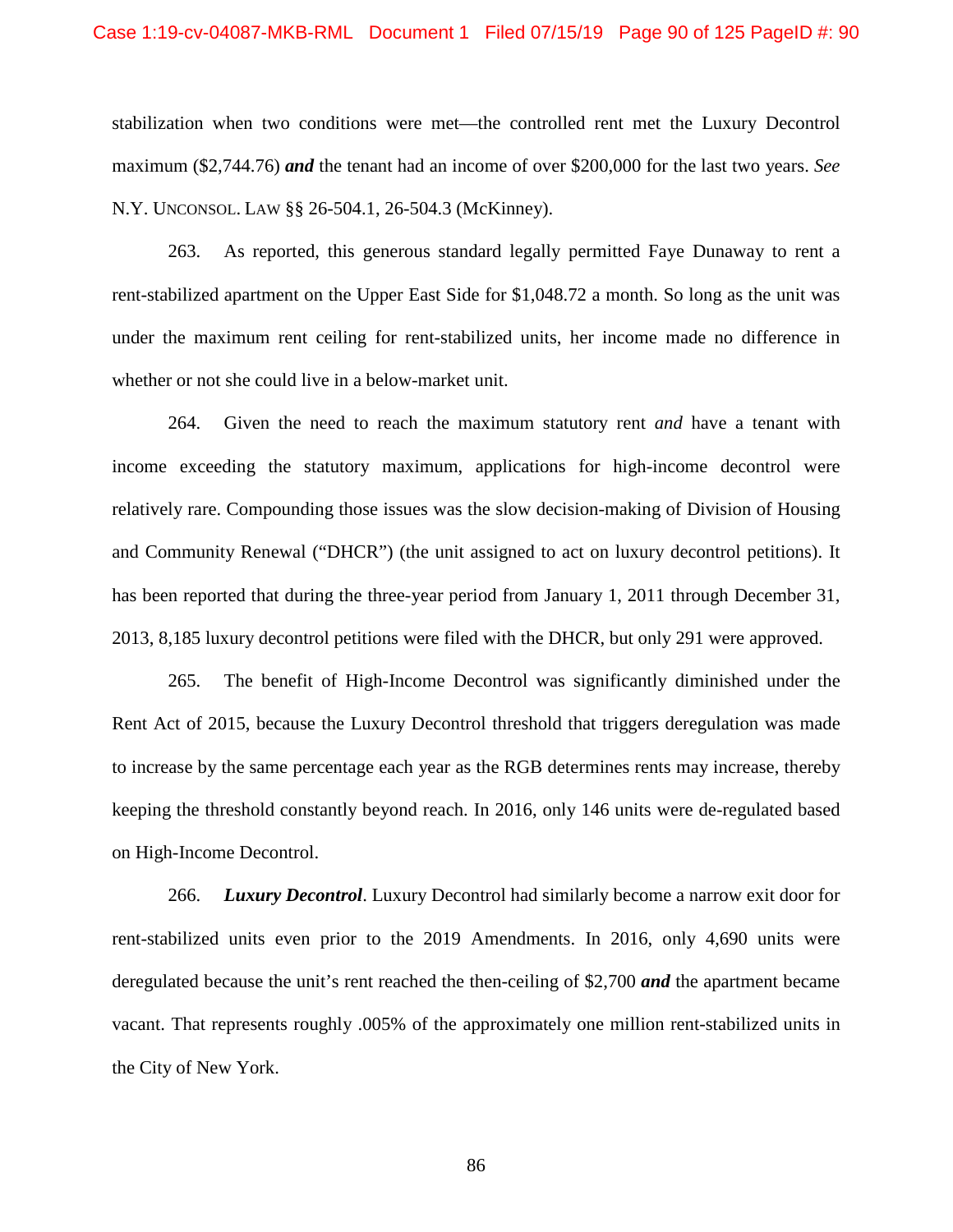stabilization when two conditions were met—the controlled rent met the Luxury Decontrol maximum ($2,744.76) ***and*** the tenant had an income of over $200,000 for the last two years. *See* N.Y. UNCONSOL. LAW §§ 26-504.1, 26-504.3 (McKinney).

263. As reported, this generous standard legally permitted Faye Dunaway to rent a rent-stabilized apartment on the Upper East Side for $1,048.72 a month. So long as the unit was under the maximum rent ceiling for rent-stabilized units, her income made no difference in whether or not she could live in a below-market unit.

264. Given the need to reach the maximum statutory rent *and* have a tenant with income exceeding the statutory maximum, applications for high-income decontrol were relatively rare. Compounding those issues was the slow decision-making of Division of Housing and Community Renewal ("DHCR") (the unit assigned to act on luxury decontrol petitions). It has been reported that during the three-year period from January 1, 2011 through December 31, 2013, 8,185 luxury decontrol petitions were filed with the DHCR, but only 291 were approved.

265. The benefit of High-Income Decontrol was significantly diminished under the Rent Act of 2015, because the Luxury Decontrol threshold that triggers deregulation was made to increase by the same percentage each year as the RGB determines rents may increase, thereby keeping the threshold constantly beyond reach. In 2016, only 146 units were de-regulated based on High-Income Decontrol.

266. ***Luxury Decontrol***. Luxury Decontrol had similarly become a narrow exit door for rent-stabilized units even prior to the 2019 Amendments. In 2016, only 4,690 units were deregulated because the unit's rent reached the then-ceiling of $2,700 ***and*** the apartment became vacant. That represents roughly .005% of the approximately one million rent-stabilized units in the City of New York.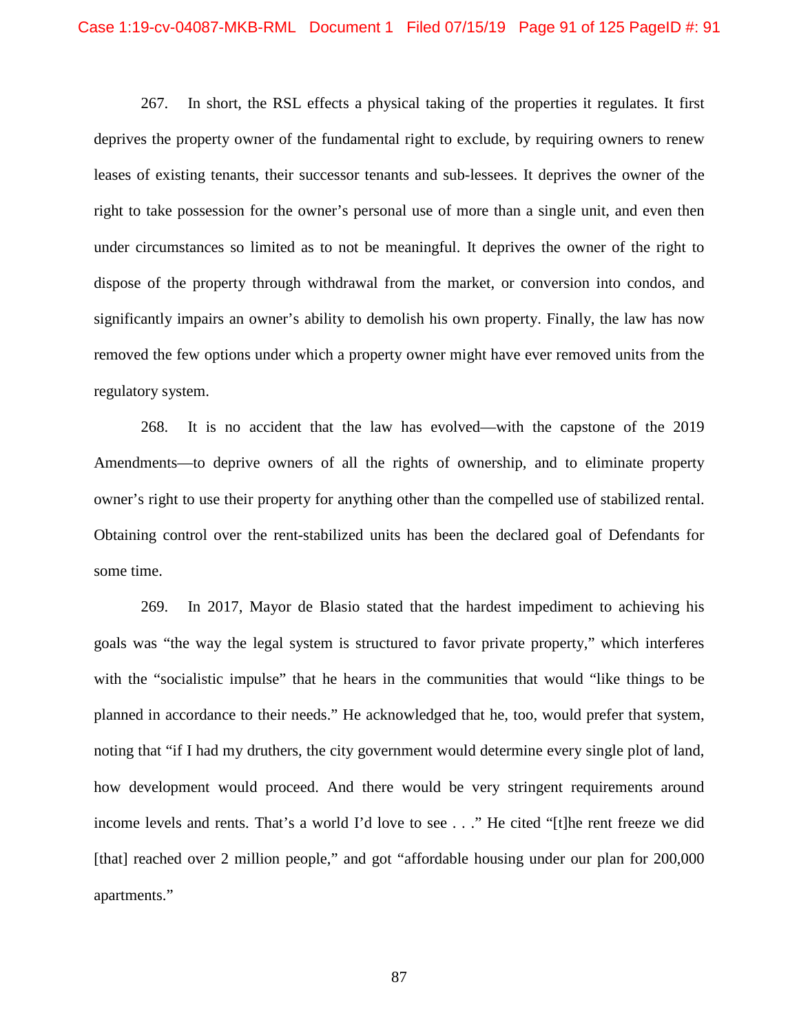267. In short, the RSL effects a physical taking of the properties it regulates. It first deprives the property owner of the fundamental right to exclude, by requiring owners to renew leases of existing tenants, their successor tenants and sub-lessees. It deprives the owner of the right to take possession for the owner's personal use of more than a single unit, and even then under circumstances so limited as to not be meaningful. It deprives the owner of the right to dispose of the property through withdrawal from the market, or conversion into condos, and significantly impairs an owner's ability to demolish his own property. Finally, the law has now removed the few options under which a property owner might have ever removed units from the regulatory system.

268. It is no accident that the law has evolved—with the capstone of the 2019 Amendments—to deprive owners of all the rights of ownership, and to eliminate property owner's right to use their property for anything other than the compelled use of stabilized rental. Obtaining control over the rent-stabilized units has been the declared goal of Defendants for some time.

269. In 2017, Mayor de Blasio stated that the hardest impediment to achieving his goals was "the way the legal system is structured to favor private property," which interferes with the "socialistic impulse" that he hears in the communities that would "like things to be planned in accordance to their needs." He acknowledged that he, too, would prefer that system, noting that "if I had my druthers, the city government would determine every single plot of land, how development would proceed. And there would be very stringent requirements around income levels and rents. That's a world I'd love to see . . ." He cited "[t]he rent freeze we did [that] reached over 2 million people," and got "affordable housing under our plan for 200,000 apartments."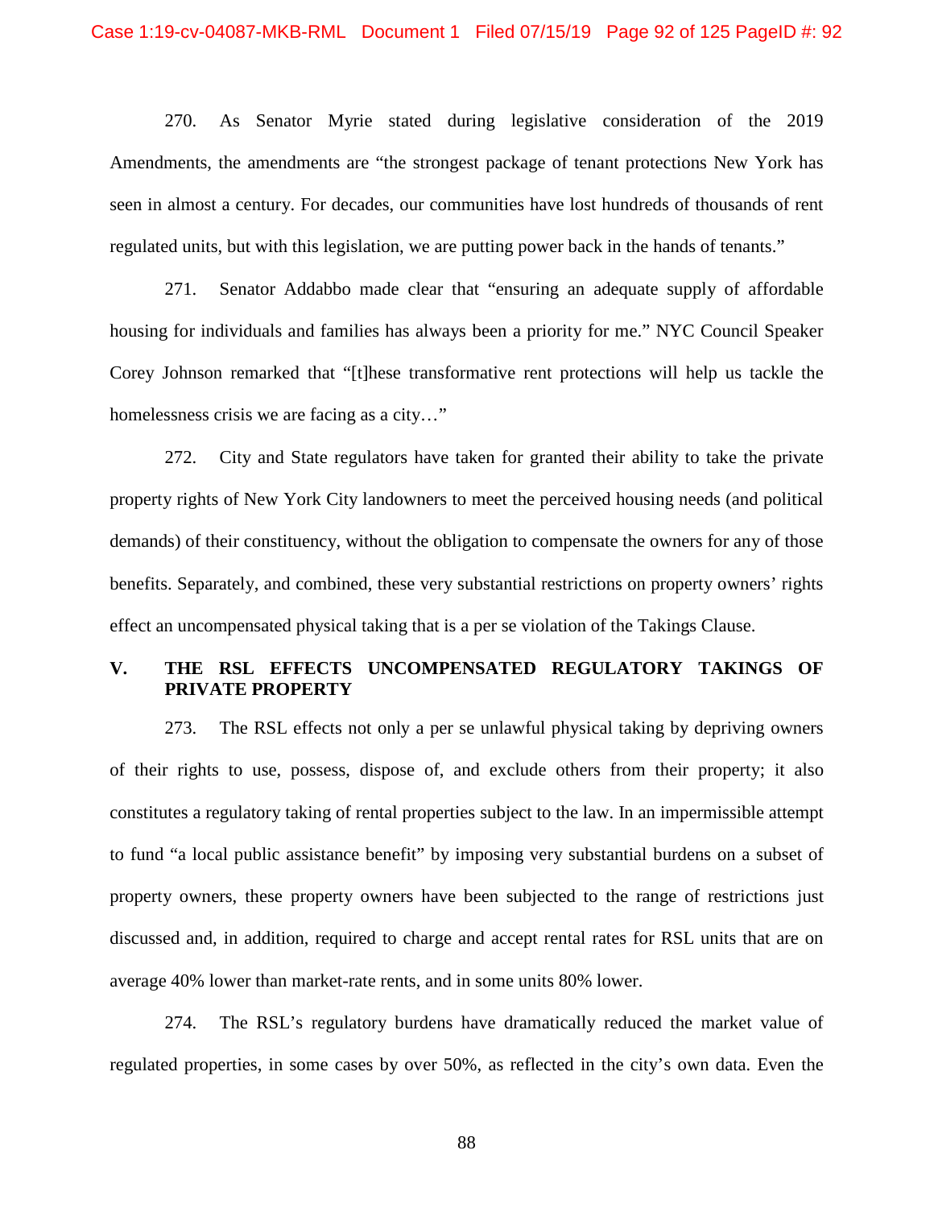270. As Senator Myrie stated during legislative consideration of the 2019 Amendments, the amendments are "the strongest package of tenant protections New York has seen in almost a century. For decades, our communities have lost hundreds of thousands of rent regulated units, but with this legislation, we are putting power back in the hands of tenants."

271. Senator Addabbo made clear that "ensuring an adequate supply of affordable housing for individuals and families has always been a priority for me." NYC Council Speaker Corey Johnson remarked that "[t]hese transformative rent protections will help us tackle the homelessness crisis we are facing as a city…"

272. City and State regulators have taken for granted their ability to take the private property rights of New York City landowners to meet the perceived housing needs (and political demands) of their constituency, without the obligation to compensate the owners for any of those benefits. Separately, and combined, these very substantial restrictions on property owners' rights effect an uncompensated physical taking that is a per se violation of the Takings Clause.

## V. THE RSL EFFECTS UNCOMPENSATED REGULATORY TAKINGS OF PRIVATE PROPERTY

273. The RSL effects not only a per se unlawful physical taking by depriving owners of their rights to use, possess, dispose of, and exclude others from their property; it also constitutes a regulatory taking of rental properties subject to the law. In an impermissible attempt to fund "a local public assistance benefit" by imposing very substantial burdens on a subset of property owners, these property owners have been subjected to the range of restrictions just discussed and, in addition, required to charge and accept rental rates for RSL units that are on average 40% lower than market-rate rents, and in some units 80% lower.

274. The RSL's regulatory burdens have dramatically reduced the market value of regulated properties, in some cases by over 50%, as reflected in the city's own data. Even the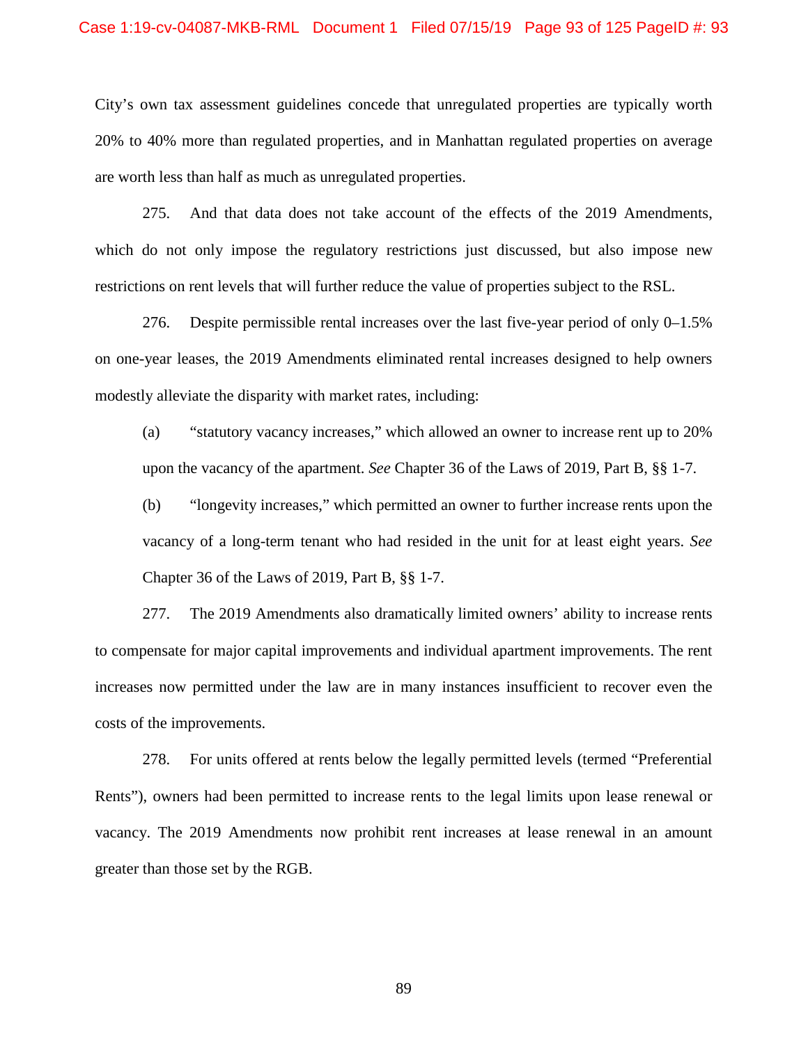City's own tax assessment guidelines concede that unregulated properties are typically worth 20% to 40% more than regulated properties, and in Manhattan regulated properties on average are worth less than half as much as unregulated properties.

275. And that data does not take account of the effects of the 2019 Amendments, which do not only impose the regulatory restrictions just discussed, but also impose new restrictions on rent levels that will further reduce the value of properties subject to the RSL.

276. Despite permissible rental increases over the last five-year period of only 0–1.5% on one-year leases, the 2019 Amendments eliminated rental increases designed to help owners modestly alleviate the disparity with market rates, including:

(a) "statutory vacancy increases," which allowed an owner to increase rent up to 20% upon the vacancy of the apartment. *See* Chapter 36 of the Laws of 2019, Part B, §§ 1-7.

(b) "longevity increases," which permitted an owner to further increase rents upon the vacancy of a long-term tenant who had resided in the unit for at least eight years. *See* Chapter 36 of the Laws of 2019, Part B, §§ 1-7.

277. The 2019 Amendments also dramatically limited owners' ability to increase rents to compensate for major capital improvements and individual apartment improvements. The rent increases now permitted under the law are in many instances insufficient to recover even the costs of the improvements.

278. For units offered at rents below the legally permitted levels (termed "Preferential Rents"), owners had been permitted to increase rents to the legal limits upon lease renewal or vacancy. The 2019 Amendments now prohibit rent increases at lease renewal in an amount greater than those set by the RGB.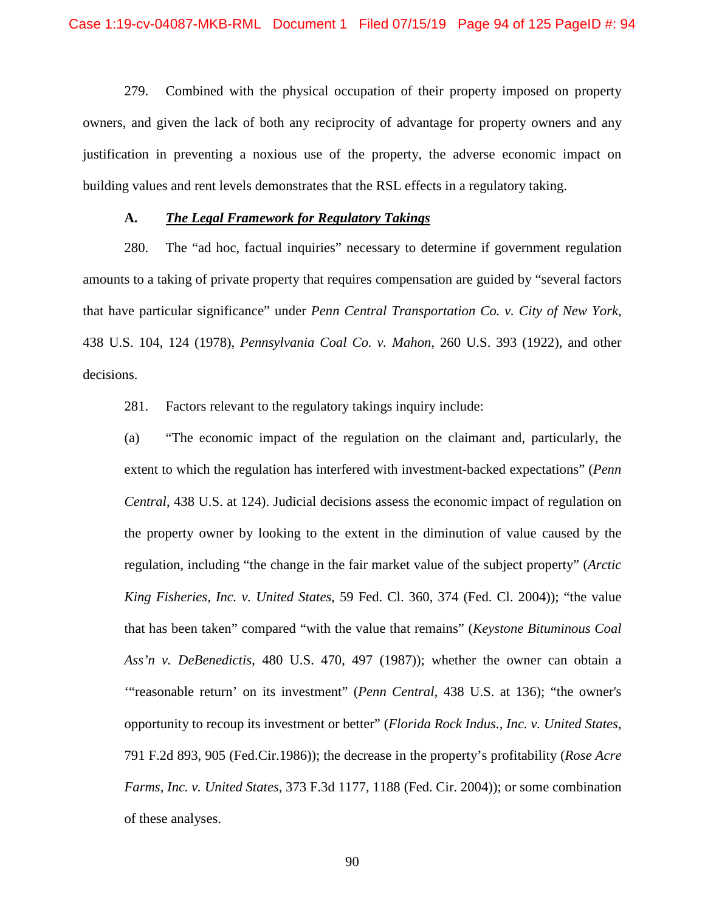279. Combined with the physical occupation of their property imposed on property owners, and given the lack of both any reciprocity of advantage for property owners and any justification in preventing a noxious use of the property, the adverse economic impact on building values and rent levels demonstrates that the RSL effects in a regulatory taking.

## A. ***The Legal Framework for Regulatory Takings***

280. The "ad hoc, factual inquiries" necessary to determine if government regulation amounts to a taking of private property that requires compensation are guided by "several factors that have particular significance" under *Penn Central Transportation Co. v. City of New York*, 438 U.S. 104, 124 (1978), *Pennsylvania Coal Co. v. Mahon*, 260 U.S. 393 (1922), and other decisions.

281. Factors relevant to the regulatory takings inquiry include:

(a) "The economic impact of the regulation on the claimant and, particularly, the extent to which the regulation has interfered with investment-backed expectations" (*Penn Central*, 438 U.S. at 124). Judicial decisions assess the economic impact of regulation on the property owner by looking to the extent in the diminution of value caused by the regulation, including "the change in the fair market value of the subject property" (*Arctic King Fisheries, Inc. v. United States*, 59 Fed. Cl. 360, 374 (Fed. Cl. 2004)); "the value that has been taken" compared "with the value that remains" (*Keystone Bituminous Coal Ass'n v. DeBenedictis*, 480 U.S. 470, 497 (1987)); whether the owner can obtain a '"reasonable return' on its investment" (*Penn Central*, 438 U.S. at 136); "the owner's opportunity to recoup its investment or better" (*Florida Rock Indus., Inc. v. United States*, 791 F.2d 893, 905 (Fed.Cir.1986)); the decrease in the property's profitability (*Rose Acre Farms, Inc. v. United States*, 373 F.3d 1177, 1188 (Fed. Cir. 2004)); or some combination of these analyses.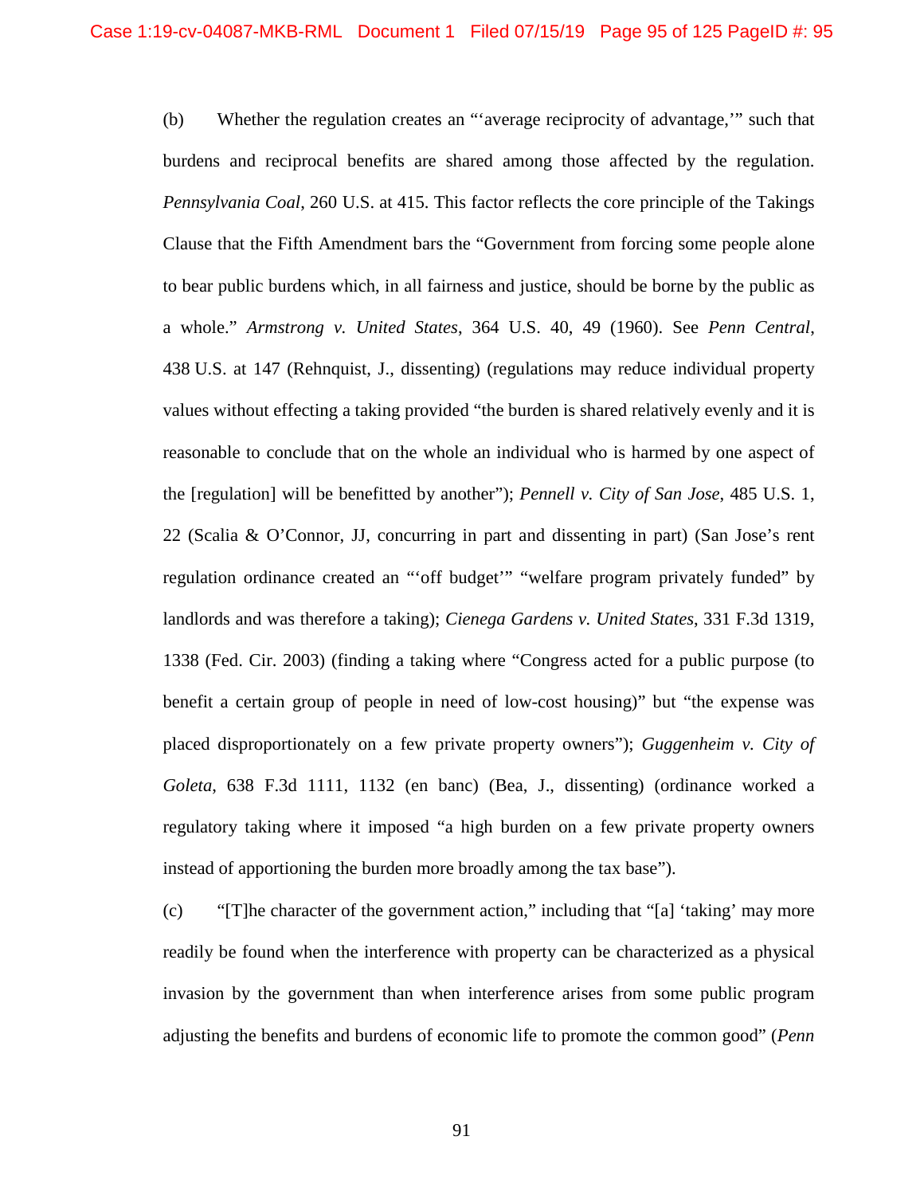(b) Whether the regulation creates an "'average reciprocity of advantage,'" such that burdens and reciprocal benefits are shared among those affected by the regulation. *Pennsylvania Coal*, 260 U.S. at 415. This factor reflects the core principle of the Takings Clause that the Fifth Amendment bars the "Government from forcing some people alone to bear public burdens which, in all fairness and justice, should be borne by the public as a whole." *Armstrong v. United States*, 364 U.S. 40, 49 (1960). See *Penn Central*, 438 U.S. at 147 (Rehnquist, J., dissenting) (regulations may reduce individual property values without effecting a taking provided "the burden is shared relatively evenly and it is reasonable to conclude that on the whole an individual who is harmed by one aspect of the [regulation] will be benefitted by another"); *Pennell v. City of San Jose*, 485 U.S. 1, 22 (Scalia & O'Connor, JJ, concurring in part and dissenting in part) (San Jose's rent regulation ordinance created an "'off budget'" "welfare program privately funded" by landlords and was therefore a taking); *Cienega Gardens v. United States*, 331 F.3d 1319, 1338 (Fed. Cir. 2003) (finding a taking where "Congress acted for a public purpose (to benefit a certain group of people in need of low-cost housing)" but "the expense was placed disproportionately on a few private property owners"); *Guggenheim v. City of Goleta*, 638 F.3d 1111, 1132 (en banc) (Bea, J., dissenting) (ordinance worked a regulatory taking where it imposed "a high burden on a few private property owners instead of apportioning the burden more broadly among the tax base").

(c) "[T]he character of the government action," including that "[a] 'taking' may more readily be found when the interference with property can be characterized as a physical invasion by the government than when interference arises from some public program adjusting the benefits and burdens of economic life to promote the common good" (*Penn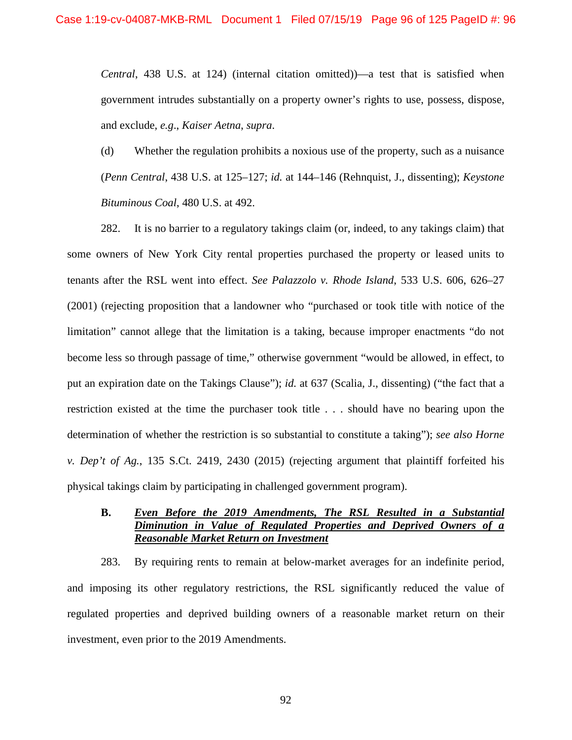*Central*, 438 U.S. at 124) (internal citation omitted))—a test that is satisfied when government intrudes substantially on a property owner's rights to use, possess, dispose, and exclude, *e.g*., *Kaiser Aetna*, *supra*.

(d) Whether the regulation prohibits a noxious use of the property, such as a nuisance (*Penn Central*, 438 U.S. at 125–127; *id.* at 144–146 (Rehnquist, J., dissenting); *Keystone Bituminous Coal*, 480 U.S. at 492.

282. It is no barrier to a regulatory takings claim (or, indeed, to any takings claim) that some owners of New York City rental properties purchased the property or leased units to tenants after the RSL went into effect. *See Palazzolo v. Rhode Island*, 533 U.S. 606, 626–27 (2001) (rejecting proposition that a landowner who "purchased or took title with notice of the limitation" cannot allege that the limitation is a taking, because improper enactments "do not become less so through passage of time," otherwise government "would be allowed, in effect, to put an expiration date on the Takings Clause"); *id.* at 637 (Scalia, J., dissenting) ("the fact that a restriction existed at the time the purchaser took title . . . should have no bearing upon the determination of whether the restriction is so substantial to constitute a taking"); *see also Horne v. Dep't of Ag.*, 135 S.Ct. 2419, 2430 (2015) (rejecting argument that plaintiff forfeited his physical takings claim by participating in challenged government program).

### B. ***Even Before the 2019 Amendments, The RSL Resulted in a Substantial Diminution in Value of Regulated Properties and Deprived Owners of a Reasonable Market Return on Investment***

283. By requiring rents to remain at below-market averages for an indefinite period, and imposing its other regulatory restrictions, the RSL significantly reduced the value of regulated properties and deprived building owners of a reasonable market return on their investment, even prior to the 2019 Amendments.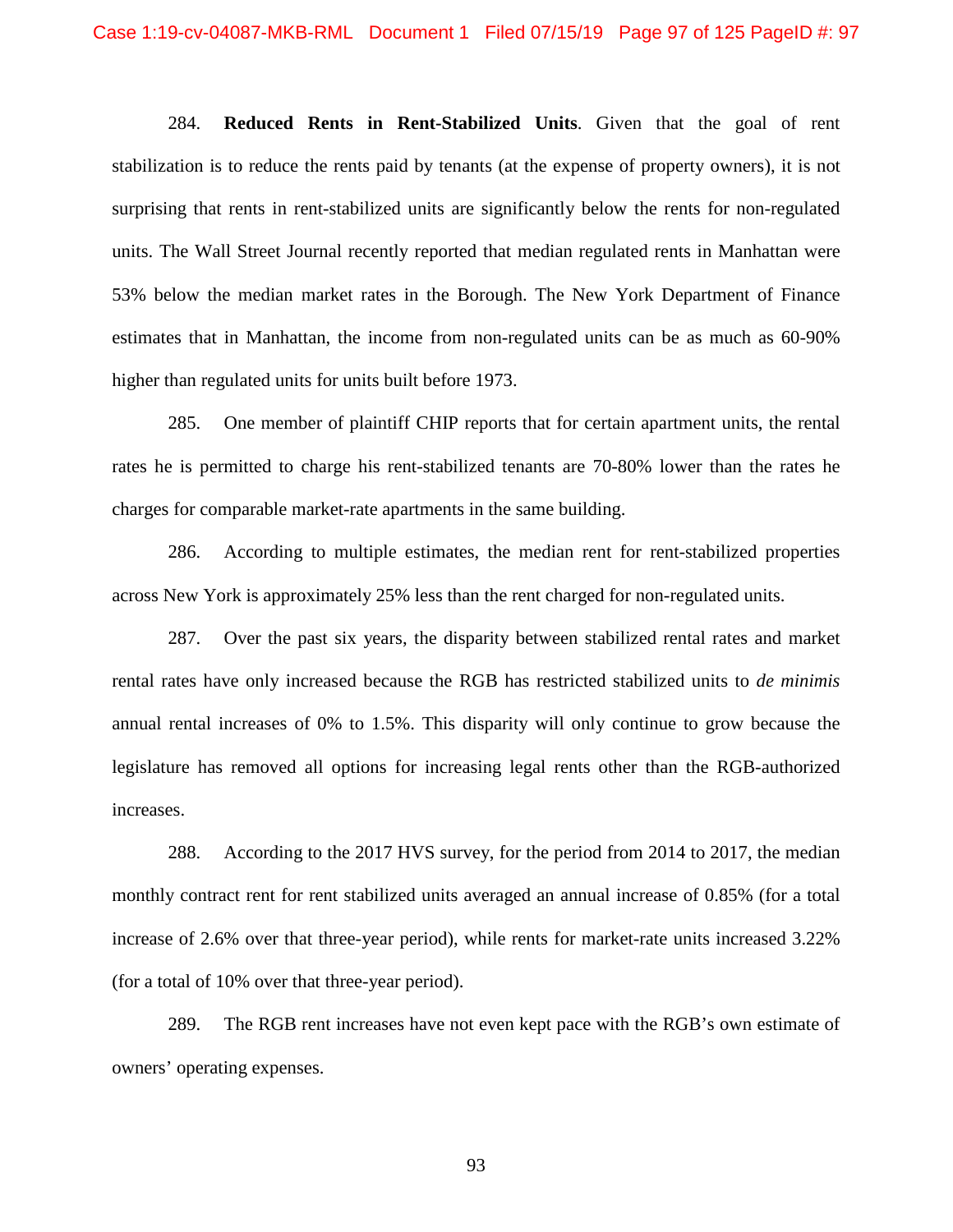284. **Reduced Rents in Rent-Stabilized Units**. Given that the goal of rent stabilization is to reduce the rents paid by tenants (at the expense of property owners), it is not surprising that rents in rent-stabilized units are significantly below the rents for non-regulated units. The Wall Street Journal recently reported that median regulated rents in Manhattan were 53% below the median market rates in the Borough. The New York Department of Finance estimates that in Manhattan, the income from non-regulated units can be as much as 60-90% higher than regulated units for units built before 1973.

285. One member of plaintiff CHIP reports that for certain apartment units, the rental rates he is permitted to charge his rent-stabilized tenants are 70-80% lower than the rates he charges for comparable market-rate apartments in the same building.

286. According to multiple estimates, the median rent for rent-stabilized properties across New York is approximately 25% less than the rent charged for non-regulated units.

287. Over the past six years, the disparity between stabilized rental rates and market rental rates have only increased because the RGB has restricted stabilized units to *de minimis* annual rental increases of 0% to 1.5%. This disparity will only continue to grow because the legislature has removed all options for increasing legal rents other than the RGB-authorized increases.

288. According to the 2017 HVS survey, for the period from 2014 to 2017, the median monthly contract rent for rent stabilized units averaged an annual increase of 0.85% (for a total increase of 2.6% over that three-year period), while rents for market-rate units increased 3.22% (for a total of 10% over that three-year period).

289. The RGB rent increases have not even kept pace with the RGB's own estimate of owners' operating expenses.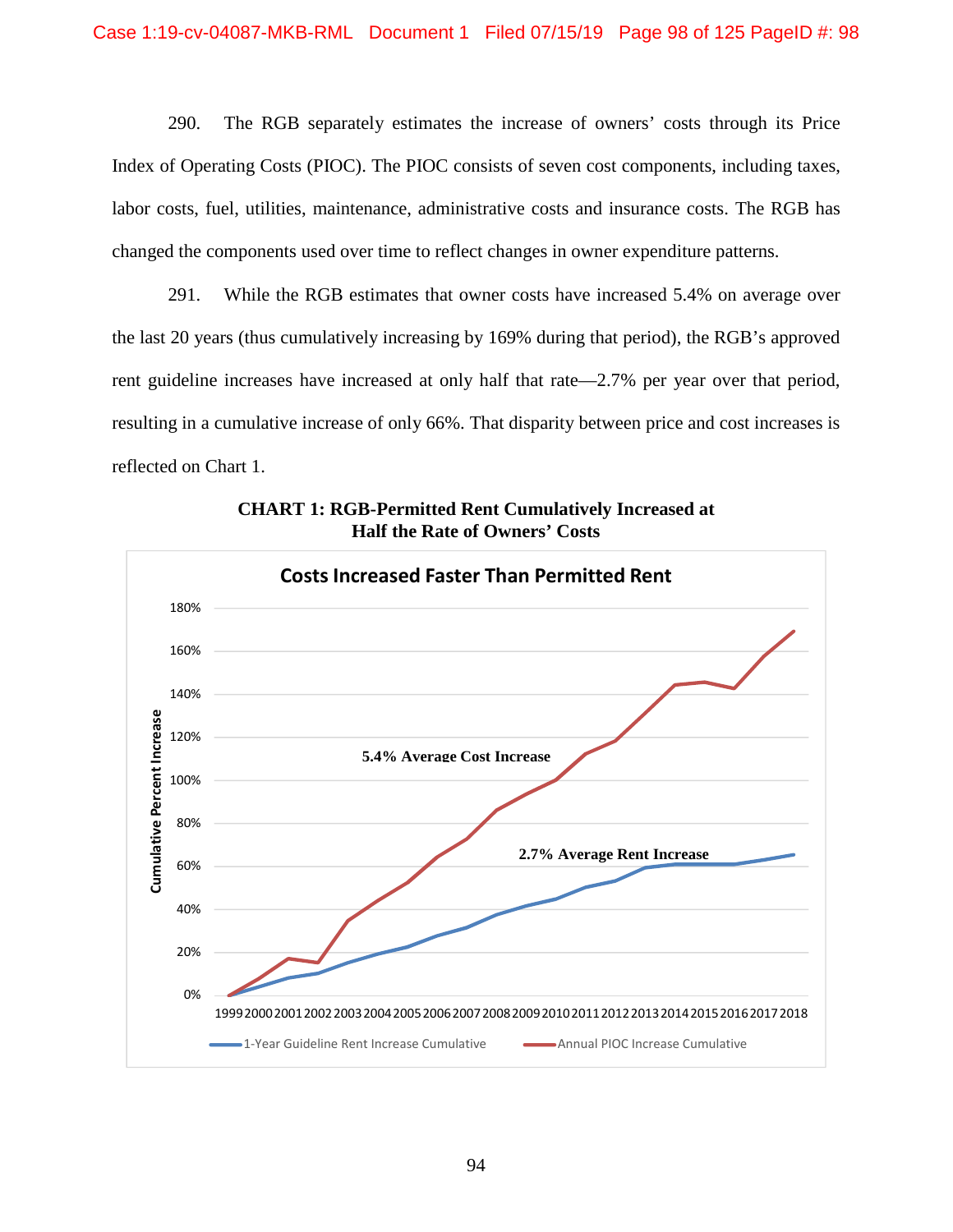290. The RGB separately estimates the increase of owners' costs through its Price Index of Operating Costs (PIOC). The PIOC consists of seven cost components, including taxes, labor costs, fuel, utilities, maintenance, administrative costs and insurance costs. The RGB has changed the components used over time to reflect changes in owner expenditure patterns.

291. While the RGB estimates that owner costs have increased 5.4% on average over the last 20 years (thus cumulatively increasing by 169% during that period), the RGB's approved rent guideline increases have increased at only half that rate—2.7% per year over that period, resulting in a cumulative increase of only 66%. That disparity between price and cost increases is reflected on Chart 1.

**CHART 1: RGB-Permitted Rent Cumulatively Increased at Half the Rate of Owners' Costs**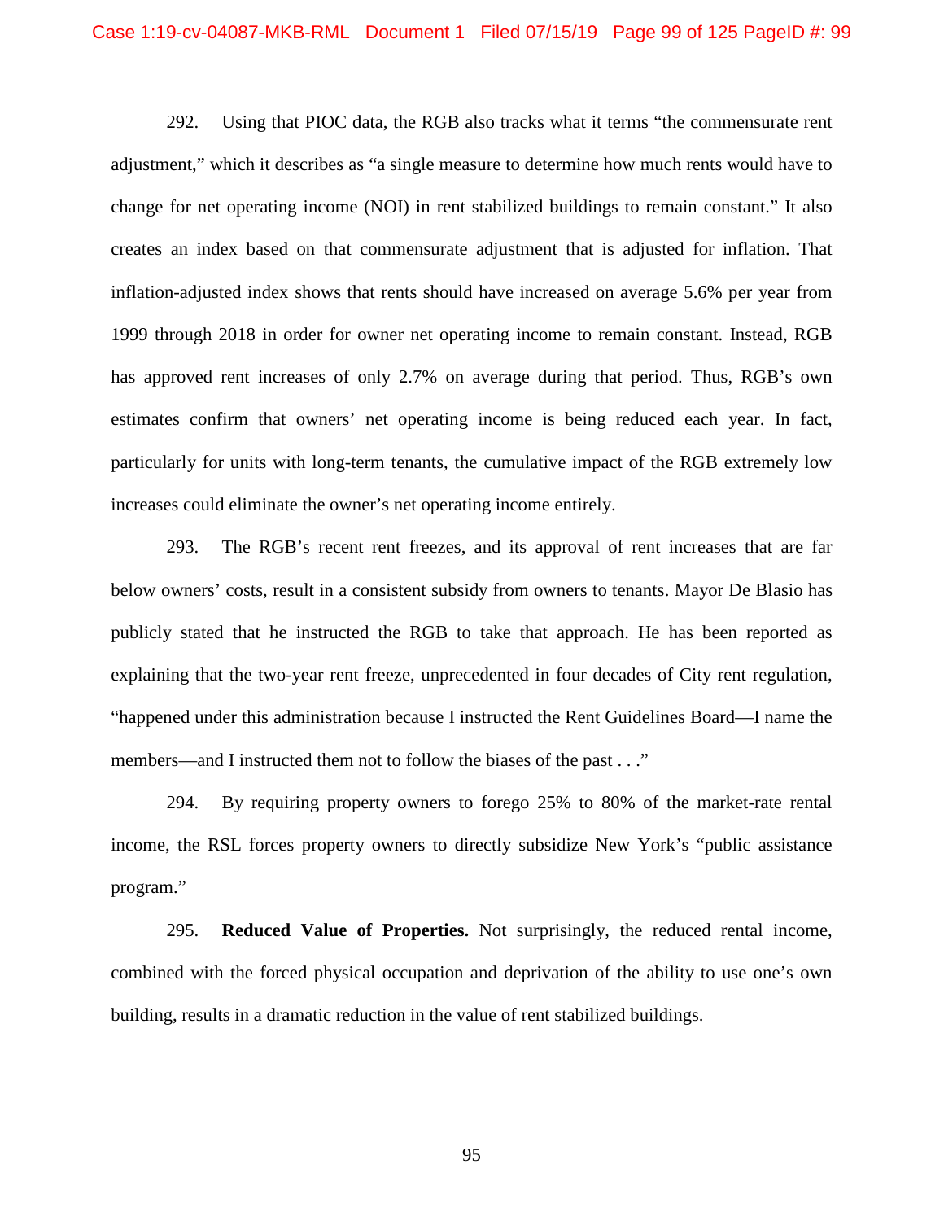292. Using that PIOC data, the RGB also tracks what it terms "the commensurate rent adjustment," which it describes as "a single measure to determine how much rents would have to change for net operating income (NOI) in rent stabilized buildings to remain constant." It also creates an index based on that commensurate adjustment that is adjusted for inflation. That inflation-adjusted index shows that rents should have increased on average 5.6% per year from 1999 through 2018 in order for owner net operating income to remain constant. Instead, RGB has approved rent increases of only 2.7% on average during that period. Thus, RGB's own estimates confirm that owners' net operating income is being reduced each year. In fact, particularly for units with long-term tenants, the cumulative impact of the RGB extremely low increases could eliminate the owner's net operating income entirely.

293. The RGB's recent rent freezes, and its approval of rent increases that are far below owners' costs, result in a consistent subsidy from owners to tenants. Mayor De Blasio has publicly stated that he instructed the RGB to take that approach. He has been reported as explaining that the two-year rent freeze, unprecedented in four decades of City rent regulation, "happened under this administration because I instructed the Rent Guidelines Board—I name the members—and I instructed them not to follow the biases of the past . . ."

294. By requiring property owners to forego 25% to 80% of the market-rate rental income, the RSL forces property owners to directly subsidize New York's "public assistance program."

295. **Reduced Value of Properties.** Not surprisingly, the reduced rental income, combined with the forced physical occupation and deprivation of the ability to use one's own building, results in a dramatic reduction in the value of rent stabilized buildings.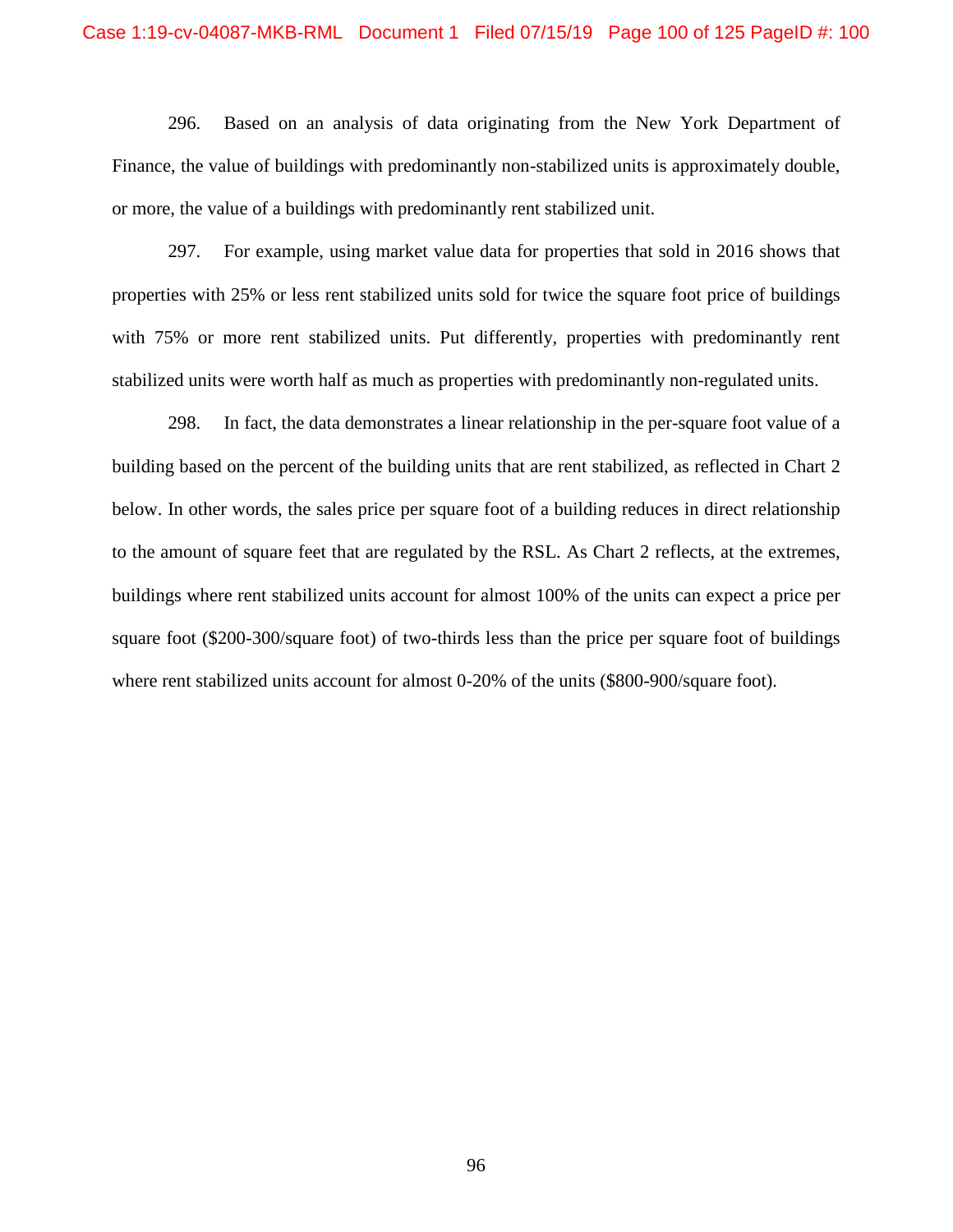296. Based on an analysis of data originating from the New York Department of Finance, the value of buildings with predominantly non-stabilized units is approximately double, or more, the value of a buildings with predominantly rent stabilized unit.

297. For example, using market value data for properties that sold in 2016 shows that properties with 25% or less rent stabilized units sold for twice the square foot price of buildings with 75% or more rent stabilized units. Put differently, properties with predominantly rent stabilized units were worth half as much as properties with predominantly non-regulated units.

298. In fact, the data demonstrates a linear relationship in the per-square foot value of a building based on the percent of the building units that are rent stabilized, as reflected in Chart 2 below. In other words, the sales price per square foot of a building reduces in direct relationship to the amount of square feet that are regulated by the RSL. As Chart 2 reflects, at the extremes, buildings where rent stabilized units account for almost 100% of the units can expect a price per square foot ($200-300/square foot) of two-thirds less than the price per square foot of buildings where rent stabilized units account for almost 0-20% of the units ($800-900/square foot).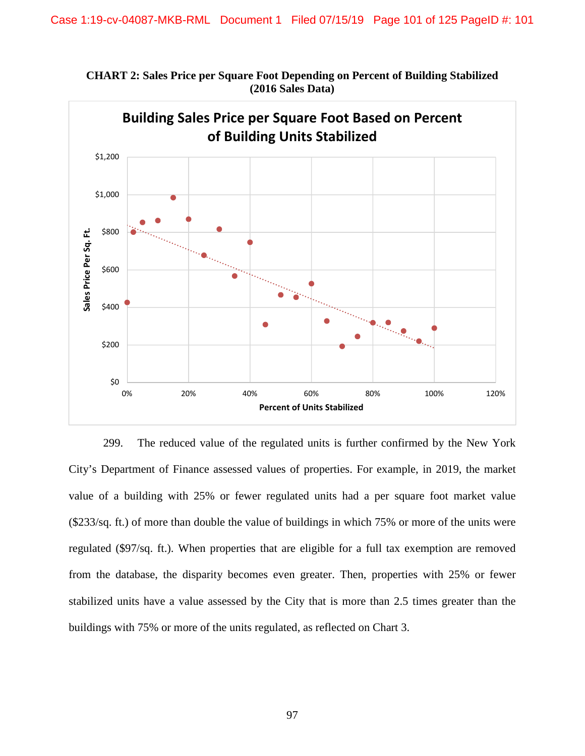**CHART 2: Sales Price per Square Foot Depending on Percent of Building Stabilized (2016 Sales Data)**

299. The reduced value of the regulated units is further confirmed by the New York City's Department of Finance assessed values of properties. For example, in 2019, the market value of a building with 25% or fewer regulated units had a per square foot market value ($233/sq. ft.) of more than double the value of buildings in which 75% or more of the units were regulated ($97/sq. ft.). When properties that are eligible for a full tax exemption are removed from the database, the disparity becomes even greater. Then, properties with 25% or fewer stabilized units have a value assessed by the City that is more than 2.5 times greater than the buildings with 75% or more of the units regulated, as reflected on Chart 3.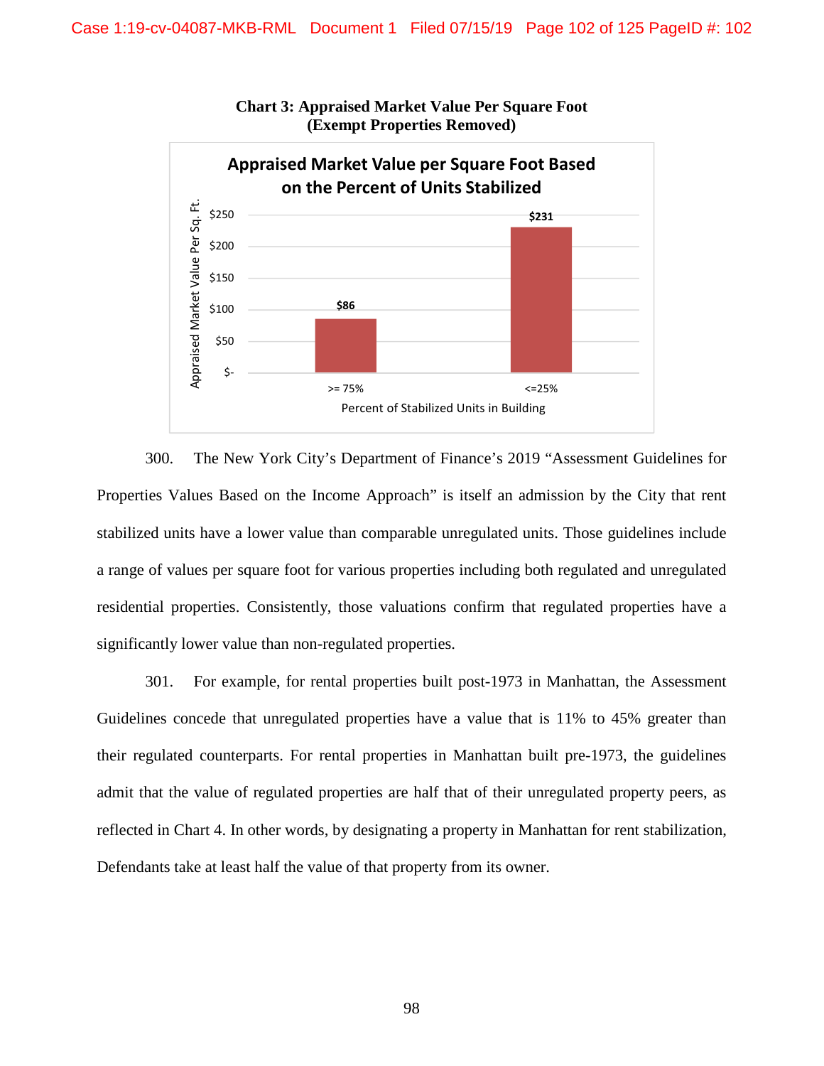**Chart 3: Appraised Market Value Per Square Foot (Exempt Properties Removed)**

| Percent of Stabilized Units in Building | Appraised Market Value Per Sq. Ft. |
|---|---|
| >= 75% | $86 |
| <=25% | $231 |

300. The New York City's Department of Finance's 2019 "Assessment Guidelines for Properties Values Based on the Income Approach" is itself an admission by the City that rent stabilized units have a lower value than comparable unregulated units. Those guidelines include a range of values per square foot for various properties including both regulated and unregulated residential properties. Consistently, those valuations confirm that regulated properties have a significantly lower value than non-regulated properties.

301. For example, for rental properties built post-1973 in Manhattan, the Assessment Guidelines concede that unregulated properties have a value that is 11% to 45% greater than their regulated counterparts. For rental properties in Manhattan built pre-1973, the guidelines admit that the value of regulated properties are half that of their unregulated property peers, as reflected in Chart 4. In other words, by designating a property in Manhattan for rent stabilization, Defendants take at least half the value of that property from its owner.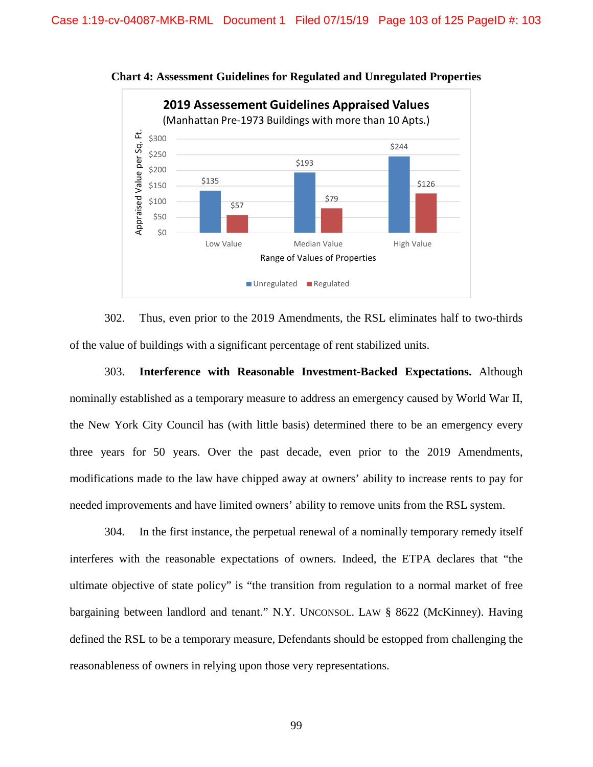**Chart 4: Assessment Guidelines for Regulated and Unregulated Properties**

**2019 Assessement Guidelines Appraised Values**
(Manhattan Pre-1973 Buildings with more than 10 Apts.)

| Range of Values of Properties | Unregulated | Regulated |
|---|---|---|
| Low Value | $135 | $57 |
| Median Value | $193 | $79 |
| High Value | $244 | $126 |

302. Thus, even prior to the 2019 Amendments, the RSL eliminates half to two-thirds of the value of buildings with a significant percentage of rent stabilized units.

303. **Interference with Reasonable Investment-Backed Expectations.** Although nominally established as a temporary measure to address an emergency caused by World War II, the New York City Council has (with little basis) determined there to be an emergency every three years for 50 years. Over the past decade, even prior to the 2019 Amendments, modifications made to the law have chipped away at owners' ability to increase rents to pay for needed improvements and have limited owners' ability to remove units from the RSL system.

304. In the first instance, the perpetual renewal of a nominally temporary remedy itself interferes with the reasonable expectations of owners. Indeed, the ETPA declares that "the ultimate objective of state policy" is "the transition from regulation to a normal market of free bargaining between landlord and tenant." N.Y. UNCONSOL. LAW § 8622 (McKinney). Having defined the RSL to be a temporary measure, Defendants should be estopped from challenging the reasonableness of owners in relying upon those very representations.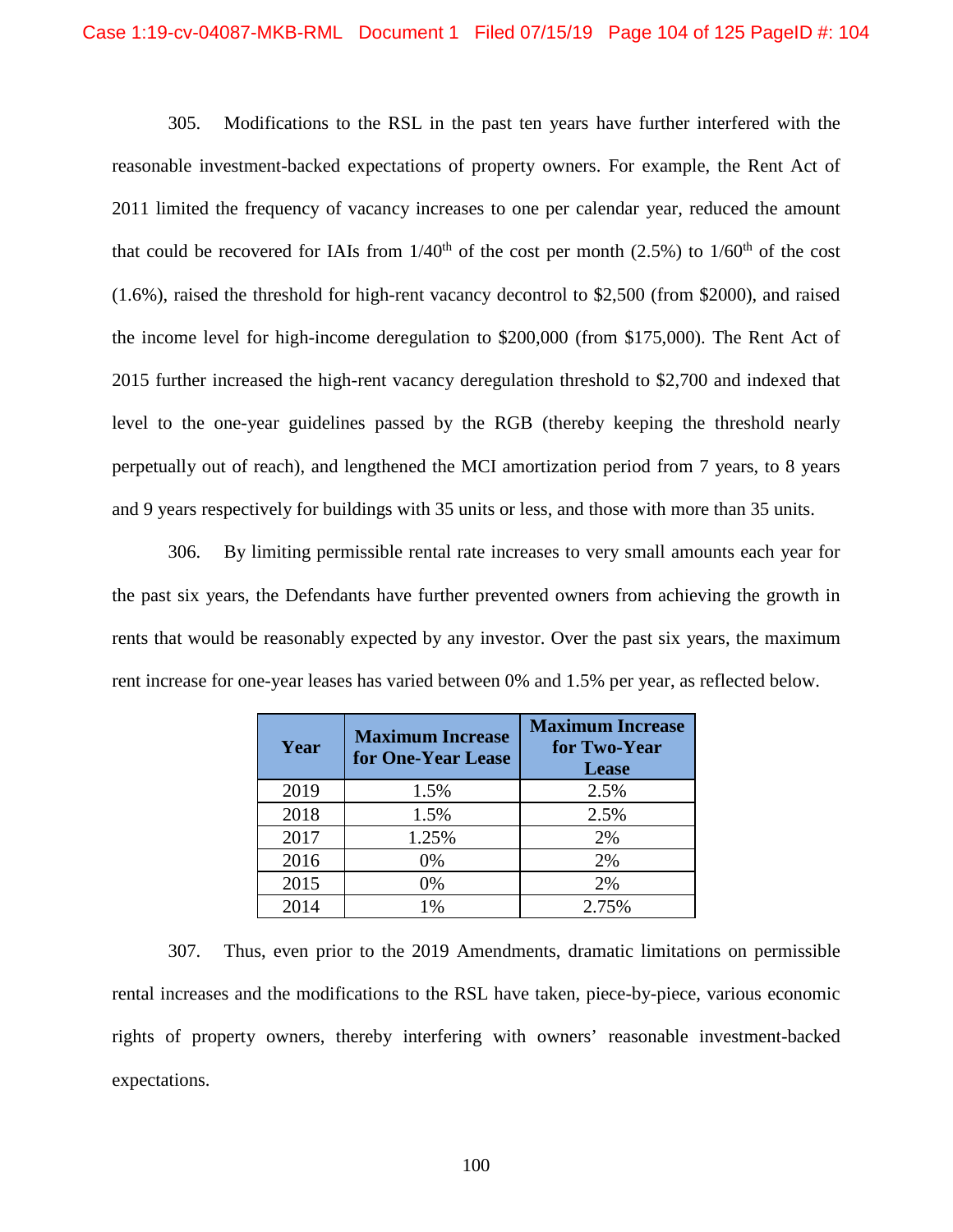305. Modifications to the RSL in the past ten years have further interfered with the reasonable investment-backed expectations of property owners. For example, the Rent Act of 2011 limited the frequency of vacancy increases to one per calendar year, reduced the amount that could be recovered for IAIs from 1/40th of the cost per month (2.5%) to 1/60th of the cost (1.6%), raised the threshold for high-rent vacancy decontrol to $2,500 (from $2000), and raised the income level for high-income deregulation to $200,000 (from $175,000). The Rent Act of 2015 further increased the high-rent vacancy deregulation threshold to $2,700 and indexed that level to the one-year guidelines passed by the RGB (thereby keeping the threshold nearly perpetually out of reach), and lengthened the MCI amortization period from 7 years, to 8 years and 9 years respectively for buildings with 35 units or less, and those with more than 35 units.

306. By limiting permissible rental rate increases to very small amounts each year for the past six years, the Defendants have further prevented owners from achieving the growth in rents that would be reasonably expected by any investor. Over the past six years, the maximum rent increase for one-year leases has varied between 0% and 1.5% per year, as reflected below.

| Year | Maximum Increase for One-Year Lease | Maximum Increase for Two-Year Lease |
|---|---|---|
| 2019 | 1.5% | 2.5% |
| 2018 | 1.5% | 2.5% |
| 2017 | 1.25% | 2% |
| 2016 | 0% | 2% |
| 2015 | 0% | 2% |
| 2014 | 1% | 2.75% |

307. Thus, even prior to the 2019 Amendments, dramatic limitations on permissible rental increases and the modifications to the RSL have taken, piece-by-piece, various economic rights of property owners, thereby interfering with owners' reasonable investment-backed expectations.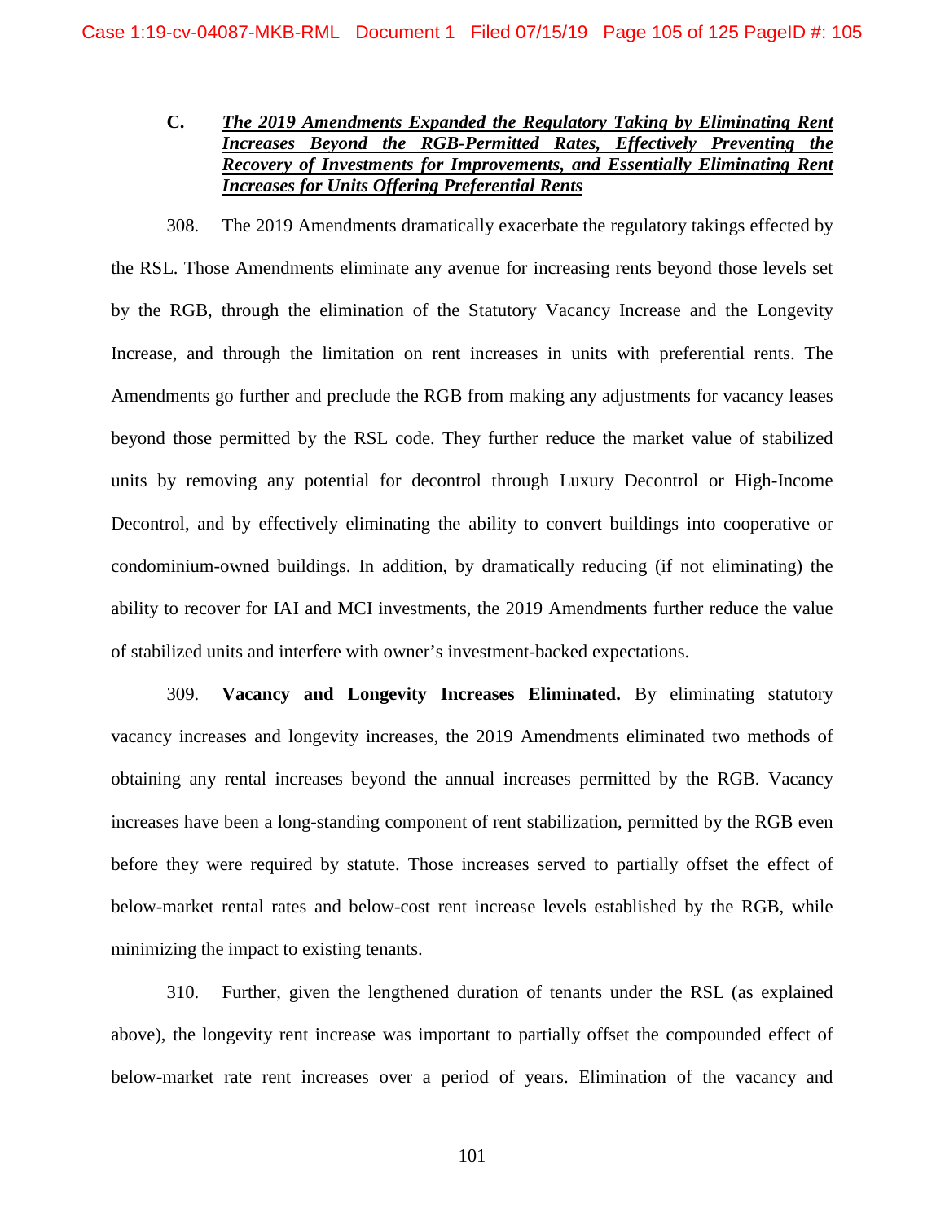### C. ***The 2019 Amendments Expanded the Regulatory Taking by Eliminating Rent Increases Beyond the RGB-Permitted Rates, Effectively Preventing the Recovery of Investments for Improvements, and Essentially Eliminating Rent Increases for Units Offering Preferential Rents***

308. The 2019 Amendments dramatically exacerbate the regulatory takings effected by the RSL. Those Amendments eliminate any avenue for increasing rents beyond those levels set by the RGB, through the elimination of the Statutory Vacancy Increase and the Longevity Increase, and through the limitation on rent increases in units with preferential rents. The Amendments go further and preclude the RGB from making any adjustments for vacancy leases beyond those permitted by the RSL code. They further reduce the market value of stabilized units by removing any potential for decontrol through Luxury Decontrol or High-Income Decontrol, and by effectively eliminating the ability to convert buildings into cooperative or condominium-owned buildings. In addition, by dramatically reducing (if not eliminating) the ability to recover for IAI and MCI investments, the 2019 Amendments further reduce the value of stabilized units and interfere with owner's investment-backed expectations.

309. **Vacancy and Longevity Increases Eliminated.** By eliminating statutory vacancy increases and longevity increases, the 2019 Amendments eliminated two methods of obtaining any rental increases beyond the annual increases permitted by the RGB. Vacancy increases have been a long-standing component of rent stabilization, permitted by the RGB even before they were required by statute. Those increases served to partially offset the effect of below-market rental rates and below-cost rent increase levels established by the RGB, while minimizing the impact to existing tenants.

310. Further, given the lengthened duration of tenants under the RSL (as explained above), the longevity rent increase was important to partially offset the compounded effect of below-market rate rent increases over a period of years. Elimination of the vacancy and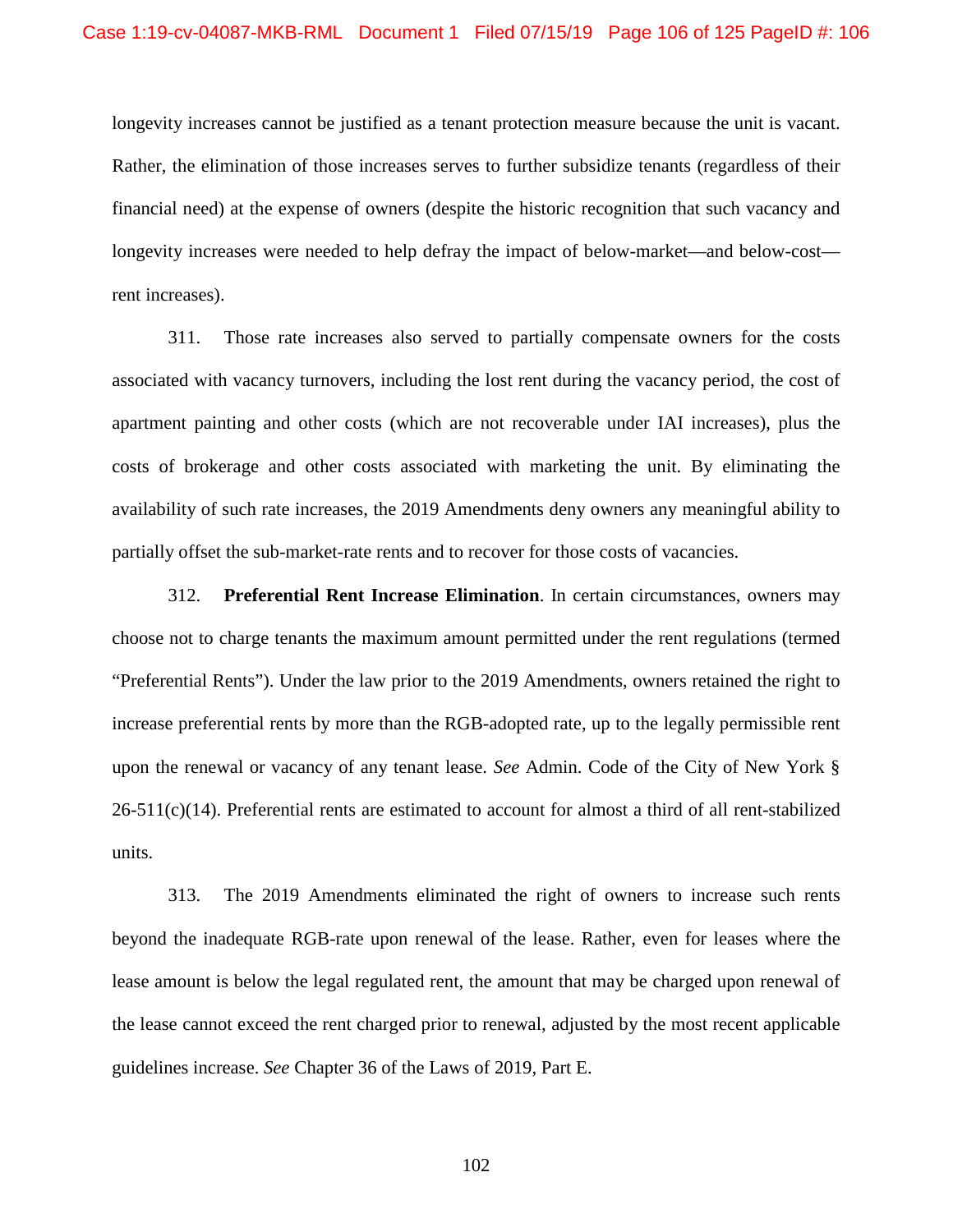longevity increases cannot be justified as a tenant protection measure because the unit is vacant. Rather, the elimination of those increases serves to further subsidize tenants (regardless of their financial need) at the expense of owners (despite the historic recognition that such vacancy and longevity increases were needed to help defray the impact of below-market—and below-cost—rent increases).

311. Those rate increases also served to partially compensate owners for the costs associated with vacancy turnovers, including the lost rent during the vacancy period, the cost of apartment painting and other costs (which are not recoverable under IAI increases), plus the costs of brokerage and other costs associated with marketing the unit. By eliminating the availability of such rate increases, the 2019 Amendments deny owners any meaningful ability to partially offset the sub-market-rate rents and to recover for those costs of vacancies.

312. **Preferential Rent Increase Elimination**. In certain circumstances, owners may choose not to charge tenants the maximum amount permitted under the rent regulations (termed "Preferential Rents"). Under the law prior to the 2019 Amendments, owners retained the right to increase preferential rents by more than the RGB-adopted rate, up to the legally permissible rent upon the renewal or vacancy of any tenant lease. *See* Admin. Code of the City of New York § 26-511(c)(14). Preferential rents are estimated to account for almost a third of all rent-stabilized units.

313. The 2019 Amendments eliminated the right of owners to increase such rents beyond the inadequate RGB-rate upon renewal of the lease. Rather, even for leases where the lease amount is below the legal regulated rent, the amount that may be charged upon renewal of the lease cannot exceed the rent charged prior to renewal, adjusted by the most recent applicable guidelines increase. *See* Chapter 36 of the Laws of 2019, Part E.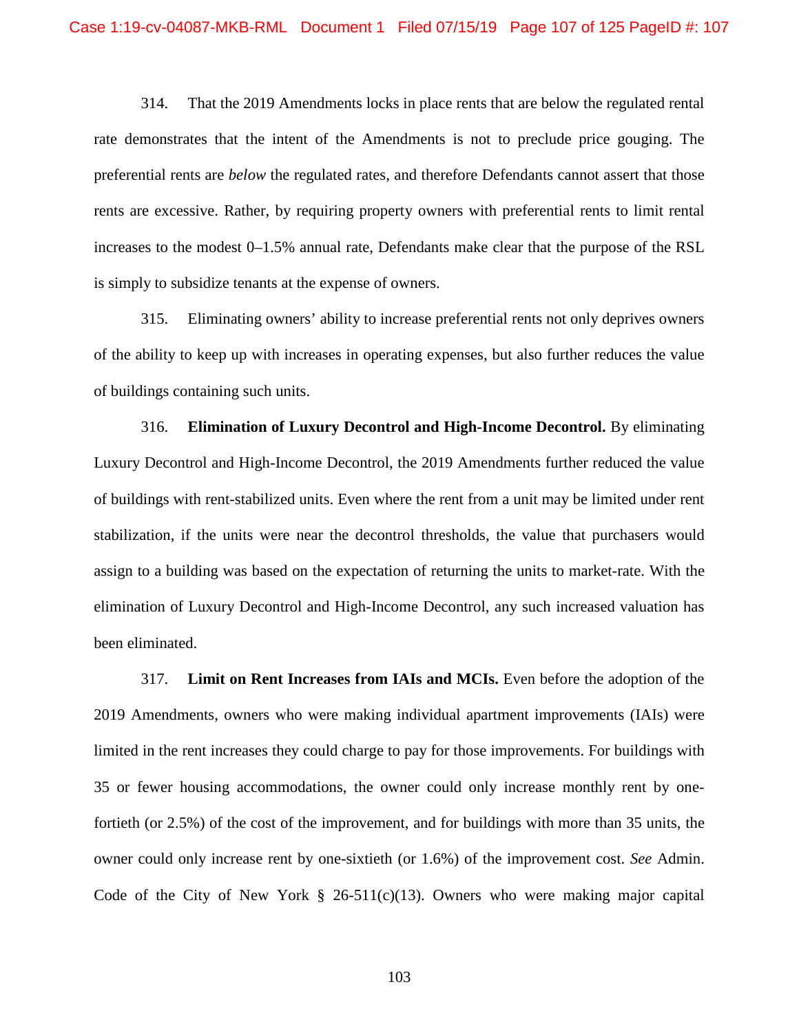314. That the 2019 Amendments locks in place rents that are below the regulated rental rate demonstrates that the intent of the Amendments is not to preclude price gouging. The preferential rents are *below* the regulated rates, and therefore Defendants cannot assert that those rents are excessive. Rather, by requiring property owners with preferential rents to limit rental increases to the modest 0–1.5% annual rate, Defendants make clear that the purpose of the RSL is simply to subsidize tenants at the expense of owners.

315. Eliminating owners' ability to increase preferential rents not only deprives owners of the ability to keep up with increases in operating expenses, but also further reduces the value of buildings containing such units.

316. **Elimination of Luxury Decontrol and High-Income Decontrol.** By eliminating Luxury Decontrol and High-Income Decontrol, the 2019 Amendments further reduced the value of buildings with rent-stabilized units. Even where the rent from a unit may be limited under rent stabilization, if the units were near the decontrol thresholds, the value that purchasers would assign to a building was based on the expectation of returning the units to market-rate. With the elimination of Luxury Decontrol and High-Income Decontrol, any such increased valuation has been eliminated.

317. **Limit on Rent Increases from IAIs and MCIs.** Even before the adoption of the 2019 Amendments, owners who were making individual apartment improvements (IAIs) were limited in the rent increases they could charge to pay for those improvements. For buildings with 35 or fewer housing accommodations, the owner could only increase monthly rent by one-fortieth (or 2.5%) of the cost of the improvement, and for buildings with more than 35 units, the owner could only increase rent by one-sixtieth (or 1.6%) of the improvement cost. *See* Admin. Code of the City of New York § 26-511(c)(13). Owners who were making major capital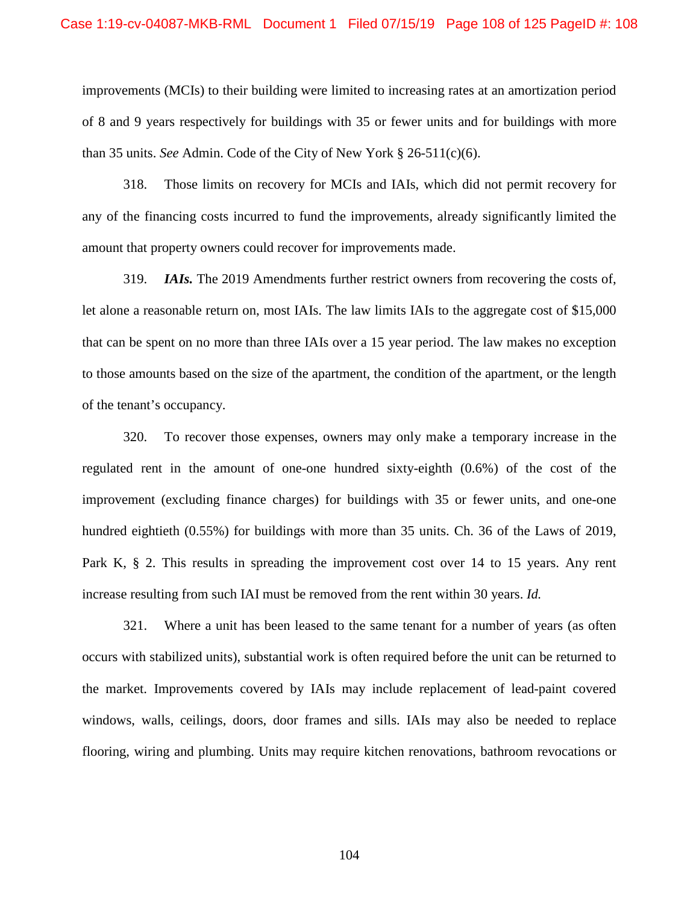improvements (MCIs) to their building were limited to increasing rates at an amortization period of 8 and 9 years respectively for buildings with 35 or fewer units and for buildings with more than 35 units. *See* Admin. Code of the City of New York § 26-511(c)(6).

318. Those limits on recovery for MCIs and IAIs, which did not permit recovery for any of the financing costs incurred to fund the improvements, already significantly limited the amount that property owners could recover for improvements made.

319. ***IAIs.*** The 2019 Amendments further restrict owners from recovering the costs of, let alone a reasonable return on, most IAIs. The law limits IAIs to the aggregate cost of $15,000 that can be spent on no more than three IAIs over a 15 year period. The law makes no exception to those amounts based on the size of the apartment, the condition of the apartment, or the length of the tenant's occupancy.

320. To recover those expenses, owners may only make a temporary increase in the regulated rent in the amount of one-one hundred sixty-eighth (0.6%) of the cost of the improvement (excluding finance charges) for buildings with 35 or fewer units, and one-one hundred eightieth (0.55%) for buildings with more than 35 units. Ch. 36 of the Laws of 2019, Park K, § 2. This results in spreading the improvement cost over 14 to 15 years. Any rent increase resulting from such IAI must be removed from the rent within 30 years. *Id.*

321. Where a unit has been leased to the same tenant for a number of years (as often occurs with stabilized units), substantial work is often required before the unit can be returned to the market. Improvements covered by IAIs may include replacement of lead-paint covered windows, walls, ceilings, doors, door frames and sills. IAIs may also be needed to replace flooring, wiring and plumbing. Units may require kitchen renovations, bathroom revocations or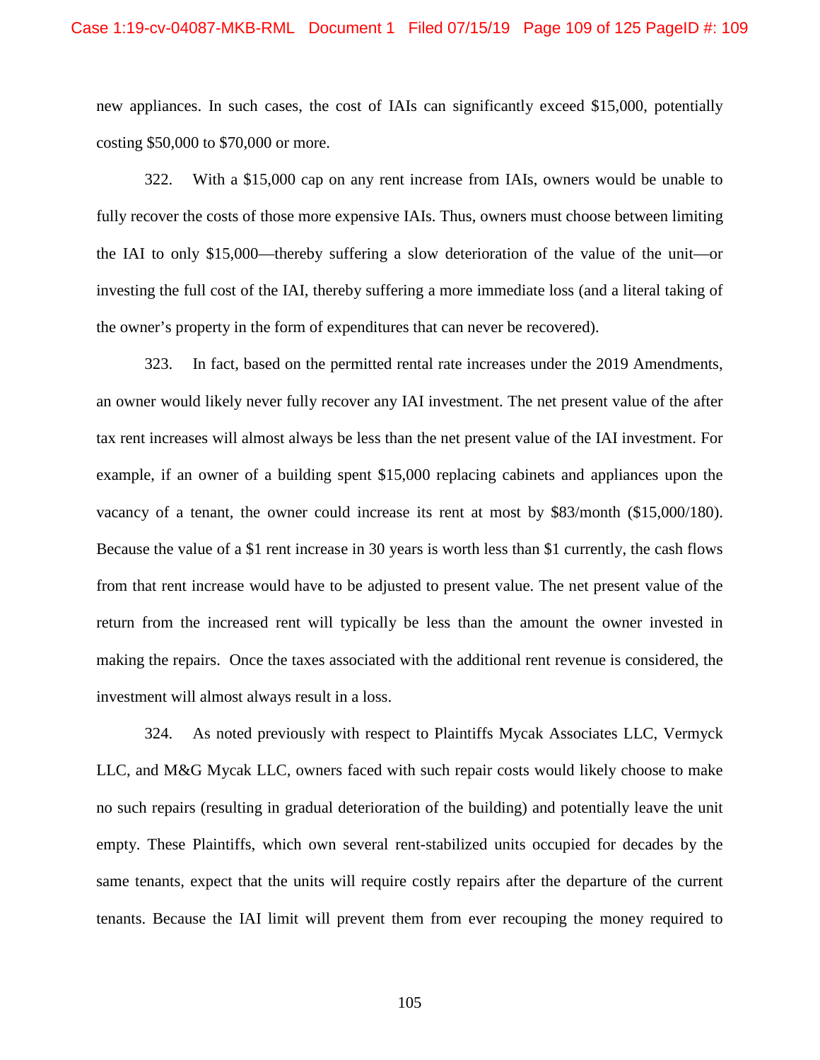new appliances. In such cases, the cost of IAIs can significantly exceed $15,000, potentially costing $50,000 to $70,000 or more.

322. With a $15,000 cap on any rent increase from IAIs, owners would be unable to fully recover the costs of those more expensive IAIs. Thus, owners must choose between limiting the IAI to only $15,000—thereby suffering a slow deterioration of the value of the unit—or investing the full cost of the IAI, thereby suffering a more immediate loss (and a literal taking of the owner's property in the form of expenditures that can never be recovered).

323. In fact, based on the permitted rental rate increases under the 2019 Amendments, an owner would likely never fully recover any IAI investment. The net present value of the after tax rent increases will almost always be less than the net present value of the IAI investment. For example, if an owner of a building spent $15,000 replacing cabinets and appliances upon the vacancy of a tenant, the owner could increase its rent at most by $83/month ($15,000/180). Because the value of a $1 rent increase in 30 years is worth less than $1 currently, the cash flows from that rent increase would have to be adjusted to present value. The net present value of the return from the increased rent will typically be less than the amount the owner invested in making the repairs. Once the taxes associated with the additional rent revenue is considered, the investment will almost always result in a loss.

324. As noted previously with respect to Plaintiffs Mycak Associates LLC, Vermyck LLC, and M&G Mycak LLC, owners faced with such repair costs would likely choose to make no such repairs (resulting in gradual deterioration of the building) and potentially leave the unit empty. These Plaintiffs, which own several rent-stabilized units occupied for decades by the same tenants, expect that the units will require costly repairs after the departure of the current tenants. Because the IAI limit will prevent them from ever recouping the money required to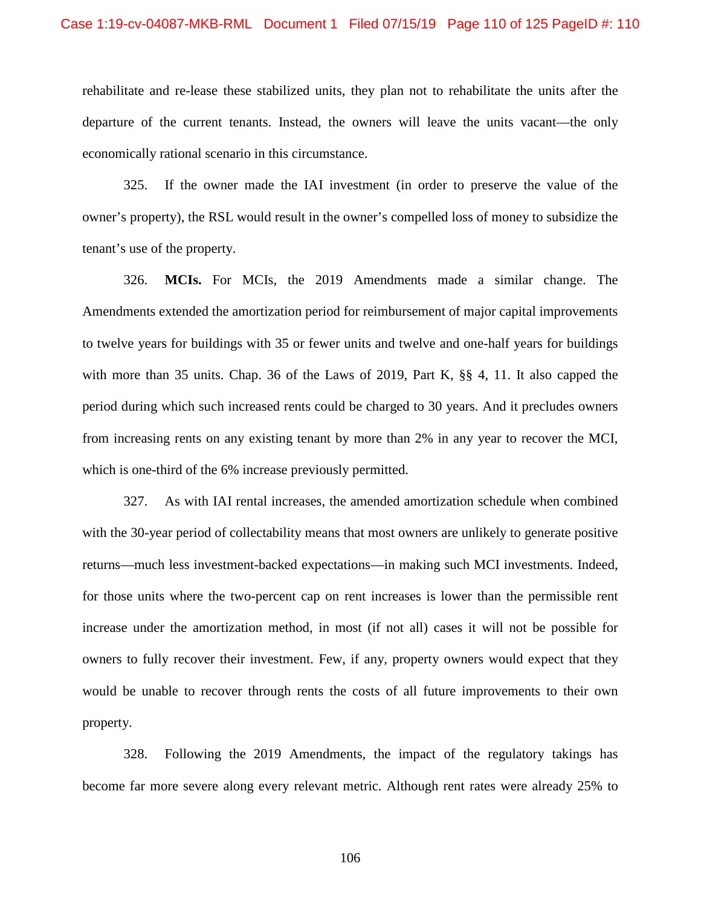rehabilitate and re-lease these stabilized units, they plan not to rehabilitate the units after the departure of the current tenants. Instead, the owners will leave the units vacant—the only economically rational scenario in this circumstance.

325. If the owner made the IAI investment (in order to preserve the value of the owner's property), the RSL would result in the owner's compelled loss of money to subsidize the tenant's use of the property.

326. **MCIs.** For MCIs, the 2019 Amendments made a similar change. The Amendments extended the amortization period for reimbursement of major capital improvements to twelve years for buildings with 35 or fewer units and twelve and one-half years for buildings with more than 35 units. Chap. 36 of the Laws of 2019, Part K, §§ 4, 11. It also capped the period during which such increased rents could be charged to 30 years. And it precludes owners from increasing rents on any existing tenant by more than 2% in any year to recover the MCI, which is one-third of the 6% increase previously permitted.

327. As with IAI rental increases, the amended amortization schedule when combined with the 30-year period of collectability means that most owners are unlikely to generate positive returns—much less investment-backed expectations—in making such MCI investments. Indeed, for those units where the two-percent cap on rent increases is lower than the permissible rent increase under the amortization method, in most (if not all) cases it will not be possible for owners to fully recover their investment. Few, if any, property owners would expect that they would be unable to recover through rents the costs of all future improvements to their own property.

328. Following the 2019 Amendments, the impact of the regulatory takings has become far more severe along every relevant metric. Although rent rates were already 25% to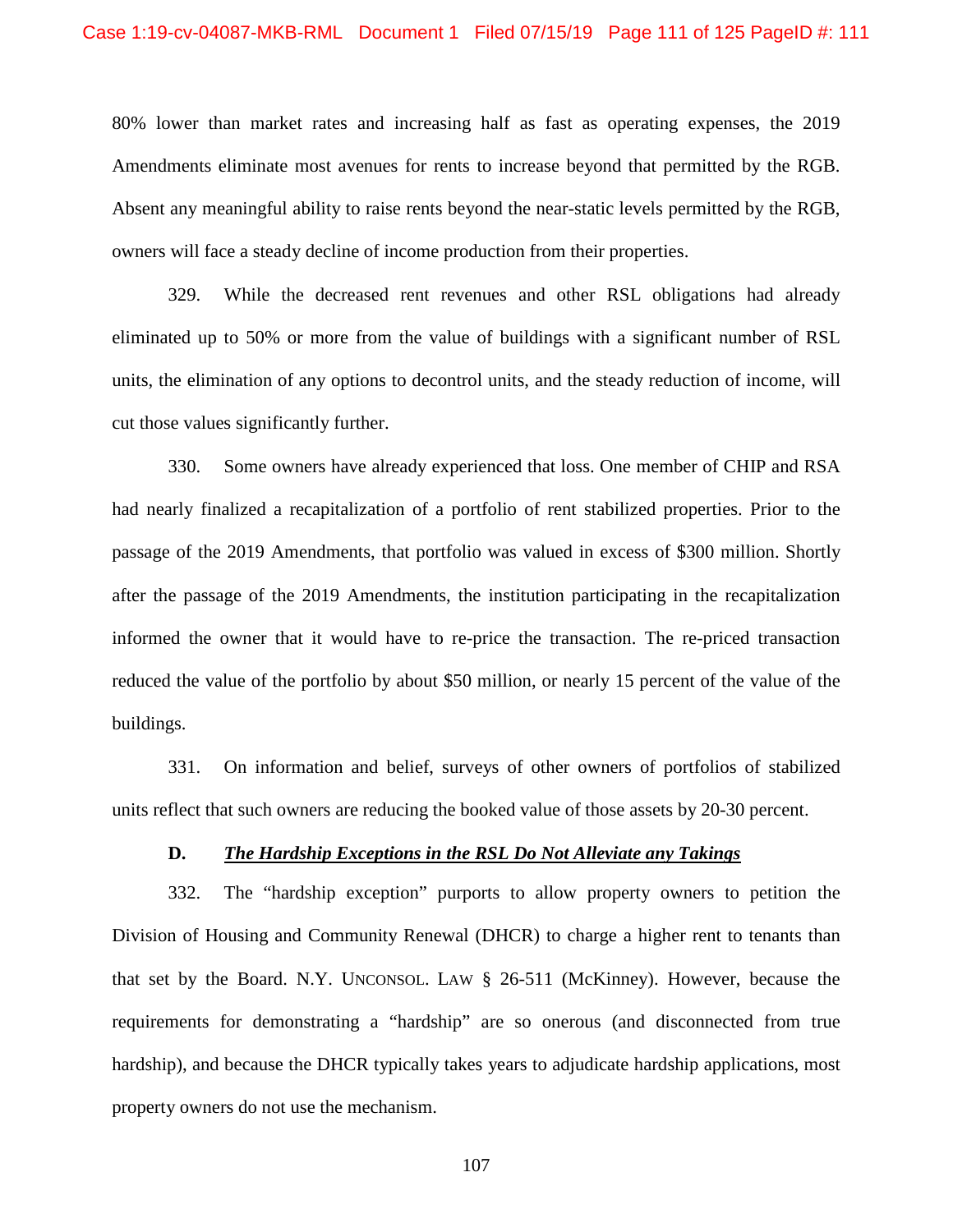80% lower than market rates and increasing half as fast as operating expenses, the 2019 Amendments eliminate most avenues for rents to increase beyond that permitted by the RGB. Absent any meaningful ability to raise rents beyond the near-static levels permitted by the RGB, owners will face a steady decline of income production from their properties.

329. While the decreased rent revenues and other RSL obligations had already eliminated up to 50% or more from the value of buildings with a significant number of RSL units, the elimination of any options to decontrol units, and the steady reduction of income, will cut those values significantly further.

330. Some owners have already experienced that loss. One member of CHIP and RSA had nearly finalized a recapitalization of a portfolio of rent stabilized properties. Prior to the passage of the 2019 Amendments, that portfolio was valued in excess of $300 million. Shortly after the passage of the 2019 Amendments, the institution participating in the recapitalization informed the owner that it would have to re-price the transaction. The re-priced transaction reduced the value of the portfolio by about $50 million, or nearly 15 percent of the value of the buildings.

331. On information and belief, surveys of other owners of portfolios of stabilized units reflect that such owners are reducing the booked value of those assets by 20-30 percent.

### D. ***The Hardship Exceptions in the RSL Do Not Alleviate any Takings***

332. The "hardship exception" purports to allow property owners to petition the Division of Housing and Community Renewal (DHCR) to charge a higher rent to tenants than that set by the Board. N.Y. UNCONSOL. LAW § 26-511 (McKinney). However, because the requirements for demonstrating a "hardship" are so onerous (and disconnected from true hardship), and because the DHCR typically takes years to adjudicate hardship applications, most property owners do not use the mechanism.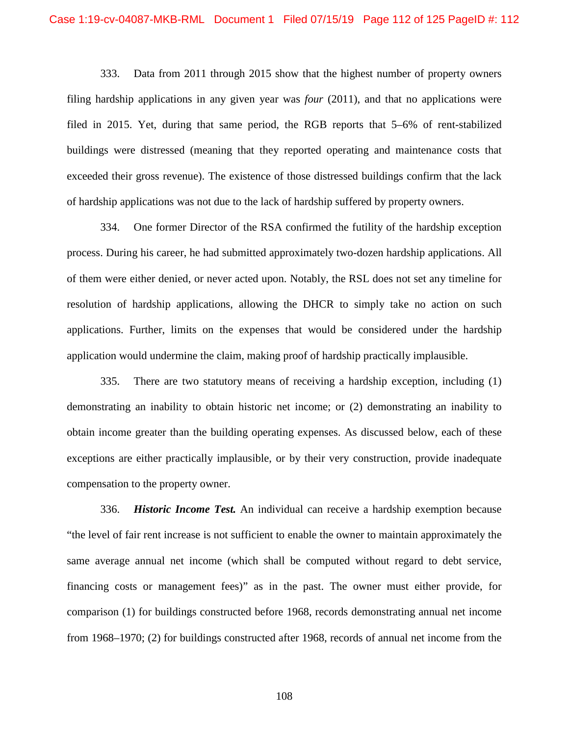333. Data from 2011 through 2015 show that the highest number of property owners filing hardship applications in any given year was *four* (2011), and that no applications were filed in 2015. Yet, during that same period, the RGB reports that 5–6% of rent-stabilized buildings were distressed (meaning that they reported operating and maintenance costs that exceeded their gross revenue). The existence of those distressed buildings confirm that the lack of hardship applications was not due to the lack of hardship suffered by property owners.

334. One former Director of the RSA confirmed the futility of the hardship exception process. During his career, he had submitted approximately two-dozen hardship applications. All of them were either denied, or never acted upon. Notably, the RSL does not set any timeline for resolution of hardship applications, allowing the DHCR to simply take no action on such applications. Further, limits on the expenses that would be considered under the hardship application would undermine the claim, making proof of hardship practically implausible.

335. There are two statutory means of receiving a hardship exception, including (1) demonstrating an inability to obtain historic net income; or (2) demonstrating an inability to obtain income greater than the building operating expenses. As discussed below, each of these exceptions are either practically implausible, or by their very construction, provide inadequate compensation to the property owner.

336. ***Historic Income Test.*** An individual can receive a hardship exemption because "the level of fair rent increase is not sufficient to enable the owner to maintain approximately the same average annual net income (which shall be computed without regard to debt service, financing costs or management fees)" as in the past. The owner must either provide, for comparison (1) for buildings constructed before 1968, records demonstrating annual net income from 1968–1970; (2) for buildings constructed after 1968, records of annual net income from the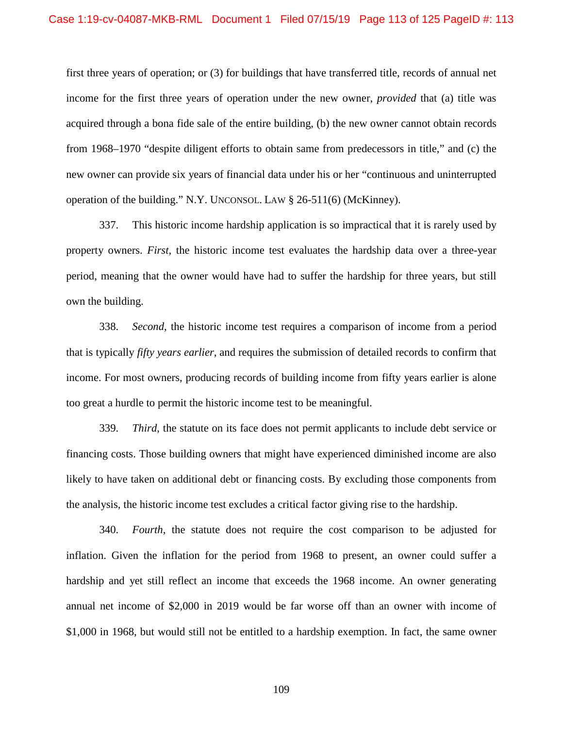first three years of operation; or (3) for buildings that have transferred title, records of annual net income for the first three years of operation under the new owner, *provided* that (a) title was acquired through a bona fide sale of the entire building, (b) the new owner cannot obtain records from 1968–1970 "despite diligent efforts to obtain same from predecessors in title," and (c) the new owner can provide six years of financial data under his or her "continuous and uninterrupted operation of the building." N.Y. UNCONSOL. LAW § 26-511(6) (McKinney).

337. This historic income hardship application is so impractical that it is rarely used by property owners. *First*, the historic income test evaluates the hardship data over a three-year period, meaning that the owner would have had to suffer the hardship for three years, but still own the building.

338. *Second*, the historic income test requires a comparison of income from a period that is typically *fifty years earlier*, and requires the submission of detailed records to confirm that income. For most owners, producing records of building income from fifty years earlier is alone too great a hurdle to permit the historic income test to be meaningful.

339. *Third*, the statute on its face does not permit applicants to include debt service or financing costs. Those building owners that might have experienced diminished income are also likely to have taken on additional debt or financing costs. By excluding those components from the analysis, the historic income test excludes a critical factor giving rise to the hardship.

340. *Fourth*, the statute does not require the cost comparison to be adjusted for inflation. Given the inflation for the period from 1968 to present, an owner could suffer a hardship and yet still reflect an income that exceeds the 1968 income. An owner generating annual net income of $2,000 in 2019 would be far worse off than an owner with income of $1,000 in 1968, but would still not be entitled to a hardship exemption. In fact, the same owner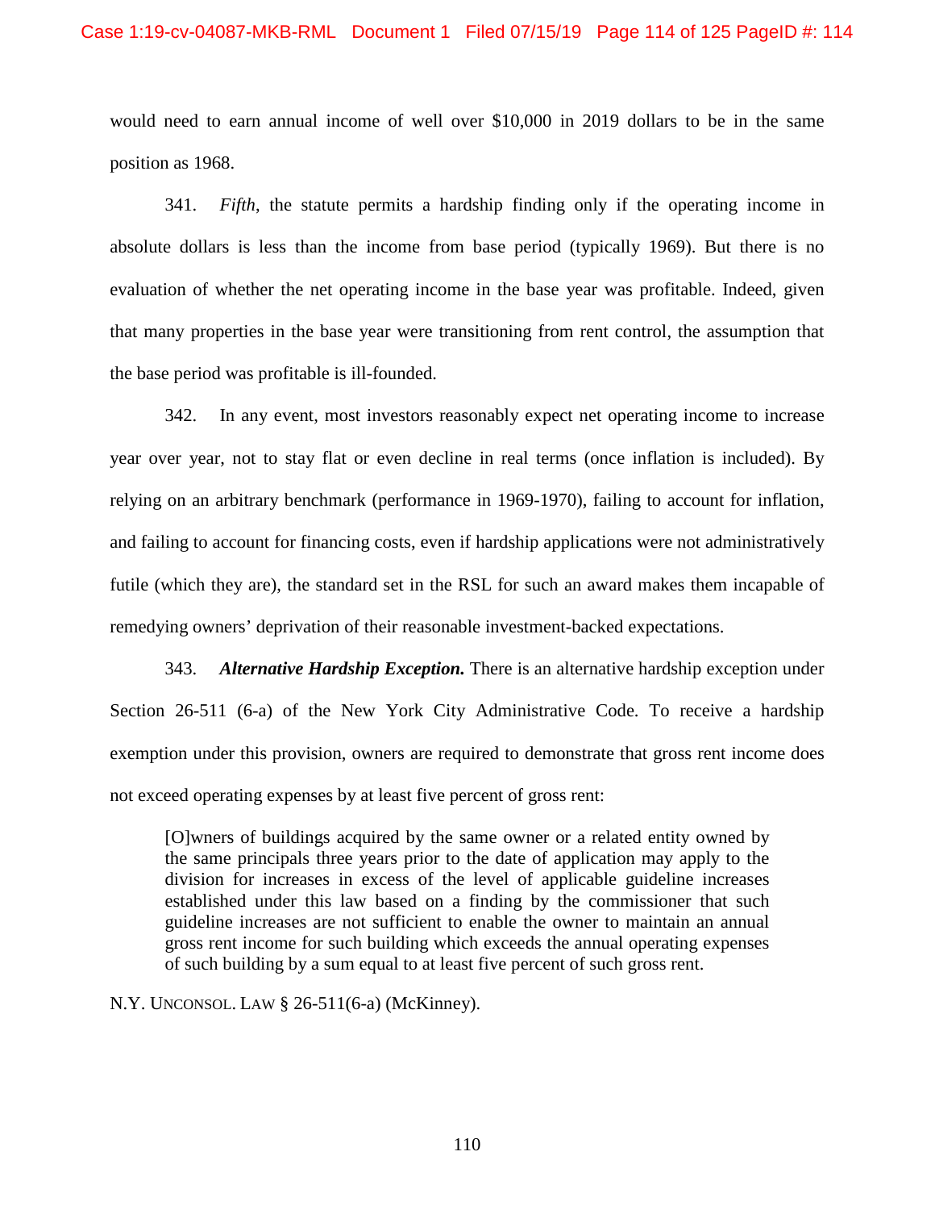would need to earn annual income of well over $10,000 in 2019 dollars to be in the same position as 1968.

341. *Fifth*, the statute permits a hardship finding only if the operating income in absolute dollars is less than the income from base period (typically 1969). But there is no evaluation of whether the net operating income in the base year was profitable. Indeed, given that many properties in the base year were transitioning from rent control, the assumption that the base period was profitable is ill-founded.

342. In any event, most investors reasonably expect net operating income to increase year over year, not to stay flat or even decline in real terms (once inflation is included). By relying on an arbitrary benchmark (performance in 1969-1970), failing to account for inflation, and failing to account for financing costs, even if hardship applications were not administratively futile (which they are), the standard set in the RSL for such an award makes them incapable of remedying owners' deprivation of their reasonable investment-backed expectations.

343. ***Alternative Hardship Exception.*** There is an alternative hardship exception under Section 26-511 (6-a) of the New York City Administrative Code. To receive a hardship exemption under this provision, owners are required to demonstrate that gross rent income does not exceed operating expenses by at least five percent of gross rent:

> [O]wners of buildings acquired by the same owner or a related entity owned by the same principals three years prior to the date of application may apply to the division for increases in excess of the level of applicable guideline increases established under this law based on a finding by the commissioner that such guideline increases are not sufficient to enable the owner to maintain an annual gross rent income for such building which exceeds the annual operating expenses of such building by a sum equal to at least five percent of such gross rent.

N.Y. UNCONSOL. LAW § 26-511(6-a) (McKinney).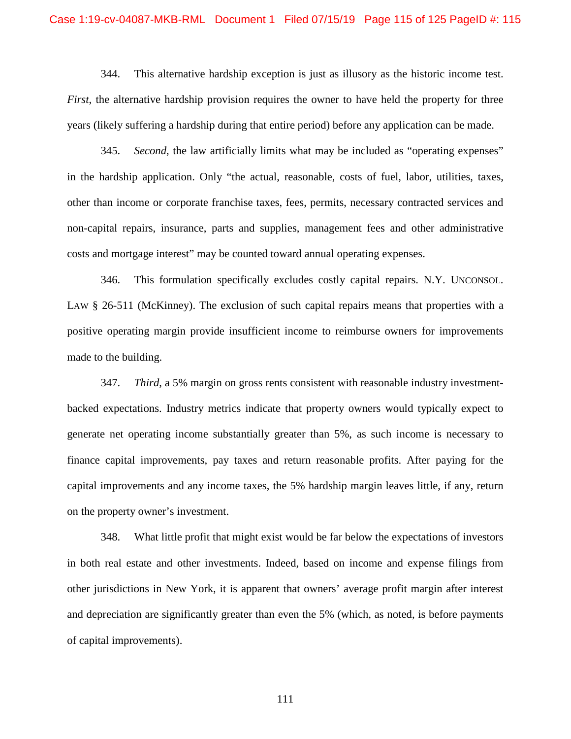344. This alternative hardship exception is just as illusory as the historic income test. *First*, the alternative hardship provision requires the owner to have held the property for three years (likely suffering a hardship during that entire period) before any application can be made.

345. *Second*, the law artificially limits what may be included as "operating expenses" in the hardship application. Only "the actual, reasonable, costs of fuel, labor, utilities, taxes, other than income or corporate franchise taxes, fees, permits, necessary contracted services and non-capital repairs, insurance, parts and supplies, management fees and other administrative costs and mortgage interest" may be counted toward annual operating expenses.

346. This formulation specifically excludes costly capital repairs. N.Y. UNCONSOL. LAW § 26-511 (McKinney). The exclusion of such capital repairs means that properties with a positive operating margin provide insufficient income to reimburse owners for improvements made to the building.

347. *Third*, a 5% margin on gross rents consistent with reasonable industry investment-backed expectations. Industry metrics indicate that property owners would typically expect to generate net operating income substantially greater than 5%, as such income is necessary to finance capital improvements, pay taxes and return reasonable profits. After paying for the capital improvements and any income taxes, the 5% hardship margin leaves little, if any, return on the property owner's investment.

348. What little profit that might exist would be far below the expectations of investors in both real estate and other investments. Indeed, based on income and expense filings from other jurisdictions in New York, it is apparent that owners' average profit margin after interest and depreciation are significantly greater than even the 5% (which, as noted, is before payments of capital improvements).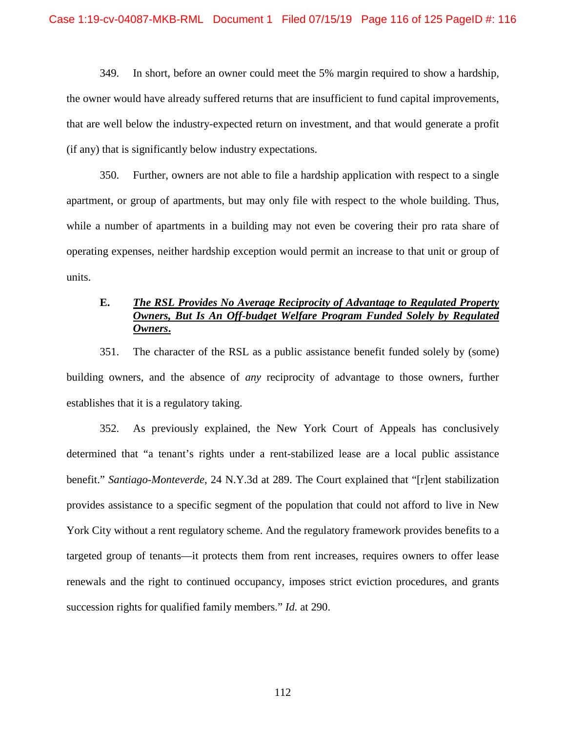349. In short, before an owner could meet the 5% margin required to show a hardship, the owner would have already suffered returns that are insufficient to fund capital improvements, that are well below the industry-expected return on investment, and that would generate a profit (if any) that is significantly below industry expectations.

350. Further, owners are not able to file a hardship application with respect to a single apartment, or group of apartments, but may only file with respect to the whole building. Thus, while a number of apartments in a building may not even be covering their pro rata share of operating expenses, neither hardship exception would permit an increase to that unit or group of units.

### E. ***The RSL Provides No Average Reciprocity of Advantage to Regulated Property Owners, But Is An Off-budget Welfare Program Funded Solely by Regulated Owners.***

351. The character of the RSL as a public assistance benefit funded solely by (some) building owners, and the absence of *any* reciprocity of advantage to those owners, further establishes that it is a regulatory taking.

352. As previously explained, the New York Court of Appeals has conclusively determined that "a tenant's rights under a rent-stabilized lease are a local public assistance benefit." *Santiago-Monteverde*, 24 N.Y.3d at 289. The Court explained that "[r]ent stabilization provides assistance to a specific segment of the population that could not afford to live in New York City without a rent regulatory scheme. And the regulatory framework provides benefits to a targeted group of tenants—it protects them from rent increases, requires owners to offer lease renewals and the right to continued occupancy, imposes strict eviction procedures, and grants succession rights for qualified family members." *Id.* at 290.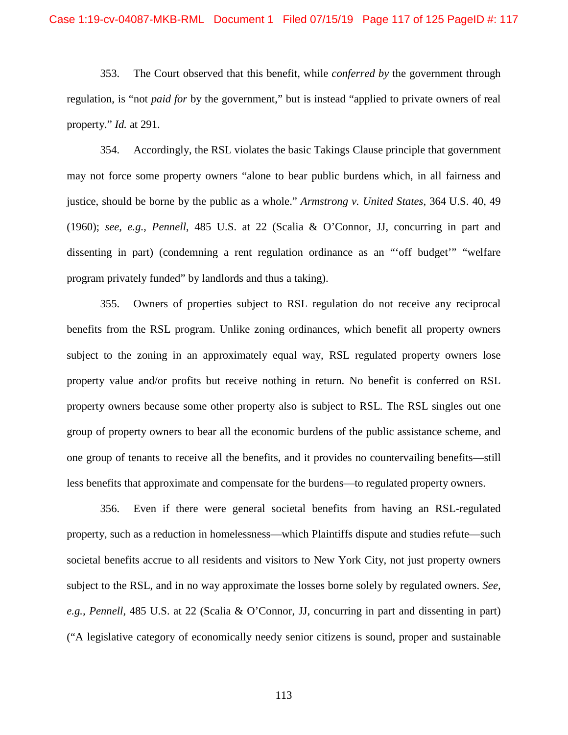353. The Court observed that this benefit, while *conferred by* the government through regulation, is "not *paid for* by the government," but is instead "applied to private owners of real property." *Id.* at 291.

354. Accordingly, the RSL violates the basic Takings Clause principle that government may not force some property owners "alone to bear public burdens which, in all fairness and justice, should be borne by the public as a whole." *Armstrong v. United States*, 364 U.S. 40, 49 (1960); *see, e.g.*, *Pennell*, 485 U.S. at 22 (Scalia & O'Connor, JJ, concurring in part and dissenting in part) (condemning a rent regulation ordinance as an "'off budget'" "welfare program privately funded" by landlords and thus a taking).

355. Owners of properties subject to RSL regulation do not receive any reciprocal benefits from the RSL program. Unlike zoning ordinances, which benefit all property owners subject to the zoning in an approximately equal way, RSL regulated property owners lose property value and/or profits but receive nothing in return. No benefit is conferred on RSL property owners because some other property also is subject to RSL. The RSL singles out one group of property owners to bear all the economic burdens of the public assistance scheme, and one group of tenants to receive all the benefits, and it provides no countervailing benefits—still less benefits that approximate and compensate for the burdens—to regulated property owners.

356. Even if there were general societal benefits from having an RSL-regulated property, such as a reduction in homelessness—which Plaintiffs dispute and studies refute—such societal benefits accrue to all residents and visitors to New York City, not just property owners subject to the RSL, and in no way approximate the losses borne solely by regulated owners. *See, e.g.*, *Pennell*, 485 U.S. at 22 (Scalia & O'Connor, JJ, concurring in part and dissenting in part) ("A legislative category of economically needy senior citizens is sound, proper and sustainable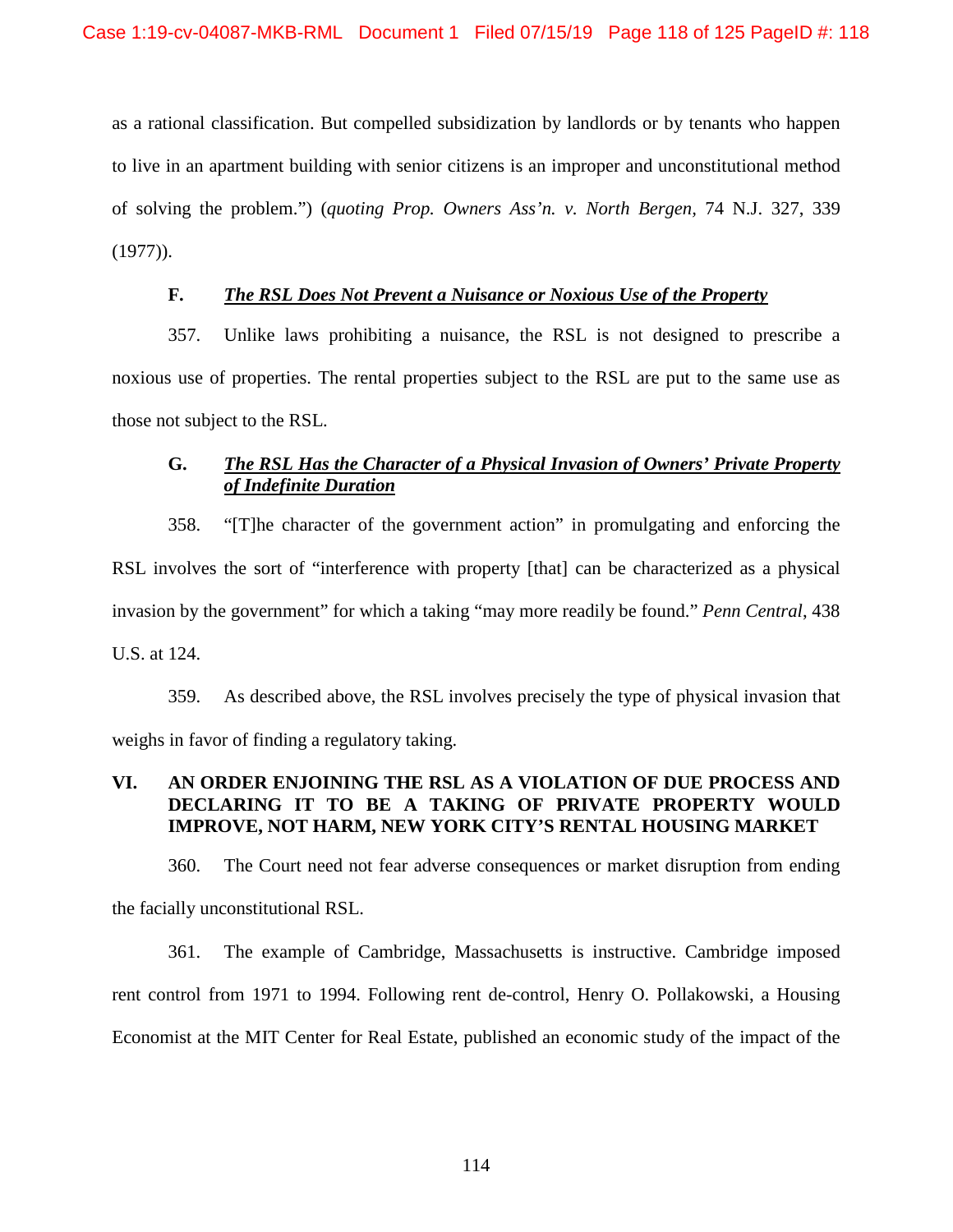as a rational classification. But compelled subsidization by landlords or by tenants who happen to live in an apartment building with senior citizens is an improper and unconstitutional method of solving the problem.") (*quoting Prop. Owners Ass'n. v. North Bergen*, 74 N.J. 327, 339 (1977)).

### F. ***The RSL Does Not Prevent a Nuisance or Noxious Use of the Property***

357. Unlike laws prohibiting a nuisance, the RSL is not designed to prescribe a noxious use of properties. The rental properties subject to the RSL are put to the same use as those not subject to the RSL.

### G. ***The RSL Has the Character of a Physical Invasion of Owners' Private Property of Indefinite Duration***

358. "[T]he character of the government action" in promulgating and enforcing the RSL involves the sort of "interference with property [that] can be characterized as a physical invasion by the government" for which a taking "may more readily be found." *Penn Central*, 438 U.S. at 124.

359. As described above, the RSL involves precisely the type of physical invasion that weighs in favor of finding a regulatory taking.

## VI. AN ORDER ENJOINING THE RSL AS A VIOLATION OF DUE PROCESS AND DECLARING IT TO BE A TAKING OF PRIVATE PROPERTY WOULD IMPROVE, NOT HARM, NEW YORK CITY'S RENTAL HOUSING MARKET

360. The Court need not fear adverse consequences or market disruption from ending the facially unconstitutional RSL.

361. The example of Cambridge, Massachusetts is instructive. Cambridge imposed rent control from 1971 to 1994. Following rent de-control, Henry O. Pollakowski, a Housing Economist at the MIT Center for Real Estate, published an economic study of the impact of the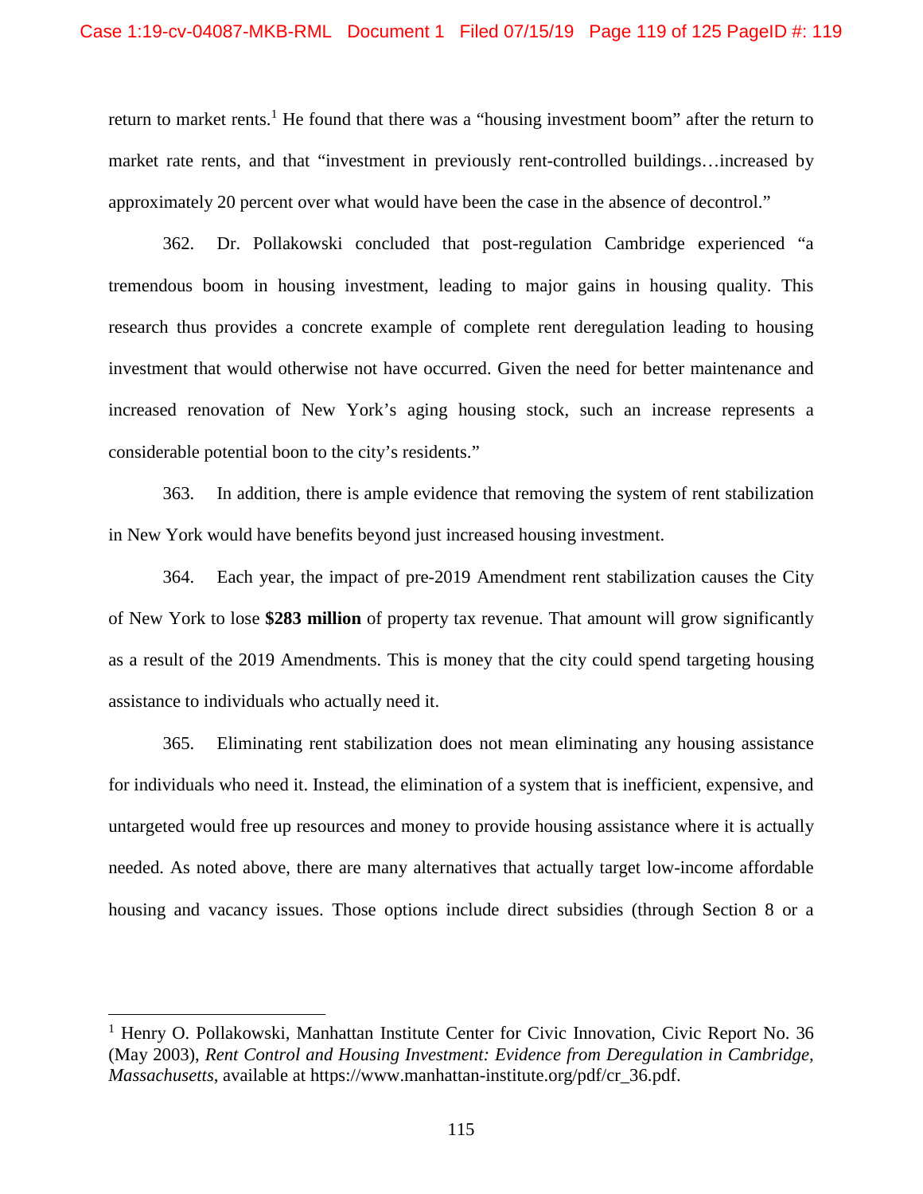return to market rents.[1] He found that there was a "housing investment boom" after the return to market rate rents, and that "investment in previously rent-controlled buildings…increased by approximately 20 percent over what would have been the case in the absence of decontrol."

362. Dr. Pollakowski concluded that post-regulation Cambridge experienced "a tremendous boom in housing investment, leading to major gains in housing quality. This research thus provides a concrete example of complete rent deregulation leading to housing investment that would otherwise not have occurred. Given the need for better maintenance and increased renovation of New York's aging housing stock, such an increase represents a considerable potential boon to the city's residents."

363. In addition, there is ample evidence that removing the system of rent stabilization in New York would have benefits beyond just increased housing investment.

364. Each year, the impact of pre-2019 Amendment rent stabilization causes the City of New York to lose **$283 million** of property tax revenue. That amount will grow significantly as a result of the 2019 Amendments. This is money that the city could spend targeting housing assistance to individuals who actually need it.

365. Eliminating rent stabilization does not mean eliminating any housing assistance for individuals who need it. Instead, the elimination of a system that is inefficient, expensive, and untargeted would free up resources and money to provide housing assistance where it is actually needed. As noted above, there are many alternatives that actually target low-income affordable housing and vacancy issues. Those options include direct subsidies (through Section 8 or a

---

[1] Henry O. Pollakowski, Manhattan Institute Center for Civic Innovation, Civic Report No. 36 (May 2003), *Rent Control and Housing Investment: Evidence from Deregulation in Cambridge, Massachusetts*, available at https://www.manhattan-institute.org/pdf/cr_36.pdf.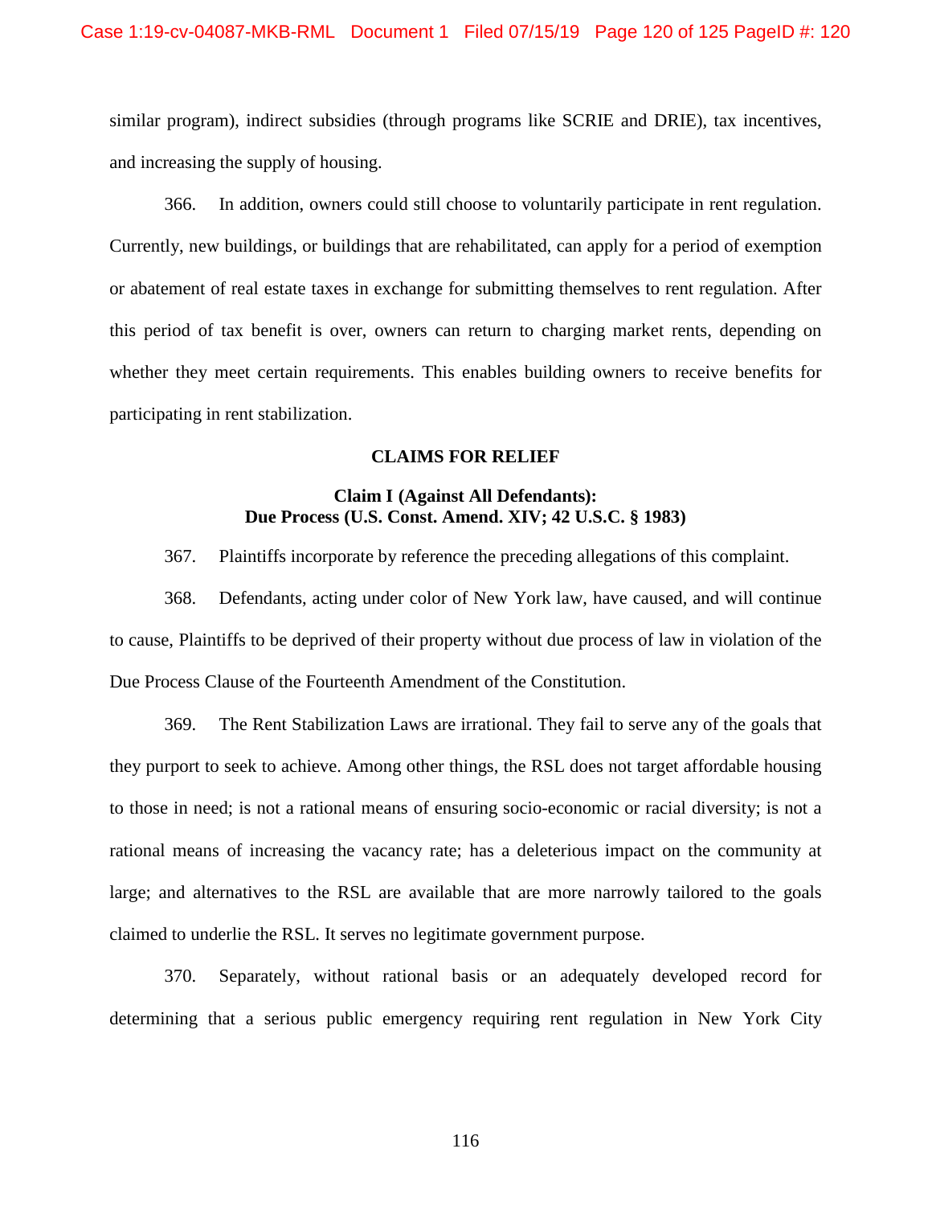similar program), indirect subsidies (through programs like SCRIE and DRIE), tax incentives, and increasing the supply of housing.

366. In addition, owners could still choose to voluntarily participate in rent regulation. Currently, new buildings, or buildings that are rehabilitated, can apply for a period of exemption or abatement of real estate taxes in exchange for submitting themselves to rent regulation. After this period of tax benefit is over, owners can return to charging market rents, depending on whether they meet certain requirements. This enables building owners to receive benefits for participating in rent stabilization.

## CLAIMS FOR RELIEF

### Claim I (Against All Defendants): Due Process (U.S. Const. Amend. XIV; 42 U.S.C. § 1983)

367. Plaintiffs incorporate by reference the preceding allegations of this complaint.

368. Defendants, acting under color of New York law, have caused, and will continue to cause, Plaintiffs to be deprived of their property without due process of law in violation of the Due Process Clause of the Fourteenth Amendment of the Constitution.

369. The Rent Stabilization Laws are irrational. They fail to serve any of the goals that they purport to seek to achieve. Among other things, the RSL does not target affordable housing to those in need; is not a rational means of ensuring socio-economic or racial diversity; is not a rational means of increasing the vacancy rate; has a deleterious impact on the community at large; and alternatives to the RSL are available that are more narrowly tailored to the goals claimed to underlie the RSL. It serves no legitimate government purpose.

370. Separately, without rational basis or an adequately developed record for determining that a serious public emergency requiring rent regulation in New York City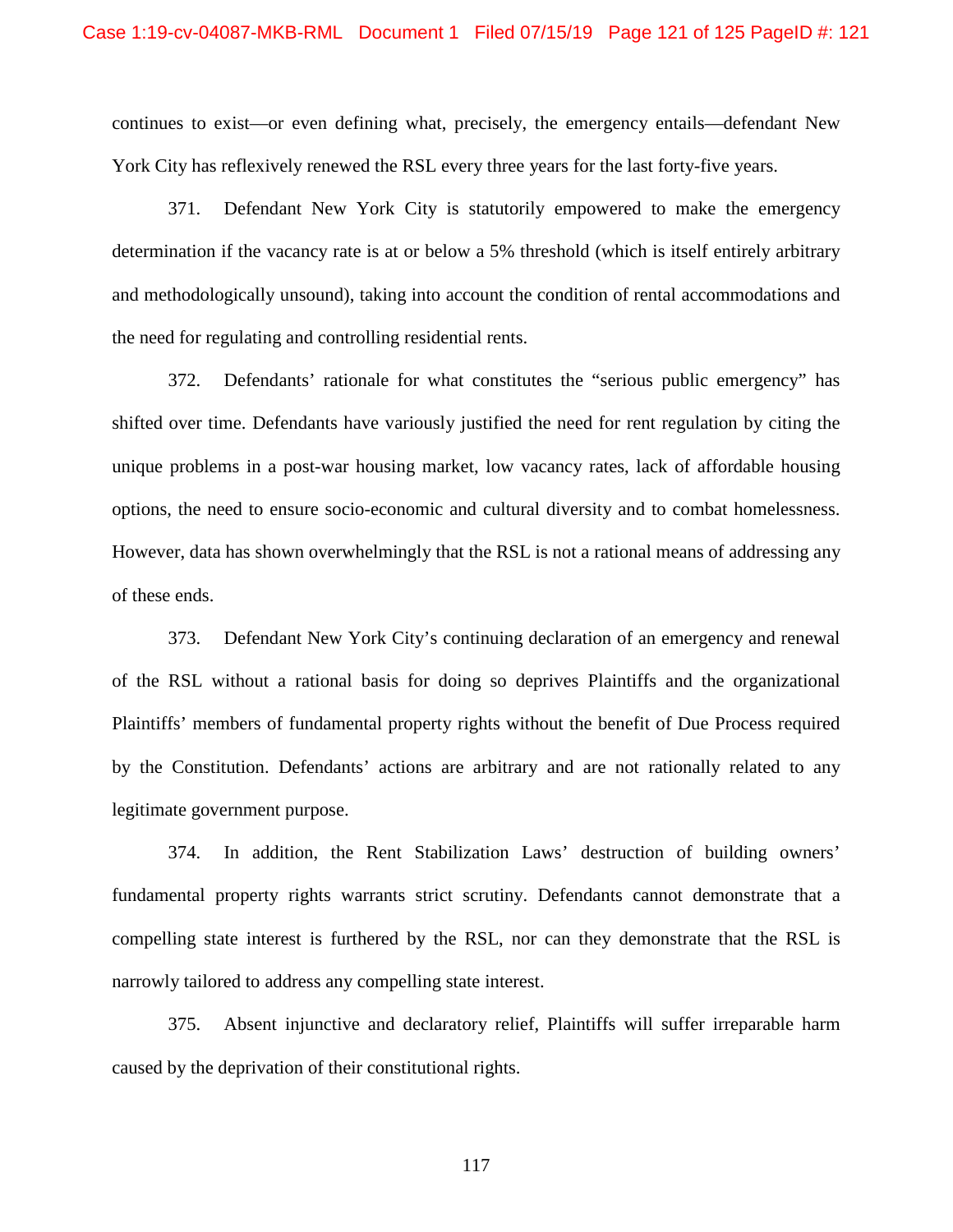continues to exist—or even defining what, precisely, the emergency entails—defendant New York City has reflexively renewed the RSL every three years for the last forty-five years.

371. Defendant New York City is statutorily empowered to make the emergency determination if the vacancy rate is at or below a 5% threshold (which is itself entirely arbitrary and methodologically unsound), taking into account the condition of rental accommodations and the need for regulating and controlling residential rents.

372. Defendants' rationale for what constitutes the "serious public emergency" has shifted over time. Defendants have variously justified the need for rent regulation by citing the unique problems in a post-war housing market, low vacancy rates, lack of affordable housing options, the need to ensure socio-economic and cultural diversity and to combat homelessness. However, data has shown overwhelmingly that the RSL is not a rational means of addressing any of these ends.

373. Defendant New York City's continuing declaration of an emergency and renewal of the RSL without a rational basis for doing so deprives Plaintiffs and the organizational Plaintiffs' members of fundamental property rights without the benefit of Due Process required by the Constitution. Defendants' actions are arbitrary and are not rationally related to any legitimate government purpose.

374. In addition, the Rent Stabilization Laws' destruction of building owners' fundamental property rights warrants strict scrutiny. Defendants cannot demonstrate that a compelling state interest is furthered by the RSL, nor can they demonstrate that the RSL is narrowly tailored to address any compelling state interest.

375. Absent injunctive and declaratory relief, Plaintiffs will suffer irreparable harm caused by the deprivation of their constitutional rights.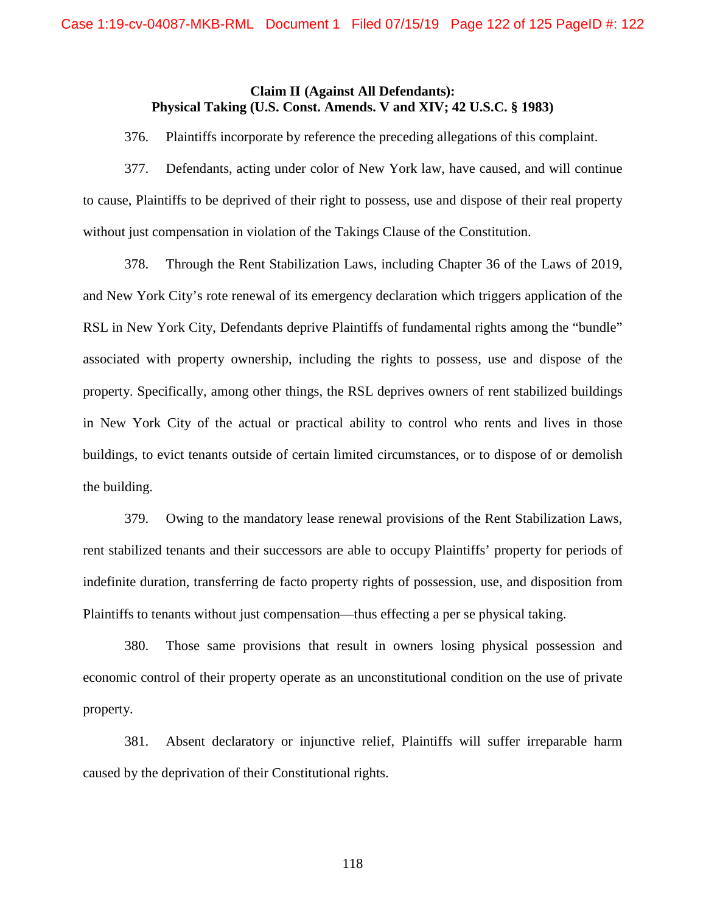**Claim II (Against All Defendants):**
**Physical Taking (U.S. Const. Amends. V and XIV; 42 U.S.C. § 1983)**

376. Plaintiffs incorporate by reference the preceding allegations of this complaint.

377. Defendants, acting under color of New York law, have caused, and will continue to cause, Plaintiffs to be deprived of their right to possess, use and dispose of their real property without just compensation in violation of the Takings Clause of the Constitution.

378. Through the Rent Stabilization Laws, including Chapter 36 of the Laws of 2019, and New York City's rote renewal of its emergency declaration which triggers application of the RSL in New York City, Defendants deprive Plaintiffs of fundamental rights among the "bundle" associated with property ownership, including the rights to possess, use and dispose of the property. Specifically, among other things, the RSL deprives owners of rent stabilized buildings in New York City of the actual or practical ability to control who rents and lives in those buildings, to evict tenants outside of certain limited circumstances, or to dispose of or demolish the building.

379. Owing to the mandatory lease renewal provisions of the Rent Stabilization Laws, rent stabilized tenants and their successors are able to occupy Plaintiffs' property for periods of indefinite duration, transferring de facto property rights of possession, use, and disposition from Plaintiffs to tenants without just compensation—thus effecting a per se physical taking.

380. Those same provisions that result in owners losing physical possession and economic control of their property operate as an unconstitutional condition on the use of private property.

381. Absent declaratory or injunctive relief, Plaintiffs will suffer irreparable harm caused by the deprivation of their Constitutional rights.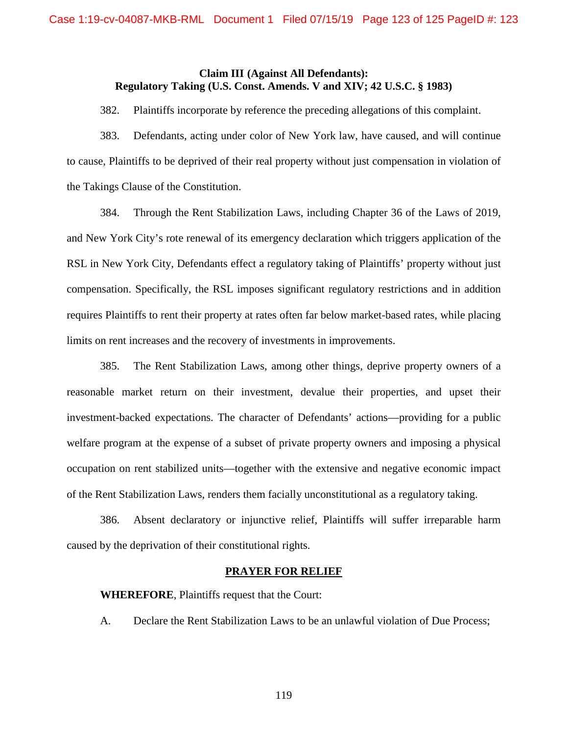**Claim III (Against All Defendants):**
**Regulatory Taking (U.S. Const. Amends. V and XIV; 42 U.S.C. § 1983)**

382. Plaintiffs incorporate by reference the preceding allegations of this complaint.

383. Defendants, acting under color of New York law, have caused, and will continue to cause, Plaintiffs to be deprived of their real property without just compensation in violation of the Takings Clause of the Constitution.

384. Through the Rent Stabilization Laws, including Chapter 36 of the Laws of 2019, and New York City's rote renewal of its emergency declaration which triggers application of the RSL in New York City, Defendants effect a regulatory taking of Plaintiffs' property without just compensation. Specifically, the RSL imposes significant regulatory restrictions and in addition requires Plaintiffs to rent their property at rates often far below market-based rates, while placing limits on rent increases and the recovery of investments in improvements.

385. The Rent Stabilization Laws, among other things, deprive property owners of a reasonable market return on their investment, devalue their properties, and upset their investment-backed expectations. The character of Defendants' actions—providing for a public welfare program at the expense of a subset of private property owners and imposing a physical occupation on rent stabilized units—together with the extensive and negative economic impact of the Rent Stabilization Laws, renders them facially unconstitutional as a regulatory taking.

386. Absent declaratory or injunctive relief, Plaintiffs will suffer irreparable harm caused by the deprivation of their constitutional rights.

**PRAYER FOR RELIEF**

**WHEREFORE**, Plaintiffs request that the Court:

A. Declare the Rent Stabilization Laws to be an unlawful violation of Due Process;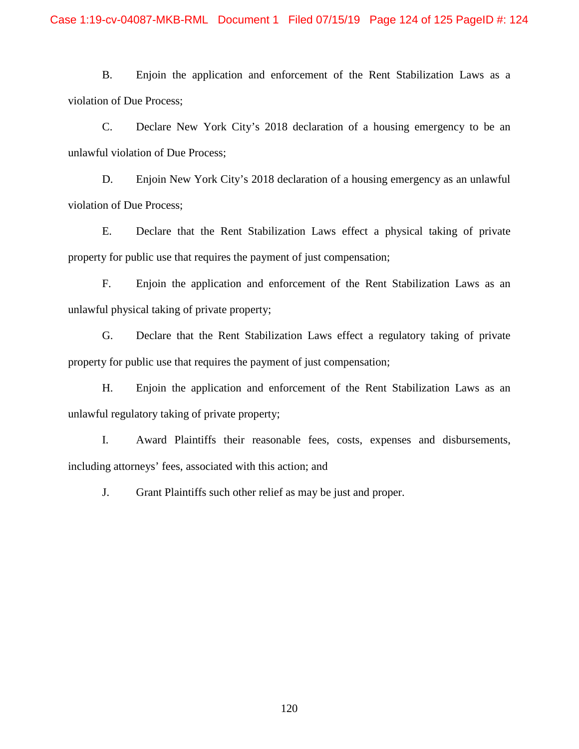B. Enjoin the application and enforcement of the Rent Stabilization Laws as a violation of Due Process;

C. Declare New York City's 2018 declaration of a housing emergency to be an unlawful violation of Due Process;

D. Enjoin New York City's 2018 declaration of a housing emergency as an unlawful violation of Due Process;

E. Declare that the Rent Stabilization Laws effect a physical taking of private property for public use that requires the payment of just compensation;

F. Enjoin the application and enforcement of the Rent Stabilization Laws as an unlawful physical taking of private property;

G. Declare that the Rent Stabilization Laws effect a regulatory taking of private property for public use that requires the payment of just compensation;

H. Enjoin the application and enforcement of the Rent Stabilization Laws as an unlawful regulatory taking of private property;

I. Award Plaintiffs their reasonable fees, costs, expenses and disbursements, including attorneys' fees, associated with this action; and

J. Grant Plaintiffs such other relief as may be just and proper.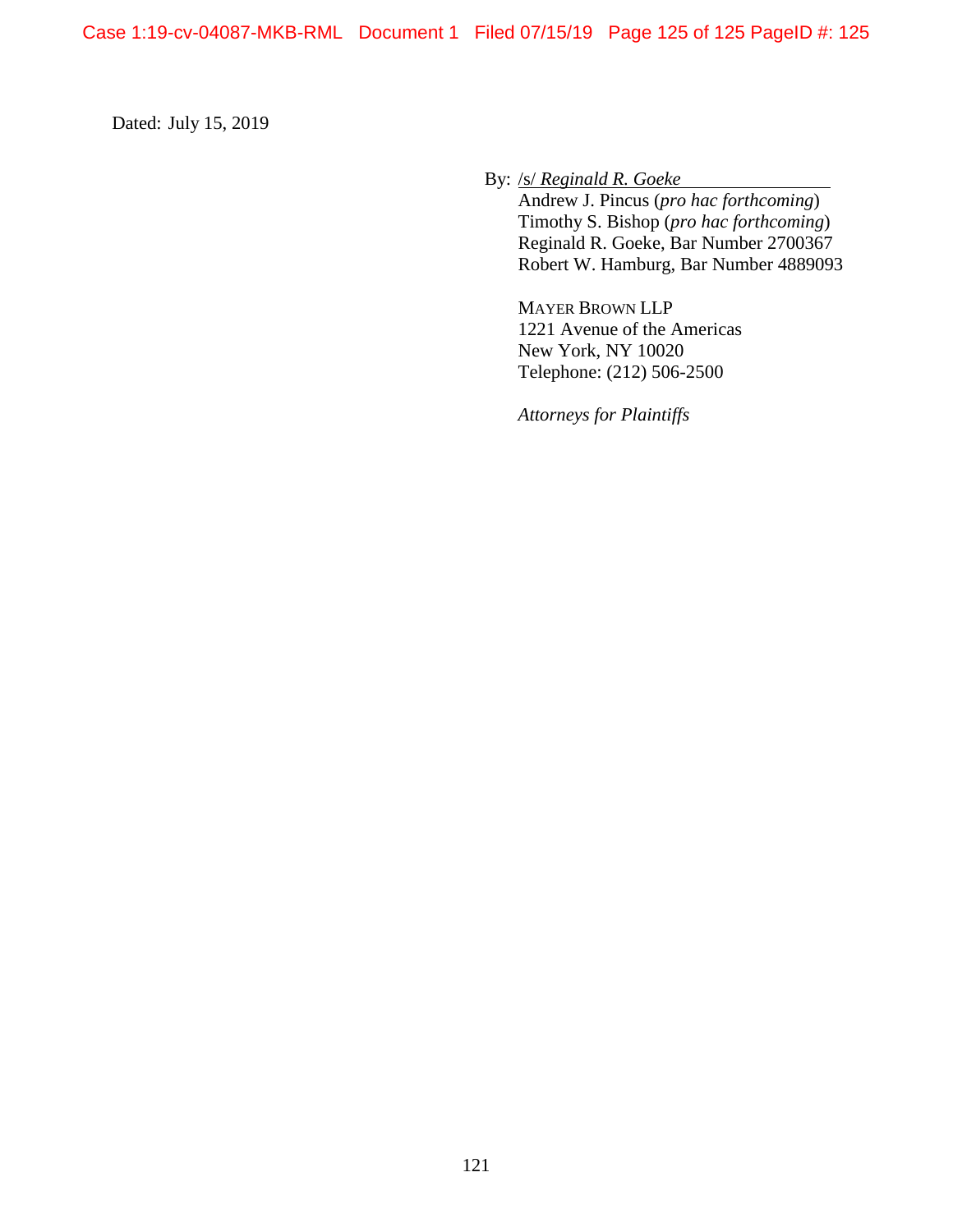Dated: July 15, 2019

By: /s/ *Reginald R. Goeke*
Andrew J. Pincus (*pro hac forthcoming*)
Timothy S. Bishop (*pro hac forthcoming*)
Reginald R. Goeke, Bar Number 2700367
Robert W. Hamburg, Bar Number 4889093

MAYER BROWN LLP
1221 Avenue of the Americas
New York, NY 10020
Telephone: (212) 506-2500

*Attorneys for Plaintiffs*